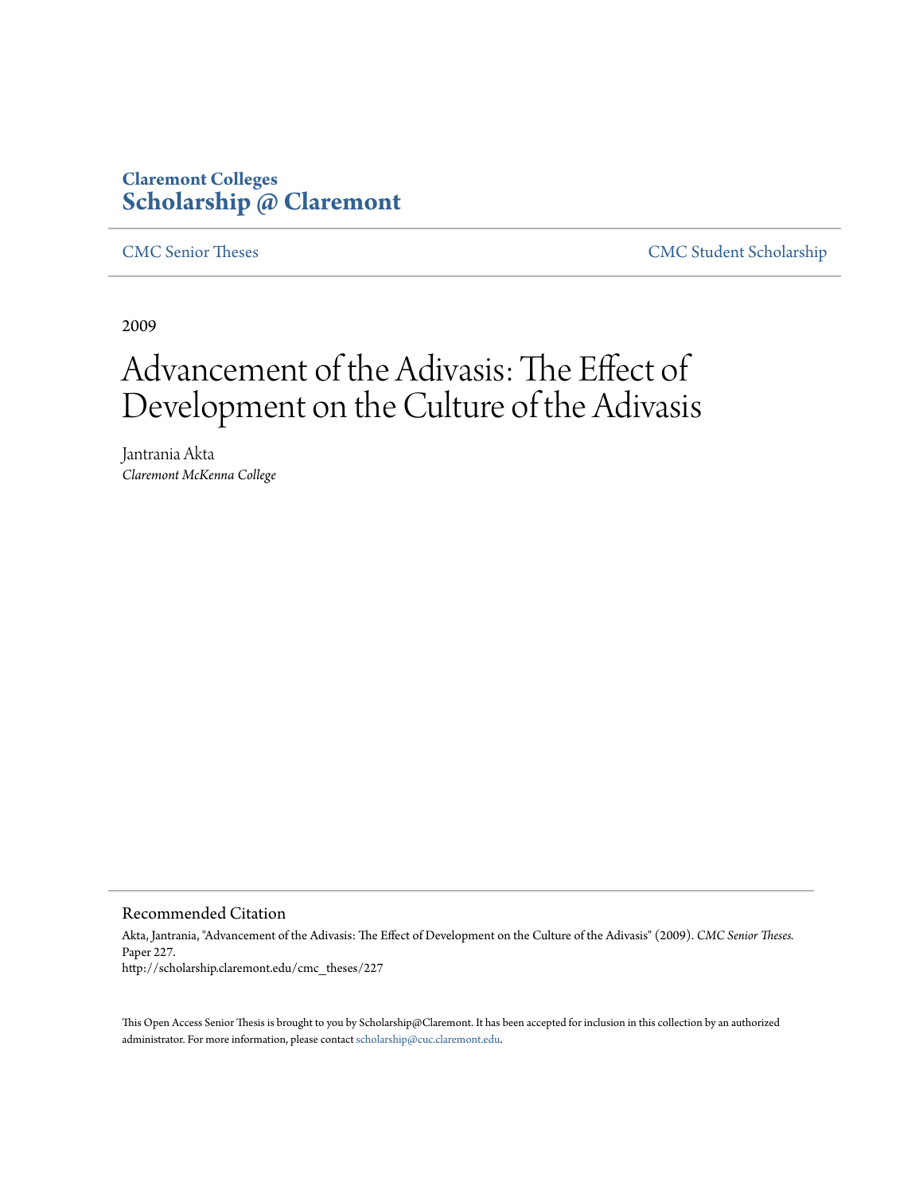**Claremont Colleges**
**Scholarship @ Claremont**

CMC Senior Theses | CMC Student Scholarship

2009

# Advancement of the Adivasis: The Effect of Development on the Culture of the Adivasis

Jantrania Akta
*Claremont McKenna College*

## Recommended Citation

Akta, Jantrania, "Advancement of the Adivasis: The Effect of Development on the Culture of the Adivasis" (2009). *CMC Senior Theses.* Paper 227.
http://scholarship.claremont.edu/cmc_theses/227

This Open Access Senior Thesis is brought to you by Scholarship@Claremont. It has been accepted for inclusion in this collection by an authorized administrator. For more information, please contact scholarship@cuc.claremont.edu.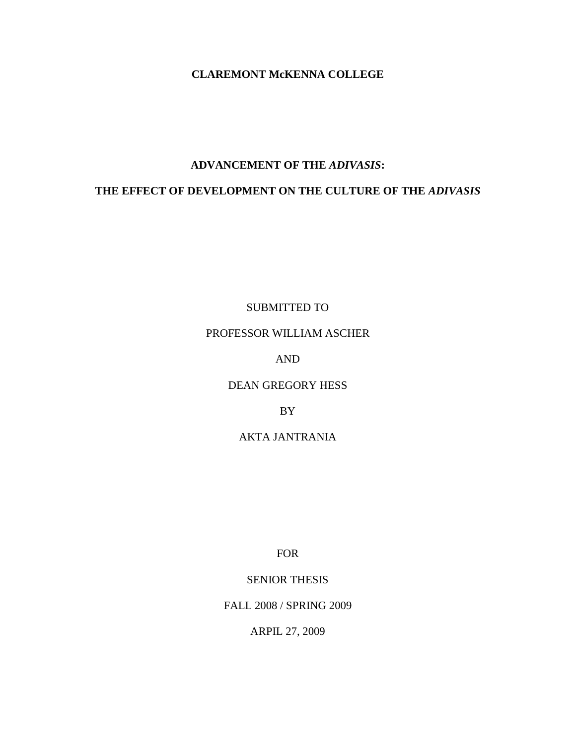**CLAREMONT McKENNA COLLEGE**

**ADVANCEMENT OF THE *ADIVASIS*:**

**THE EFFECT OF DEVELOPMENT ON THE CULTURE OF THE *ADIVASIS***

SUBMITTED TO

PROFESSOR WILLIAM ASCHER

AND

DEAN GREGORY HESS

BY

AKTA JANTRANIA

FOR

SENIOR THESIS

FALL 2008 / SPRING 2009

ARPIL 27, 2009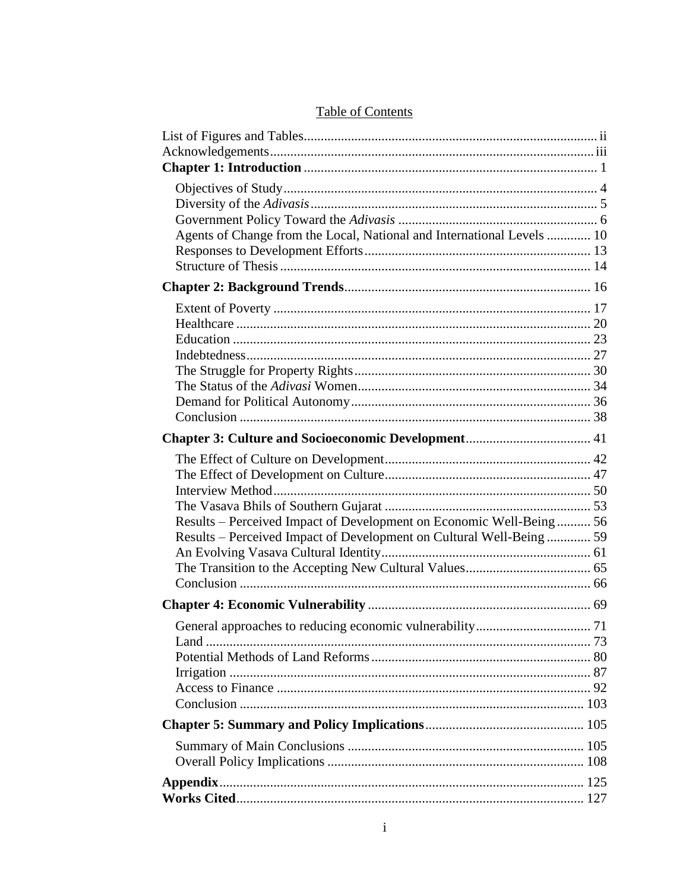# Table of Contents

List of Figures and Tables ii
Acknowledgements iii
**Chapter 1: Introduction** 1

- Objectives of Study 4
- Diversity of the *Adivasis* 5
- Government Policy Toward the *Adivasis* 6
- Agents of Change from the Local, National and International Levels 10
- Responses to Development Efforts 13
- Structure of Thesis 14

**Chapter 2: Background Trends** 16

- Extent of Poverty 17
- Healthcare 20
- Education 23
- Indebtedness 27
- The Struggle for Property Rights 30
- The Status of the *Adivasi* Women 34
- Demand for Political Autonomy 36
- Conclusion 38

**Chapter 3: Culture and Socioeconomic Development** 41

- The Effect of Culture on Development 42
- The Effect of Development on Culture 47
- Interview Method 50
- The Vasava Bhils of Southern Gujarat 53
- Results – Perceived Impact of Development on Economic Well-Being 56
- Results – Perceived Impact of Development on Cultural Well-Being 59
- An Evolving Vasava Cultural Identity 61
- The Transition to the Accepting New Cultural Values 65
- Conclusion 66

**Chapter 4: Economic Vulnerability** 69

- General approaches to reducing economic vulnerability 71
- Land 73
- Potential Methods of Land Reforms 80
- Irrigation 87
- Access to Finance 92
- Conclusion 103

**Chapter 5: Summary and Policy Implications** 105

- Summary of Main Conclusions 105
- Overall Policy Implications 108

**Appendix** 125
**Works Cited** 127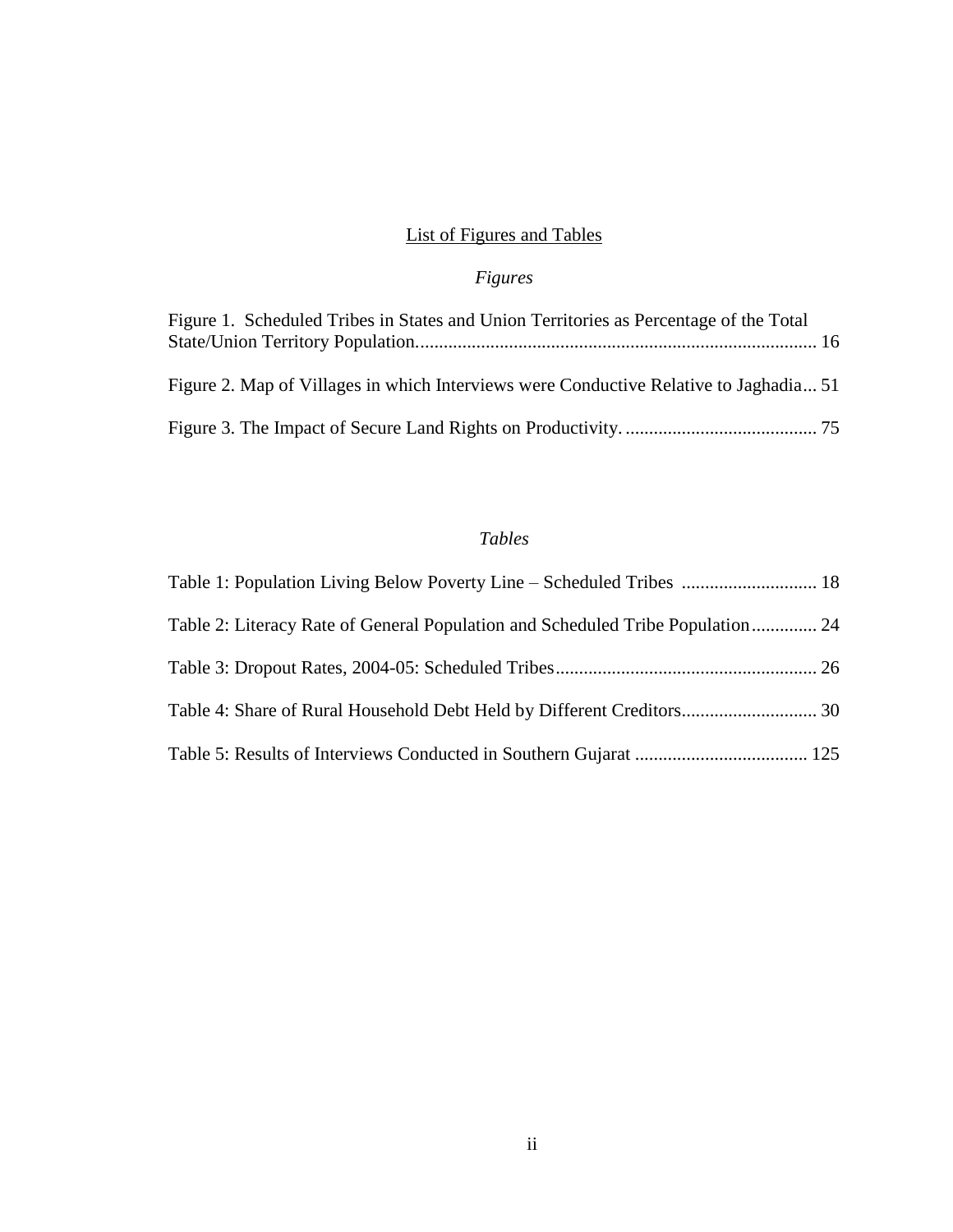# List of Figures and Tables

## *Figures*

Figure 1. Scheduled Tribes in States and Union Territories as Percentage of the Total State/Union Territory Population..................................................................................... 16

Figure 2. Map of Villages in which Interviews were Conductive Relative to Jaghadia... 51

Figure 3. The Impact of Secure Land Rights on Productivity. ......................................... 75

## *Tables*

Table 1: Population Living Below Poverty Line – Scheduled Tribes ............................. 18

Table 2: Literacy Rate of General Population and Scheduled Tribe Population.............. 24

Table 3: Dropout Rates, 2004-05: Scheduled Tribes........................................................ 26

Table 4: Share of Rural Household Debt Held by Different Creditors............................. 30

Table 5: Results of Interviews Conducted in Southern Gujarat ..................................... 125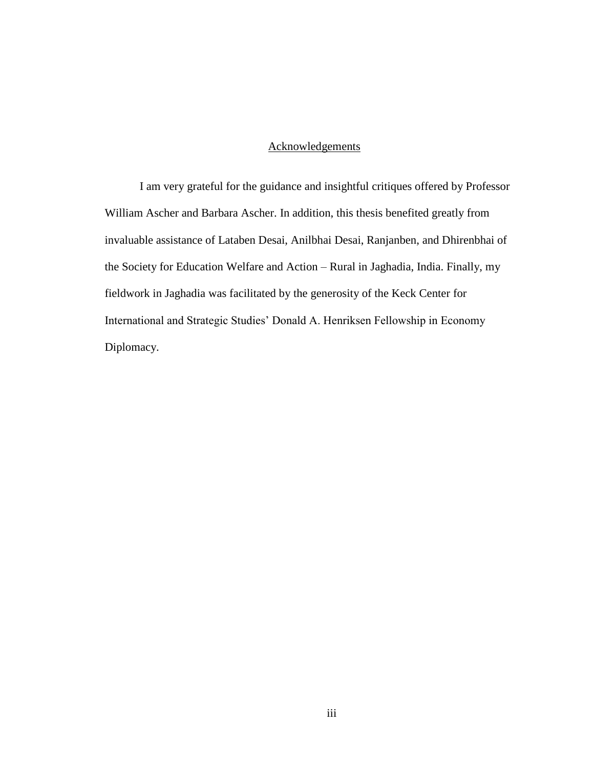## Acknowledgements

I am very grateful for the guidance and insightful critiques offered by Professor William Ascher and Barbara Ascher. In addition, this thesis benefited greatly from invaluable assistance of Lataben Desai, Anilbhai Desai, Ranjanben, and Dhirenbhai of the Society for Education Welfare and Action – Rural in Jaghadia, India. Finally, my fieldwork in Jaghadia was facilitated by the generosity of the Keck Center for International and Strategic Studies' Donald A. Henriksen Fellowship in Economy Diplomacy.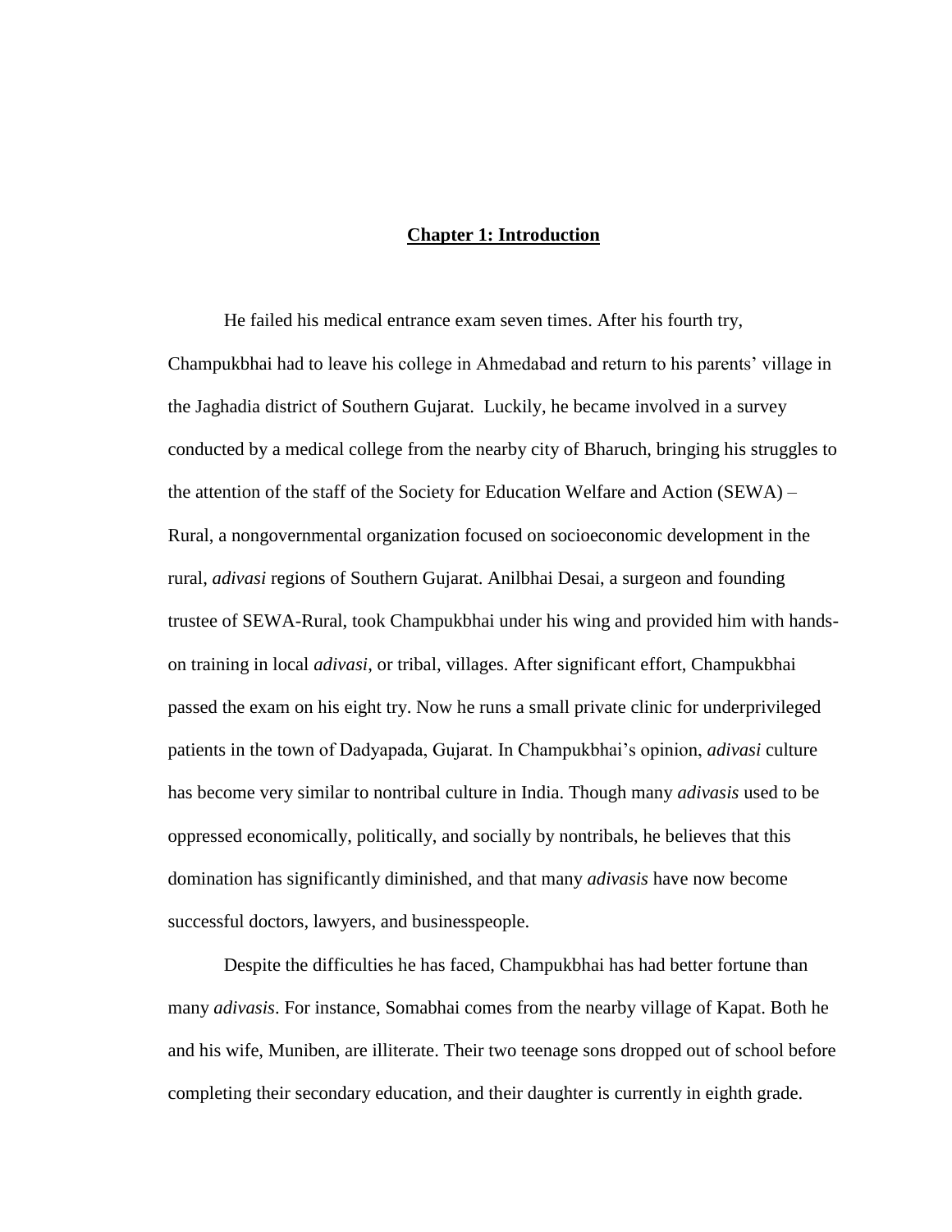# Chapter 1: Introduction

He failed his medical entrance exam seven times. After his fourth try, Champukbhai had to leave his college in Ahmedabad and return to his parents' village in the Jaghadia district of Southern Gujarat. Luckily, he became involved in a survey conducted by a medical college from the nearby city of Bharuch, bringing his struggles to the attention of the staff of the Society for Education Welfare and Action (SEWA) – Rural, a nongovernmental organization focused on socioeconomic development in the rural, *adivasi* regions of Southern Gujarat. Anilbhai Desai, a surgeon and founding trustee of SEWA-Rural, took Champukbhai under his wing and provided him with hands-on training in local *adivasi*, or tribal, villages. After significant effort, Champukbhai passed the exam on his eight try. Now he runs a small private clinic for underprivileged patients in the town of Dadyapada, Gujarat. In Champukbhai's opinion, *adivasi* culture has become very similar to nontribal culture in India. Though many *adivasis* used to be oppressed economically, politically, and socially by nontribals, he believes that this domination has significantly diminished, and that many *adivasis* have now become successful doctors, lawyers, and businesspeople.

Despite the difficulties he has faced, Champukbhai has had better fortune than many *adivasis*. For instance, Somabhai comes from the nearby village of Kapat. Both he and his wife, Muniben, are illiterate. Their two teenage sons dropped out of school before completing their secondary education, and their daughter is currently in eighth grade.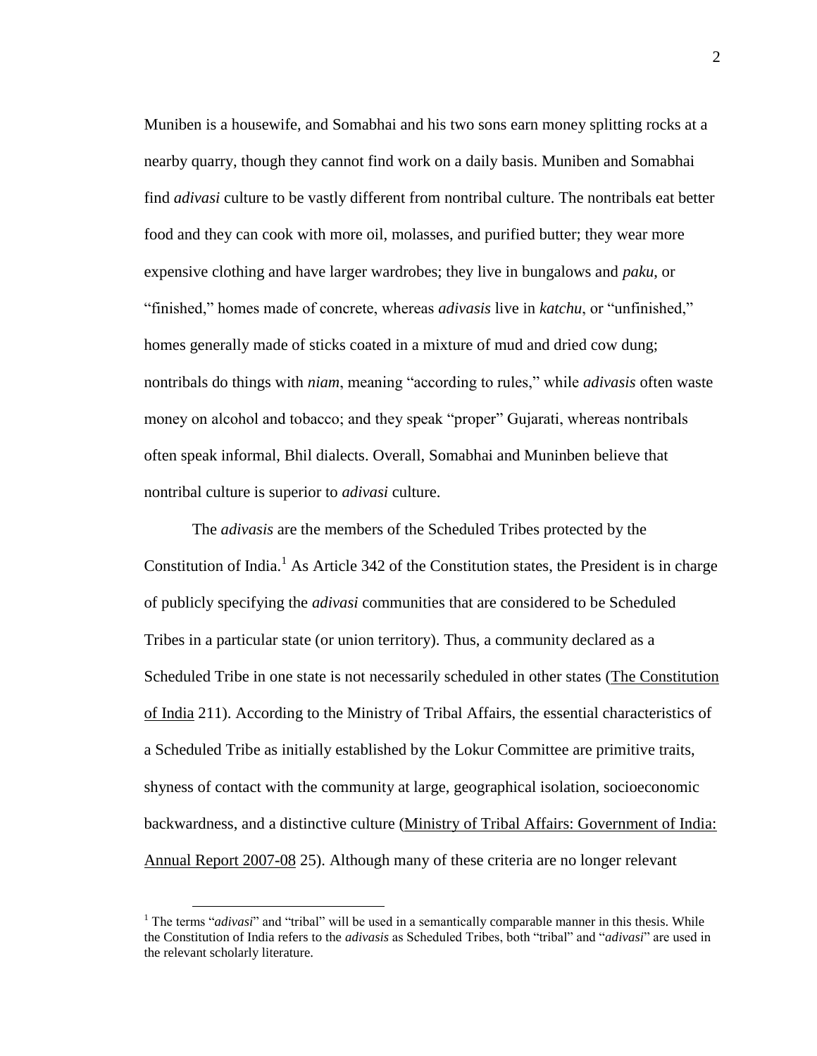Muniben is a housewife, and Somabhai and his two sons earn money splitting rocks at a nearby quarry, though they cannot find work on a daily basis. Muniben and Somabhai find *adivasi* culture to be vastly different from nontribal culture. The nontribals eat better food and they can cook with more oil, molasses, and purified butter; they wear more expensive clothing and have larger wardrobes; they live in bungalows and *paku*, or "finished," homes made of concrete, whereas *adivasis* live in *katchu*, or "unfinished," homes generally made of sticks coated in a mixture of mud and dried cow dung; nontribals do things with *niam*, meaning "according to rules," while *adivasis* often waste money on alcohol and tobacco; and they speak "proper" Gujarati, whereas nontribals often speak informal, Bhil dialects. Overall, Somabhai and Muninben believe that nontribal culture is superior to *adivasi* culture.

The *adivasis* are the members of the Scheduled Tribes protected by the Constitution of India.[1] As Article 342 of the Constitution states, the President is in charge of publicly specifying the *adivasi* communities that are considered to be Scheduled Tribes in a particular state (or union territory). Thus, a community declared as a Scheduled Tribe in one state is not necessarily scheduled in other states (<u>The Constitution of India</u> 211). According to the Ministry of Tribal Affairs, the essential characteristics of a Scheduled Tribe as initially established by the Lokur Committee are primitive traits, shyness of contact with the community at large, geographical isolation, socioeconomic backwardness, and a distinctive culture (<u>Ministry of Tribal Affairs: Government of India: Annual Report 2007-08</u> 25). Although many of these criteria are no longer relevant

[1] The terms "*adivasi*" and "tribal" will be used in a semantically comparable manner in this thesis. While the Constitution of India refers to the *adivasis* as Scheduled Tribes, both "tribal" and "*adivasi*" are used in the relevant scholarly literature.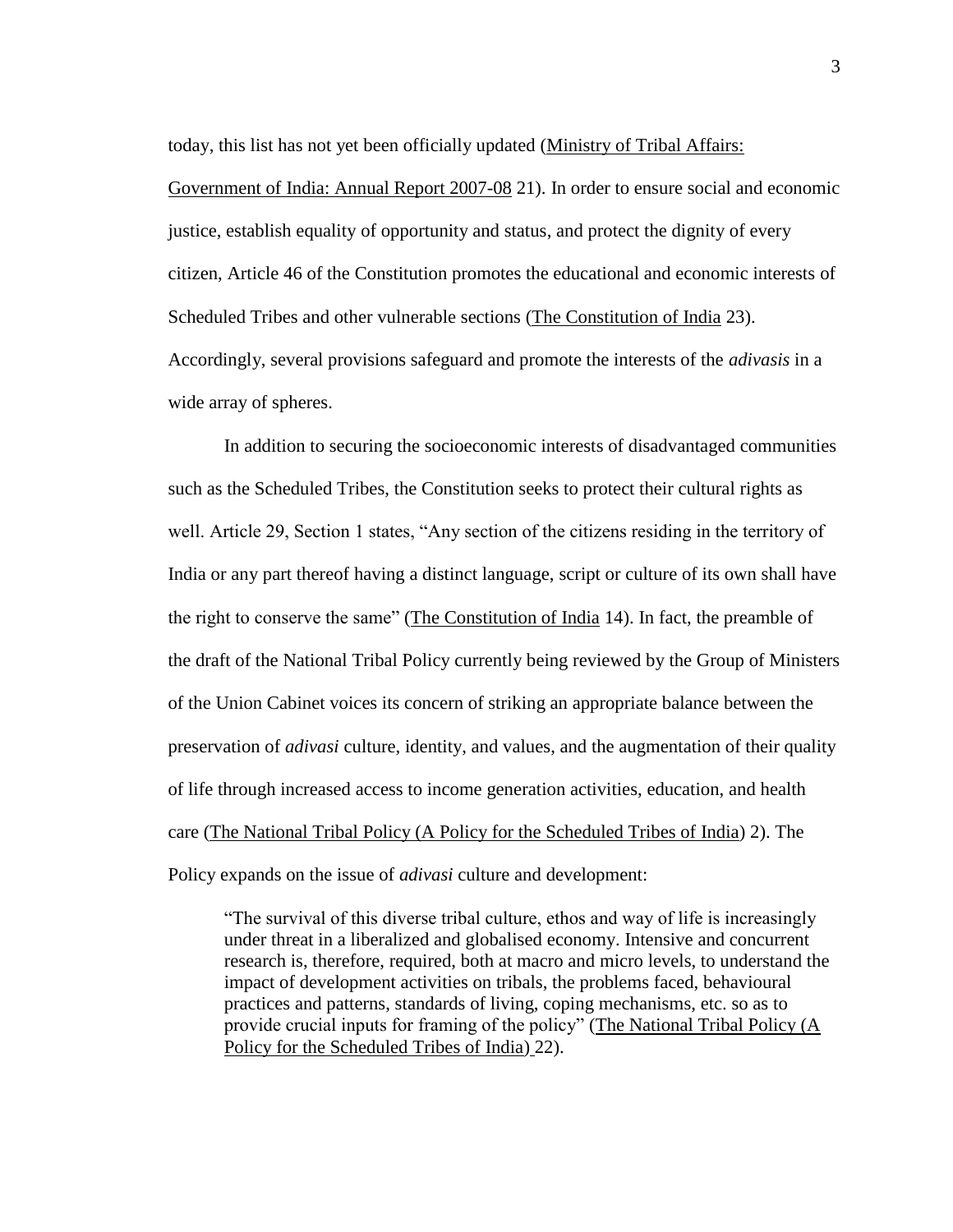today, this list has not yet been officially updated (Ministry of Tribal Affairs: Government of India: Annual Report 2007-08 21). In order to ensure social and economic justice, establish equality of opportunity and status, and protect the dignity of every citizen, Article 46 of the Constitution promotes the educational and economic interests of Scheduled Tribes and other vulnerable sections (The Constitution of India 23). Accordingly, several provisions safeguard and promote the interests of the *adivasis* in a wide array of spheres.

In addition to securing the socioeconomic interests of disadvantaged communities such as the Scheduled Tribes, the Constitution seeks to protect their cultural rights as well. Article 29, Section 1 states, "Any section of the citizens residing in the territory of India or any part thereof having a distinct language, script or culture of its own shall have the right to conserve the same" (The Constitution of India 14). In fact, the preamble of the draft of the National Tribal Policy currently being reviewed by the Group of Ministers of the Union Cabinet voices its concern of striking an appropriate balance between the preservation of *adivasi* culture, identity, and values, and the augmentation of their quality of life through increased access to income generation activities, education, and health care (The National Tribal Policy (A Policy for the Scheduled Tribes of India) 2). The Policy expands on the issue of *adivasi* culture and development:

> "The survival of this diverse tribal culture, ethos and way of life is increasingly under threat in a liberalized and globalised economy. Intensive and concurrent research is, therefore, required, both at macro and micro levels, to understand the impact of development activities on tribals, the problems faced, behavioural practices and patterns, standards of living, coping mechanisms, etc. so as to provide crucial inputs for framing of the policy" (The National Tribal Policy (A Policy for the Scheduled Tribes of India) 22).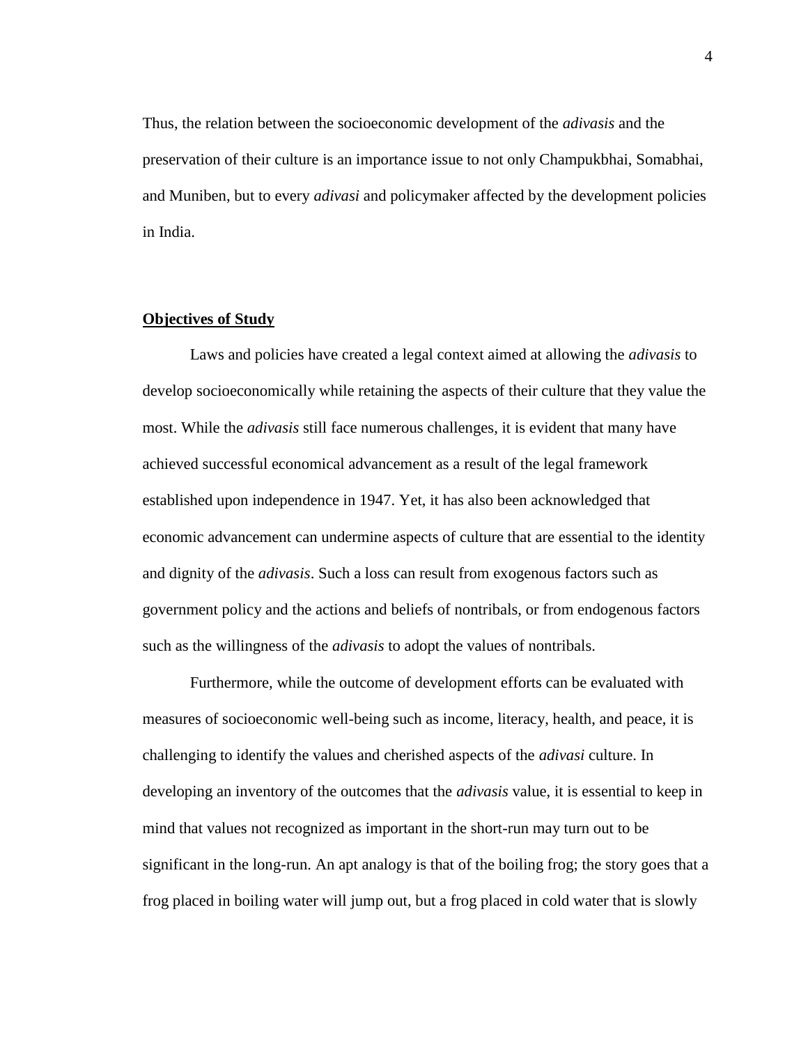Thus, the relation between the socioeconomic development of the *adivasis* and the preservation of their culture is an importance issue to not only Champukbhai, Somabhai, and Muniben, but to every *adivasi* and policymaker affected by the development policies in India.

## **Objectives of Study**

Laws and policies have created a legal context aimed at allowing the *adivasis* to develop socioeconomically while retaining the aspects of their culture that they value the most. While the *adivasis* still face numerous challenges, it is evident that many have achieved successful economical advancement as a result of the legal framework established upon independence in 1947. Yet, it has also been acknowledged that economic advancement can undermine aspects of culture that are essential to the identity and dignity of the *adivasis*. Such a loss can result from exogenous factors such as government policy and the actions and beliefs of nontribals, or from endogenous factors such as the willingness of the *adivasis* to adopt the values of nontribals.

Furthermore, while the outcome of development efforts can be evaluated with measures of socioeconomic well-being such as income, literacy, health, and peace, it is challenging to identify the values and cherished aspects of the *adivasi* culture. In developing an inventory of the outcomes that the *adivasis* value, it is essential to keep in mind that values not recognized as important in the short-run may turn out to be significant in the long-run. An apt analogy is that of the boiling frog; the story goes that a frog placed in boiling water will jump out, but a frog placed in cold water that is slowly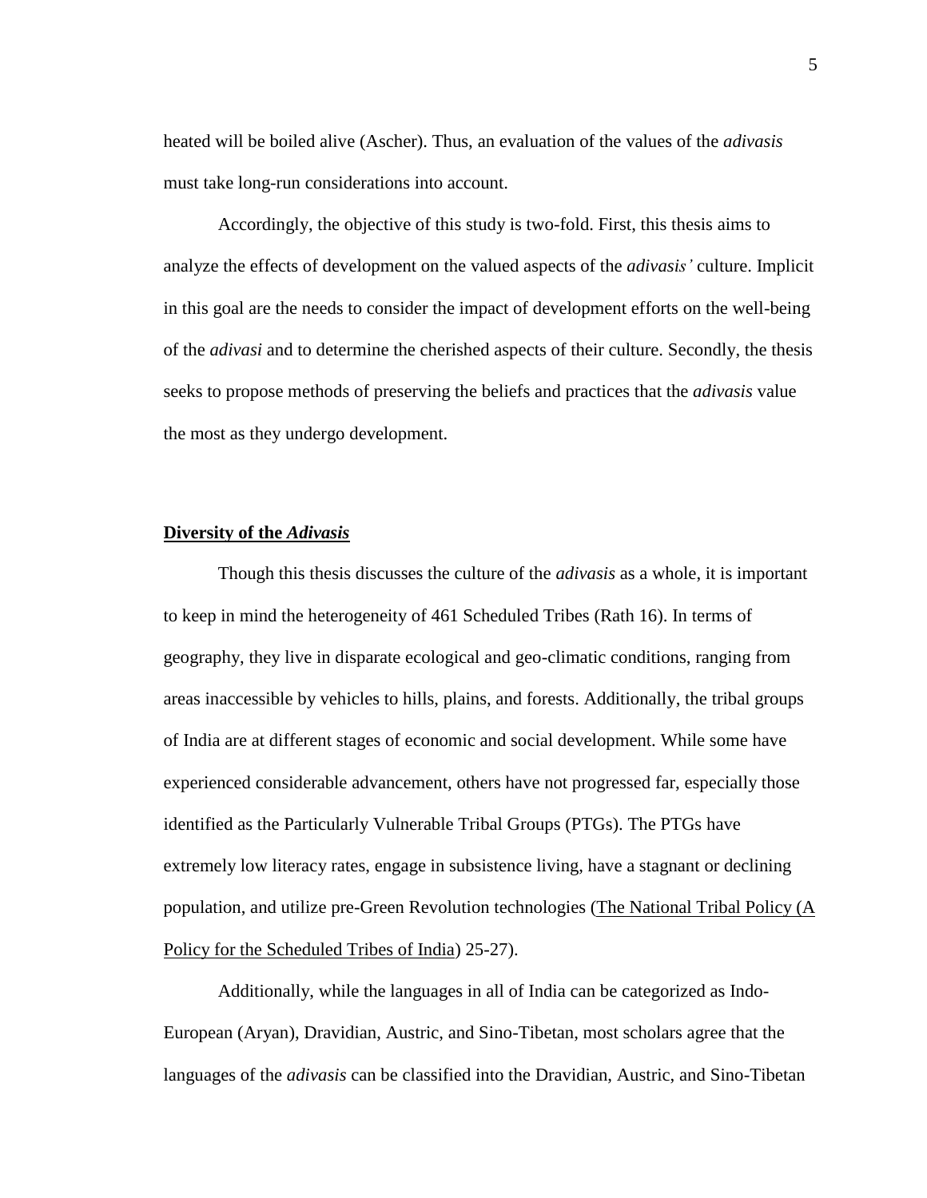heated will be boiled alive (Ascher). Thus, an evaluation of the values of the *adivasis* must take long-run considerations into account.

Accordingly, the objective of this study is two-fold. First, this thesis aims to analyze the effects of development on the valued aspects of the *adivasis'* culture. Implicit in this goal are the needs to consider the impact of development efforts on the well-being of the *adivasi* and to determine the cherished aspects of their culture. Secondly, the thesis seeks to propose methods of preserving the beliefs and practices that the *adivasis* value the most as they undergo development.

## Diversity of the *Adivasis*

Though this thesis discusses the culture of the *adivasis* as a whole, it is important to keep in mind the heterogeneity of 461 Scheduled Tribes (Rath 16). In terms of geography, they live in disparate ecological and geo-climatic conditions, ranging from areas inaccessible by vehicles to hills, plains, and forests. Additionally, the tribal groups of India are at different stages of economic and social development. While some have experienced considerable advancement, others have not progressed far, especially those identified as the Particularly Vulnerable Tribal Groups (PTGs). The PTGs have extremely low literacy rates, engage in subsistence living, have a stagnant or declining population, and utilize pre-Green Revolution technologies (The National Tribal Policy (A Policy for the Scheduled Tribes of India) 25-27).

Additionally, while the languages in all of India can be categorized as Indo-European (Aryan), Dravidian, Austric, and Sino-Tibetan, most scholars agree that the languages of the *adivasis* can be classified into the Dravidian, Austric, and Sino-Tibetan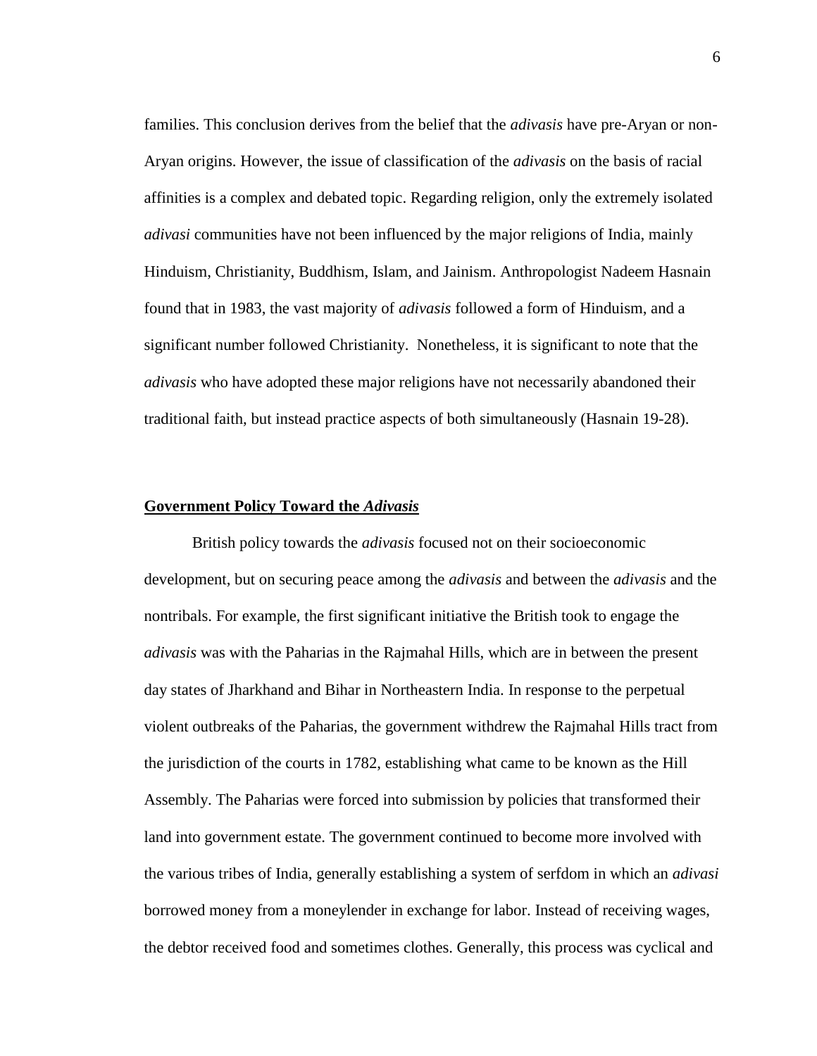families. This conclusion derives from the belief that the *adivasis* have pre-Aryan or non-Aryan origins. However, the issue of classification of the *adivasis* on the basis of racial affinities is a complex and debated topic. Regarding religion, only the extremely isolated *adivasi* communities have not been influenced by the major religions of India, mainly Hinduism, Christianity, Buddhism, Islam, and Jainism. Anthropologist Nadeem Hasnain found that in 1983, the vast majority of *adivasis* followed a form of Hinduism, and a significant number followed Christianity. Nonetheless, it is significant to note that the *adivasis* who have adopted these major religions have not necessarily abandoned their traditional faith, but instead practice aspects of both simultaneously (Hasnain 19-28).

## Government Policy Toward the *Adivasis*

British policy towards the *adivasis* focused not on their socioeconomic development, but on securing peace among the *adivasis* and between the *adivasis* and the nontribals. For example, the first significant initiative the British took to engage the *adivasis* was with the Paharias in the Rajmahal Hills, which are in between the present day states of Jharkhand and Bihar in Northeastern India. In response to the perpetual violent outbreaks of the Paharias, the government withdrew the Rajmahal Hills tract from the jurisdiction of the courts in 1782, establishing what came to be known as the Hill Assembly. The Paharias were forced into submission by policies that transformed their land into government estate. The government continued to become more involved with the various tribes of India, generally establishing a system of serfdom in which an *adivasi* borrowed money from a moneylender in exchange for labor. Instead of receiving wages, the debtor received food and sometimes clothes. Generally, this process was cyclical and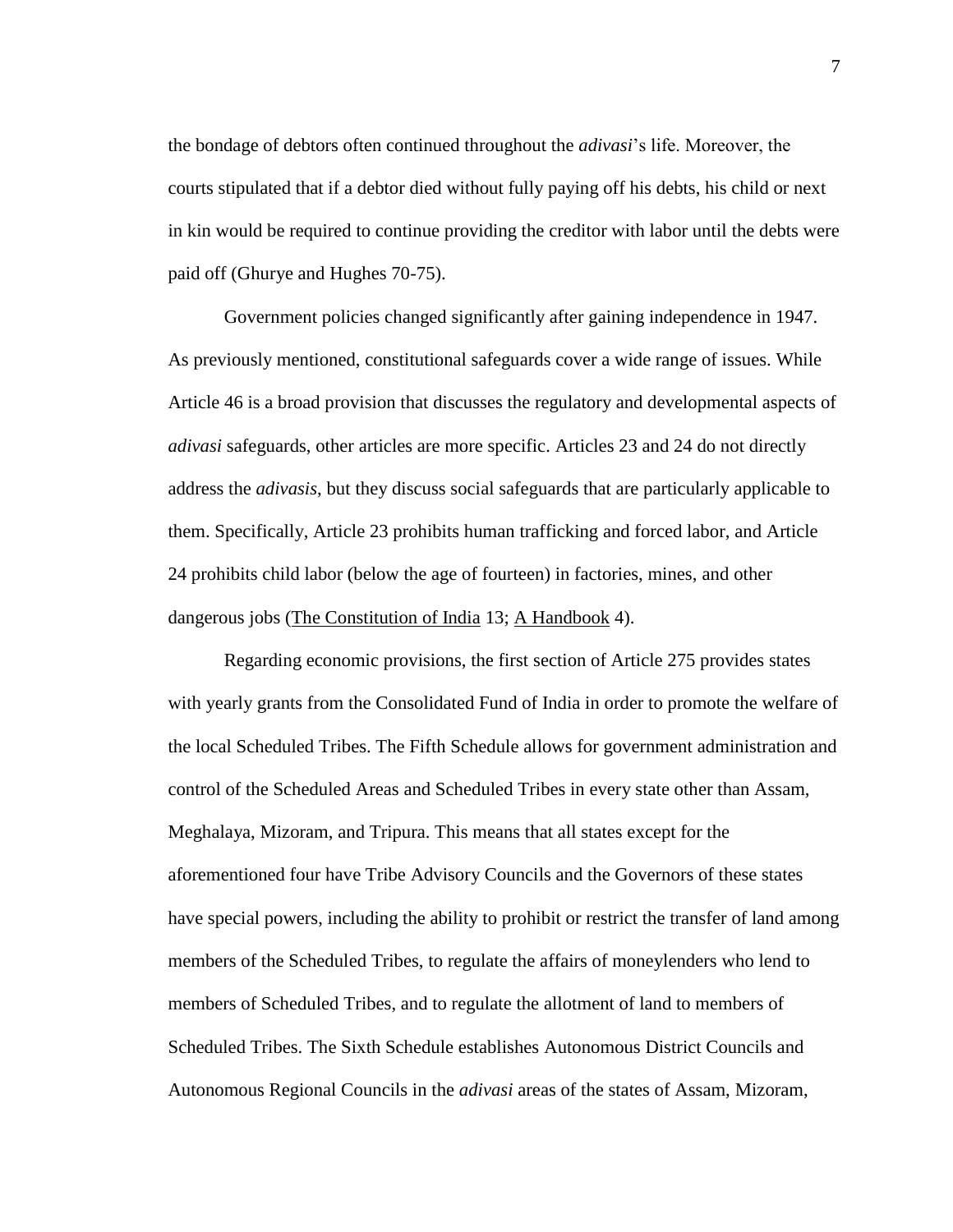the bondage of debtors often continued throughout the *adivasi*'s life. Moreover, the courts stipulated that if a debtor died without fully paying off his debts, his child or next in kin would be required to continue providing the creditor with labor until the debts were paid off (Ghurye and Hughes 70-75).

Government policies changed significantly after gaining independence in 1947. As previously mentioned, constitutional safeguards cover a wide range of issues. While Article 46 is a broad provision that discusses the regulatory and developmental aspects of *adivasi* safeguards, other articles are more specific. Articles 23 and 24 do not directly address the *adivasis*, but they discuss social safeguards that are particularly applicable to them. Specifically, Article 23 prohibits human trafficking and forced labor, and Article 24 prohibits child labor (below the age of fourteen) in factories, mines, and other dangerous jobs (<u>The Constitution of India</u> 13; <u>A Handbook</u> 4).

Regarding economic provisions, the first section of Article 275 provides states with yearly grants from the Consolidated Fund of India in order to promote the welfare of the local Scheduled Tribes. The Fifth Schedule allows for government administration and control of the Scheduled Areas and Scheduled Tribes in every state other than Assam, Meghalaya, Mizoram, and Tripura. This means that all states except for the aforementioned four have Tribe Advisory Councils and the Governors of these states have special powers, including the ability to prohibit or restrict the transfer of land among members of the Scheduled Tribes, to regulate the affairs of moneylenders who lend to members of Scheduled Tribes, and to regulate the allotment of land to members of Scheduled Tribes. The Sixth Schedule establishes Autonomous District Councils and Autonomous Regional Councils in the *adivasi* areas of the states of Assam, Mizoram,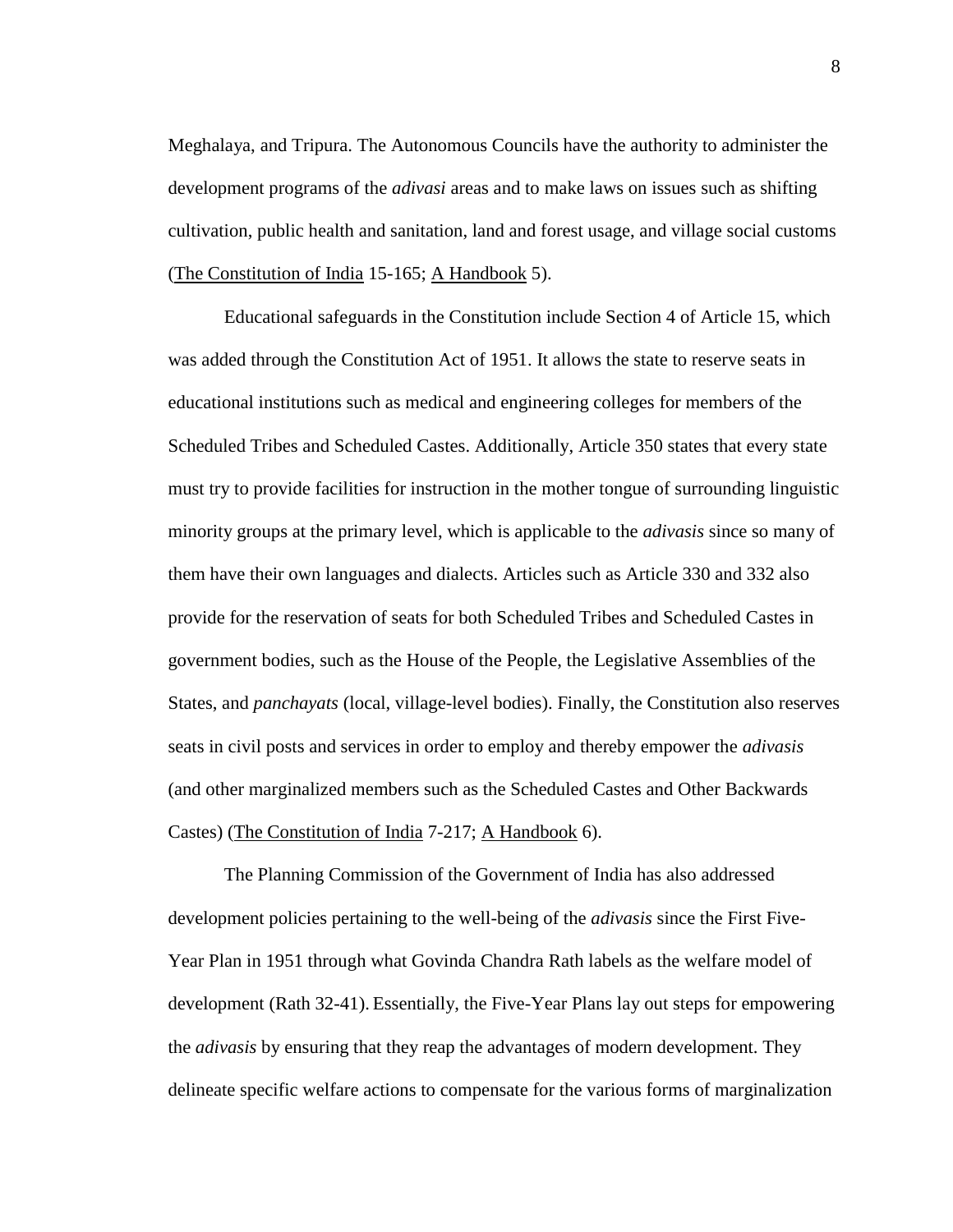Meghalaya, and Tripura. The Autonomous Councils have the authority to administer the development programs of the *adivasi* areas and to make laws on issues such as shifting cultivation, public health and sanitation, land and forest usage, and village social customs (The Constitution of India 15-165; A Handbook 5).

Educational safeguards in the Constitution include Section 4 of Article 15, which was added through the Constitution Act of 1951. It allows the state to reserve seats in educational institutions such as medical and engineering colleges for members of the Scheduled Tribes and Scheduled Castes. Additionally, Article 350 states that every state must try to provide facilities for instruction in the mother tongue of surrounding linguistic minority groups at the primary level, which is applicable to the *adivasis* since so many of them have their own languages and dialects. Articles such as Article 330 and 332 also provide for the reservation of seats for both Scheduled Tribes and Scheduled Castes in government bodies, such as the House of the People, the Legislative Assemblies of the States, and *panchayats* (local, village-level bodies). Finally, the Constitution also reserves seats in civil posts and services in order to employ and thereby empower the *adivasis* (and other marginalized members such as the Scheduled Castes and Other Backwards Castes) (The Constitution of India 7-217; A Handbook 6).

The Planning Commission of the Government of India has also addressed development policies pertaining to the well-being of the *adivasis* since the First Five-Year Plan in 1951 through what Govinda Chandra Rath labels as the welfare model of development (Rath 32-41). Essentially, the Five-Year Plans lay out steps for empowering the *adivasis* by ensuring that they reap the advantages of modern development. They delineate specific welfare actions to compensate for the various forms of marginalization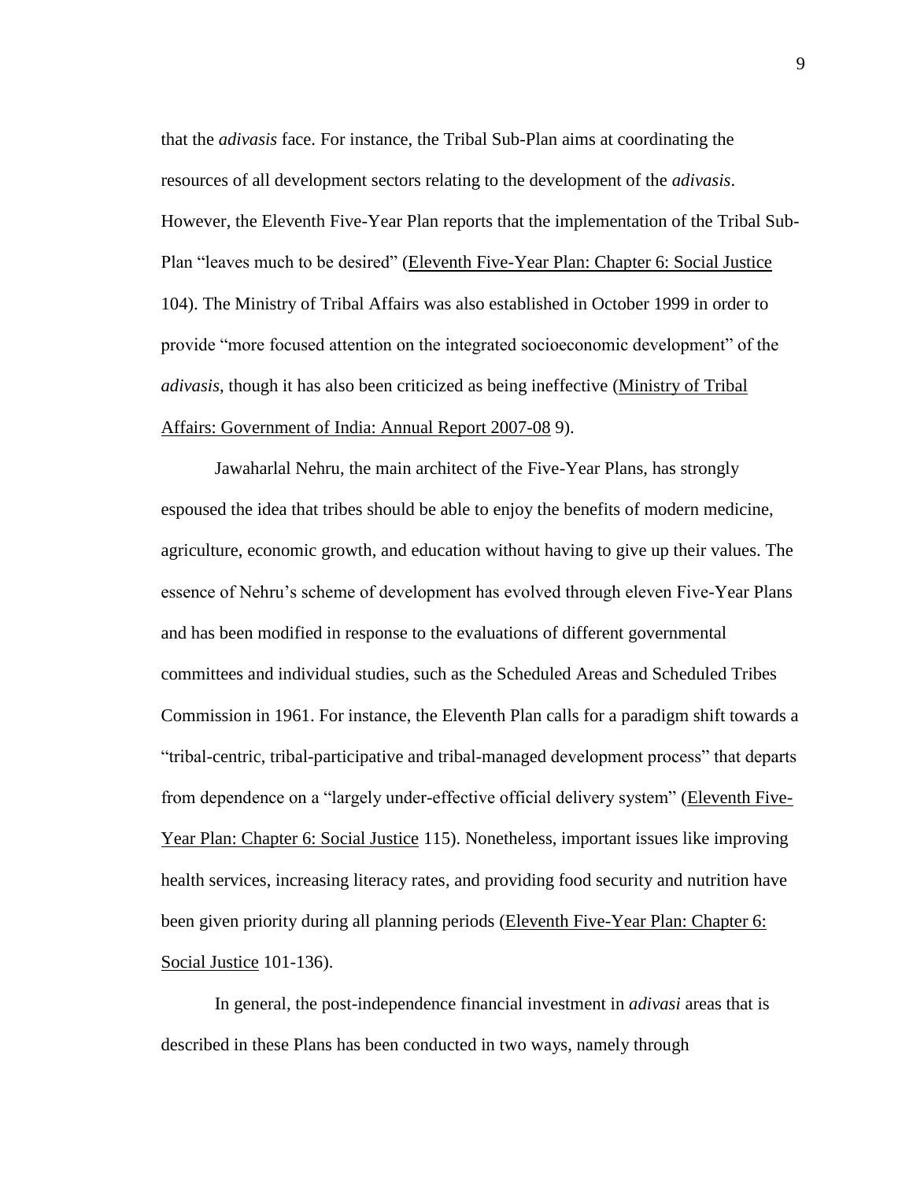that the *adivasis* face. For instance, the Tribal Sub-Plan aims at coordinating the resources of all development sectors relating to the development of the *adivasis*. However, the Eleventh Five-Year Plan reports that the implementation of the Tribal Sub-Plan "leaves much to be desired" (<u>Eleventh Five-Year Plan: Chapter 6: Social Justice</u> 104). The Ministry of Tribal Affairs was also established in October 1999 in order to provide "more focused attention on the integrated socioeconomic development" of the *adivasis*, though it has also been criticized as being ineffective (<u>Ministry of Tribal Affairs: Government of India: Annual Report 2007-08</u> 9).

Jawaharlal Nehru, the main architect of the Five-Year Plans, has strongly espoused the idea that tribes should be able to enjoy the benefits of modern medicine, agriculture, economic growth, and education without having to give up their values. The essence of Nehru's scheme of development has evolved through eleven Five-Year Plans and has been modified in response to the evaluations of different governmental committees and individual studies, such as the Scheduled Areas and Scheduled Tribes Commission in 1961. For instance, the Eleventh Plan calls for a paradigm shift towards a "tribal-centric, tribal-participative and tribal-managed development process" that departs from dependence on a "largely under-effective official delivery system" (<u>Eleventh Five-Year Plan: Chapter 6: Social Justice</u> 115). Nonetheless, important issues like improving health services, increasing literacy rates, and providing food security and nutrition have been given priority during all planning periods (<u>Eleventh Five-Year Plan: Chapter 6: Social Justice</u> 101-136).

In general, the post-independence financial investment in *adivasi* areas that is described in these Plans has been conducted in two ways, namely through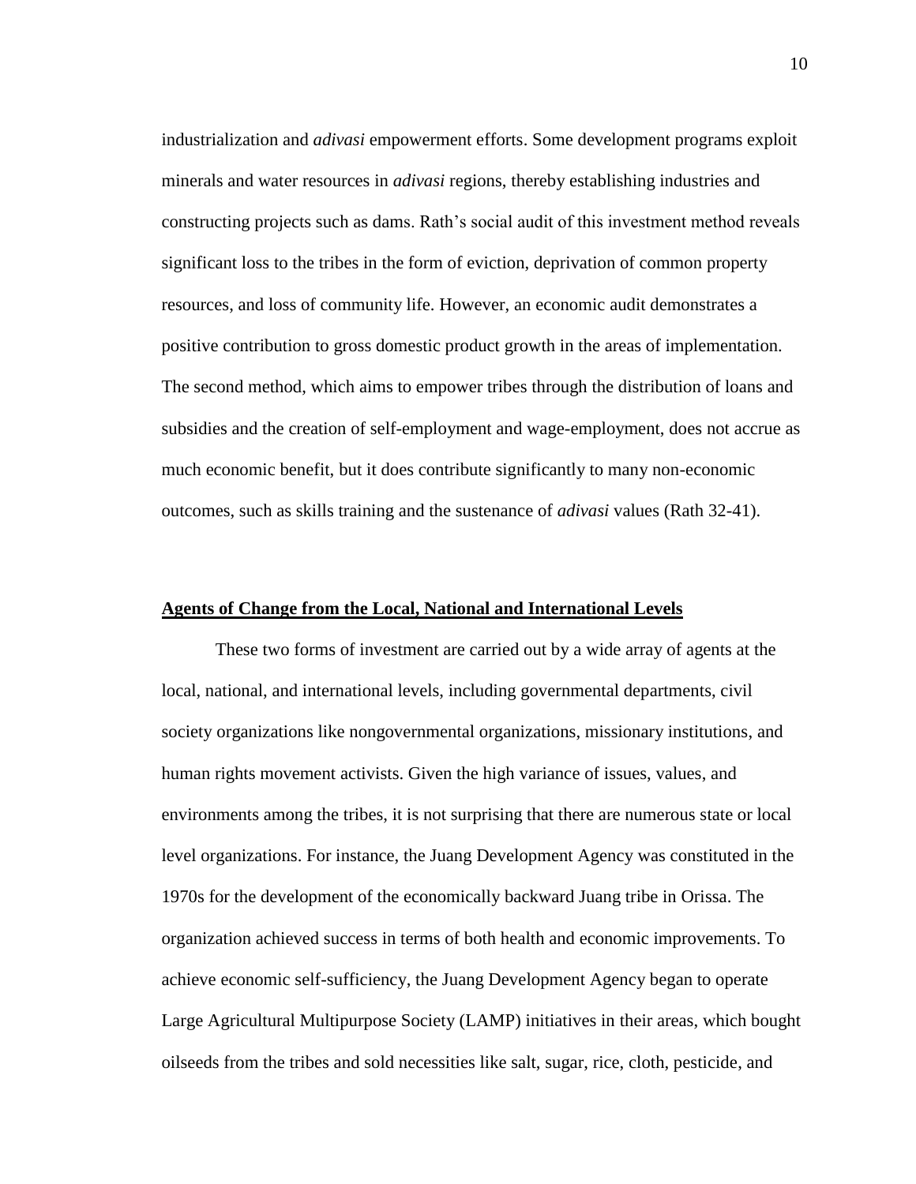industrialization and *adivasi* empowerment efforts. Some development programs exploit minerals and water resources in *adivasi* regions, thereby establishing industries and constructing projects such as dams. Rath's social audit of this investment method reveals significant loss to the tribes in the form of eviction, deprivation of common property resources, and loss of community life. However, an economic audit demonstrates a positive contribution to gross domestic product growth in the areas of implementation. The second method, which aims to empower tribes through the distribution of loans and subsidies and the creation of self-employment and wage-employment, does not accrue as much economic benefit, but it does contribute significantly to many non-economic outcomes, such as skills training and the sustenance of *adivasi* values (Rath 32-41).

## Agents of Change from the Local, National and International Levels

These two forms of investment are carried out by a wide array of agents at the local, national, and international levels, including governmental departments, civil society organizations like nongovernmental organizations, missionary institutions, and human rights movement activists. Given the high variance of issues, values, and environments among the tribes, it is not surprising that there are numerous state or local level organizations. For instance, the Juang Development Agency was constituted in the 1970s for the development of the economically backward Juang tribe in Orissa. The organization achieved success in terms of both health and economic improvements. To achieve economic self-sufficiency, the Juang Development Agency began to operate Large Agricultural Multipurpose Society (LAMP) initiatives in their areas, which bought oilseeds from the tribes and sold necessities like salt, sugar, rice, cloth, pesticide, and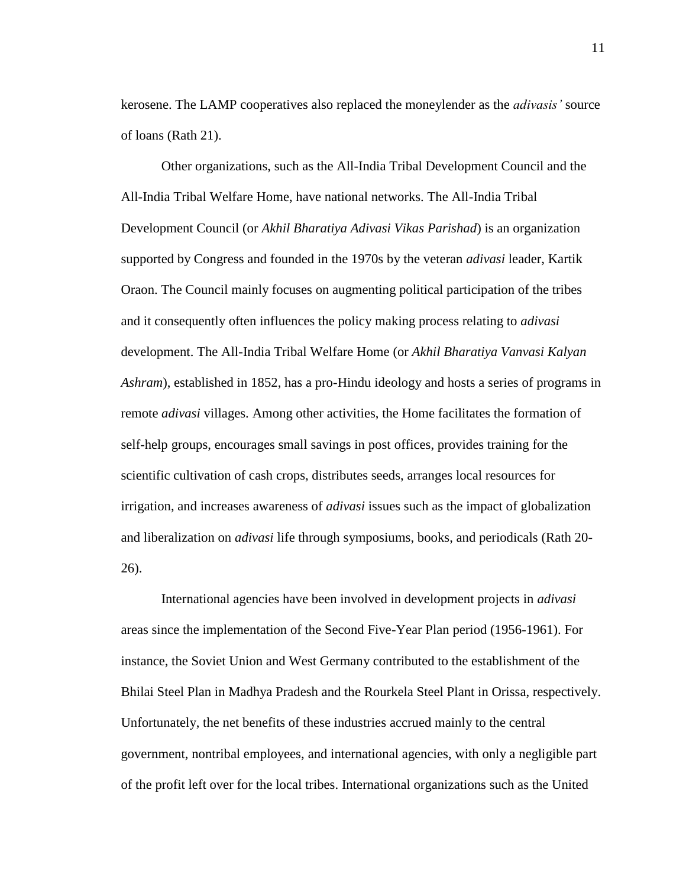kerosene. The LAMP cooperatives also replaced the moneylender as the *adivasis'* source of loans (Rath 21).

Other organizations, such as the All-India Tribal Development Council and the All-India Tribal Welfare Home, have national networks. The All-India Tribal Development Council (or *Akhil Bharatiya Adivasi Vikas Parishad*) is an organization supported by Congress and founded in the 1970s by the veteran *adivasi* leader, Kartik Oraon. The Council mainly focuses on augmenting political participation of the tribes and it consequently often influences the policy making process relating to *adivasi* development. The All-India Tribal Welfare Home (or *Akhil Bharatiya Vanvasi Kalyan Ashram*), established in 1852, has a pro-Hindu ideology and hosts a series of programs in remote *adivasi* villages. Among other activities, the Home facilitates the formation of self-help groups, encourages small savings in post offices, provides training for the scientific cultivation of cash crops, distributes seeds, arranges local resources for irrigation, and increases awareness of *adivasi* issues such as the impact of globalization and liberalization on *adivasi* life through symposiums, books, and periodicals (Rath 20-26).

International agencies have been involved in development projects in *adivasi* areas since the implementation of the Second Five-Year Plan period (1956-1961). For instance, the Soviet Union and West Germany contributed to the establishment of the Bhilai Steel Plan in Madhya Pradesh and the Rourkela Steel Plant in Orissa, respectively. Unfortunately, the net benefits of these industries accrued mainly to the central government, nontribal employees, and international agencies, with only a negligible part of the profit left over for the local tribes. International organizations such as the United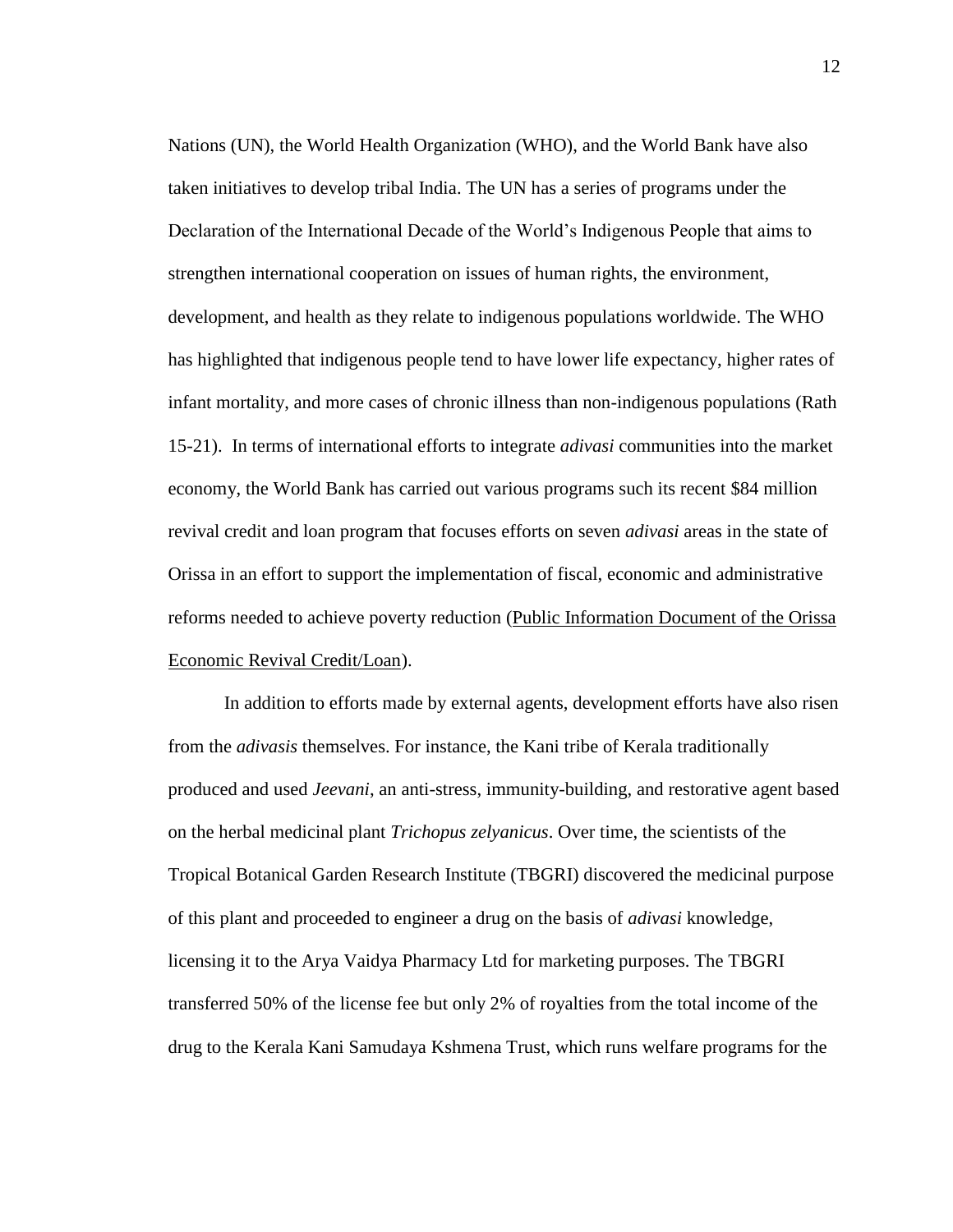Nations (UN), the World Health Organization (WHO), and the World Bank have also taken initiatives to develop tribal India. The UN has a series of programs under the Declaration of the International Decade of the World's Indigenous People that aims to strengthen international cooperation on issues of human rights, the environment, development, and health as they relate to indigenous populations worldwide. The WHO has highlighted that indigenous people tend to have lower life expectancy, higher rates of infant mortality, and more cases of chronic illness than non-indigenous populations (Rath 15-21). In terms of international efforts to integrate *adivasi* communities into the market economy, the World Bank has carried out various programs such its recent \$84 million revival credit and loan program that focuses efforts on seven *adivasi* areas in the state of Orissa in an effort to support the implementation of fiscal, economic and administrative reforms needed to achieve poverty reduction (<u>Public Information Document of the Orissa Economic Revival Credit/Loan</u>).

In addition to efforts made by external agents, development efforts have also risen from the *adivasis* themselves. For instance, the Kani tribe of Kerala traditionally produced and used *Jeevani*, an anti-stress, immunity-building, and restorative agent based on the herbal medicinal plant *Trichopus zelyanicus*. Over time, the scientists of the Tropical Botanical Garden Research Institute (TBGRI) discovered the medicinal purpose of this plant and proceeded to engineer a drug on the basis of *adivasi* knowledge, licensing it to the Arya Vaidya Pharmacy Ltd for marketing purposes. The TBGRI transferred 50% of the license fee but only 2% of royalties from the total income of the drug to the Kerala Kani Samudaya Kshmena Trust, which runs welfare programs for the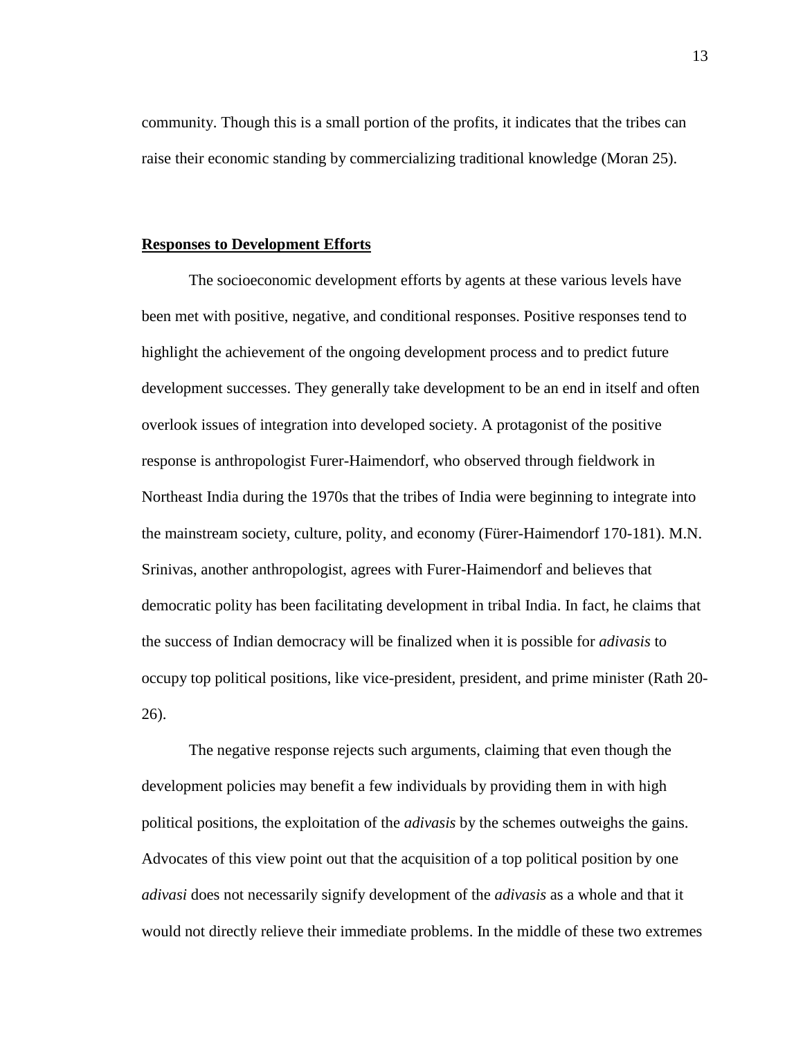community. Though this is a small portion of the profits, it indicates that the tribes can raise their economic standing by commercializing traditional knowledge (Moran 25).

**Responses to Development Efforts**

The socioeconomic development efforts by agents at these various levels have been met with positive, negative, and conditional responses. Positive responses tend to highlight the achievement of the ongoing development process and to predict future development successes. They generally take development to be an end in itself and often overlook issues of integration into developed society. A protagonist of the positive response is anthropologist Furer-Haimendorf, who observed through fieldwork in Northeast India during the 1970s that the tribes of India were beginning to integrate into the mainstream society, culture, polity, and economy (Fürer-Haimendorf 170-181). M.N. Srinivas, another anthropologist, agrees with Furer-Haimendorf and believes that democratic polity has been facilitating development in tribal India. In fact, he claims that the success of Indian democracy will be finalized when it is possible for *adivasis* to occupy top political positions, like vice-president, president, and prime minister (Rath 20-26).

The negative response rejects such arguments, claiming that even though the development policies may benefit a few individuals by providing them in with high political positions, the exploitation of the *adivasis* by the schemes outweighs the gains. Advocates of this view point out that the acquisition of a top political position by one *adivasi* does not necessarily signify development of the *adivasis* as a whole and that it would not directly relieve their immediate problems. In the middle of these two extremes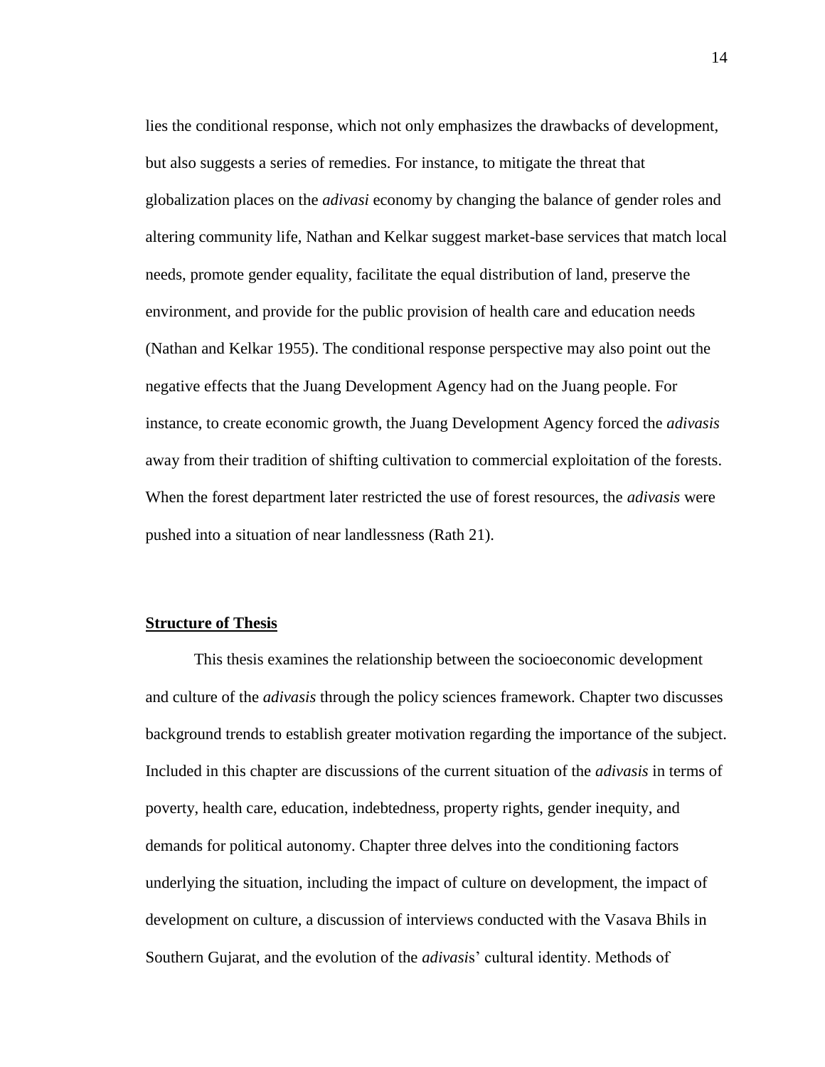lies the conditional response, which not only emphasizes the drawbacks of development, but also suggests a series of remedies. For instance, to mitigate the threat that globalization places on the *adivasi* economy by changing the balance of gender roles and altering community life, Nathan and Kelkar suggest market-base services that match local needs, promote gender equality, facilitate the equal distribution of land, preserve the environment, and provide for the public provision of health care and education needs (Nathan and Kelkar 1955). The conditional response perspective may also point out the negative effects that the Juang Development Agency had on the Juang people. For instance, to create economic growth, the Juang Development Agency forced the *adivasis* away from their tradition of shifting cultivation to commercial exploitation of the forests. When the forest department later restricted the use of forest resources, the *adivasis* were pushed into a situation of near landlessness (Rath 21).

## Structure of Thesis

This thesis examines the relationship between the socioeconomic development and culture of the *adivasis* through the policy sciences framework. Chapter two discusses background trends to establish greater motivation regarding the importance of the subject. Included in this chapter are discussions of the current situation of the *adivasis* in terms of poverty, health care, education, indebtedness, property rights, gender inequity, and demands for political autonomy. Chapter three delves into the conditioning factors underlying the situation, including the impact of culture on development, the impact of development on culture, a discussion of interviews conducted with the Vasava Bhils in Southern Gujarat, and the evolution of the *adivasi*s' cultural identity. Methods of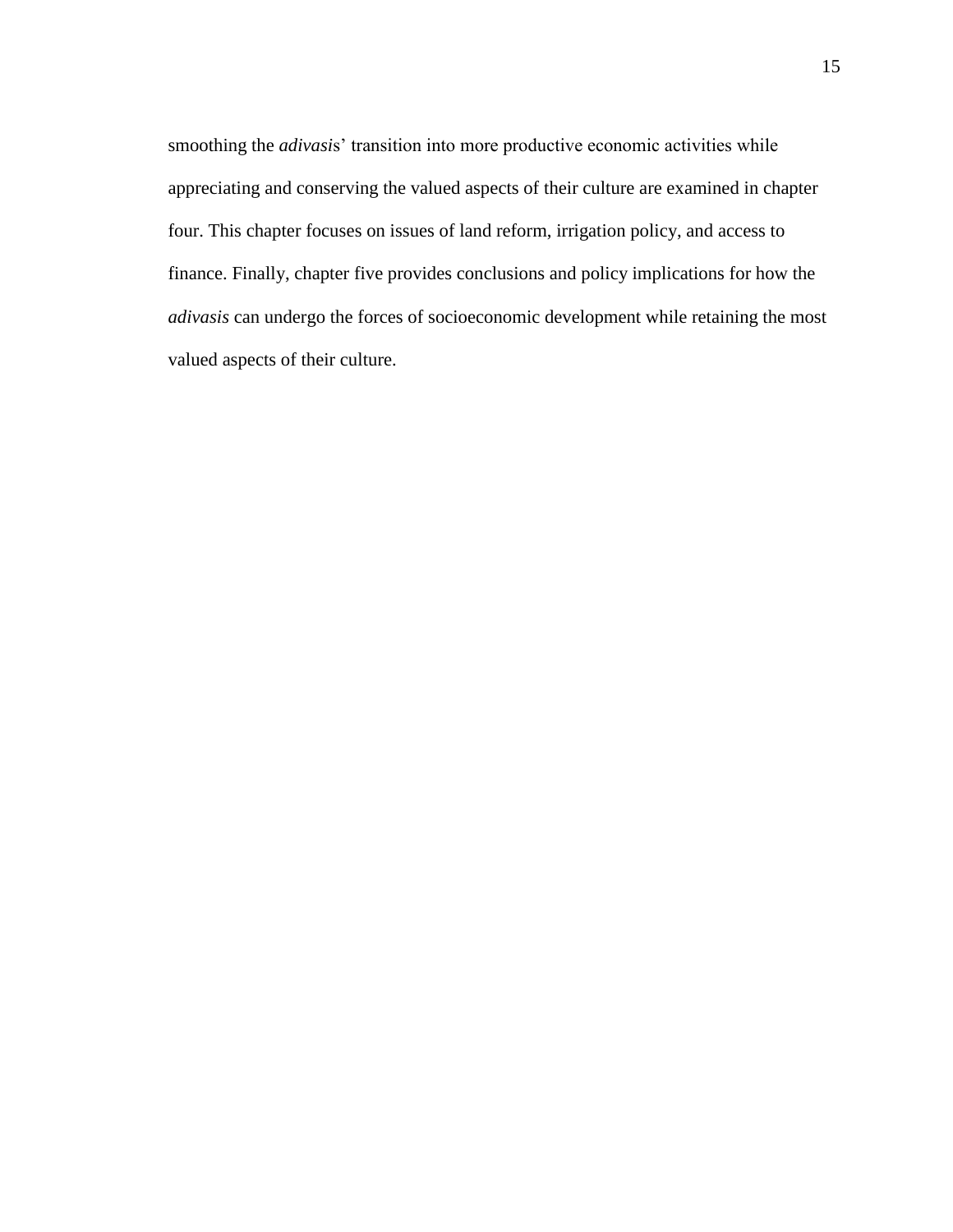smoothing the *adivasis*' transition into more productive economic activities while appreciating and conserving the valued aspects of their culture are examined in chapter four. This chapter focuses on issues of land reform, irrigation policy, and access to finance. Finally, chapter five provides conclusions and policy implications for how the *adivasis* can undergo the forces of socioeconomic development while retaining the most valued aspects of their culture.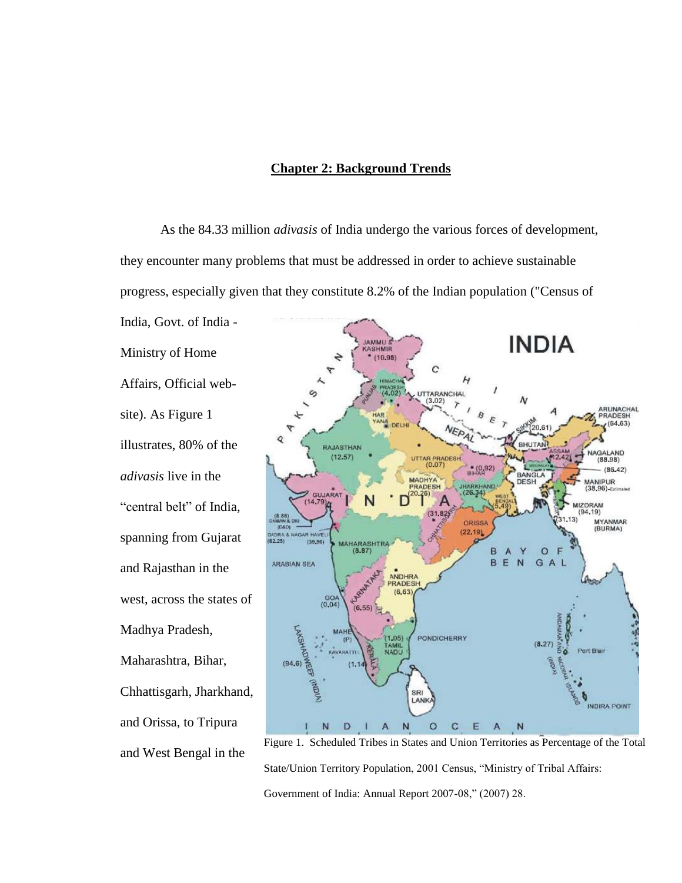## Chapter 2: Background Trends

As the 84.33 million *adivasis* of India undergo the various forces of development, they encounter many problems that must be addressed in order to achieve sustainable progress, especially given that they constitute 8.2% of the Indian population ("Census of India, Govt. of India - Ministry of Home Affairs, Official web-site). As Figure 1 illustrates, 80% of the *adivasis* live in the "central belt" of India, spanning from Gujarat and Rajasthan in the west, across the states of Madhya Pradesh, Maharashtra, Bihar, Chhattisgarh, Jharkhand, and Orissa, to Tripura and West Bengal in the

Figure 1. Scheduled Tribes in States and Union Territories as Percentage of the Total State/Union Territory Population, 2001 Census, "Ministry of Tribal Affairs: Government of India: Annual Report 2007-08," (2007) 28.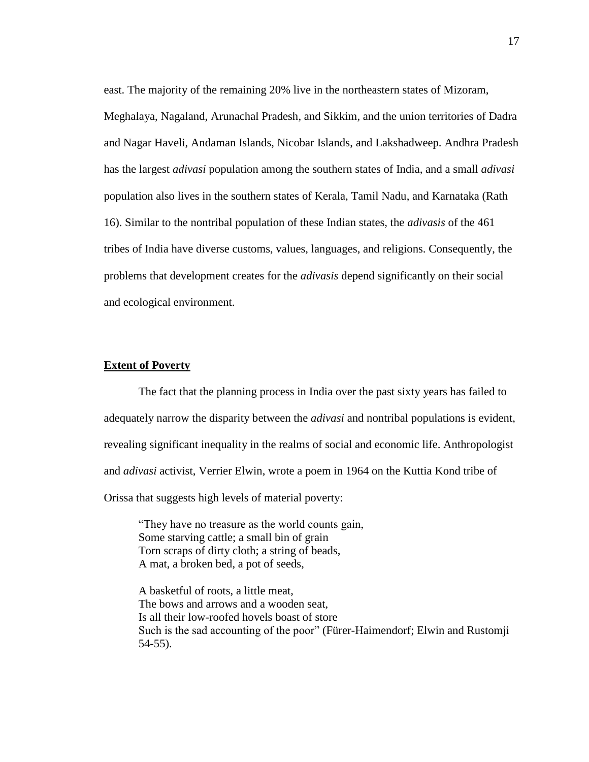east. The majority of the remaining 20% live in the northeastern states of Mizoram, Meghalaya, Nagaland, Arunachal Pradesh, and Sikkim, and the union territories of Dadra and Nagar Haveli, Andaman Islands, Nicobar Islands, and Lakshadweep. Andhra Pradesh has the largest *adivasi* population among the southern states of India, and a small *adivasi* population also lives in the southern states of Kerala, Tamil Nadu, and Karnataka (Rath 16). Similar to the nontribal population of these Indian states, the *adivasis* of the 461 tribes of India have diverse customs, values, languages, and religions. Consequently, the problems that development creates for the *adivasis* depend significantly on their social and ecological environment.

## **Extent of Poverty**

The fact that the planning process in India over the past sixty years has failed to adequately narrow the disparity between the *adivasi* and nontribal populations is evident, revealing significant inequality in the realms of social and economic life. Anthropologist and *adivasi* activist, Verrier Elwin, wrote a poem in 1964 on the Kuttia Kond tribe of Orissa that suggests high levels of material poverty:

> "They have no treasure as the world counts gain,
> Some starving cattle; a small bin of grain
> Torn scraps of dirty cloth; a string of beads,
> A mat, a broken bed, a pot of seeds,
>
> A basketful of roots, a little meat,
> The bows and arrows and a wooden seat,
> Is all their low-roofed hovels boast of store
> Such is the sad accounting of the poor" (Fürer-Haimendorf; Elwin and Rustomji 54-55).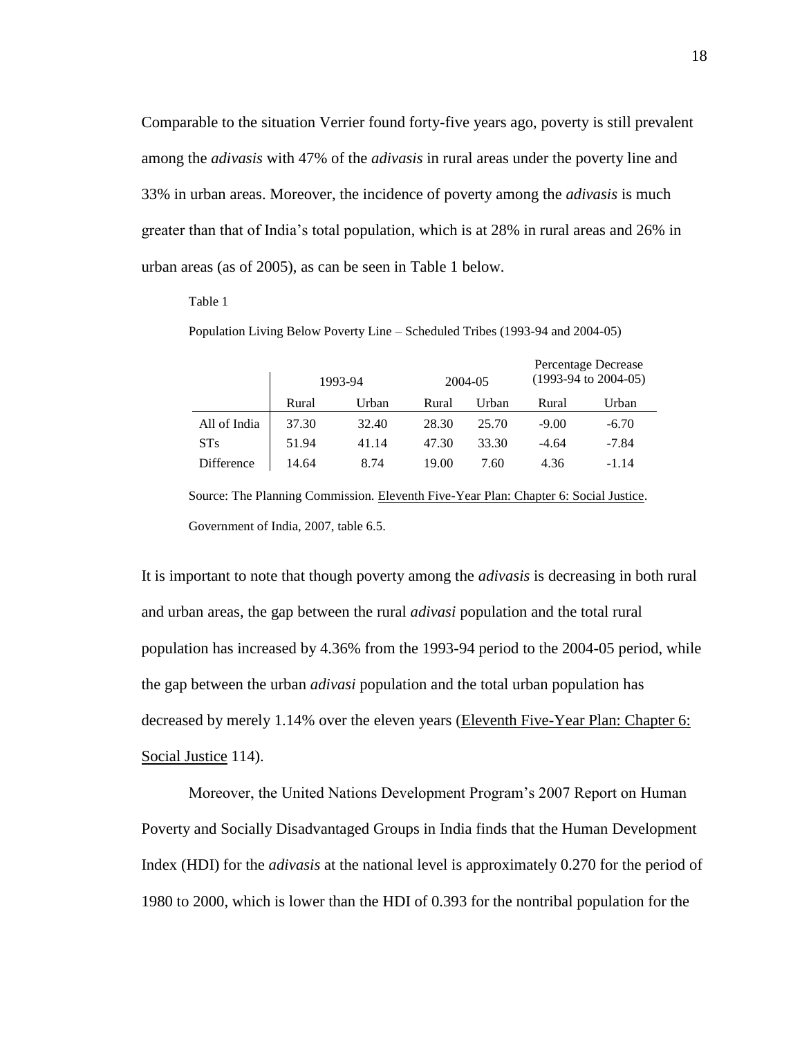Comparable to the situation Verrier found forty-five years ago, poverty is still prevalent among the *adivasis* with 47% of the *adivasis* in rural areas under the poverty line and 33% in urban areas. Moreover, the incidence of poverty among the *adivasis* is much greater than that of India's total population, which is at 28% in rural areas and 26% in urban areas (as of 2005), as can be seen in Table 1 below.

Table 1

Population Living Below Poverty Line – Scheduled Tribes (1993-94 and 2004-05)

| | 1993-94 | | 2004-05 | | Percentage Decrease (1993-94 to 2004-05) | |
|---|---|---|---|---|---|---|
| | Rural | Urban | Rural | Urban | Rural | Urban |
| All of India | 37.30 | 32.40 | 28.30 | 25.70 | -9.00 | -6.70 |
| STs | 51.94 | 41.14 | 47.30 | 33.30 | -4.64 | -7.84 |
| Difference | 14.64 | 8.74 | 19.00 | 7.60 | 4.36 | -1.14 |

Source: The Planning Commission. Eleventh Five-Year Plan: Chapter 6: Social Justice. Government of India, 2007, table 6.5.

It is important to note that though poverty among the *adivasis* is decreasing in both rural and urban areas, the gap between the rural *adivasi* population and the total rural population has increased by 4.36% from the 1993-94 period to the 2004-05 period, while the gap between the urban *adivasi* population and the total urban population has decreased by merely 1.14% over the eleven years (Eleventh Five-Year Plan: Chapter 6: Social Justice 114).

Moreover, the United Nations Development Program's 2007 Report on Human Poverty and Socially Disadvantaged Groups in India finds that the Human Development Index (HDI) for the *adivasis* at the national level is approximately 0.270 for the period of 1980 to 2000, which is lower than the HDI of 0.393 for the nontribal population for the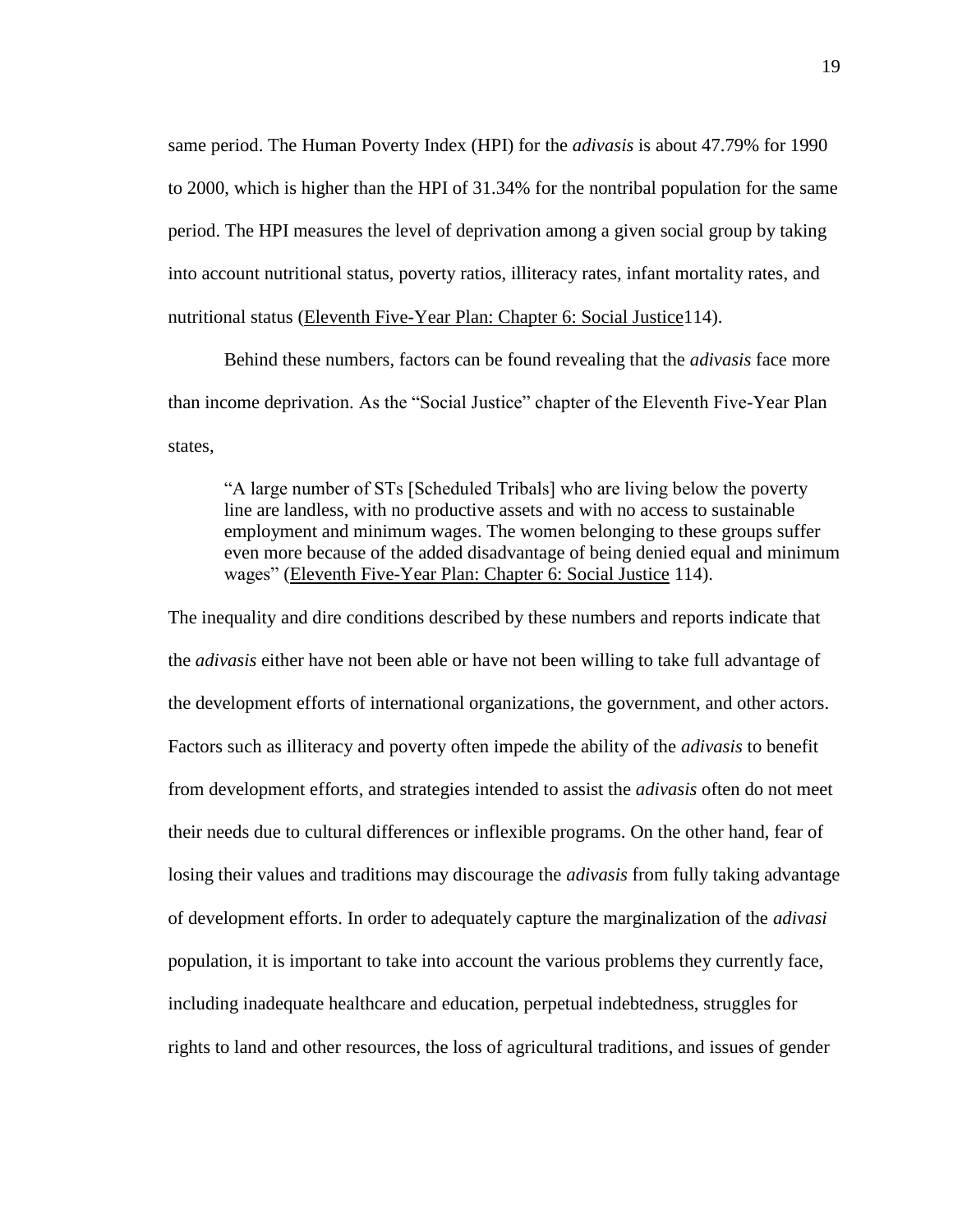same period. The Human Poverty Index (HPI) for the *adivasis* is about 47.79% for 1990 to 2000, which is higher than the HPI of 31.34% for the nontribal population for the same period. The HPI measures the level of deprivation among a given social group by taking into account nutritional status, poverty ratios, illiteracy rates, infant mortality rates, and nutritional status (Eleven­th Five-Year Plan: Chapter 6: Social Justice114).

Behind these numbers, factors can be found revealing that the *adivasis* face more than income deprivation. As the "Social Justice" chapter of the Eleventh Five-Year Plan states,

> "A large number of STs [Scheduled Tribals] who are living below the poverty line are landless, with no productive assets and with no access to sustainable employment and minimum wages. The women belonging to these groups suffer even more because of the added disadvantage of being denied equal and minimum wages" (Eleventh Five-Year Plan: Chapter 6: Social Justice 114).

The inequality and dire conditions described by these numbers and reports indicate that the *adivasis* either have not been able or have not been willing to take full advantage of the development efforts of international organizations, the government, and other actors. Factors such as illiteracy and poverty often impede the ability of the *adivasis* to benefit from development efforts, and strategies intended to assist the *adivasis* often do not meet their needs due to cultural differences or inflexible programs. On the other hand, fear of losing their values and traditions may discourage the *adivasis* from fully taking advantage of development efforts. In order to adequately capture the marginalization of the *adivasi* population, it is important to take into account the various problems they currently face, including inadequate healthcare and education, perpetual indebtedness, struggles for rights to land and other resources, the loss of agricultural traditions, and issues of gender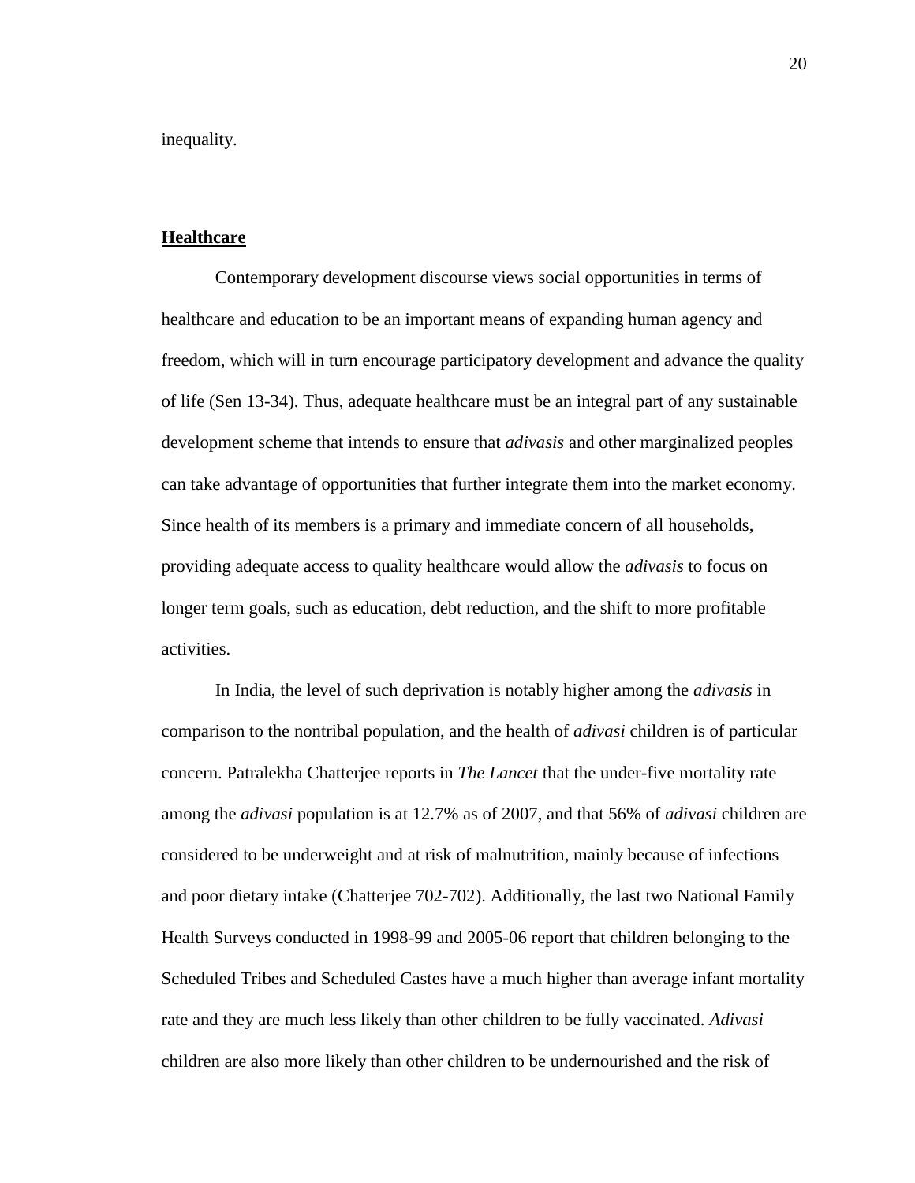inequality.

## **Healthcare**

Contemporary development discourse views social opportunities in terms of healthcare and education to be an important means of expanding human agency and freedom, which will in turn encourage participatory development and advance the quality of life (Sen 13-34). Thus, adequate healthcare must be an integral part of any sustainable development scheme that intends to ensure that *adivasis* and other marginalized peoples can take advantage of opportunities that further integrate them into the market economy. Since health of its members is a primary and immediate concern of all households, providing adequate access to quality healthcare would allow the *adivasis* to focus on longer term goals, such as education, debt reduction, and the shift to more profitable activities.

In India, the level of such deprivation is notably higher among the *adivasis* in comparison to the nontribal population, and the health of *adivasi* children is of particular concern. Patralekha Chatterjee reports in *The Lancet* that the under-five mortality rate among the *adivasi* population is at 12.7% as of 2007, and that 56% of *adivasi* children are considered to be underweight and at risk of malnutrition, mainly because of infections and poor dietary intake (Chatterjee 702-702). Additionally, the last two National Family Health Surveys conducted in 1998-99 and 2005-06 report that children belonging to the Scheduled Tribes and Scheduled Castes have a much higher than average infant mortality rate and they are much less likely than other children to be fully vaccinated. *Adivasi* children are also more likely than other children to be undernourished and the risk of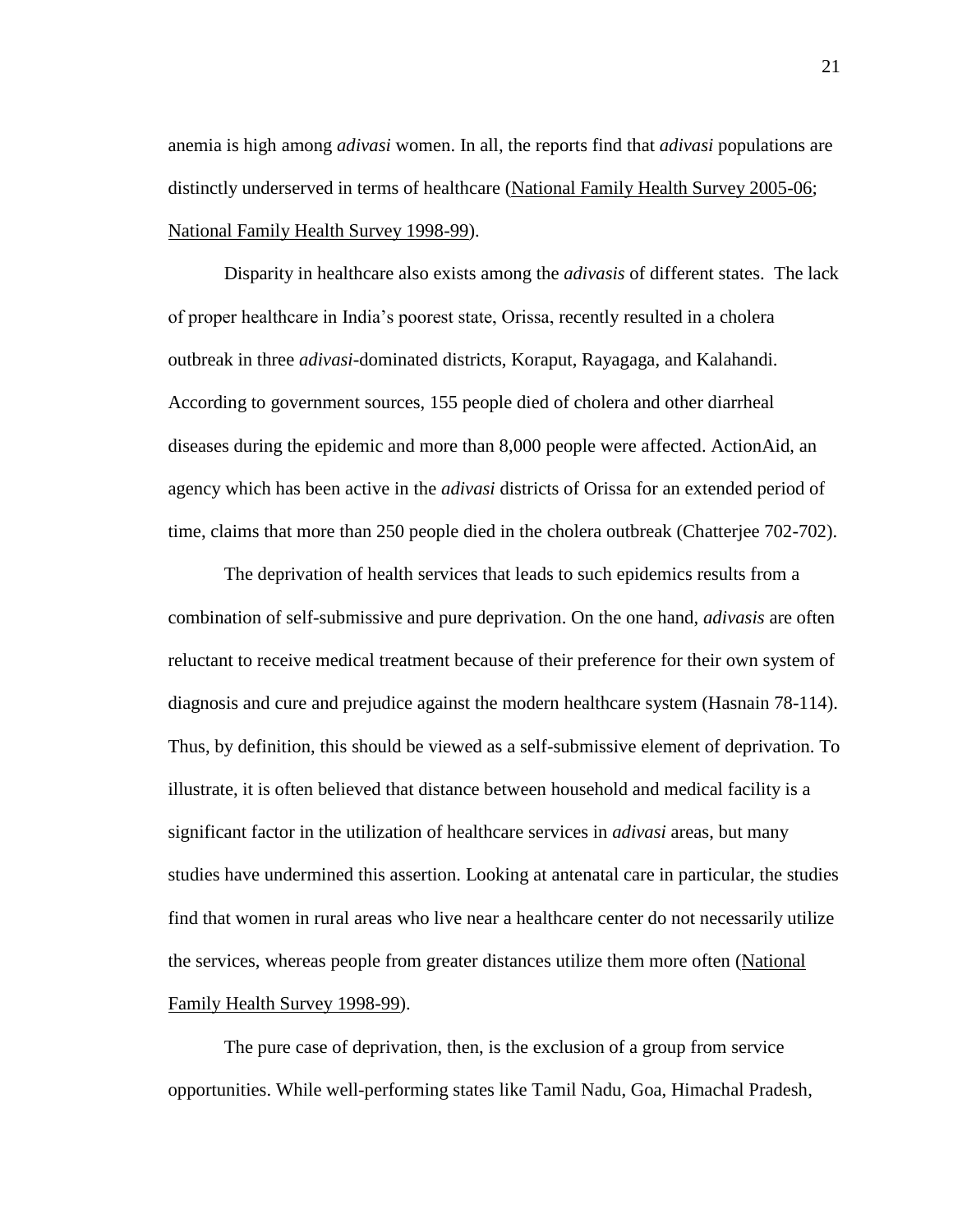anemia is high among *adivasi* women. In all, the reports find that *adivasi* populations are distinctly underserved in terms of healthcare (National Family Health Survey 2005-06; National Family Health Survey 1998-99).

Disparity in healthcare also exists among the *adivasis* of different states. The lack of proper healthcare in India's poorest state, Orissa, recently resulted in a cholera outbreak in three *adivasi*-dominated districts, Koraput, Rayagaga, and Kalahandi. According to government sources, 155 people died of cholera and other diarrheal diseases during the epidemic and more than 8,000 people were affected. ActionAid, an agency which has been active in the *adivasi* districts of Orissa for an extended period of time, claims that more than 250 people died in the cholera outbreak (Chatterjee 702-702).

The deprivation of health services that leads to such epidemics results from a combination of self-submissive and pure deprivation. On the one hand, *adivasis* are often reluctant to receive medical treatment because of their preference for their own system of diagnosis and cure and prejudice against the modern healthcare system (Hasnain 78-114). Thus, by definition, this should be viewed as a self-submissive element of deprivation. To illustrate, it is often believed that distance between household and medical facility is a significant factor in the utilization of healthcare services in *adivasi* areas, but many studies have undermined this assertion. Looking at antenatal care in particular, the studies find that women in rural areas who live near a healthcare center do not necessarily utilize the services, whereas people from greater distances utilize them more often (National Family Health Survey 1998-99).

The pure case of deprivation, then, is the exclusion of a group from service opportunities. While well-performing states like Tamil Nadu, Goa, Himachal Pradesh,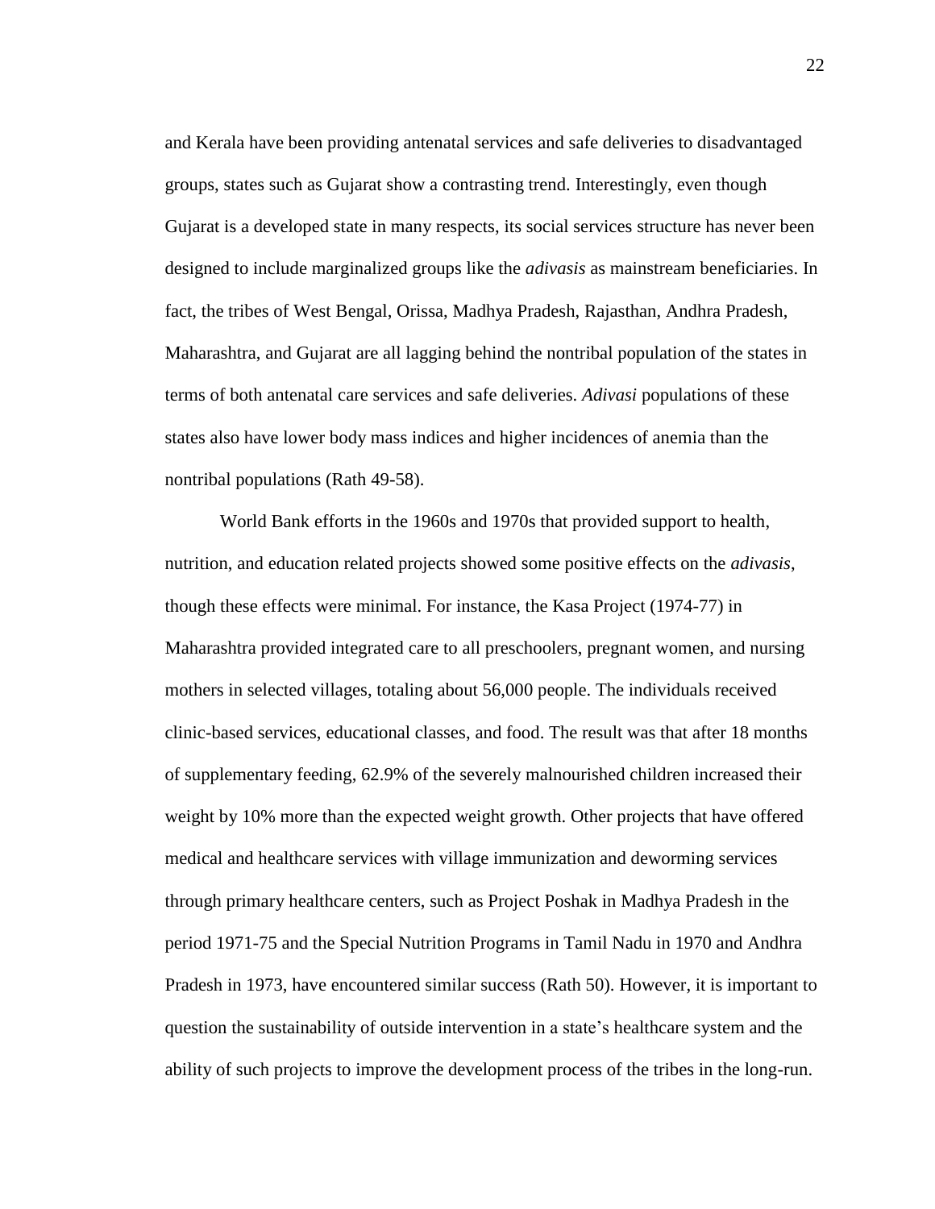and Kerala have been providing antenatal services and safe deliveries to disadvantaged groups, states such as Gujarat show a contrasting trend. Interestingly, even though Gujarat is a developed state in many respects, its social services structure has never been designed to include marginalized groups like the *adivasis* as mainstream beneficiaries. In fact, the tribes of West Bengal, Orissa, Madhya Pradesh, Rajasthan, Andhra Pradesh, Maharashtra, and Gujarat are all lagging behind the nontribal population of the states in terms of both antenatal care services and safe deliveries. *Adivasi* populations of these states also have lower body mass indices and higher incidences of anemia than the nontribal populations (Rath 49-58).

World Bank efforts in the 1960s and 1970s that provided support to health, nutrition, and education related projects showed some positive effects on the *adivasis*, though these effects were minimal. For instance, the Kasa Project (1974-77) in Maharashtra provided integrated care to all preschoolers, pregnant women, and nursing mothers in selected villages, totaling about 56,000 people. The individuals received clinic-based services, educational classes, and food. The result was that after 18 months of supplementary feeding, 62.9% of the severely malnourished children increased their weight by 10% more than the expected weight growth. Other projects that have offered medical and healthcare services with village immunization and deworming services through primary healthcare centers, such as Project Poshak in Madhya Pradesh in the period 1971-75 and the Special Nutrition Programs in Tamil Nadu in 1970 and Andhra Pradesh in 1973, have encountered similar success (Rath 50). However, it is important to question the sustainability of outside intervention in a state's healthcare system and the ability of such projects to improve the development process of the tribes in the long-run.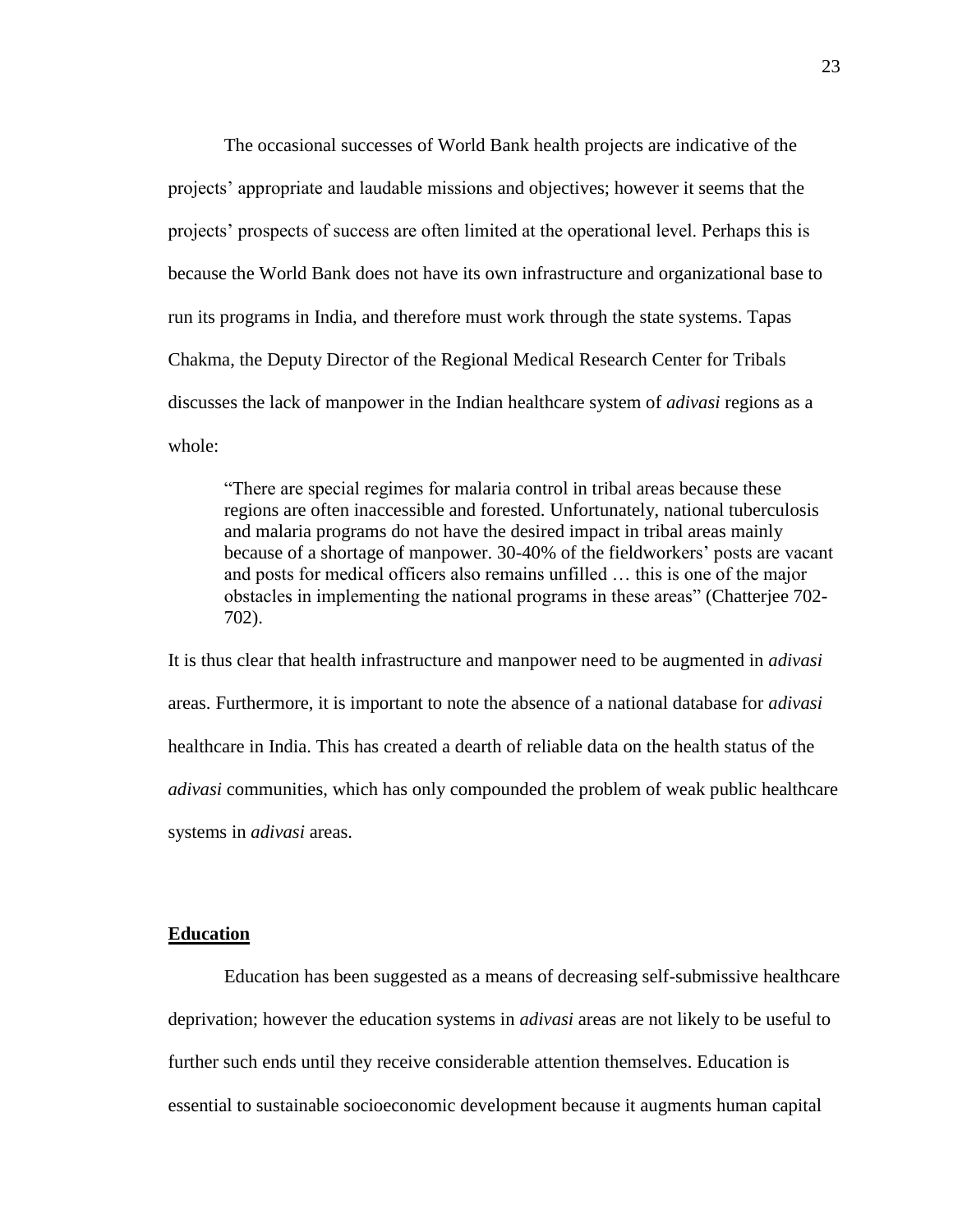The occasional successes of World Bank health projects are indicative of the projects' appropriate and laudable missions and objectives; however it seems that the projects' prospects of success are often limited at the operational level. Perhaps this is because the World Bank does not have its own infrastructure and organizational base to run its programs in India, and therefore must work through the state systems. Tapas Chakma, the Deputy Director of the Regional Medical Research Center for Tribals discusses the lack of manpower in the Indian healthcare system of *adivasi* regions as a whole:

> "There are special regimes for malaria control in tribal areas because these regions are often inaccessible and forested. Unfortunately, national tuberculosis and malaria programs do not have the desired impact in tribal areas mainly because of a shortage of manpower. 30-40% of the fieldworkers' posts are vacant and posts for medical officers also remains unfilled … this is one of the major obstacles in implementing the national programs in these areas" (Chatterjee 702-702).

It is thus clear that health infrastructure and manpower need to be augmented in *adivasi* areas. Furthermore, it is important to note the absence of a national database for *adivasi* healthcare in India. This has created a dearth of reliable data on the health status of the *adivasi* communities, which has only compounded the problem of weak public healthcare systems in *adivasi* areas.

## **Education**

Education has been suggested as a means of decreasing self-submissive healthcare deprivation; however the education systems in *adivasi* areas are not likely to be useful to further such ends until they receive considerable attention themselves. Education is essential to sustainable socioeconomic development because it augments human capital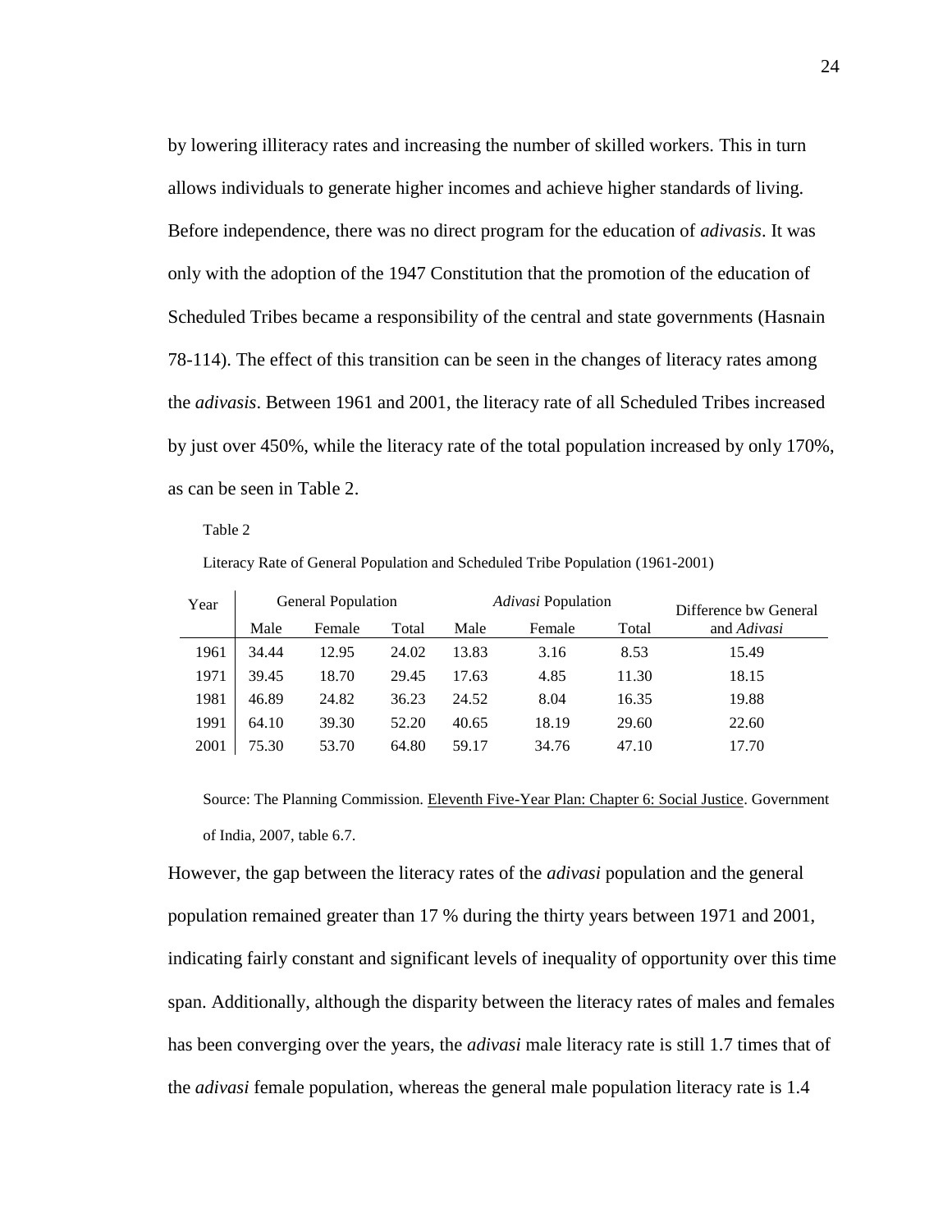by lowering illiteracy rates and increasing the number of skilled workers. This in turn allows individuals to generate higher incomes and achieve higher standards of living. Before independence, there was no direct program for the education of *adivasis*. It was only with the adoption of the 1947 Constitution that the promotion of the education of Scheduled Tribes became a responsibility of the central and state governments (Hasnain 78-114). The effect of this transition can be seen in the changes of literacy rates among the *adivasis*. Between 1961 and 2001, the literacy rate of all Scheduled Tribes increased by just over 450%, while the literacy rate of the total population increased by only 170%, as can be seen in Table 2.

Table 2

Literacy Rate of General Population and Scheduled Tribe Population (1961-2001)

| Year | General Population | | | *Adivasi* Population | | | Difference bw General and *Adivasi* |
|---|---|---|---|---|---|---|---|
| | Male | Female | Total | Male | Female | Total | |
| 1961 | 34.44 | 12.95 | 24.02 | 13.83 | 3.16 | 8.53 | 15.49 |
| 1971 | 39.45 | 18.70 | 29.45 | 17.63 | 4.85 | 11.30 | 18.15 |
| 1981 | 46.89 | 24.82 | 36.23 | 24.52 | 8.04 | 16.35 | 19.88 |
| 1991 | 64.10 | 39.30 | 52.20 | 40.65 | 18.19 | 29.60 | 22.60 |
| 2001 | 75.30 | 53.70 | 64.80 | 59.17 | 34.76 | 47.10 | 17.70 |

Source: The Planning Commission. Eleventh Five-Year Plan: Chapter 6: Social Justice. Government of India, 2007, table 6.7.

However, the gap between the literacy rates of the *adivasi* population and the general population remained greater than 17 % during the thirty years between 1971 and 2001, indicating fairly constant and significant levels of inequality of opportunity over this time span. Additionally, although the disparity between the literacy rates of males and females has been converging over the years, the *adivasi* male literacy rate is still 1.7 times that of the *adivasi* female population, whereas the general male population literacy rate is 1.4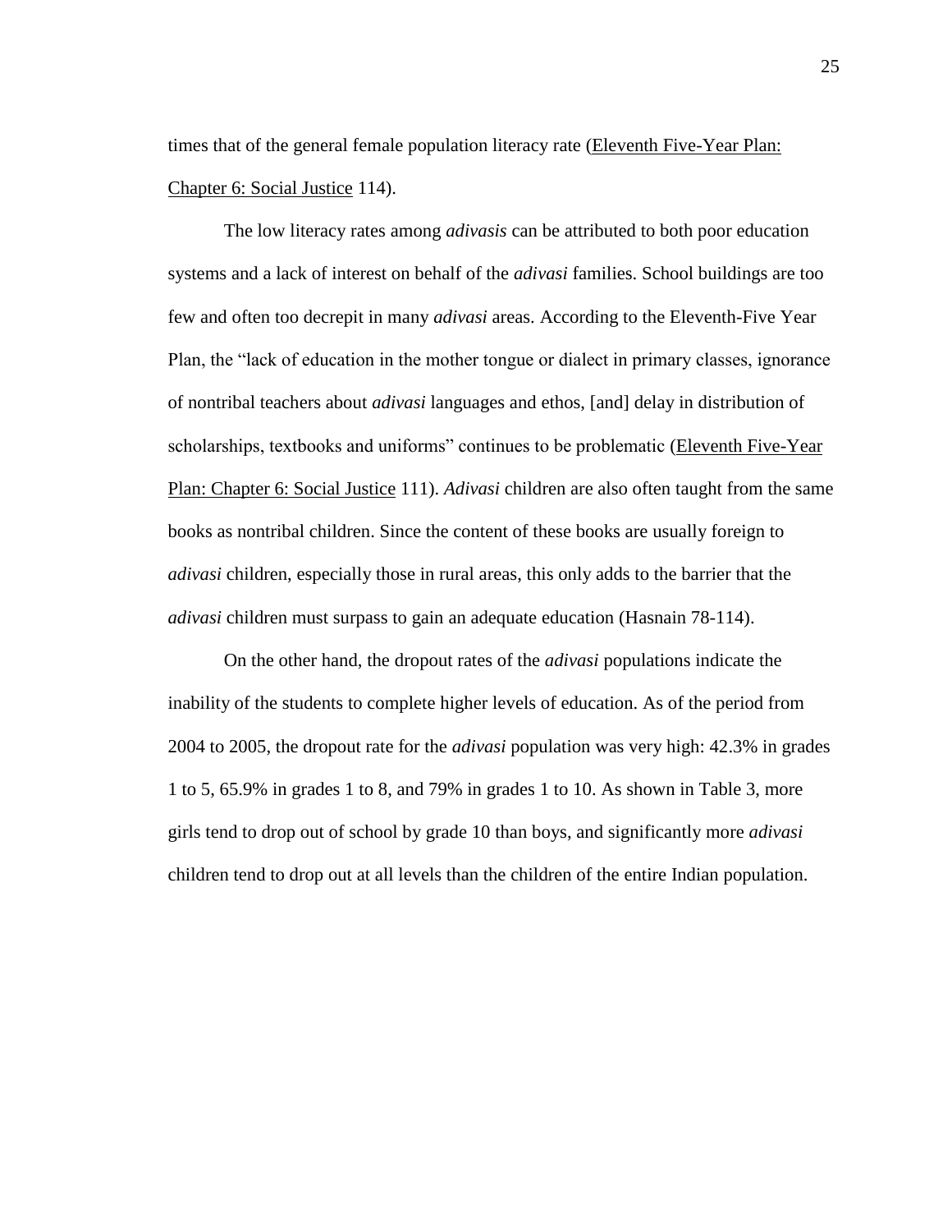times that of the general female population literacy rate (Eleventh Five-Year Plan: Chapter 6: Social Justice 114).

The low literacy rates among *adivasis* can be attributed to both poor education systems and a lack of interest on behalf of the *adivasi* families. School buildings are too few and often too decrepit in many *adivasi* areas. According to the Eleventh-Five Year Plan, the "lack of education in the mother tongue or dialect in primary classes, ignorance of nontribal teachers about *adivasi* languages and ethos, [and] delay in distribution of scholarships, textbooks and uniforms" continues to be problematic (Eleventh Five-Year Plan: Chapter 6: Social Justice 111). *Adivasi* children are also often taught from the same books as nontribal children. Since the content of these books are usually foreign to *adivasi* children, especially those in rural areas, this only adds to the barrier that the *adivasi* children must surpass to gain an adequate education (Hasnain 78-114).

On the other hand, the dropout rates of the *adivasi* populations indicate the inability of the students to complete higher levels of education. As of the period from 2004 to 2005, the dropout rate for the *adivasi* population was very high: 42.3% in grades 1 to 5, 65.9% in grades 1 to 8, and 79% in grades 1 to 10. As shown in Table 3, more girls tend to drop out of school by grade 10 than boys, and significantly more *adivasi* children tend to drop out at all levels than the children of the entire Indian population.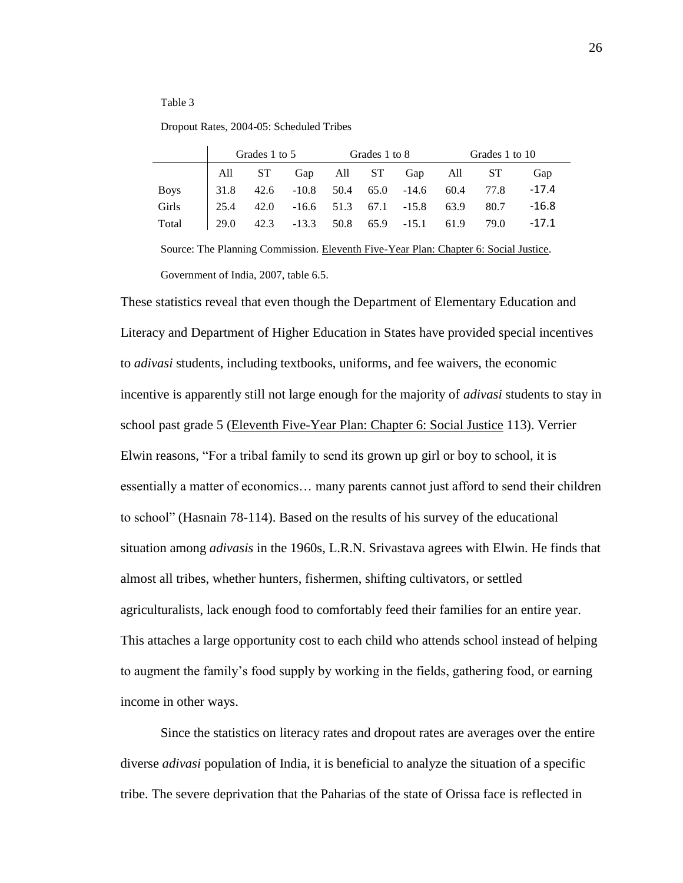Table 3

Dropout Rates, 2004-05: Scheduled Tribes

| | Grades 1 to 5 | | | Grades 1 to 8 | | | Grades 1 to 10 | | |
|---|---|---|---|---|---|---|---|---|---|
| | All | ST | Gap | All | ST | Gap | All | ST | Gap |
| Boys | 31.8 | 42.6 | -10.8 | 50.4 | 65.0 | -14.6 | 60.4 | 77.8 | -17.4 |
| Girls | 25.4 | 42.0 | -16.6 | 51.3 | 67.1 | -15.8 | 63.9 | 80.7 | -16.8 |
| Total | 29.0 | 42.3 | -13.3 | 50.8 | 65.9 | -15.1 | 61.9 | 79.0 | -17.1 |

Source: The Planning Commission. Eleventh Five-Year Plan: Chapter 6: Social Justice. Government of India, 2007, table 6.5.

These statistics reveal that even though the Department of Elementary Education and Literacy and Department of Higher Education in States have provided special incentives to *adivasi* students, including textbooks, uniforms, and fee waivers, the economic incentive is apparently still not large enough for the majority of *adivasi* students to stay in school past grade 5 (Eleventh Five-Year Plan: Chapter 6: Social Justice 113). Verrier Elwin reasons, "For a tribal family to send its grown up girl or boy to school, it is essentially a matter of economics… many parents cannot just afford to send their children to school" (Hasnain 78-114). Based on the results of his survey of the educational situation among *adivasis* in the 1960s, L.R.N. Srivastava agrees with Elwin. He finds that almost all tribes, whether hunters, fishermen, shifting cultivators, or settled agriculturalists, lack enough food to comfortably feed their families for an entire year. This attaches a large opportunity cost to each child who attends school instead of helping to augment the family's food supply by working in the fields, gathering food, or earning income in other ways.

Since the statistics on literacy rates and dropout rates are averages over the entire diverse *adivasi* population of India, it is beneficial to analyze the situation of a specific tribe. The severe deprivation that the Paharias of the state of Orissa face is reflected in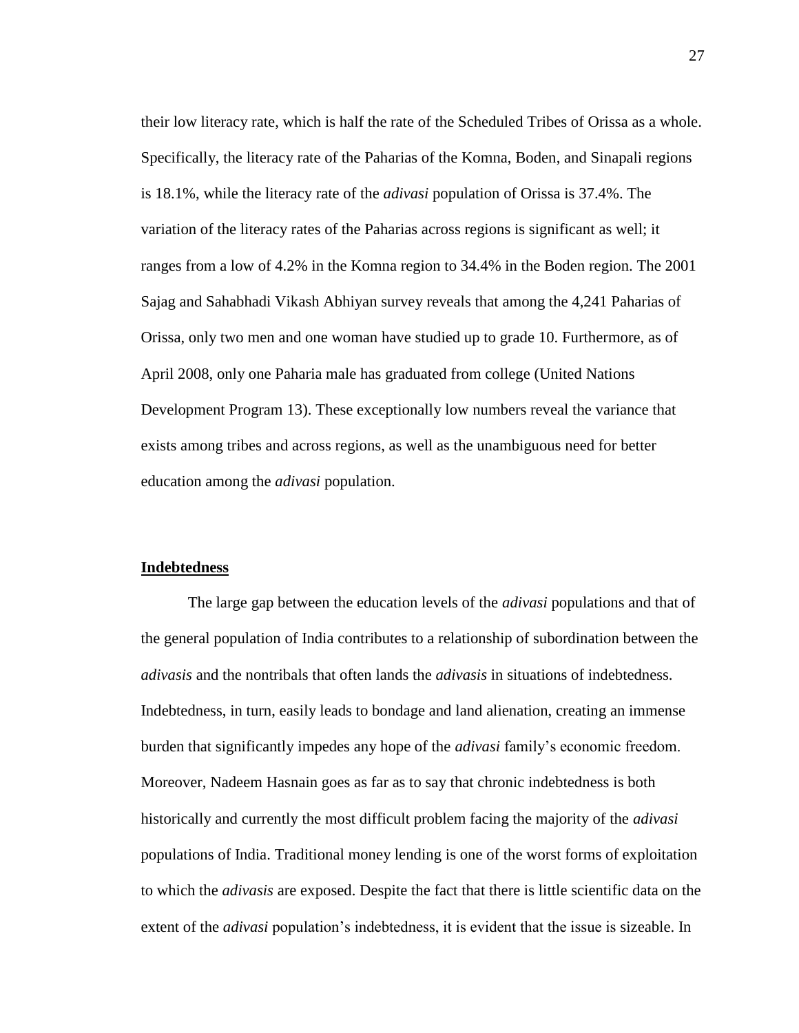their low literacy rate, which is half the rate of the Scheduled Tribes of Orissa as a whole. Specifically, the literacy rate of the Paharias of the Komna, Boden, and Sinapali regions is 18.1%, while the literacy rate of the *adivasi* population of Orissa is 37.4%. The variation of the literacy rates of the Paharias across regions is significant as well; it ranges from a low of 4.2% in the Komna region to 34.4% in the Boden region. The 2001 Sajag and Sahabhadi Vikash Abhiyan survey reveals that among the 4,241 Paharias of Orissa, only two men and one woman have studied up to grade 10. Furthermore, as of April 2008, only one Paharia male has graduated from college (United Nations Development Program 13). These exceptionally low numbers reveal the variance that exists among tribes and across regions, as well as the unambiguous need for better education among the *adivasi* population.

**Indebtedness**

The large gap between the education levels of the *adivasi* populations and that of the general population of India contributes to a relationship of subordination between the *adivasis* and the nontribals that often lands the *adivasis* in situations of indebtedness. Indebtedness, in turn, easily leads to bondage and land alienation, creating an immense burden that significantly impedes any hope of the *adivasi* family's economic freedom. Moreover, Nadeem Hasnain goes as far as to say that chronic indebtedness is both historically and currently the most difficult problem facing the majority of the *adivasi* populations of India. Traditional money lending is one of the worst forms of exploitation to which the *adivasis* are exposed. Despite the fact that there is little scientific data on the extent of the *adivasi* population's indebtedness, it is evident that the issue is sizeable. In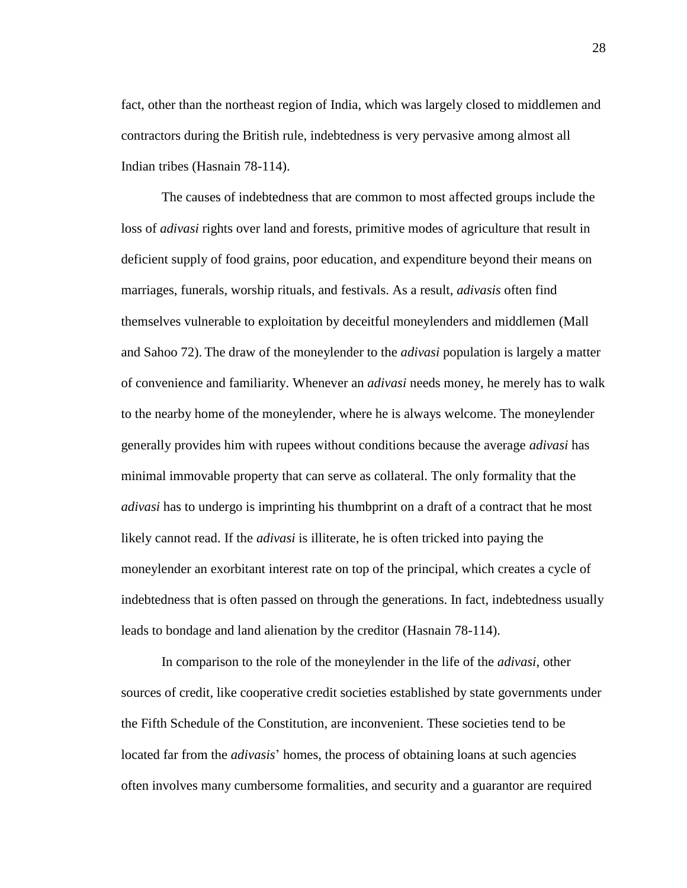fact, other than the northeast region of India, which was largely closed to middlemen and contractors during the British rule, indebtedness is very pervasive among almost all Indian tribes (Hasnain 78-114).

The causes of indebtedness that are common to most affected groups include the loss of *adivasi* rights over land and forests, primitive modes of agriculture that result in deficient supply of food grains, poor education, and expenditure beyond their means on marriages, funerals, worship rituals, and festivals. As a result, *adivasis* often find themselves vulnerable to exploitation by deceitful moneylenders and middlemen (Mall and Sahoo 72). The draw of the moneylender to the *adivasi* population is largely a matter of convenience and familiarity. Whenever an *adivasi* needs money, he merely has to walk to the nearby home of the moneylender, where he is always welcome. The moneylender generally provides him with rupees without conditions because the average *adivasi* has minimal immovable property that can serve as collateral. The only formality that the *adivasi* has to undergo is imprinting his thumbprint on a draft of a contract that he most likely cannot read. If the *adivasi* is illiterate, he is often tricked into paying the moneylender an exorbitant interest rate on top of the principal, which creates a cycle of indebtedness that is often passed on through the generations. In fact, indebtedness usually leads to bondage and land alienation by the creditor (Hasnain 78-114).

In comparison to the role of the moneylender in the life of the *adivasi*, other sources of credit, like cooperative credit societies established by state governments under the Fifth Schedule of the Constitution, are inconvenient. These societies tend to be located far from the *adivasis*' homes, the process of obtaining loans at such agencies often involves many cumbersome formalities, and security and a guarantor are required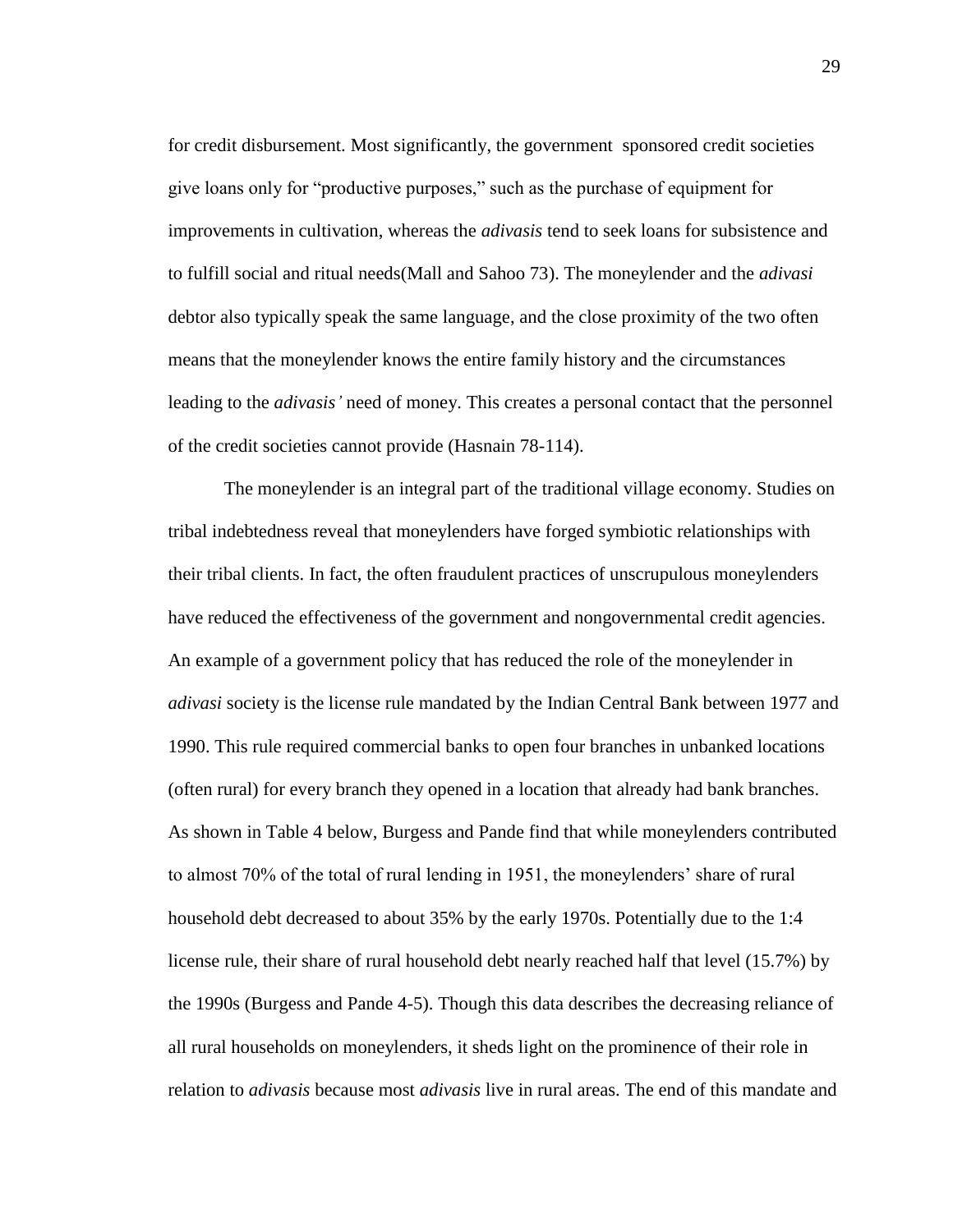for credit disbursement. Most significantly, the government sponsored credit societies give loans only for "productive purposes," such as the purchase of equipment for improvements in cultivation, whereas the *adivasis* tend to seek loans for subsistence and to fulfill social and ritual needs(Mall and Sahoo 73). The moneylender and the *adivasi* debtor also typically speak the same language, and the close proximity of the two often means that the moneylender knows the entire family history and the circumstances leading to the *adivasis'* need of money. This creates a personal contact that the personnel of the credit societies cannot provide (Hasnain 78-114).

The moneylender is an integral part of the traditional village economy. Studies on tribal indebtedness reveal that moneylenders have forged symbiotic relationships with their tribal clients. In fact, the often fraudulent practices of unscrupulous moneylenders have reduced the effectiveness of the government and nongovernmental credit agencies. An example of a government policy that has reduced the role of the moneylender in *adivasi* society is the license rule mandated by the Indian Central Bank between 1977 and 1990. This rule required commercial banks to open four branches in unbanked locations (often rural) for every branch they opened in a location that already had bank branches. As shown in Table 4 below, Burgess and Pande find that while moneylenders contributed to almost 70% of the total of rural lending in 1951, the moneylenders' share of rural household debt decreased to about 35% by the early 1970s. Potentially due to the 1:4 license rule, their share of rural household debt nearly reached half that level (15.7%) by the 1990s (Burgess and Pande 4-5). Though this data describes the decreasing reliance of all rural households on moneylenders, it sheds light on the prominence of their role in relation to *adivasis* because most *adivasis* live in rural areas. The end of this mandate and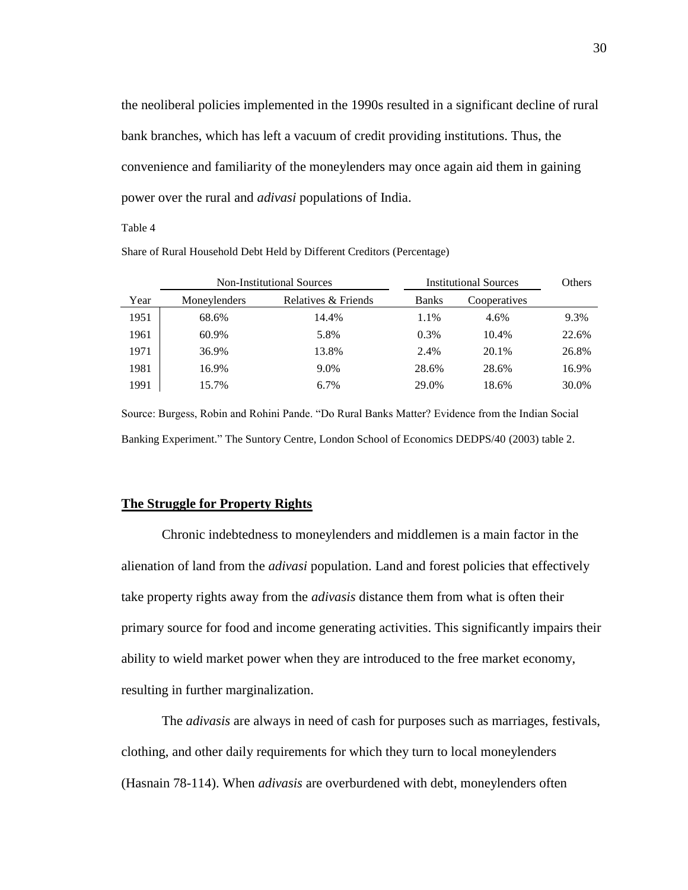the neoliberal policies implemented in the 1990s resulted in a significant decline of rural bank branches, which has left a vacuum of credit providing institutions. Thus, the convenience and familiarity of the moneylenders may once again aid them in gaining power over the rural and *adivasi* populations of India.

Table 4

Share of Rural Household Debt Held by Different Creditors (Percentage)

| | Non-Institutional Sources | | Institutional Sources | | Others |
|---|---|---|---|---|---|
| Year | Moneylenders | Relatives & Friends | Banks | Cooperatives | |
| 1951 | 68.6% | 14.4% | 1.1% | 4.6% | 9.3% |
| 1961 | 60.9% | 5.8% | 0.3% | 10.4% | 22.6% |
| 1971 | 36.9% | 13.8% | 2.4% | 20.1% | 26.8% |
| 1981 | 16.9% | 9.0% | 28.6% | 28.6% | 16.9% |
| 1991 | 15.7% | 6.7% | 29.0% | 18.6% | 30.0% |

Source: Burgess, Robin and Rohini Pande. "Do Rural Banks Matter? Evidence from the Indian Social Banking Experiment." The Suntory Centre, London School of Economics DEDPS/40 (2003) table 2.

## The Struggle for Property Rights

Chronic indebtedness to moneylenders and middlemen is a main factor in the alienation of land from the *adivasi* population. Land and forest policies that effectively take property rights away from the *adivasis* distance them from what is often their primary source for food and income generating activities. This significantly impairs their ability to wield market power when they are introduced to the free market economy, resulting in further marginalization.

The *adivasis* are always in need of cash for purposes such as marriages, festivals, clothing, and other daily requirements for which they turn to local moneylenders (Hasnain 78-114). When *adivasis* are overburdened with debt, moneylenders often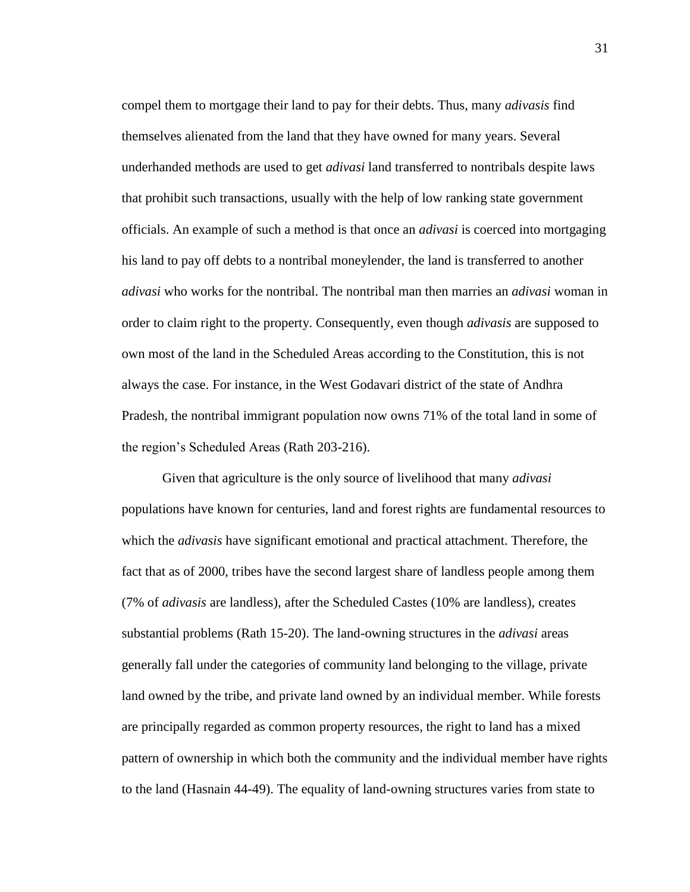compel them to mortgage their land to pay for their debts. Thus, many *adivasis* find themselves alienated from the land that they have owned for many years. Several underhanded methods are used to get *adivasi* land transferred to nontribals despite laws that prohibit such transactions, usually with the help of low ranking state government officials. An example of such a method is that once an *adivasi* is coerced into mortgaging his land to pay off debts to a nontribal moneylender, the land is transferred to another *adivasi* who works for the nontribal. The nontribal man then marries an *adivasi* woman in order to claim right to the property. Consequently, even though *adivasis* are supposed to own most of the land in the Scheduled Areas according to the Constitution, this is not always the case. For instance, in the West Godavari district of the state of Andhra Pradesh, the nontribal immigrant population now owns 71% of the total land in some of the region's Scheduled Areas (Rath 203-216).

Given that agriculture is the only source of livelihood that many *adivasi* populations have known for centuries, land and forest rights are fundamental resources to which the *adivasis* have significant emotional and practical attachment. Therefore, the fact that as of 2000, tribes have the second largest share of landless people among them (7% of *adivasis* are landless), after the Scheduled Castes (10% are landless), creates substantial problems (Rath 15-20). The land-owning structures in the *adivasi* areas generally fall under the categories of community land belonging to the village, private land owned by the tribe, and private land owned by an individual member. While forests are principally regarded as common property resources, the right to land has a mixed pattern of ownership in which both the community and the individual member have rights to the land (Hasnain 44-49). The equality of land-owning structures varies from state to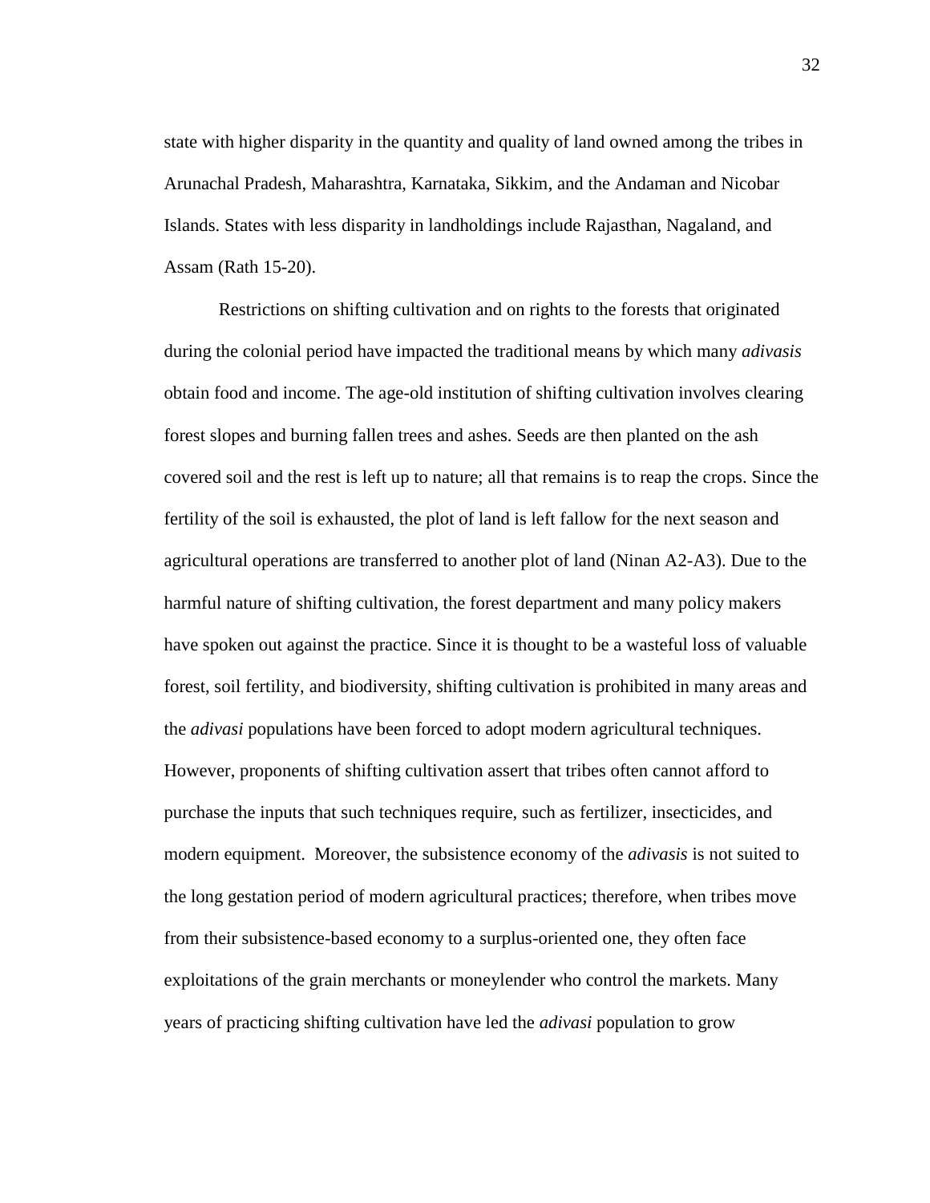state with higher disparity in the quantity and quality of land owned among the tribes in Arunachal Pradesh, Maharashtra, Karnataka, Sikkim, and the Andaman and Nicobar Islands. States with less disparity in landholdings include Rajasthan, Nagaland, and Assam (Rath 15-20).

Restrictions on shifting cultivation and on rights to the forests that originated during the colonial period have impacted the traditional means by which many *adivasis* obtain food and income. The age-old institution of shifting cultivation involves clearing forest slopes and burning fallen trees and ashes. Seeds are then planted on the ash covered soil and the rest is left up to nature; all that remains is to reap the crops. Since the fertility of the soil is exhausted, the plot of land is left fallow for the next season and agricultural operations are transferred to another plot of land (Ninan A2-A3). Due to the harmful nature of shifting cultivation, the forest department and many policy makers have spoken out against the practice. Since it is thought to be a wasteful loss of valuable forest, soil fertility, and biodiversity, shifting cultivation is prohibited in many areas and the *adivasi* populations have been forced to adopt modern agricultural techniques. However, proponents of shifting cultivation assert that tribes often cannot afford to purchase the inputs that such techniques require, such as fertilizer, insecticides, and modern equipment. Moreover, the subsistence economy of the *adivasis* is not suited to the long gestation period of modern agricultural practices; therefore, when tribes move from their subsistence-based economy to a surplus-oriented one, they often face exploitations of the grain merchants or moneylender who control the markets. Many years of practicing shifting cultivation have led the *adivasi* population to grow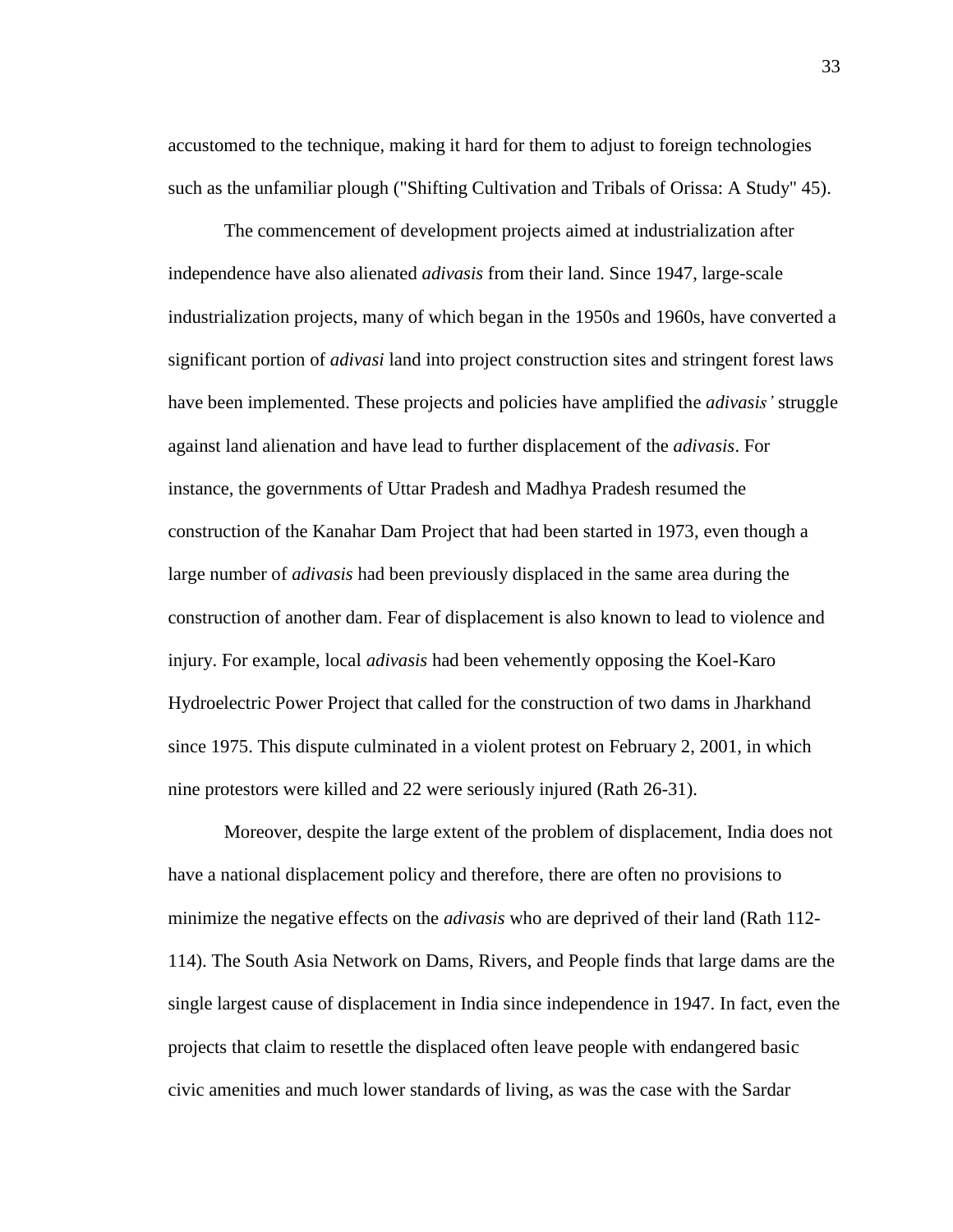accustomed to the technique, making it hard for them to adjust to foreign technologies such as the unfamiliar plough ("Shifting Cultivation and Tribals of Orissa: A Study" 45).

The commencement of development projects aimed at industrialization after independence have also alienated *adivasis* from their land. Since 1947, large-scale industrialization projects, many of which began in the 1950s and 1960s, have converted a significant portion of *adivasi* land into project construction sites and stringent forest laws have been implemented. These projects and policies have amplified the *adivasis'* struggle against land alienation and have lead to further displacement of the *adivasis*. For instance, the governments of Uttar Pradesh and Madhya Pradesh resumed the construction of the Kanahar Dam Project that had been started in 1973, even though a large number of *adivasis* had been previously displaced in the same area during the construction of another dam. Fear of displacement is also known to lead to violence and injury. For example, local *adivasis* had been vehemently opposing the Koel-Karo Hydroelectric Power Project that called for the construction of two dams in Jharkhand since 1975. This dispute culminated in a violent protest on February 2, 2001, in which nine protestors were killed and 22 were seriously injured (Rath 26-31).

Moreover, despite the large extent of the problem of displacement, India does not have a national displacement policy and therefore, there are often no provisions to minimize the negative effects on the *adivasis* who are deprived of their land (Rath 112-114). The South Asia Network on Dams, Rivers, and People finds that large dams are the single largest cause of displacement in India since independence in 1947. In fact, even the projects that claim to resettle the displaced often leave people with endangered basic civic amenities and much lower standards of living, as was the case with the Sardar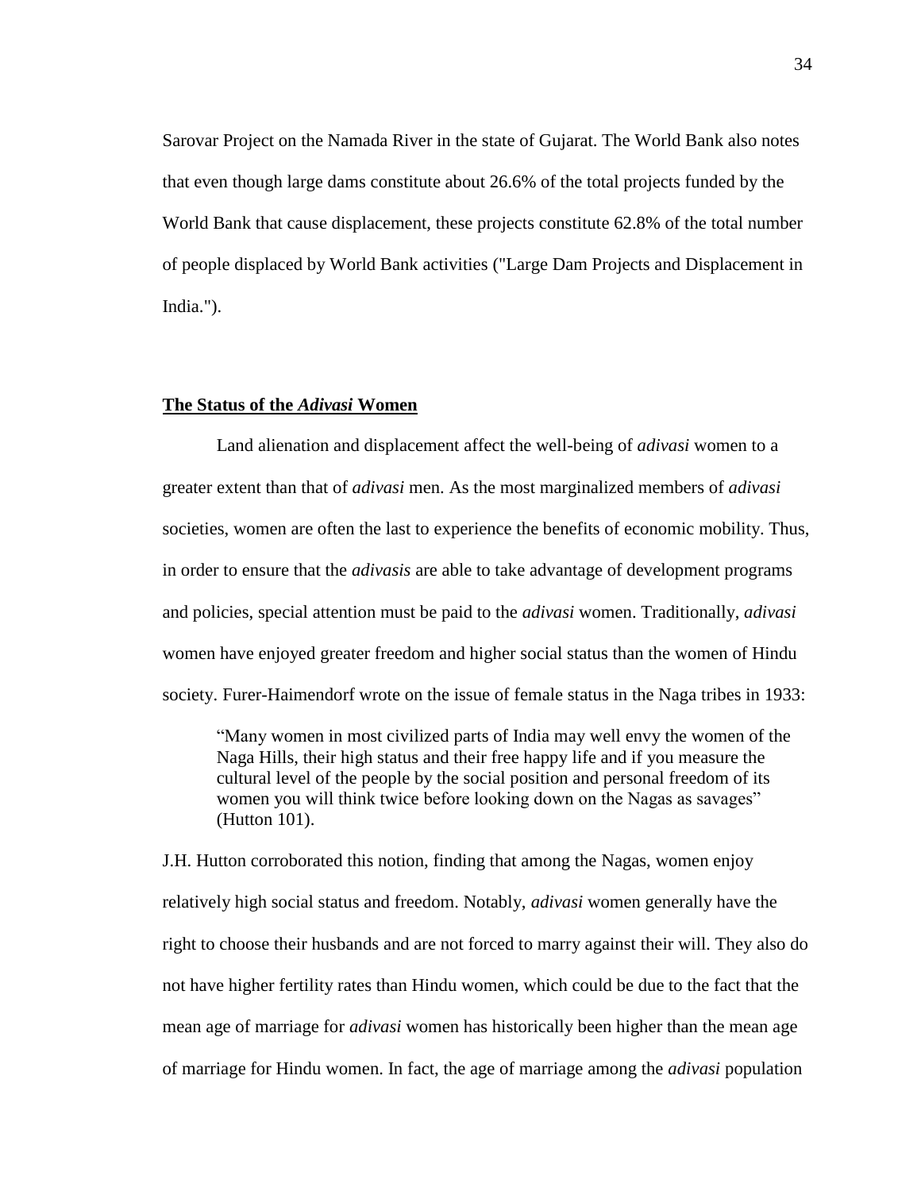Sarovar Project on the Namada River in the state of Gujarat. The World Bank also notes that even though large dams constitute about 26.6% of the total projects funded by the World Bank that cause displacement, these projects constitute 62.8% of the total number of people displaced by World Bank activities ("Large Dam Projects and Displacement in India.").

## **The Status of the *Adivasi* Women**

Land alienation and displacement affect the well-being of *adivasi* women to a greater extent than that of *adivasi* men. As the most marginalized members of *adivasi* societies, women are often the last to experience the benefits of economic mobility. Thus, in order to ensure that the *adivasis* are able to take advantage of development programs and policies, special attention must be paid to the *adivasi* women. Traditionally, *adivasi* women have enjoyed greater freedom and higher social status than the women of Hindu society. Furer-Haimendorf wrote on the issue of female status in the Naga tribes in 1933:

> "Many women in most civilized parts of India may well envy the women of the Naga Hills, their high status and their free happy life and if you measure the cultural level of the people by the social position and personal freedom of its women you will think twice before looking down on the Nagas as savages" (Hutton 101).

J.H. Hutton corroborated this notion, finding that among the Nagas, women enjoy relatively high social status and freedom. Notably, *adivasi* women generally have the right to choose their husbands and are not forced to marry against their will. They also do not have higher fertility rates than Hindu women, which could be due to the fact that the mean age of marriage for *adivasi* women has historically been higher than the mean age of marriage for Hindu women. In fact, the age of marriage among the *adivasi* population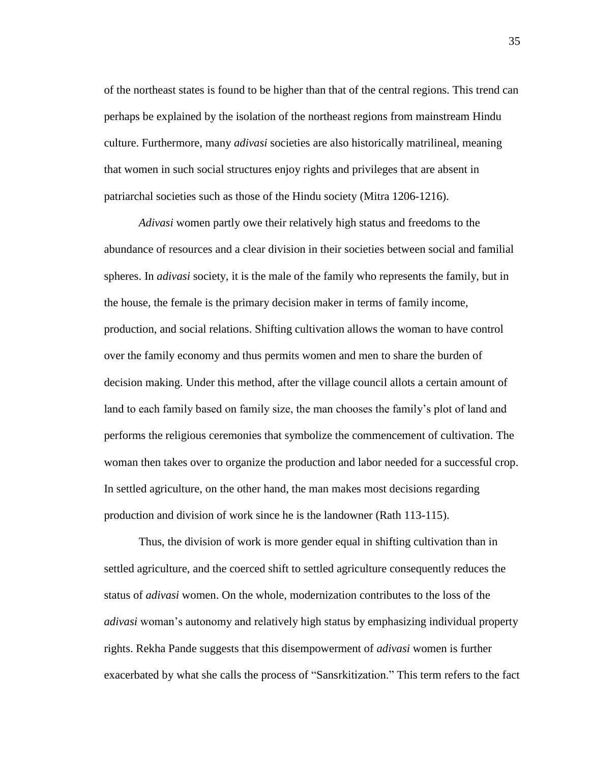of the northeast states is found to be higher than that of the central regions. This trend can perhaps be explained by the isolation of the northeast regions from mainstream Hindu culture. Furthermore, many *adivasi* societies are also historically matrilineal, meaning that women in such social structures enjoy rights and privileges that are absent in patriarchal societies such as those of the Hindu society (Mitra 1206-1216).

*Adivasi* women partly owe their relatively high status and freedoms to the abundance of resources and a clear division in their societies between social and familial spheres. In *adivasi* society, it is the male of the family who represents the family, but in the house, the female is the primary decision maker in terms of family income, production, and social relations. Shifting cultivation allows the woman to have control over the family economy and thus permits women and men to share the burden of decision making. Under this method, after the village council allots a certain amount of land to each family based on family size, the man chooses the family's plot of land and performs the religious ceremonies that symbolize the commencement of cultivation. The woman then takes over to organize the production and labor needed for a successful crop. In settled agriculture, on the other hand, the man makes most decisions regarding production and division of work since he is the landowner (Rath 113-115).

Thus, the division of work is more gender equal in shifting cultivation than in settled agriculture, and the coerced shift to settled agriculture consequently reduces the status of *adivasi* women. On the whole, modernization contributes to the loss of the *adivasi* woman's autonomy and relatively high status by emphasizing individual property rights. Rekha Pande suggests that this disempowerment of *adivasi* women is further exacerbated by what she calls the process of "Sansrkitization." This term refers to the fact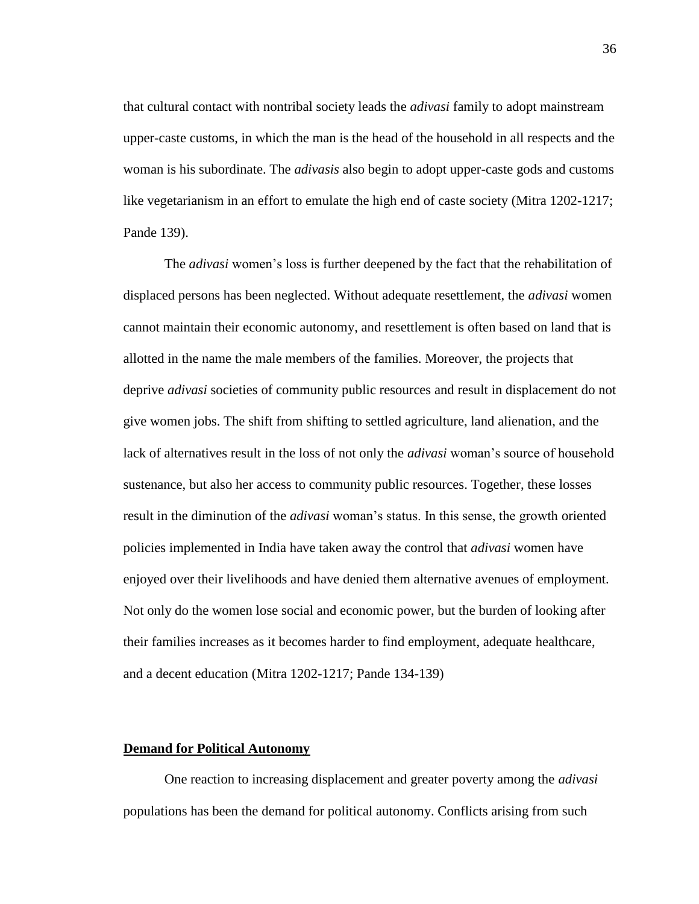that cultural contact with nontribal society leads the *adivasi* family to adopt mainstream upper-caste customs, in which the man is the head of the household in all respects and the woman is his subordinate. The *adivasis* also begin to adopt upper-caste gods and customs like vegetarianism in an effort to emulate the high end of caste society (Mitra 1202-1217; Pande 139).

The *adivasi* women's loss is further deepened by the fact that the rehabilitation of displaced persons has been neglected. Without adequate resettlement, the *adivasi* women cannot maintain their economic autonomy, and resettlement is often based on land that is allotted in the name the male members of the families. Moreover, the projects that deprive *adivasi* societies of community public resources and result in displacement do not give women jobs. The shift from shifting to settled agriculture, land alienation, and the lack of alternatives result in the loss of not only the *adivasi* woman's source of household sustenance, but also her access to community public resources. Together, these losses result in the diminution of the *adivasi* woman's status. In this sense, the growth oriented policies implemented in India have taken away the control that *adivasi* women have enjoyed over their livelihoods and have denied them alternative avenues of employment. Not only do the women lose social and economic power, but the burden of looking after their families increases as it becomes harder to find employment, adequate healthcare, and a decent education (Mitra 1202-1217; Pande 134-139)

## **Demand for Political Autonomy**

One reaction to increasing displacement and greater poverty among the *adivasi* populations has been the demand for political autonomy. Conflicts arising from such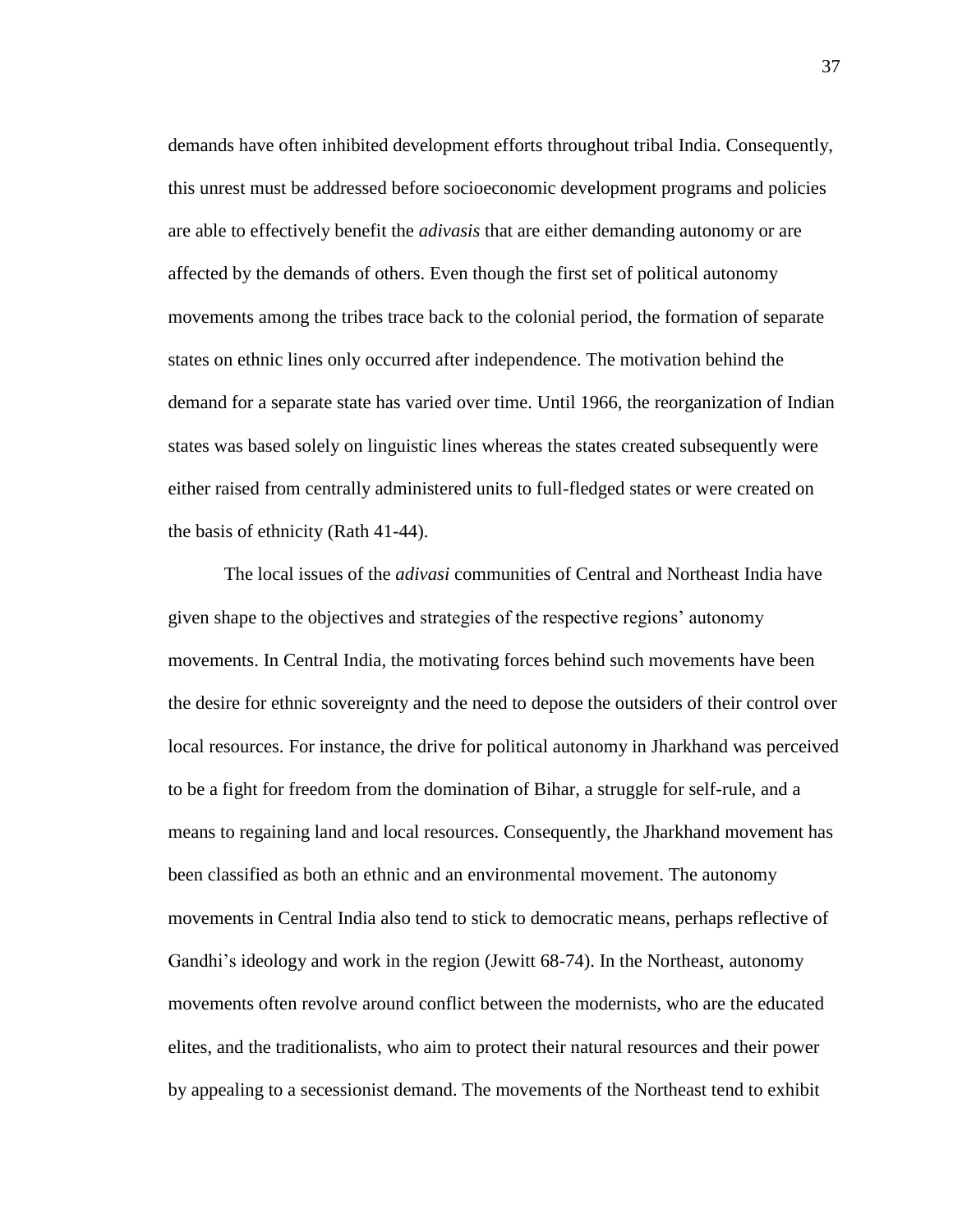demands have often inhibited development efforts throughout tribal India. Consequently, this unrest must be addressed before socioeconomic development programs and policies are able to effectively benefit the *adivasis* that are either demanding autonomy or are affected by the demands of others. Even though the first set of political autonomy movements among the tribes trace back to the colonial period, the formation of separate states on ethnic lines only occurred after independence. The motivation behind the demand for a separate state has varied over time. Until 1966, the reorganization of Indian states was based solely on linguistic lines whereas the states created subsequently were either raised from centrally administered units to full-fledged states or were created on the basis of ethnicity (Rath 41-44).

The local issues of the *adivasi* communities of Central and Northeast India have given shape to the objectives and strategies of the respective regions' autonomy movements. In Central India, the motivating forces behind such movements have been the desire for ethnic sovereignty and the need to depose the outsiders of their control over local resources. For instance, the drive for political autonomy in Jharkhand was perceived to be a fight for freedom from the domination of Bihar, a struggle for self-rule, and a means to regaining land and local resources. Consequently, the Jharkhand movement has been classified as both an ethnic and an environmental movement. The autonomy movements in Central India also tend to stick to democratic means, perhaps reflective of Gandhi's ideology and work in the region (Jewitt 68-74). In the Northeast, autonomy movements often revolve around conflict between the modernists, who are the educated elites, and the traditionalists, who aim to protect their natural resources and their power by appealing to a secessionist demand. The movements of the Northeast tend to exhibit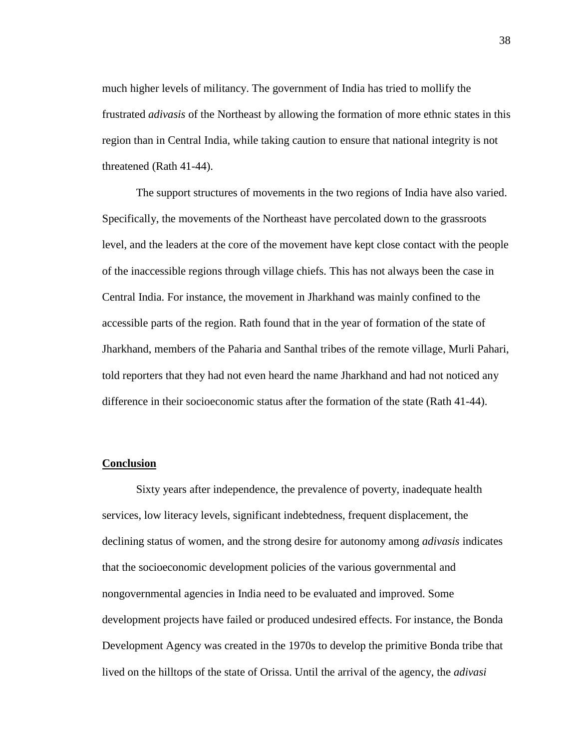much higher levels of militancy. The government of India has tried to mollify the frustrated *adivasis* of the Northeast by allowing the formation of more ethnic states in this region than in Central India, while taking caution to ensure that national integrity is not threatened (Rath 41-44).

The support structures of movements in the two regions of India have also varied. Specifically, the movements of the Northeast have percolated down to the grassroots level, and the leaders at the core of the movement have kept close contact with the people of the inaccessible regions through village chiefs. This has not always been the case in Central India. For instance, the movement in Jharkhand was mainly confined to the accessible parts of the region. Rath found that in the year of formation of the state of Jharkhand, members of the Paharia and Santhal tribes of the remote village, Murli Pahari, told reporters that they had not even heard the name Jharkhand and had not noticed any difference in their socioeconomic status after the formation of the state (Rath 41-44).

## Conclusion

Sixty years after independence, the prevalence of poverty, inadequate health services, low literacy levels, significant indebtedness, frequent displacement, the declining status of women, and the strong desire for autonomy among *adivasis* indicates that the socioeconomic development policies of the various governmental and nongovernmental agencies in India need to be evaluated and improved. Some development projects have failed or produced undesired effects. For instance, the Bonda Development Agency was created in the 1970s to develop the primitive Bonda tribe that lived on the hilltops of the state of Orissa. Until the arrival of the agency, the *adivasi*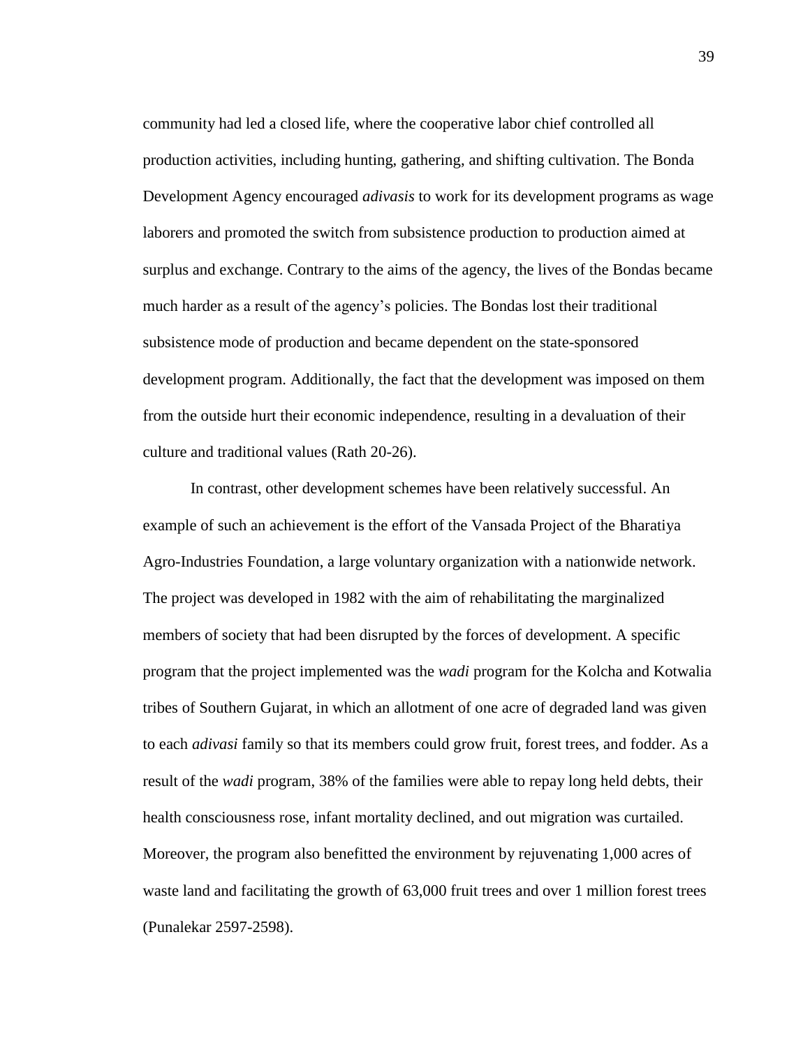community had led a closed life, where the cooperative labor chief controlled all production activities, including hunting, gathering, and shifting cultivation. The Bonda Development Agency encouraged *adivasis* to work for its development programs as wage laborers and promoted the switch from subsistence production to production aimed at surplus and exchange. Contrary to the aims of the agency, the lives of the Bondas became much harder as a result of the agency's policies. The Bondas lost their traditional subsistence mode of production and became dependent on the state-sponsored development program. Additionally, the fact that the development was imposed on them from the outside hurt their economic independence, resulting in a devaluation of their culture and traditional values (Rath 20-26).

In contrast, other development schemes have been relatively successful. An example of such an achievement is the effort of the Vansada Project of the Bharatiya Agro-Industries Foundation, a large voluntary organization with a nationwide network. The project was developed in 1982 with the aim of rehabilitating the marginalized members of society that had been disrupted by the forces of development. A specific program that the project implemented was the *wadi* program for the Kolcha and Kotwalia tribes of Southern Gujarat, in which an allotment of one acre of degraded land was given to each *adivasi* family so that its members could grow fruit, forest trees, and fodder. As a result of the *wadi* program, 38% of the families were able to repay long held debts, their health consciousness rose, infant mortality declined, and out migration was curtailed. Moreover, the program also benefitted the environment by rejuvenating 1,000 acres of waste land and facilitating the growth of 63,000 fruit trees and over 1 million forest trees (Punalekar 2597-2598).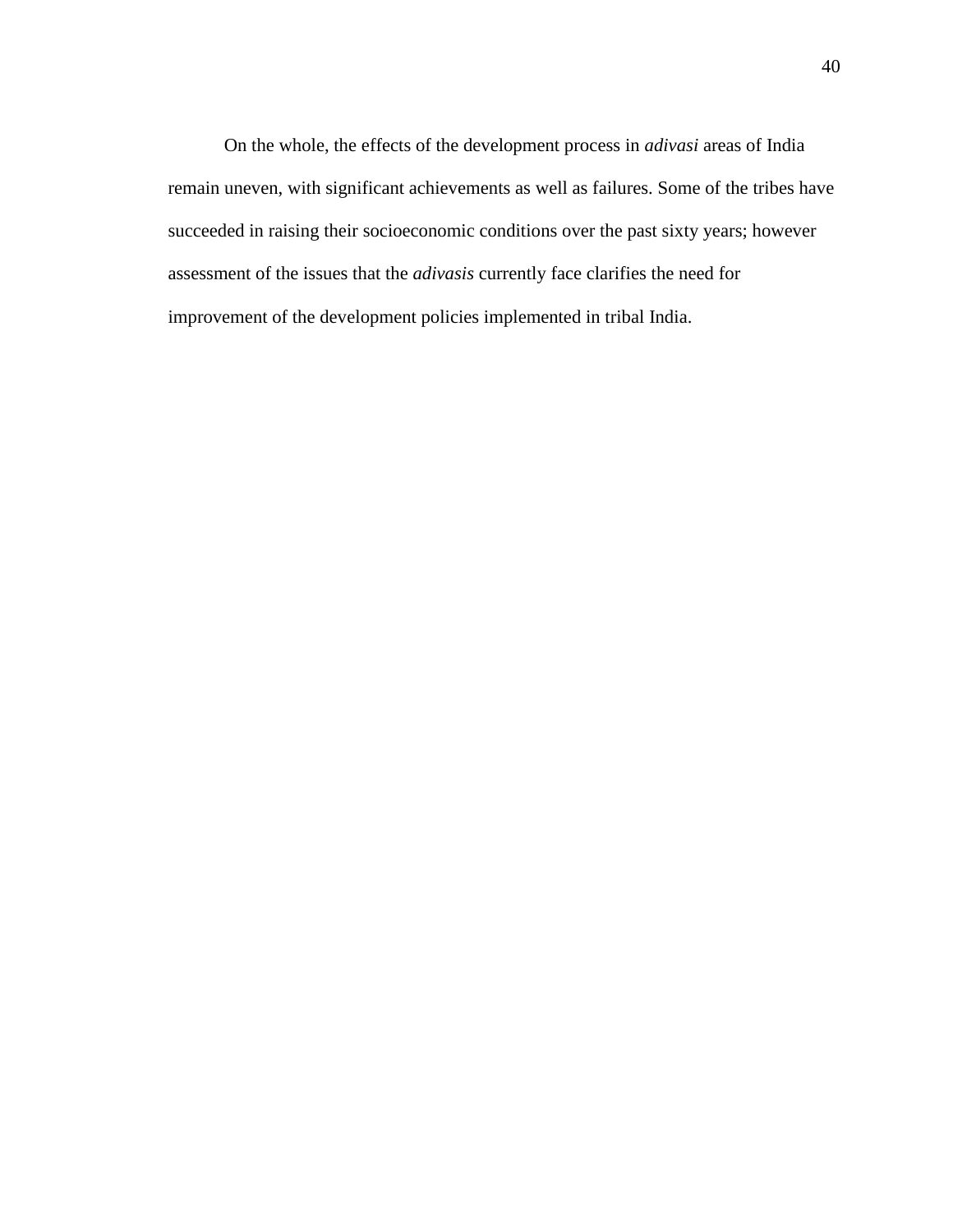On the whole, the effects of the development process in *adivasi* areas of India remain uneven, with significant achievements as well as failures. Some of the tribes have succeeded in raising their socioeconomic conditions over the past sixty years; however assessment of the issues that the *adivasis* currently face clarifies the need for improvement of the development policies implemented in tribal India.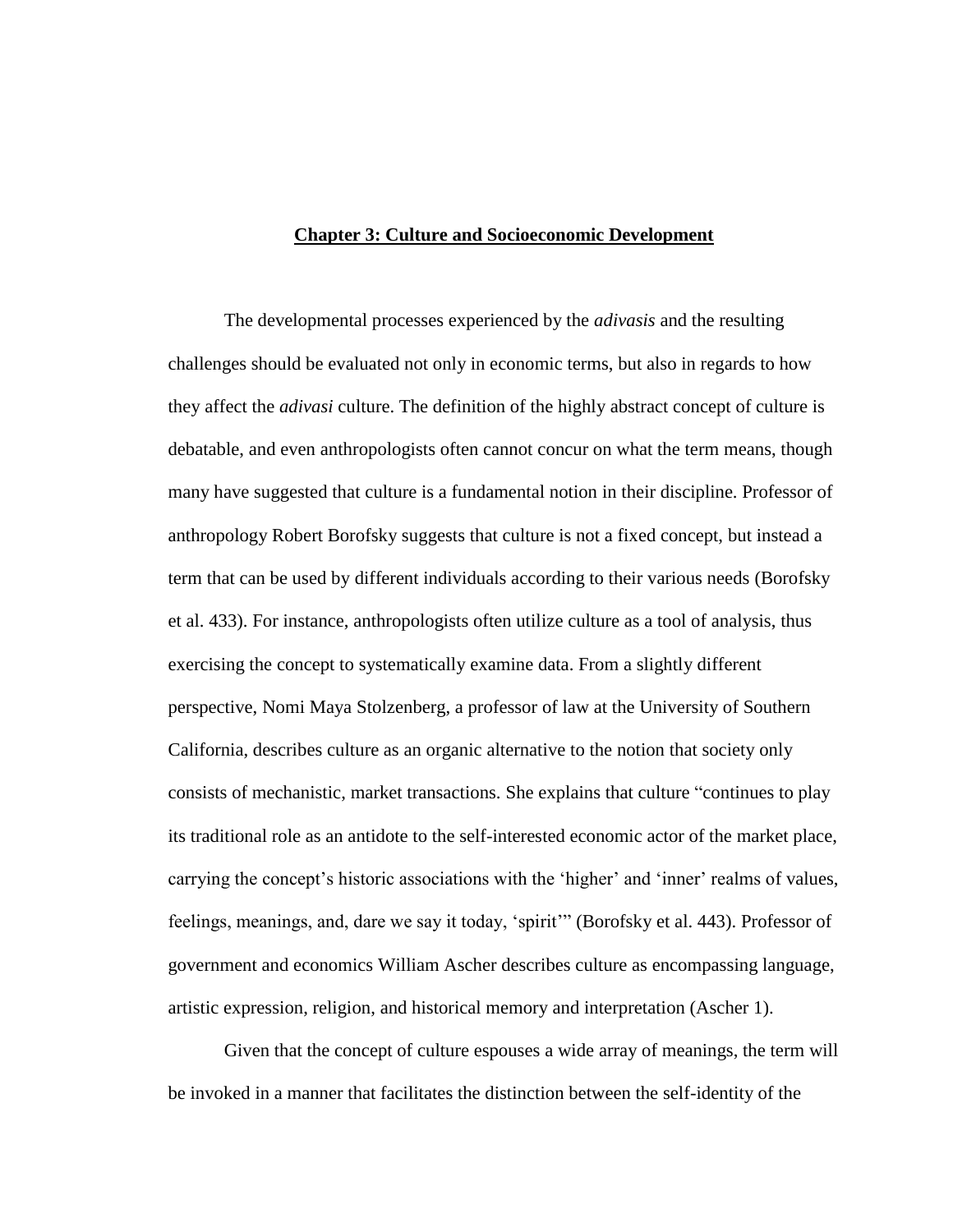## **Chapter 3: Culture and Socioeconomic Development**

The developmental processes experienced by the *adivasis* and the resulting challenges should be evaluated not only in economic terms, but also in regards to how they affect the *adivasi* culture. The definition of the highly abstract concept of culture is debatable, and even anthropologists often cannot concur on what the term means, though many have suggested that culture is a fundamental notion in their discipline. Professor of anthropology Robert Borofsky suggests that culture is not a fixed concept, but instead a term that can be used by different individuals according to their various needs (Borofsky et al. 433). For instance, anthropologists often utilize culture as a tool of analysis, thus exercising the concept to systematically examine data. From a slightly different perspective, Nomi Maya Stolzenberg, a professor of law at the University of Southern California, describes culture as an organic alternative to the notion that society only consists of mechanistic, market transactions. She explains that culture "continues to play its traditional role as an antidote to the self-interested economic actor of the market place, carrying the concept's historic associations with the 'higher' and 'inner' realms of values, feelings, meanings, and, dare we say it today, 'spirit'" (Borofsky et al. 443). Professor of government and economics William Ascher describes culture as encompassing language, artistic expression, religion, and historical memory and interpretation (Ascher 1).

Given that the concept of culture espouses a wide array of meanings, the term will be invoked in a manner that facilitates the distinction between the self-identity of the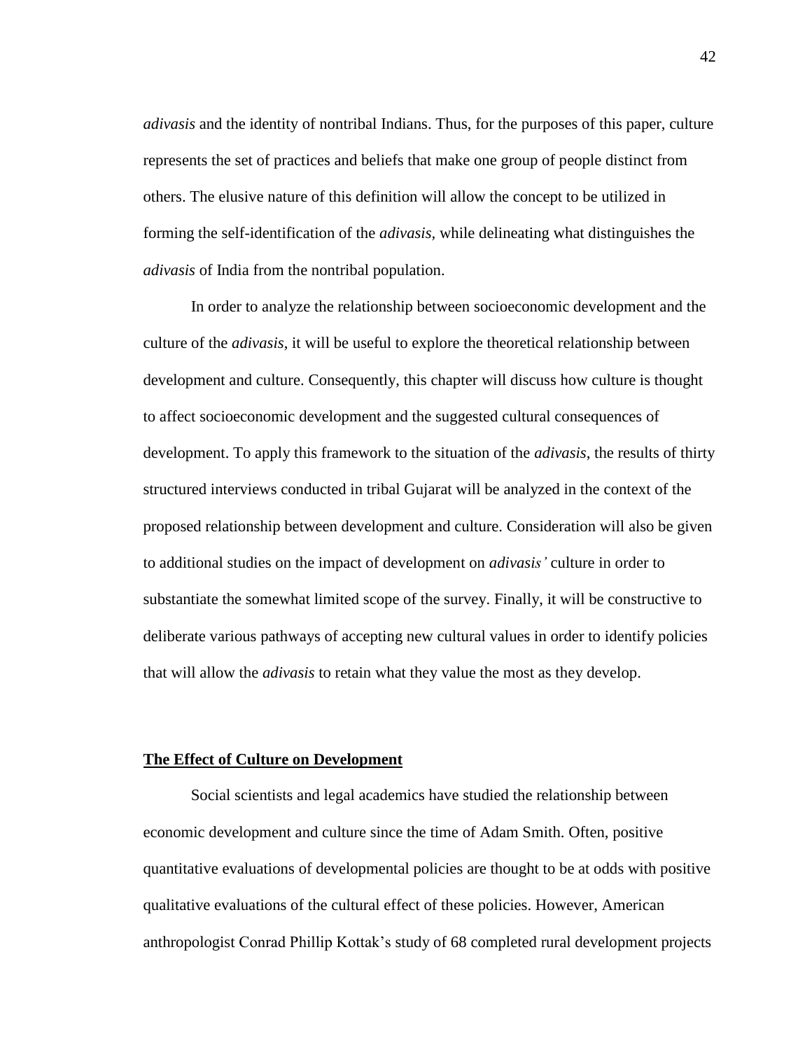*adivasis* and the identity of nontribal Indians. Thus, for the purposes of this paper, culture represents the set of practices and beliefs that make one group of people distinct from others. The elusive nature of this definition will allow the concept to be utilized in forming the self-identification of the *adivasis,* while delineating what distinguishes the *adivasis* of India from the nontribal population.

In order to analyze the relationship between socioeconomic development and the culture of the *adivasis*, it will be useful to explore the theoretical relationship between development and culture. Consequently, this chapter will discuss how culture is thought to affect socioeconomic development and the suggested cultural consequences of development. To apply this framework to the situation of the *adivasis*, the results of thirty structured interviews conducted in tribal Gujarat will be analyzed in the context of the proposed relationship between development and culture. Consideration will also be given to additional studies on the impact of development on *adivasis'* culture in order to substantiate the somewhat limited scope of the survey. Finally, it will be constructive to deliberate various pathways of accepting new cultural values in order to identify policies that will allow the *adivasis* to retain what they value the most as they develop.

## **The Effect of Culture on Development**

Social scientists and legal academics have studied the relationship between economic development and culture since the time of Adam Smith. Often, positive quantitative evaluations of developmental policies are thought to be at odds with positive qualitative evaluations of the cultural effect of these policies. However, American anthropologist Conrad Phillip Kottak's study of 68 completed rural development projects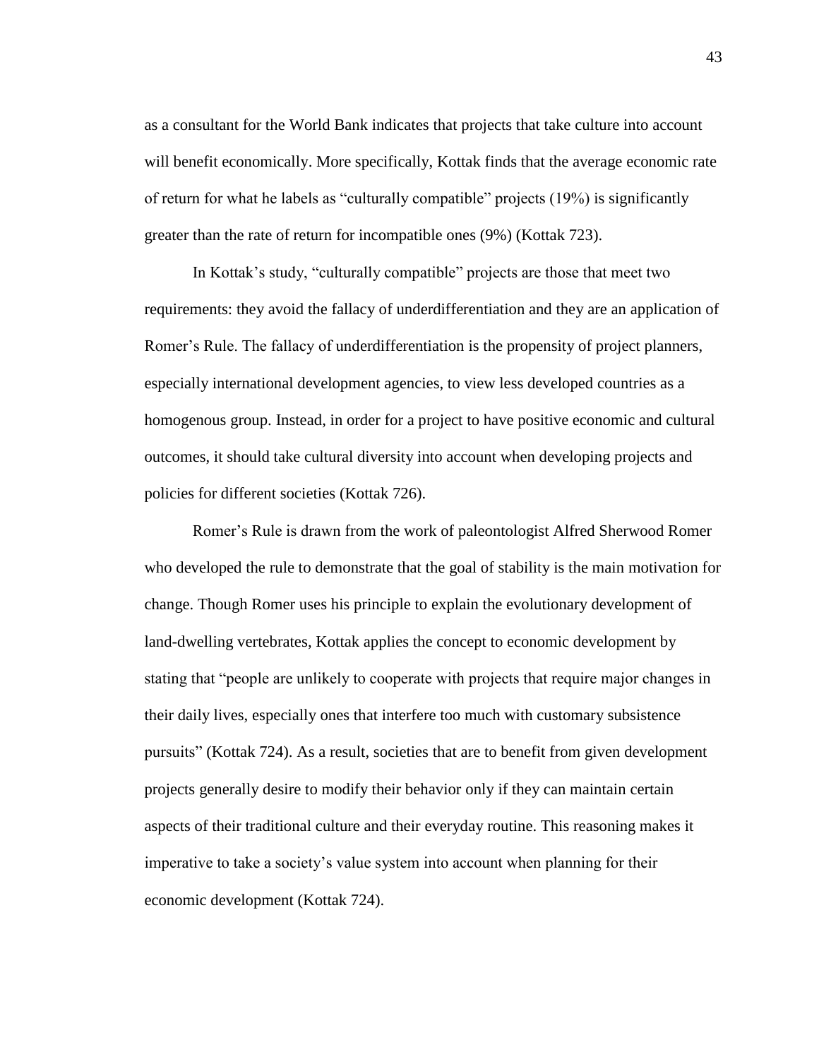as a consultant for the World Bank indicates that projects that take culture into account will benefit economically. More specifically, Kottak finds that the average economic rate of return for what he labels as "culturally compatible" projects (19%) is significantly greater than the rate of return for incompatible ones (9%) (Kottak 723).

In Kottak's study, "culturally compatible" projects are those that meet two requirements: they avoid the fallacy of underdifferentiation and they are an application of Romer's Rule. The fallacy of underdifferentiation is the propensity of project planners, especially international development agencies, to view less developed countries as a homogenous group. Instead, in order for a project to have positive economic and cultural outcomes, it should take cultural diversity into account when developing projects and policies for different societies (Kottak 726).

Romer's Rule is drawn from the work of paleontologist Alfred Sherwood Romer who developed the rule to demonstrate that the goal of stability is the main motivation for change. Though Romer uses his principle to explain the evolutionary development of land-dwelling vertebrates, Kottak applies the concept to economic development by stating that "people are unlikely to cooperate with projects that require major changes in their daily lives, especially ones that interfere too much with customary subsistence pursuits" (Kottak 724). As a result, societies that are to benefit from given development projects generally desire to modify their behavior only if they can maintain certain aspects of their traditional culture and their everyday routine. This reasoning makes it imperative to take a society's value system into account when planning for their economic development (Kottak 724).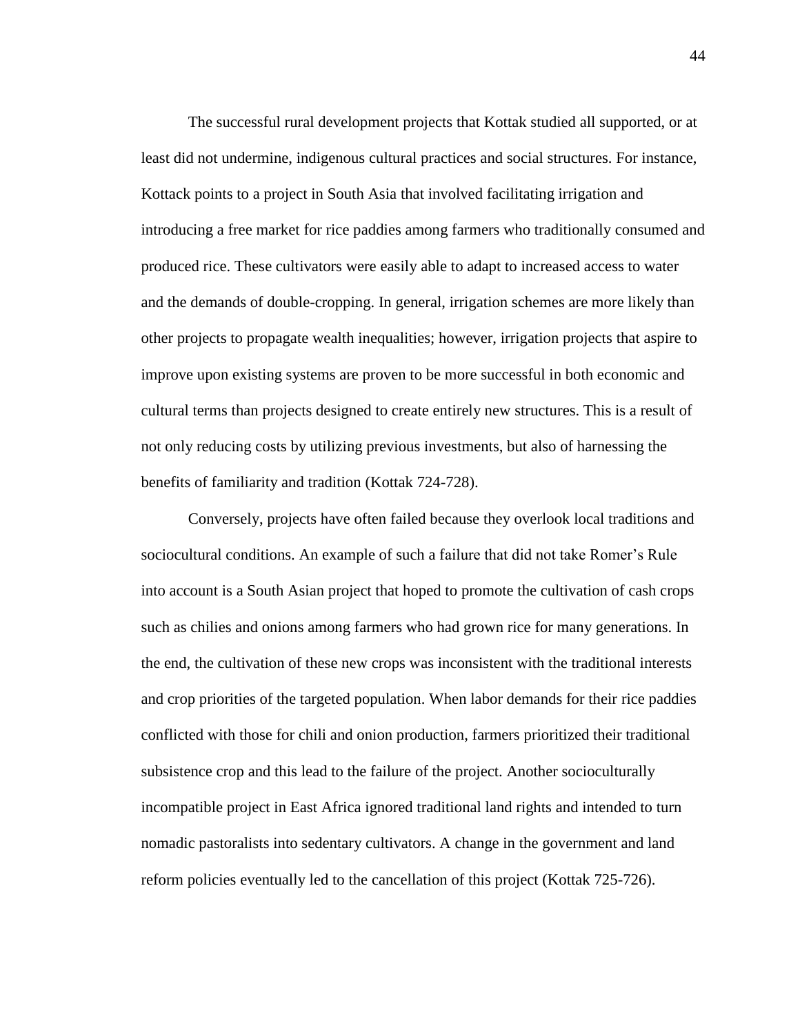The successful rural development projects that Kottak studied all supported, or at least did not undermine, indigenous cultural practices and social structures. For instance, Kottack points to a project in South Asia that involved facilitating irrigation and introducing a free market for rice paddies among farmers who traditionally consumed and produced rice. These cultivators were easily able to adapt to increased access to water and the demands of double-cropping. In general, irrigation schemes are more likely than other projects to propagate wealth inequalities; however, irrigation projects that aspire to improve upon existing systems are proven to be more successful in both economic and cultural terms than projects designed to create entirely new structures. This is a result of not only reducing costs by utilizing previous investments, but also of harnessing the benefits of familiarity and tradition (Kottak 724-728).

Conversely, projects have often failed because they overlook local traditions and sociocultural conditions. An example of such a failure that did not take Romer's Rule into account is a South Asian project that hoped to promote the cultivation of cash crops such as chilies and onions among farmers who had grown rice for many generations. In the end, the cultivation of these new crops was inconsistent with the traditional interests and crop priorities of the targeted population. When labor demands for their rice paddies conflicted with those for chili and onion production, farmers prioritized their traditional subsistence crop and this lead to the failure of the project. Another socioculturally incompatible project in East Africa ignored traditional land rights and intended to turn nomadic pastoralists into sedentary cultivators. A change in the government and land reform policies eventually led to the cancellation of this project (Kottak 725-726).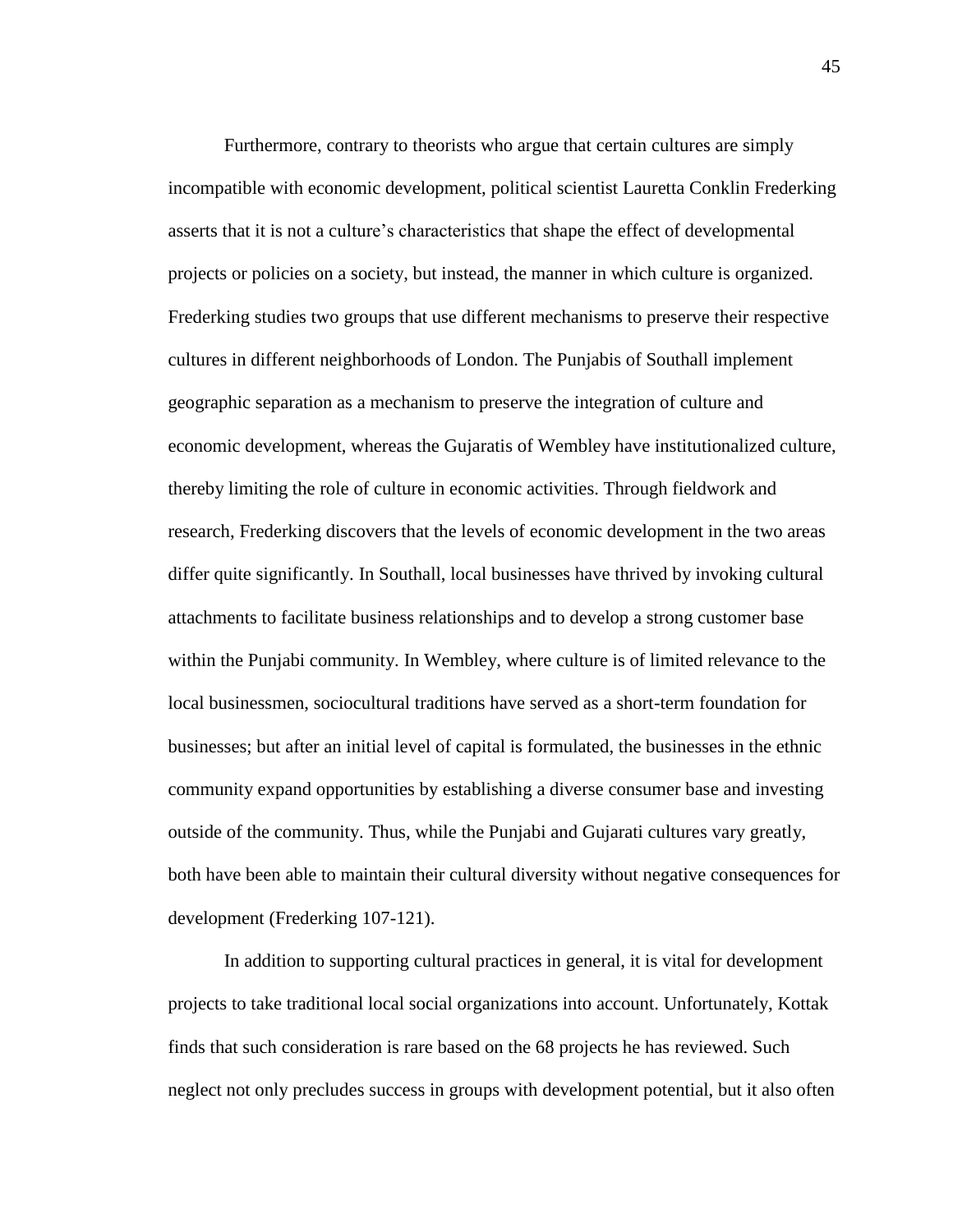Furthermore, contrary to theorists who argue that certain cultures are simply incompatible with economic development, political scientist Lauretta Conklin Frederking asserts that it is not a culture's characteristics that shape the effect of developmental projects or policies on a society, but instead, the manner in which culture is organized. Frederking studies two groups that use different mechanisms to preserve their respective cultures in different neighborhoods of London. The Punjabis of Southall implement geographic separation as a mechanism to preserve the integration of culture and economic development, whereas the Gujaratis of Wembley have institutionalized culture, thereby limiting the role of culture in economic activities. Through fieldwork and research, Frederking discovers that the levels of economic development in the two areas differ quite significantly. In Southall, local businesses have thrived by invoking cultural attachments to facilitate business relationships and to develop a strong customer base within the Punjabi community. In Wembley, where culture is of limited relevance to the local businessmen, sociocultural traditions have served as a short-term foundation for businesses; but after an initial level of capital is formulated, the businesses in the ethnic community expand opportunities by establishing a diverse consumer base and investing outside of the community. Thus, while the Punjabi and Gujarati cultures vary greatly, both have been able to maintain their cultural diversity without negative consequences for development (Frederking 107-121).

In addition to supporting cultural practices in general, it is vital for development projects to take traditional local social organizations into account. Unfortunately, Kottak finds that such consideration is rare based on the 68 projects he has reviewed. Such neglect not only precludes success in groups with development potential, but it also often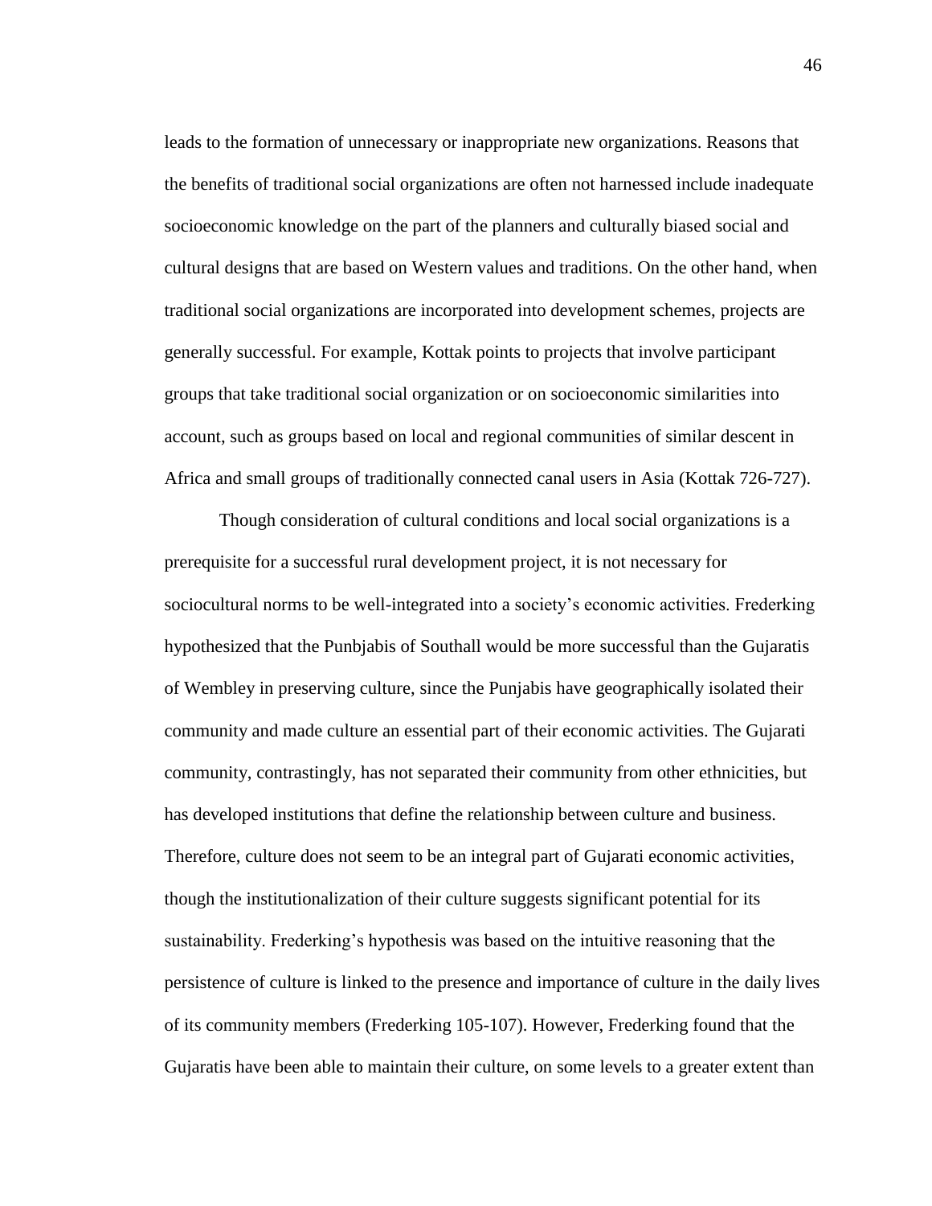leads to the formation of unnecessary or inappropriate new organizations. Reasons that the benefits of traditional social organizations are often not harnessed include inadequate socioeconomic knowledge on the part of the planners and culturally biased social and cultural designs that are based on Western values and traditions. On the other hand, when traditional social organizations are incorporated into development schemes, projects are generally successful. For example, Kottak points to projects that involve participant groups that take traditional social organization or on socioeconomic similarities into account, such as groups based on local and regional communities of similar descent in Africa and small groups of traditionally connected canal users in Asia (Kottak 726-727).

Though consideration of cultural conditions and local social organizations is a prerequisite for a successful rural development project, it is not necessary for sociocultural norms to be well-integrated into a society's economic activities. Frederking hypothesized that the Punbjabis of Southall would be more successful than the Gujaratis of Wembley in preserving culture, since the Punjabis have geographically isolated their community and made culture an essential part of their economic activities. The Gujarati community, contrastingly, has not separated their community from other ethnicities, but has developed institutions that define the relationship between culture and business. Therefore, culture does not seem to be an integral part of Gujarati economic activities, though the institutionalization of their culture suggests significant potential for its sustainability. Frederking's hypothesis was based on the intuitive reasoning that the persistence of culture is linked to the presence and importance of culture in the daily lives of its community members (Frederking 105-107). However, Frederking found that the Gujaratis have been able to maintain their culture, on some levels to a greater extent than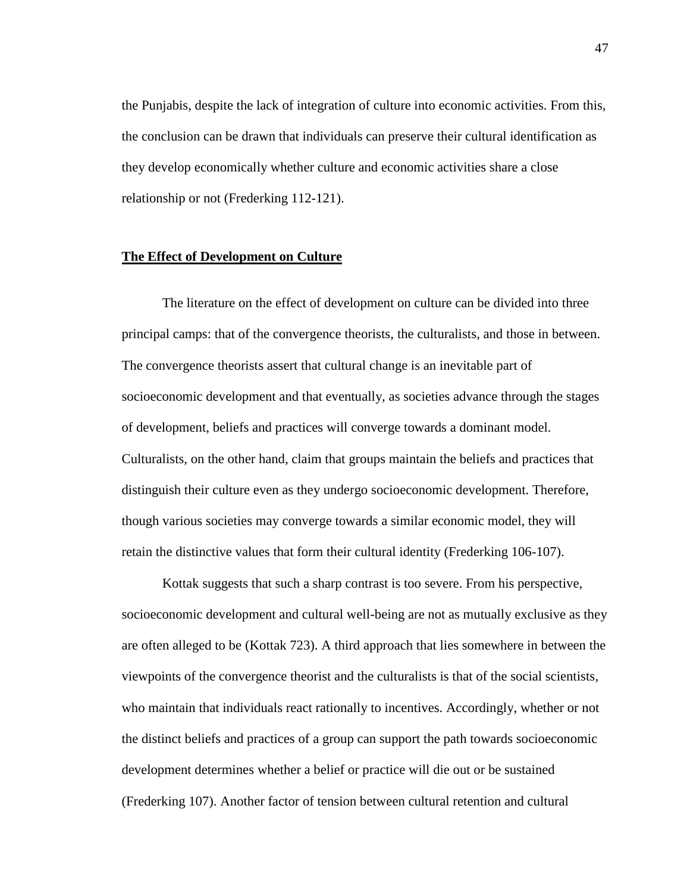the Punjabis, despite the lack of integration of culture into economic activities. From this, the conclusion can be drawn that individuals can preserve their cultural identification as they develop economically whether culture and economic activities share a close relationship or not (Frederking 112-121).

## **The Effect of Development on Culture**

The literature on the effect of development on culture can be divided into three principal camps: that of the convergence theorists, the culturalists, and those in between. The convergence theorists assert that cultural change is an inevitable part of socioeconomic development and that eventually, as societies advance through the stages of development, beliefs and practices will converge towards a dominant model. Culturalists, on the other hand, claim that groups maintain the beliefs and practices that distinguish their culture even as they undergo socioeconomic development. Therefore, though various societies may converge towards a similar economic model, they will retain the distinctive values that form their cultural identity (Frederking 106-107).

Kottak suggests that such a sharp contrast is too severe. From his perspective, socioeconomic development and cultural well-being are not as mutually exclusive as they are often alleged to be (Kottak 723). A third approach that lies somewhere in between the viewpoints of the convergence theorist and the culturalists is that of the social scientists, who maintain that individuals react rationally to incentives. Accordingly, whether or not the distinct beliefs and practices of a group can support the path towards socioeconomic development determines whether a belief or practice will die out or be sustained (Frederking 107). Another factor of tension between cultural retention and cultural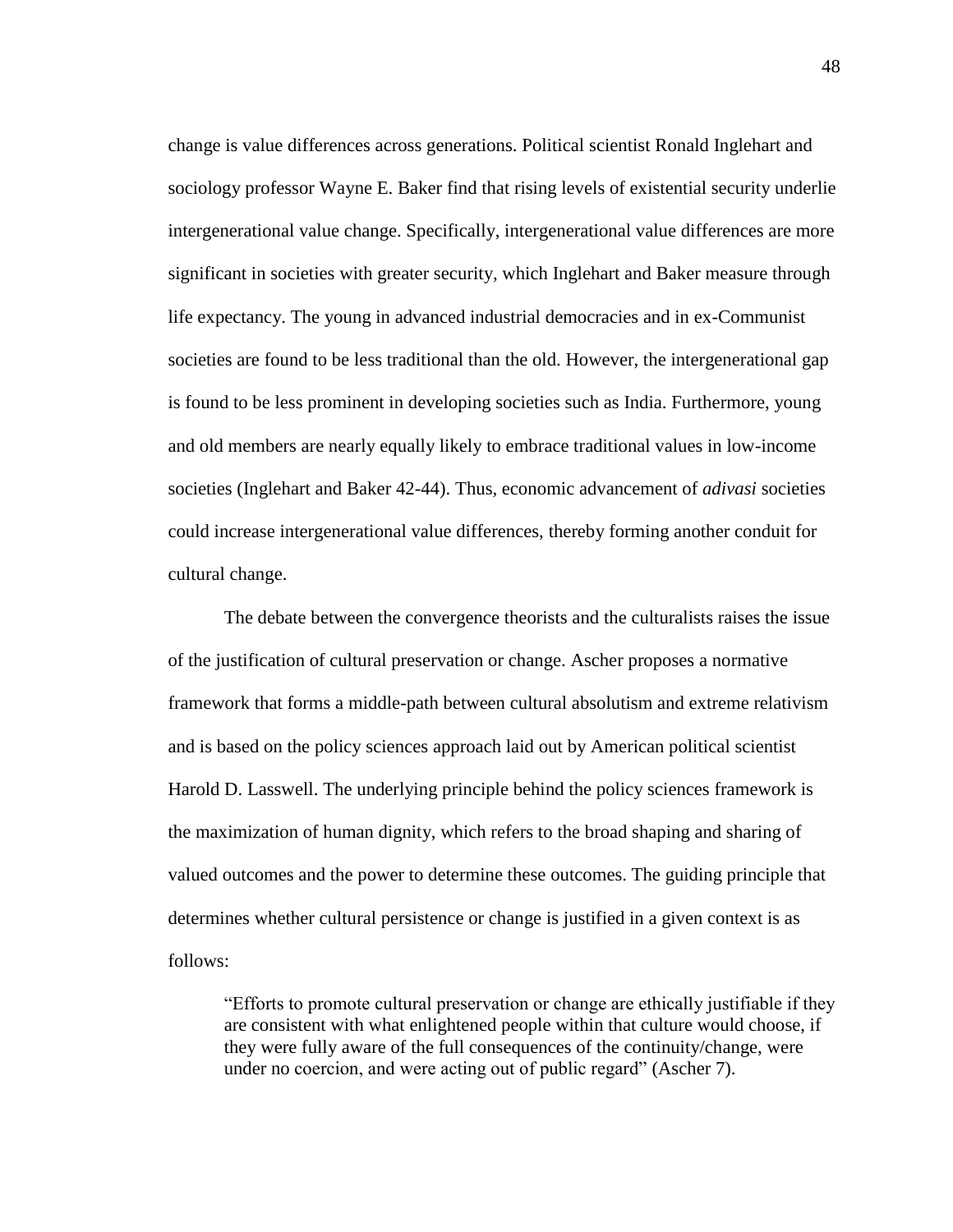change is value differences across generations. Political scientist Ronald Inglehart and sociology professor Wayne E. Baker find that rising levels of existential security underlie intergenerational value change. Specifically, intergenerational value differences are more significant in societies with greater security, which Inglehart and Baker measure through life expectancy. The young in advanced industrial democracies and in ex-Communist societies are found to be less traditional than the old. However, the intergenerational gap is found to be less prominent in developing societies such as India. Furthermore, young and old members are nearly equally likely to embrace traditional values in low-income societies (Inglehart and Baker 42-44). Thus, economic advancement of *adivasi* societies could increase intergenerational value differences, thereby forming another conduit for cultural change.

The debate between the convergence theorists and the culturalists raises the issue of the justification of cultural preservation or change. Ascher proposes a normative framework that forms a middle-path between cultural absolutism and extreme relativism and is based on the policy sciences approach laid out by American political scientist Harold D. Lasswell. The underlying principle behind the policy sciences framework is the maximization of human dignity, which refers to the broad shaping and sharing of valued outcomes and the power to determine these outcomes. The guiding principle that determines whether cultural persistence or change is justified in a given context is as follows:

> "Efforts to promote cultural preservation or change are ethically justifiable if they are consistent with what enlightened people within that culture would choose, if they were fully aware of the full consequences of the continuity/change, were under no coercion, and were acting out of public regard" (Ascher 7).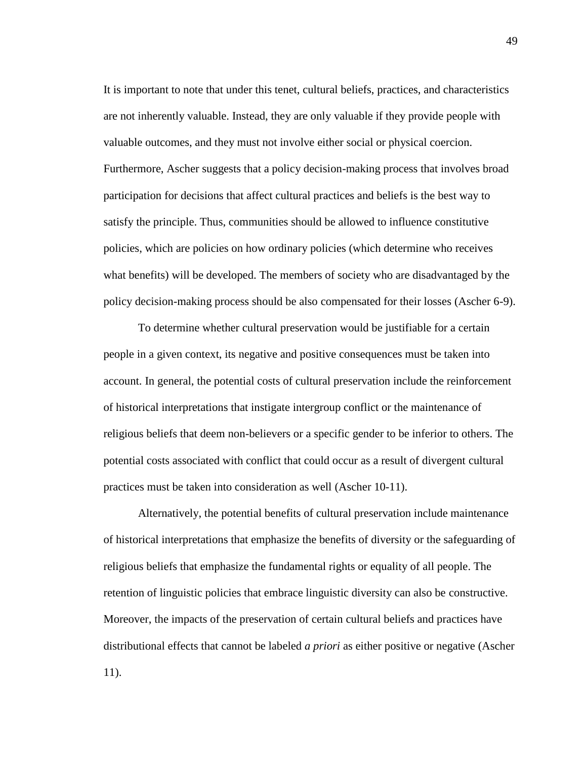It is important to note that under this tenet, cultural beliefs, practices, and characteristics are not inherently valuable. Instead, they are only valuable if they provide people with valuable outcomes, and they must not involve either social or physical coercion. Furthermore, Ascher suggests that a policy decision-making process that involves broad participation for decisions that affect cultural practices and beliefs is the best way to satisfy the principle. Thus, communities should be allowed to influence constitutive policies, which are policies on how ordinary policies (which determine who receives what benefits) will be developed. The members of society who are disadvantaged by the policy decision-making process should be also compensated for their losses (Ascher 6-9).

To determine whether cultural preservation would be justifiable for a certain people in a given context, its negative and positive consequences must be taken into account. In general, the potential costs of cultural preservation include the reinforcement of historical interpretations that instigate intergroup conflict or the maintenance of religious beliefs that deem non-believers or a specific gender to be inferior to others. The potential costs associated with conflict that could occur as a result of divergent cultural practices must be taken into consideration as well (Ascher 10-11).

Alternatively, the potential benefits of cultural preservation include maintenance of historical interpretations that emphasize the benefits of diversity or the safeguarding of religious beliefs that emphasize the fundamental rights or equality of all people. The retention of linguistic policies that embrace linguistic diversity can also be constructive. Moreover, the impacts of the preservation of certain cultural beliefs and practices have distributional effects that cannot be labeled *a priori* as either positive or negative (Ascher 11).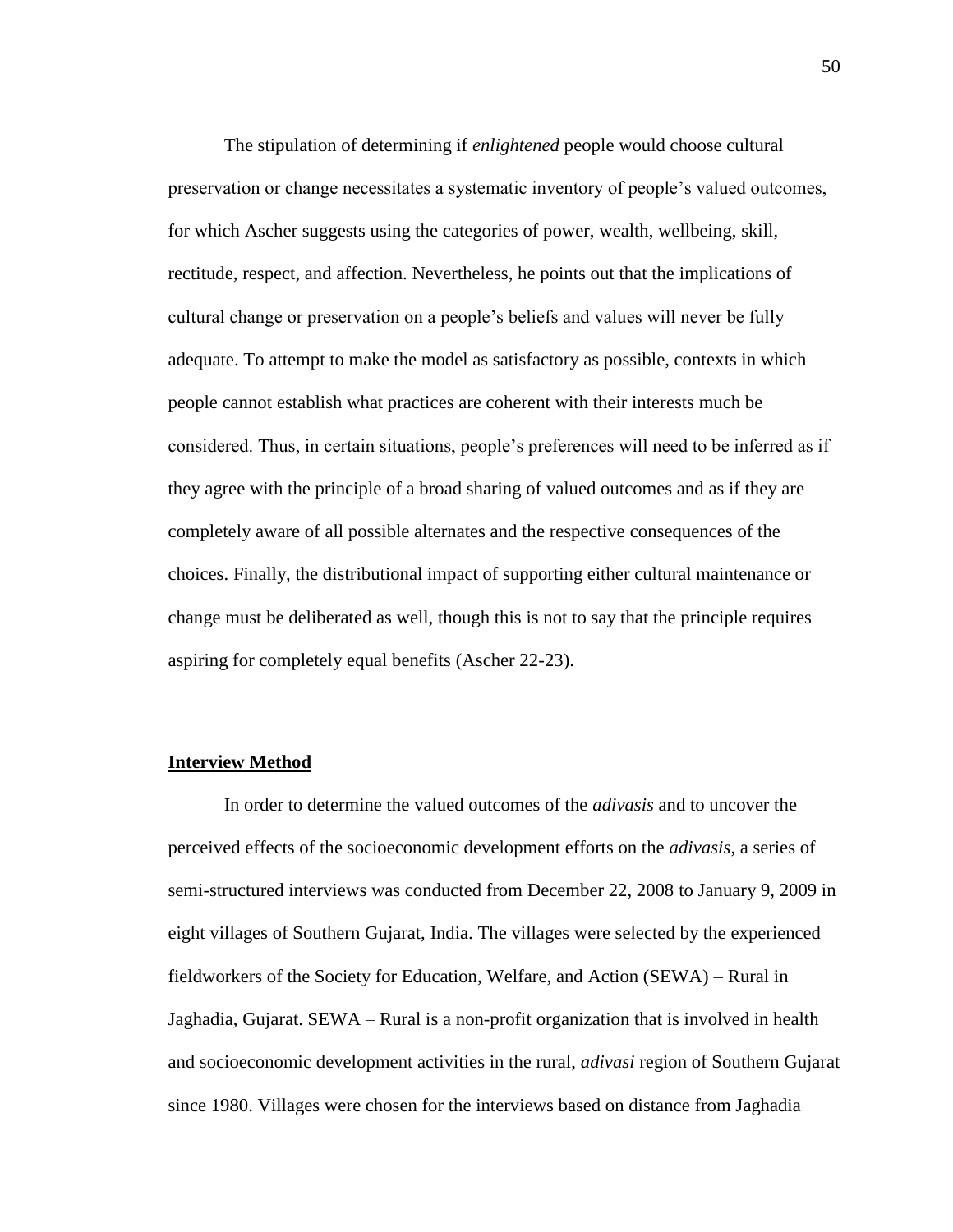The stipulation of determining if *enlightened* people would choose cultural preservation or change necessitates a systematic inventory of people's valued outcomes, for which Ascher suggests using the categories of power, wealth, wellbeing, skill, rectitude, respect, and affection. Nevertheless, he points out that the implications of cultural change or preservation on a people's beliefs and values will never be fully adequate. To attempt to make the model as satisfactory as possible, contexts in which people cannot establish what practices are coherent with their interests much be considered. Thus, in certain situations, people's preferences will need to be inferred as if they agree with the principle of a broad sharing of valued outcomes and as if they are completely aware of all possible alternates and the respective consequences of the choices. Finally, the distributional impact of supporting either cultural maintenance or change must be deliberated as well, though this is not to say that the principle requires aspiring for completely equal benefits (Ascher 22-23).

**<u>Interview Method</u>**

In order to determine the valued outcomes of the *adivasis* and to uncover the perceived effects of the socioeconomic development efforts on the *adivasis*, a series of semi-structured interviews was conducted from December 22, 2008 to January 9, 2009 in eight villages of Southern Gujarat, India. The villages were selected by the experienced fieldworkers of the Society for Education, Welfare, and Action (SEWA) – Rural in Jaghadia, Gujarat. SEWA – Rural is a non-profit organization that is involved in health and socioeconomic development activities in the rural, *adivasi* region of Southern Gujarat since 1980. Villages were chosen for the interviews based on distance from Jaghadia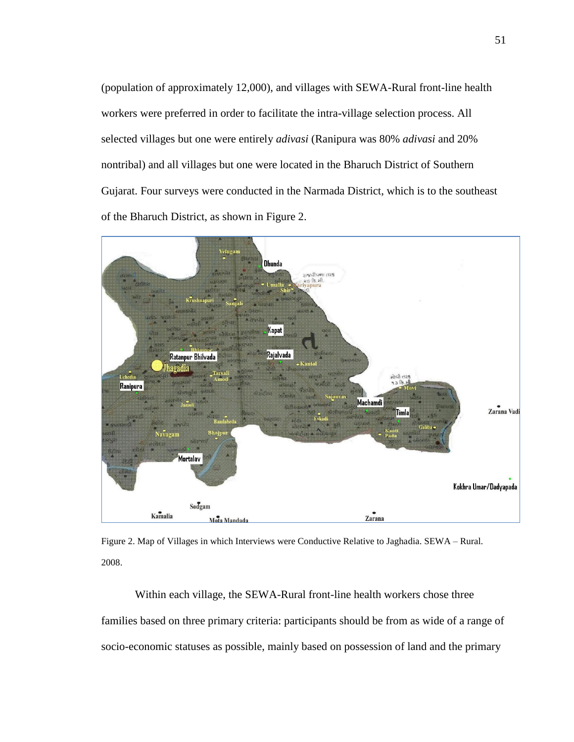(population of approximately 12,000), and villages with SEWA-Rural front-line health workers were preferred in order to facilitate the intra-village selection process. All selected villages but one were entirely *adivasi* (Ranipura was 80% *adivasi* and 20% nontribal) and all villages but one were located in the Bharuch District of Southern Gujarat. Four surveys were conducted in the Narmada District, which is to the southeast of the Bharuch District, as shown in Figure 2.

Figure 2. Map of Villages in which Interviews were Conductive Relative to Jaghadia. SEWA – Rural. 2008.

Within each village, the SEWA-Rural front-line health workers chose three families based on three primary criteria: participants should be from as wide of a range of socio-economic statuses as possible, mainly based on possession of land and the primary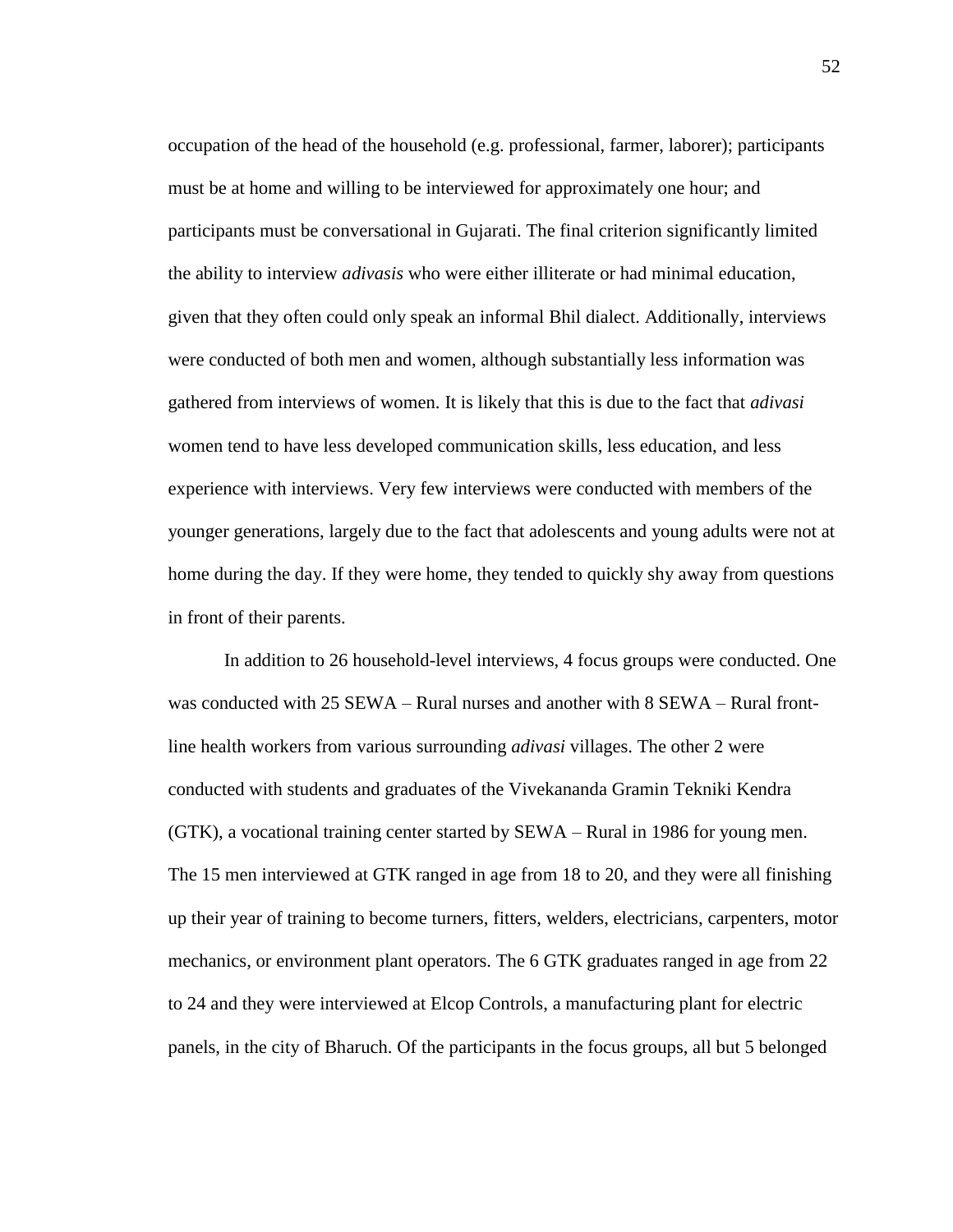occupation of the head of the household (e.g. professional, farmer, laborer); participants must be at home and willing to be interviewed for approximately one hour; and participants must be conversational in Gujarati. The final criterion significantly limited the ability to interview *adivasis* who were either illiterate or had minimal education, given that they often could only speak an informal Bhil dialect. Additionally, interviews were conducted of both men and women, although substantially less information was gathered from interviews of women. It is likely that this is due to the fact that *adivasi* women tend to have less developed communication skills, less education, and less experience with interviews. Very few interviews were conducted with members of the younger generations, largely due to the fact that adolescents and young adults were not at home during the day. If they were home, they tended to quickly shy away from questions in front of their parents.

In addition to 26 household-level interviews, 4 focus groups were conducted. One was conducted with 25 SEWA – Rural nurses and another with 8 SEWA – Rural front-line health workers from various surrounding *adivasi* villages. The other 2 were conducted with students and graduates of the Vivekananda Gramin Tekniki Kendra (GTK), a vocational training center started by SEWA – Rural in 1986 for young men. The 15 men interviewed at GTK ranged in age from 18 to 20, and they were all finishing up their year of training to become turners, fitters, welders, electricians, carpenters, motor mechanics, or environment plant operators. The 6 GTK graduates ranged in age from 22 to 24 and they were interviewed at Elcop Controls, a manufacturing plant for electric panels, in the city of Bharuch. Of the participants in the focus groups, all but 5 belonged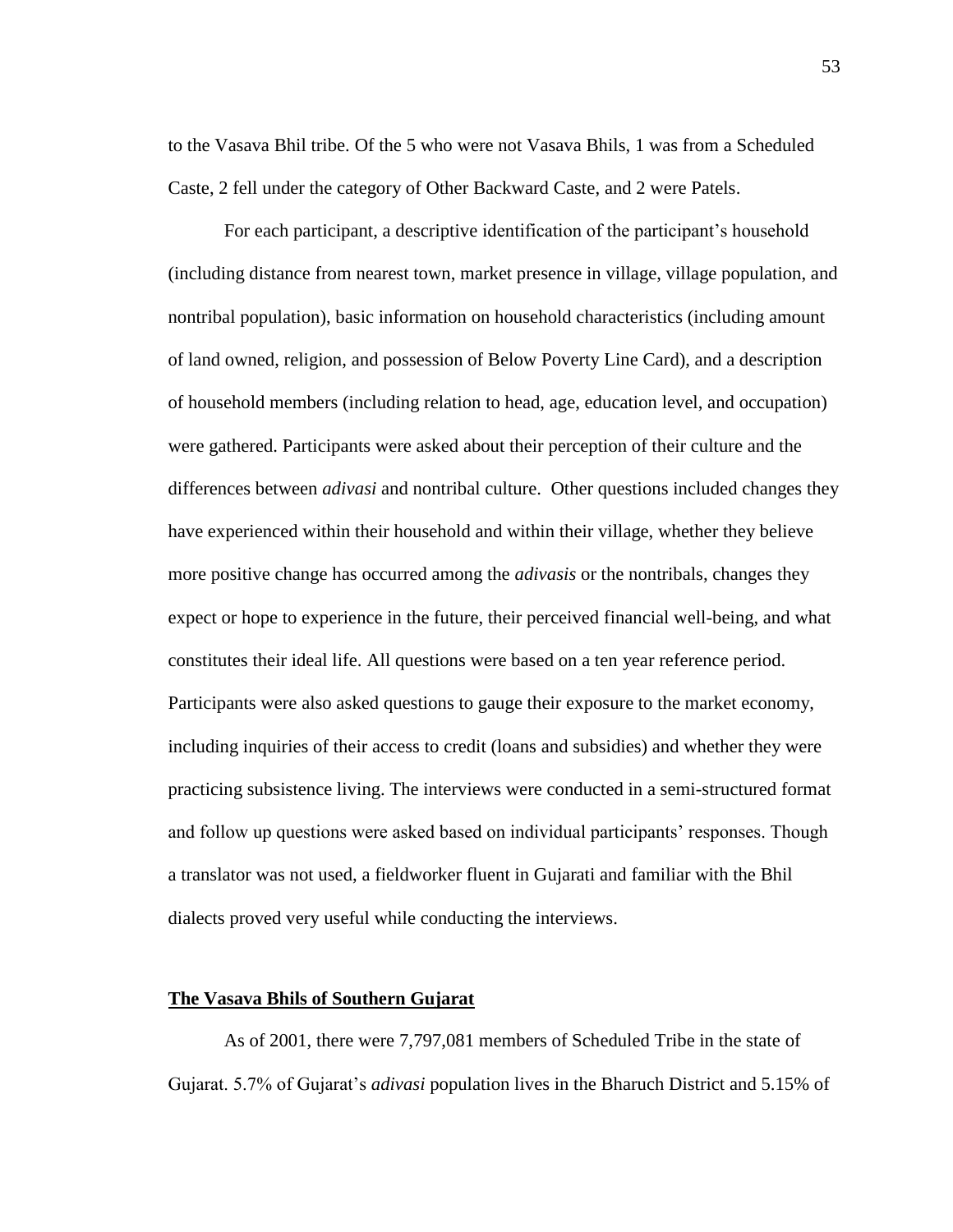to the Vasava Bhil tribe. Of the 5 who were not Vasava Bhils, 1 was from a Scheduled Caste, 2 fell under the category of Other Backward Caste, and 2 were Patels.

For each participant, a descriptive identification of the participant's household (including distance from nearest town, market presence in village, village population, and nontribal population), basic information on household characteristics (including amount of land owned, religion, and possession of Below Poverty Line Card), and a description of household members (including relation to head, age, education level, and occupation) were gathered. Participants were asked about their perception of their culture and the differences between *adivasi* and nontribal culture. Other questions included changes they have experienced within their household and within their village, whether they believe more positive change has occurred among the *adivasis* or the nontribals, changes they expect or hope to experience in the future, their perceived financial well-being, and what constitutes their ideal life. All questions were based on a ten year reference period. Participants were also asked questions to gauge their exposure to the market economy, including inquiries of their access to credit (loans and subsidies) and whether they were practicing subsistence living. The interviews were conducted in a semi-structured format and follow up questions were asked based on individual participants' responses. Though a translator was not used, a fieldworker fluent in Gujarati and familiar with the Bhil dialects proved very useful while conducting the interviews.

## **The Vasava Bhils of Southern Gujarat**

As of 2001, there were 7,797,081 members of Scheduled Tribe in the state of Gujarat. 5.7% of Gujarat's *adivasi* population lives in the Bharuch District and 5.15% of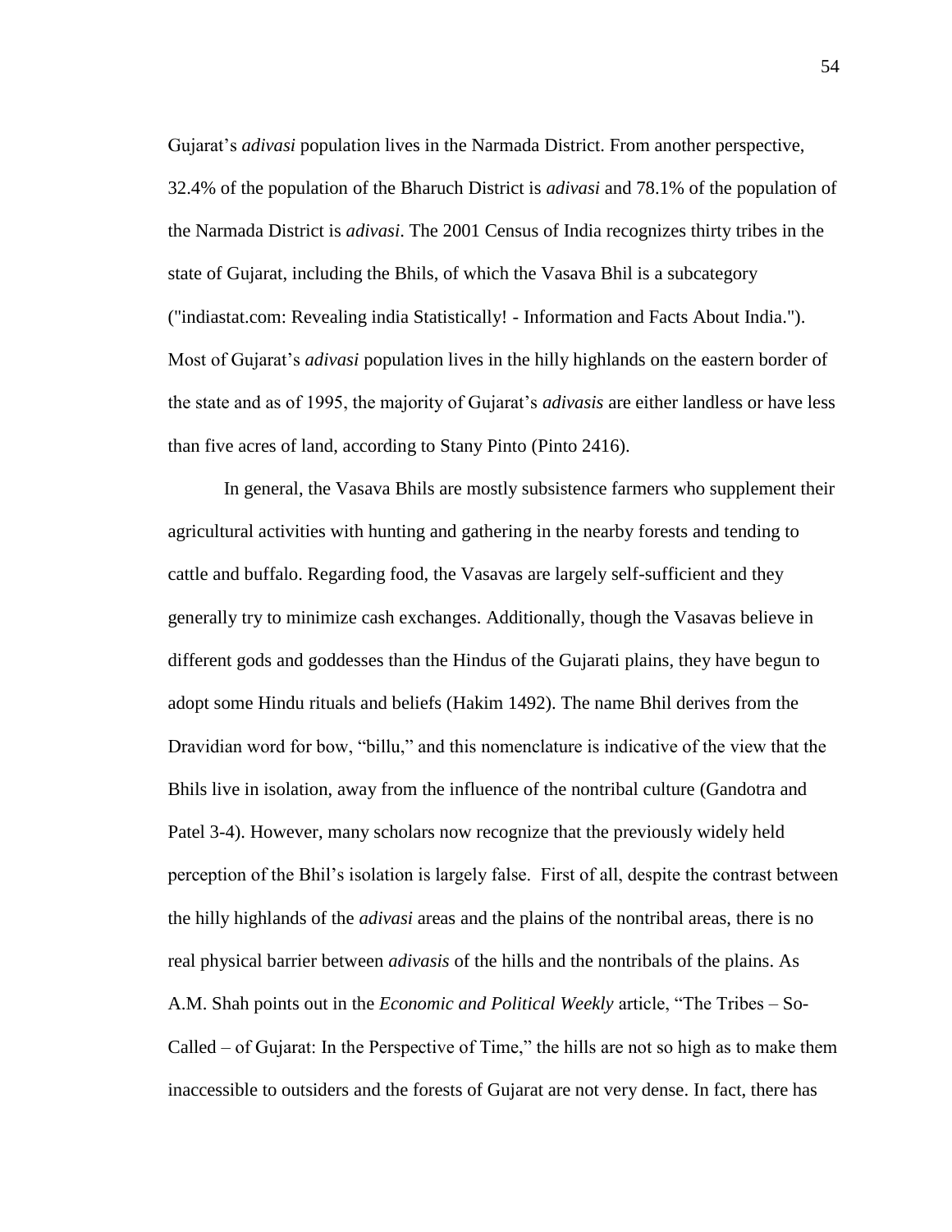Gujarat's *adivasi* population lives in the Narmada District. From another perspective, 32.4% of the population of the Bharuch District is *adivasi* and 78.1% of the population of the Narmada District is *adivasi*. The 2001 Census of India recognizes thirty tribes in the state of Gujarat, including the Bhils, of which the Vasava Bhil is a subcategory ("indiastat.com: Revealing india Statistically! - Information and Facts About India."). Most of Gujarat's *adivasi* population lives in the hilly highlands on the eastern border of the state and as of 1995, the majority of Gujarat's *adivasis* are either landless or have less than five acres of land, according to Stany Pinto (Pinto 2416).

In general, the Vasava Bhils are mostly subsistence farmers who supplement their agricultural activities with hunting and gathering in the nearby forests and tending to cattle and buffalo. Regarding food, the Vasavas are largely self-sufficient and they generally try to minimize cash exchanges. Additionally, though the Vasavas believe in different gods and goddesses than the Hindus of the Gujarati plains, they have begun to adopt some Hindu rituals and beliefs (Hakim 1492). The name Bhil derives from the Dravidian word for bow, "billu," and this nomenclature is indicative of the view that the Bhils live in isolation, away from the influence of the nontribal culture (Gandotra and Patel 3-4). However, many scholars now recognize that the previously widely held perception of the Bhil's isolation is largely false. First of all, despite the contrast between the hilly highlands of the *adivasi* areas and the plains of the nontribal areas, there is no real physical barrier between *adivasis* of the hills and the nontribals of the plains. As A.M. Shah points out in the *Economic and Political Weekly* article, "The Tribes – So-Called – of Gujarat: In the Perspective of Time," the hills are not so high as to make them inaccessible to outsiders and the forests of Gujarat are not very dense. In fact, there has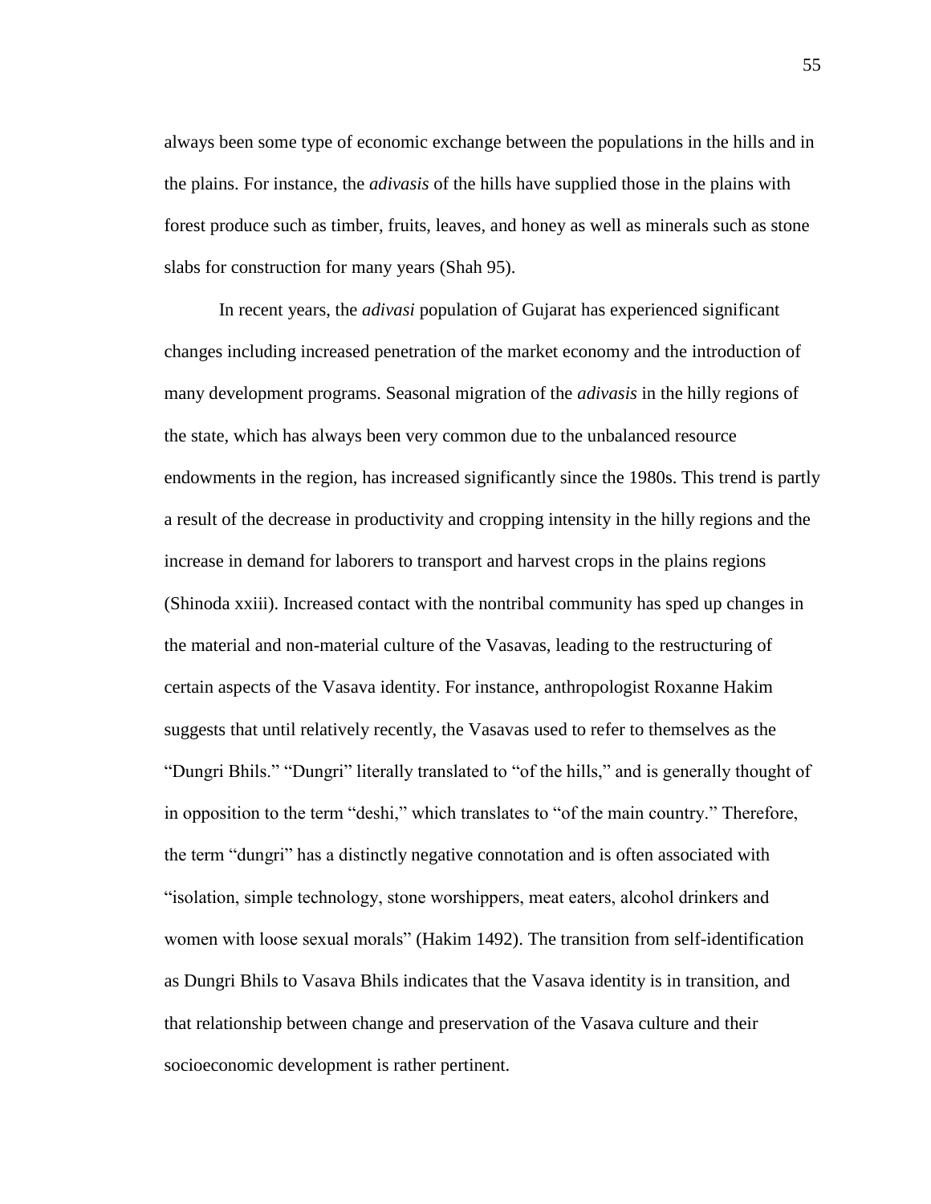always been some type of economic exchange between the populations in the hills and in the plains. For instance, the *adivasis* of the hills have supplied those in the plains with forest produce such as timber, fruits, leaves, and honey as well as minerals such as stone slabs for construction for many years (Shah 95).

In recent years, the *adivasi* population of Gujarat has experienced significant changes including increased penetration of the market economy and the introduction of many development programs. Seasonal migration of the *adivasis* in the hilly regions of the state, which has always been very common due to the unbalanced resource endowments in the region, has increased significantly since the 1980s. This trend is partly a result of the decrease in productivity and cropping intensity in the hilly regions and the increase in demand for laborers to transport and harvest crops in the plains regions (Shinoda xxiii). Increased contact with the nontribal community has sped up changes in the material and non-material culture of the Vasavas, leading to the restructuring of certain aspects of the Vasava identity. For instance, anthropologist Roxanne Hakim suggests that until relatively recently, the Vasavas used to refer to themselves as the "Dungri Bhils." "Dungri" literally translated to "of the hills," and is generally thought of in opposition to the term "deshi," which translates to "of the main country." Therefore, the term "dungri" has a distinctly negative connotation and is often associated with "isolation, simple technology, stone worshippers, meat eaters, alcohol drinkers and women with loose sexual morals" (Hakim 1492). The transition from self-identification as Dungri Bhils to Vasava Bhils indicates that the Vasava identity is in transition, and that relationship between change and preservation of the Vasava culture and their socioeconomic development is rather pertinent.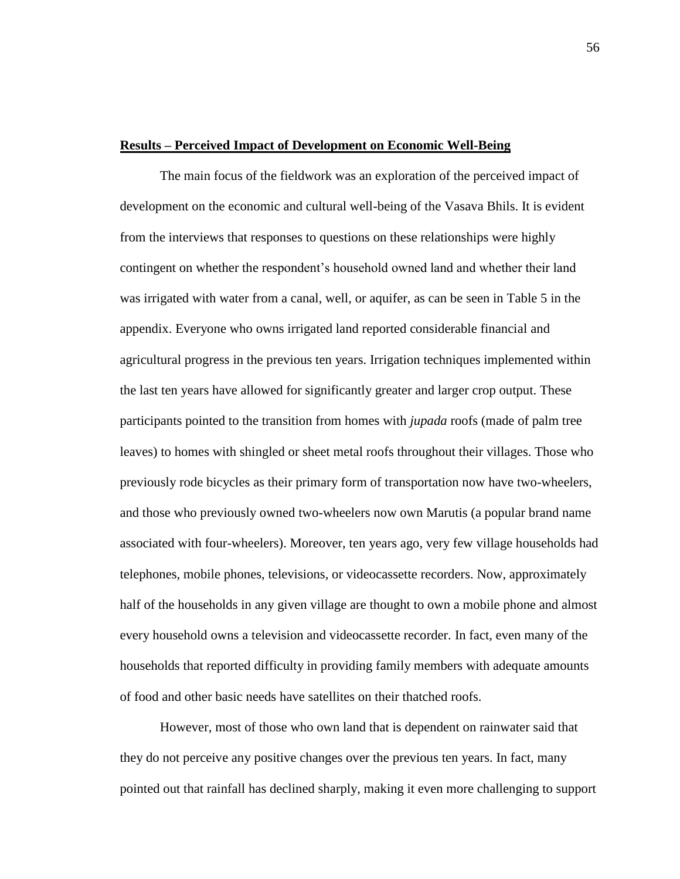**Results – Perceived Impact of Development on Economic Well-Being**

The main focus of the fieldwork was an exploration of the perceived impact of development on the economic and cultural well-being of the Vasava Bhils. It is evident from the interviews that responses to questions on these relationships were highly contingent on whether the respondent's household owned land and whether their land was irrigated with water from a canal, well, or aquifer, as can be seen in Table 5 in the appendix. Everyone who owns irrigated land reported considerable financial and agricultural progress in the previous ten years. Irrigation techniques implemented within the last ten years have allowed for significantly greater and larger crop output. These participants pointed to the transition from homes with *jupada* roofs (made of palm tree leaves) to homes with shingled or sheet metal roofs throughout their villages. Those who previously rode bicycles as their primary form of transportation now have two-wheelers, and those who previously owned two-wheelers now own Marutis (a popular brand name associated with four-wheelers). Moreover, ten years ago, very few village households had telephones, mobile phones, televisions, or videocassette recorders. Now, approximately half of the households in any given village are thought to own a mobile phone and almost every household owns a television and videocassette recorder. In fact, even many of the households that reported difficulty in providing family members with adequate amounts of food and other basic needs have satellites on their thatched roofs.

However, most of those who own land that is dependent on rainwater said that they do not perceive any positive changes over the previous ten years. In fact, many pointed out that rainfall has declined sharply, making it even more challenging to support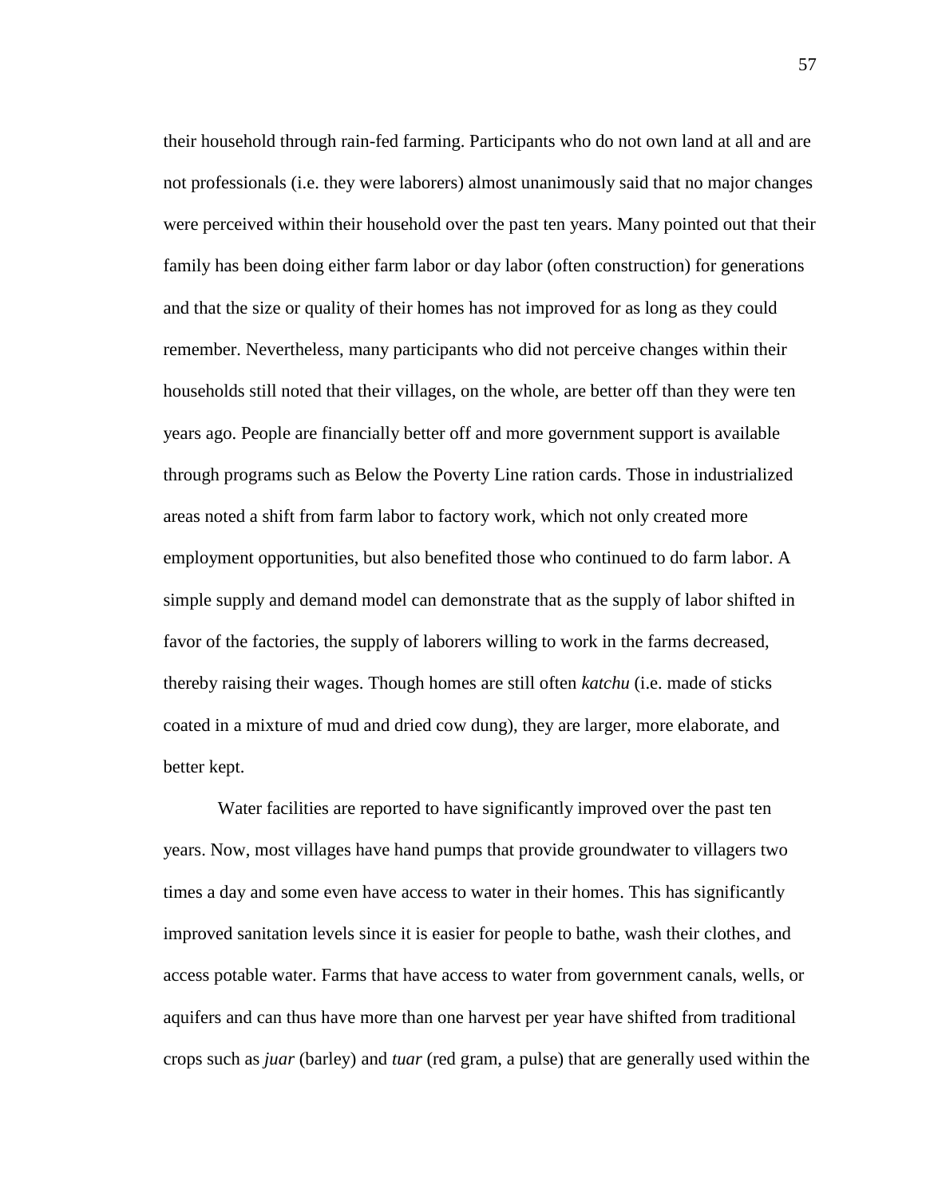their household through rain-fed farming. Participants who do not own land at all and are not professionals (i.e. they were laborers) almost unanimously said that no major changes were perceived within their household over the past ten years. Many pointed out that their family has been doing either farm labor or day labor (often construction) for generations and that the size or quality of their homes has not improved for as long as they could remember. Nevertheless, many participants who did not perceive changes within their households still noted that their villages, on the whole, are better off than they were ten years ago. People are financially better off and more government support is available through programs such as Below the Poverty Line ration cards. Those in industrialized areas noted a shift from farm labor to factory work, which not only created more employment opportunities, but also benefited those who continued to do farm labor. A simple supply and demand model can demonstrate that as the supply of labor shifted in favor of the factories, the supply of laborers willing to work in the farms decreased, thereby raising their wages. Though homes are still often *katchu* (i.e. made of sticks coated in a mixture of mud and dried cow dung), they are larger, more elaborate, and better kept.

Water facilities are reported to have significantly improved over the past ten years. Now, most villages have hand pumps that provide groundwater to villagers two times a day and some even have access to water in their homes. This has significantly improved sanitation levels since it is easier for people to bathe, wash their clothes, and access potable water. Farms that have access to water from government canals, wells, or aquifers and can thus have more than one harvest per year have shifted from traditional crops such as *juar* (barley) and *tuar* (red gram, a pulse) that are generally used within the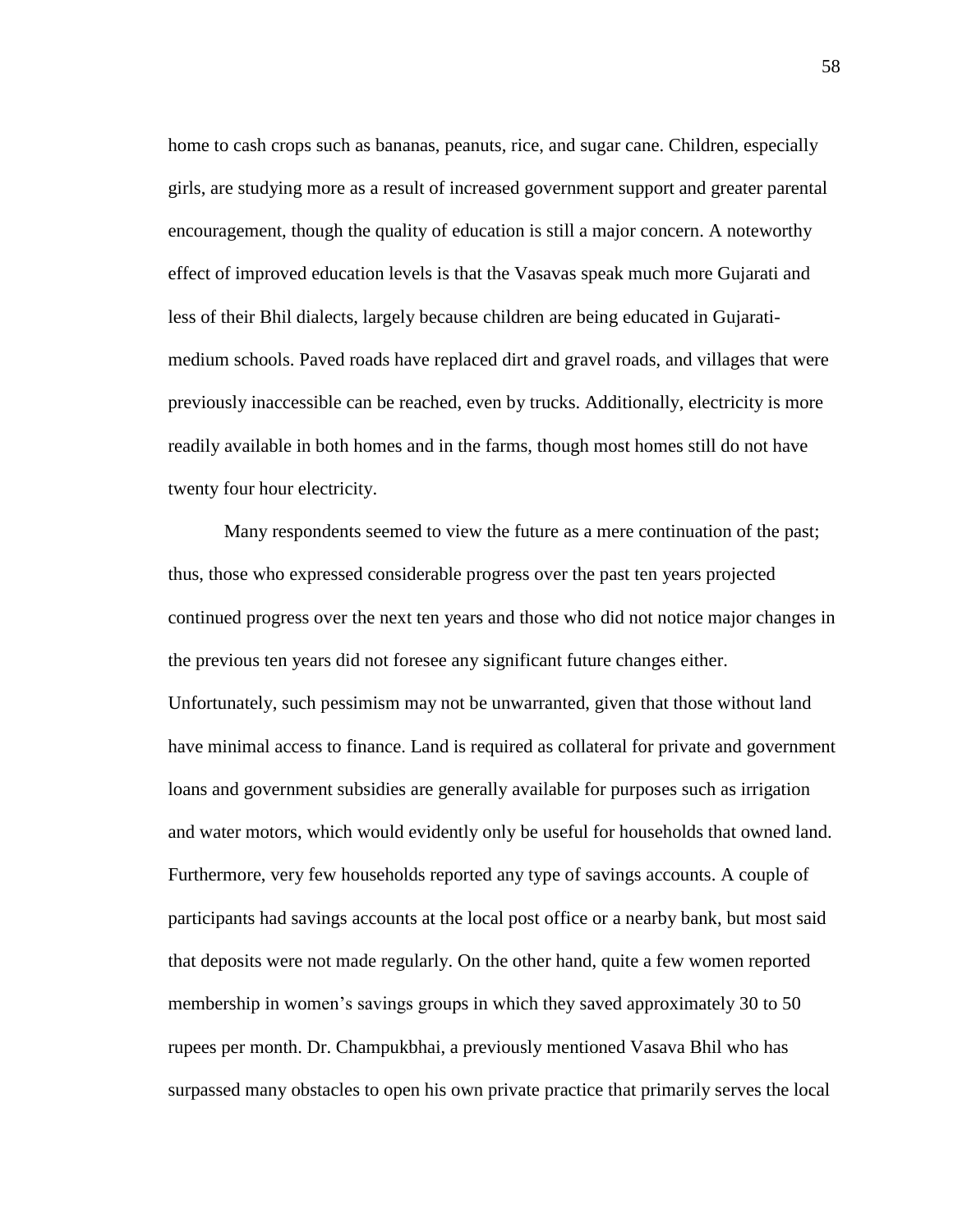home to cash crops such as bananas, peanuts, rice, and sugar cane. Children, especially girls, are studying more as a result of increased government support and greater parental encouragement, though the quality of education is still a major concern. A noteworthy effect of improved education levels is that the Vasavas speak much more Gujarati and less of their Bhil dialects, largely because children are being educated in Gujarati-medium schools. Paved roads have replaced dirt and gravel roads, and villages that were previously inaccessible can be reached, even by trucks. Additionally, electricity is more readily available in both homes and in the farms, though most homes still do not have twenty four hour electricity.

Many respondents seemed to view the future as a mere continuation of the past; thus, those who expressed considerable progress over the past ten years projected continued progress over the next ten years and those who did not notice major changes in the previous ten years did not foresee any significant future changes either. Unfortunately, such pessimism may not be unwarranted, given that those without land have minimal access to finance. Land is required as collateral for private and government loans and government subsidies are generally available for purposes such as irrigation and water motors, which would evidently only be useful for households that owned land. Furthermore, very few households reported any type of savings accounts. A couple of participants had savings accounts at the local post office or a nearby bank, but most said that deposits were not made regularly. On the other hand, quite a few women reported membership in women's savings groups in which they saved approximately 30 to 50 rupees per month. Dr. Champukbhai, a previously mentioned Vasava Bhil who has surpassed many obstacles to open his own private practice that primarily serves the local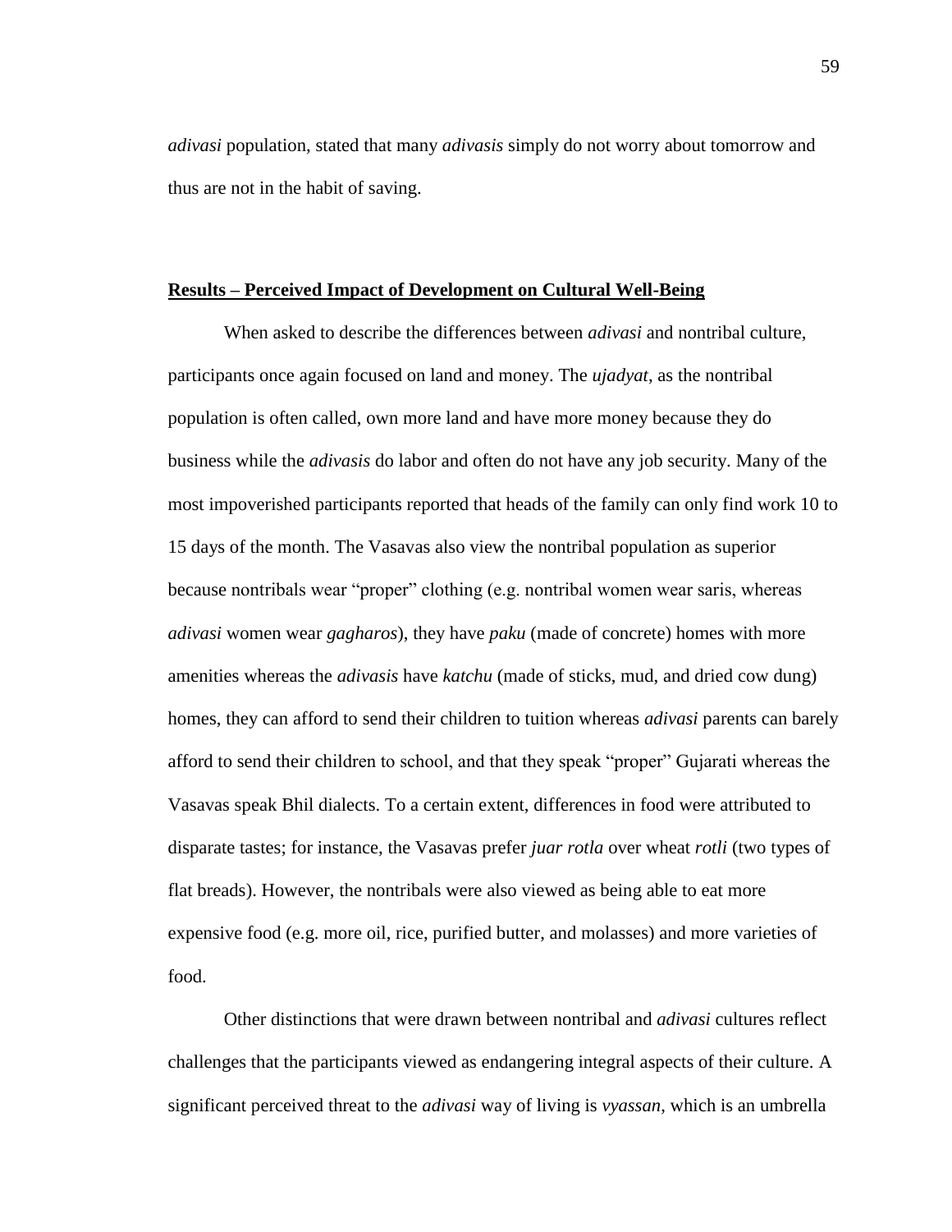*adivasi* population, stated that many *adivasis* simply do not worry about tomorrow and thus are not in the habit of saving.

## **Results – Perceived Impact of Development on Cultural Well-Being**

When asked to describe the differences between *adivasi* and nontribal culture, participants once again focused on land and money. The *ujadyat*, as the nontribal population is often called, own more land and have more money because they do business while the *adivasis* do labor and often do not have any job security. Many of the most impoverished participants reported that heads of the family can only find work 10 to 15 days of the month. The Vasavas also view the nontribal population as superior because nontribals wear "proper" clothing (e.g. nontribal women wear saris, whereas *adivasi* women wear *gagharos*), they have *paku* (made of concrete) homes with more amenities whereas the *adivasis* have *katchu* (made of sticks, mud, and dried cow dung) homes, they can afford to send their children to tuition whereas *adivasi* parents can barely afford to send their children to school, and that they speak "proper" Gujarati whereas the Vasavas speak Bhil dialects. To a certain extent, differences in food were attributed to disparate tastes; for instance, the Vasavas prefer *juar rotla* over wheat *rotli* (two types of flat breads). However, the nontribals were also viewed as being able to eat more expensive food (e.g. more oil, rice, purified butter, and molasses) and more varieties of food.

Other distinctions that were drawn between nontribal and *adivasi* cultures reflect challenges that the participants viewed as endangering integral aspects of their culture. A significant perceived threat to the *adivasi* way of living is *vyassan*, which is an umbrella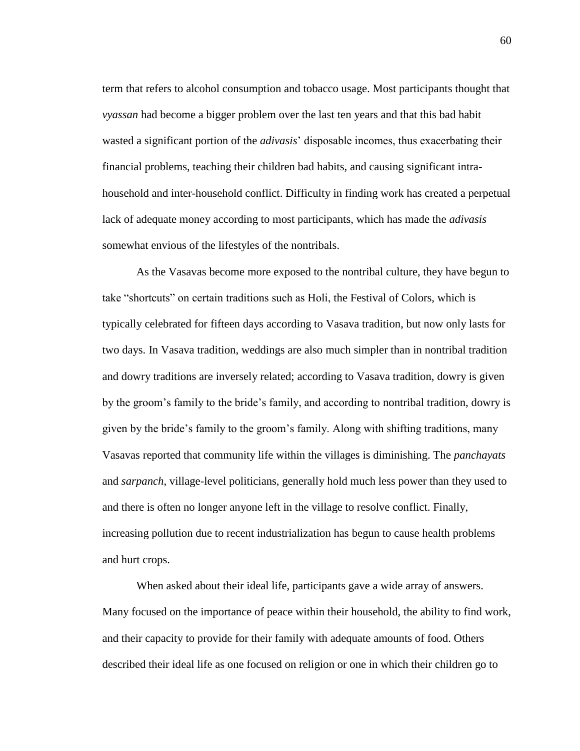term that refers to alcohol consumption and tobacco usage. Most participants thought that *vyassan* had become a bigger problem over the last ten years and that this bad habit wasted a significant portion of the *adivasis*' disposable incomes, thus exacerbating their financial problems, teaching their children bad habits, and causing significant intra-household and inter-household conflict. Difficulty in finding work has created a perpetual lack of adequate money according to most participants, which has made the *adivasis* somewhat envious of the lifestyles of the nontribals.

As the Vasavas become more exposed to the nontribal culture, they have begun to take "shortcuts" on certain traditions such as Holi, the Festival of Colors, which is typically celebrated for fifteen days according to Vasava tradition, but now only lasts for two days. In Vasava tradition, weddings are also much simpler than in nontribal tradition and dowry traditions are inversely related; according to Vasava tradition, dowry is given by the groom's family to the bride's family, and according to nontribal tradition, dowry is given by the bride's family to the groom's family. Along with shifting traditions, many Vasavas reported that community life within the villages is diminishing. The *panchayats* and *sarpanch*, village-level politicians, generally hold much less power than they used to and there is often no longer anyone left in the village to resolve conflict. Finally, increasing pollution due to recent industrialization has begun to cause health problems and hurt crops.

When asked about their ideal life, participants gave a wide array of answers. Many focused on the importance of peace within their household, the ability to find work, and their capacity to provide for their family with adequate amounts of food. Others described their ideal life as one focused on religion or one in which their children go to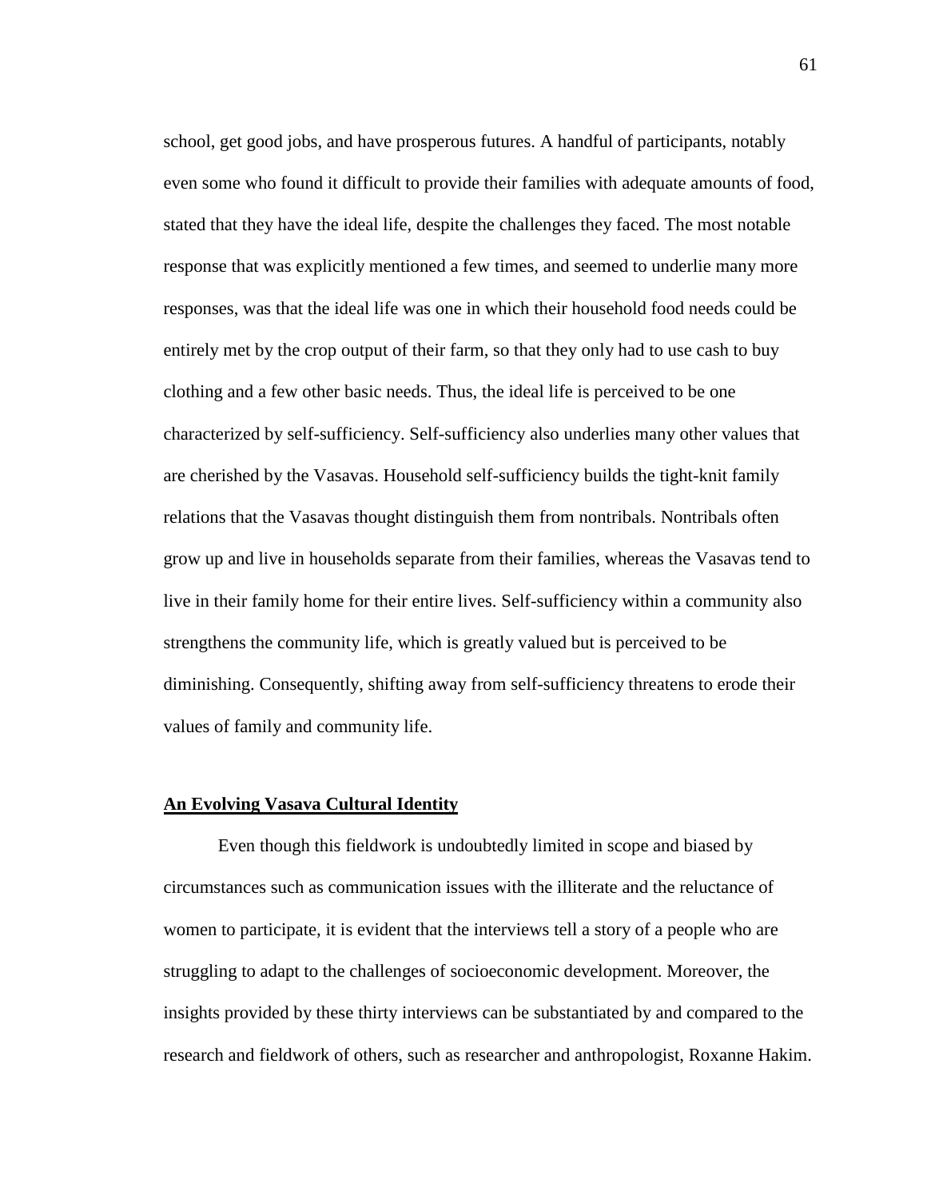school, get good jobs, and have prosperous futures. A handful of participants, notably even some who found it difficult to provide their families with adequate amounts of food, stated that they have the ideal life, despite the challenges they faced. The most notable response that was explicitly mentioned a few times, and seemed to underlie many more responses, was that the ideal life was one in which their household food needs could be entirely met by the crop output of their farm, so that they only had to use cash to buy clothing and a few other basic needs. Thus, the ideal life is perceived to be one characterized by self-sufficiency. Self-sufficiency also underlies many other values that are cherished by the Vasavas. Household self-sufficiency builds the tight-knit family relations that the Vasavas thought distinguish them from nontribals. Nontribals often grow up and live in households separate from their families, whereas the Vasavas tend to live in their family home for their entire lives. Self-sufficiency within a community also strengthens the community life, which is greatly valued but is perceived to be diminishing. Consequently, shifting away from self-sufficiency threatens to erode their values of family and community life.

## An Evolving Vasava Cultural Identity

Even though this fieldwork is undoubtedly limited in scope and biased by circumstances such as communication issues with the illiterate and the reluctance of women to participate, it is evident that the interviews tell a story of a people who are struggling to adapt to the challenges of socioeconomic development. Moreover, the insights provided by these thirty interviews can be substantiated by and compared to the research and fieldwork of others, such as researcher and anthropologist, Roxanne Hakim.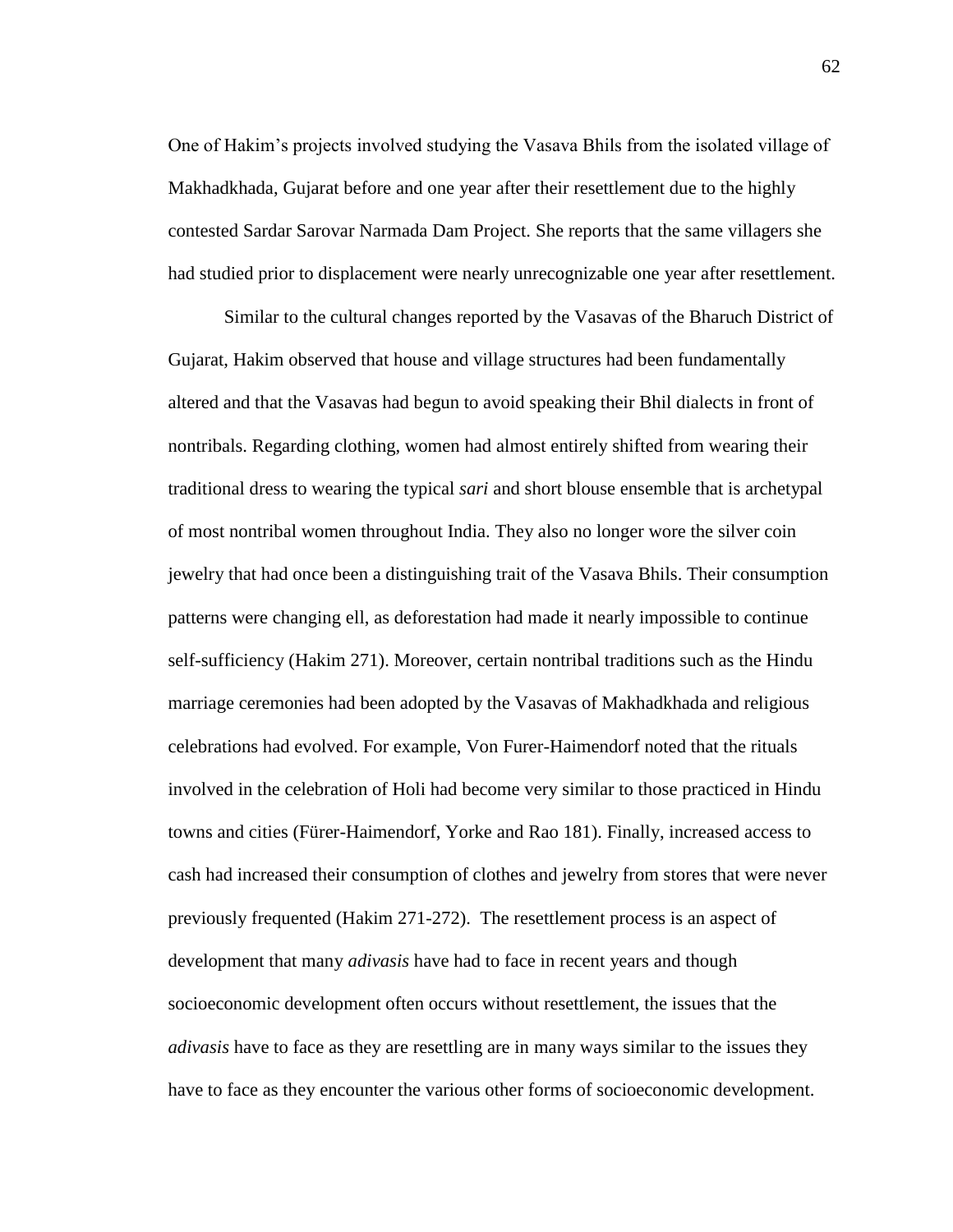One of Hakim's projects involved studying the Vasava Bhils from the isolated village of Makhadkhada, Gujarat before and one year after their resettlement due to the highly contested Sardar Sarovar Narmada Dam Project. She reports that the same villagers she had studied prior to displacement were nearly unrecognizable one year after resettlement.

Similar to the cultural changes reported by the Vasavas of the Bharuch District of Gujarat, Hakim observed that house and village structures had been fundamentally altered and that the Vasavas had begun to avoid speaking their Bhil dialects in front of nontribals. Regarding clothing, women had almost entirely shifted from wearing their traditional dress to wearing the typical *sari* and short blouse ensemble that is archetypal of most nontribal women throughout India. They also no longer wore the silver coin jewelry that had once been a distinguishing trait of the Vasava Bhils. Their consumption patterns were changing ell, as deforestation had made it nearly impossible to continue self-sufficiency (Hakim 271). Moreover, certain nontribal traditions such as the Hindu marriage ceremonies had been adopted by the Vasavas of Makhadkhada and religious celebrations had evolved. For example, Von Furer-Haimendorf noted that the rituals involved in the celebration of Holi had become very similar to those practiced in Hindu towns and cities (Fürer-Haimendorf, Yorke and Rao 181). Finally, increased access to cash had increased their consumption of clothes and jewelry from stores that were never previously frequented (Hakim 271-272). The resettlement process is an aspect of development that many *adivasis* have had to face in recent years and though socioeconomic development often occurs without resettlement, the issues that the *adivasis* have to face as they are resettling are in many ways similar to the issues they have to face as they encounter the various other forms of socioeconomic development.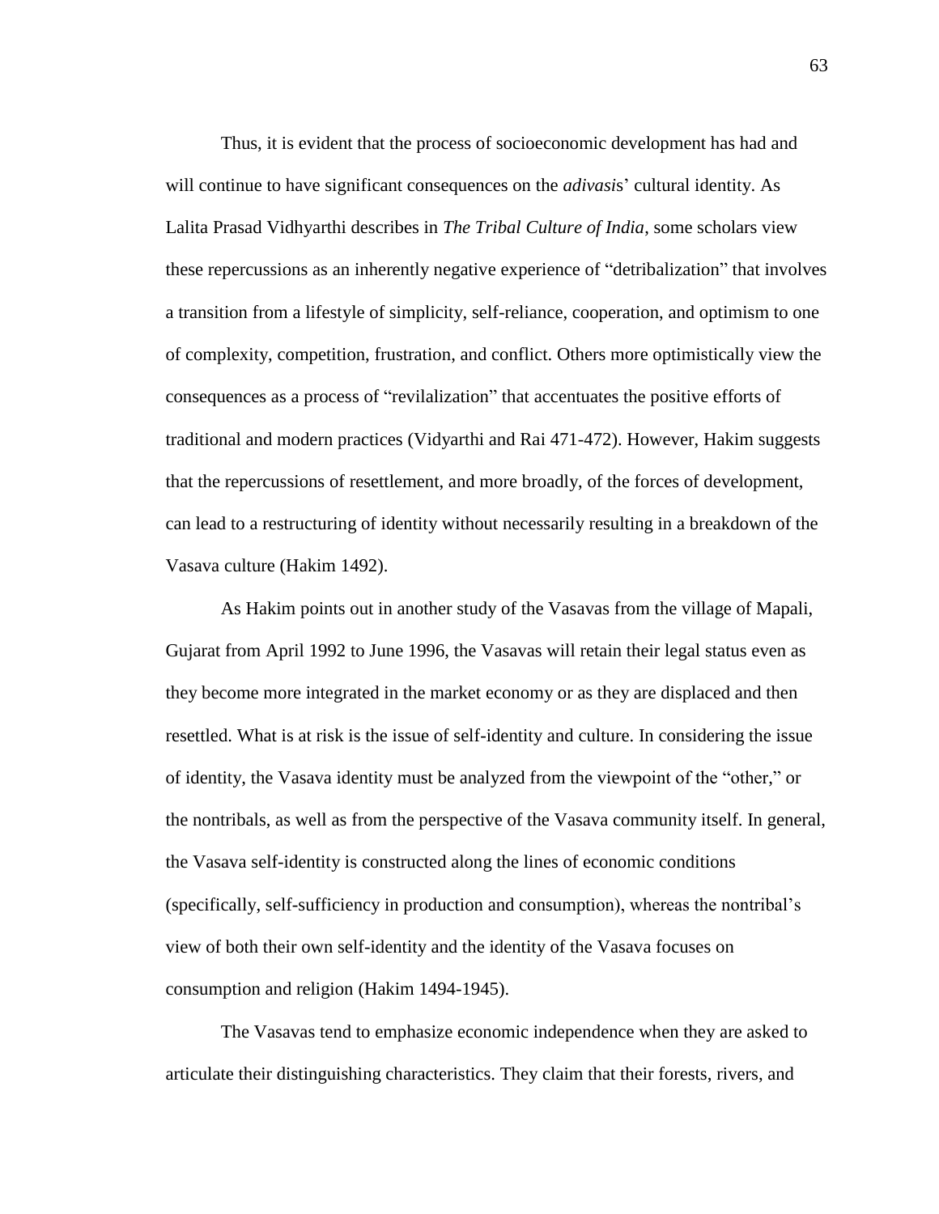Thus, it is evident that the process of socioeconomic development has had and will continue to have significant consequences on the *adivasi*s' cultural identity. As Lalita Prasad Vidhyarthi describes in *The Tribal Culture of India*, some scholars view these repercussions as an inherently negative experience of "detribalization" that involves a transition from a lifestyle of simplicity, self-reliance, cooperation, and optimism to one of complexity, competition, frustration, and conflict. Others more optimistically view the consequences as a process of "revilalization" that accentuates the positive efforts of traditional and modern practices (Vidyarthi and Rai 471-472). However, Hakim suggests that the repercussions of resettlement, and more broadly, of the forces of development, can lead to a restructuring of identity without necessarily resulting in a breakdown of the Vasava culture (Hakim 1492).

As Hakim points out in another study of the Vasavas from the village of Mapali, Gujarat from April 1992 to June 1996, the Vasavas will retain their legal status even as they become more integrated in the market economy or as they are displaced and then resettled. What is at risk is the issue of self-identity and culture. In considering the issue of identity, the Vasava identity must be analyzed from the viewpoint of the "other," or the nontribals, as well as from the perspective of the Vasava community itself. In general, the Vasava self-identity is constructed along the lines of economic conditions (specifically, self-sufficiency in production and consumption), whereas the nontribal's view of both their own self-identity and the identity of the Vasava focuses on consumption and religion (Hakim 1494-1945).

The Vasavas tend to emphasize economic independence when they are asked to articulate their distinguishing characteristics. They claim that their forests, rivers, and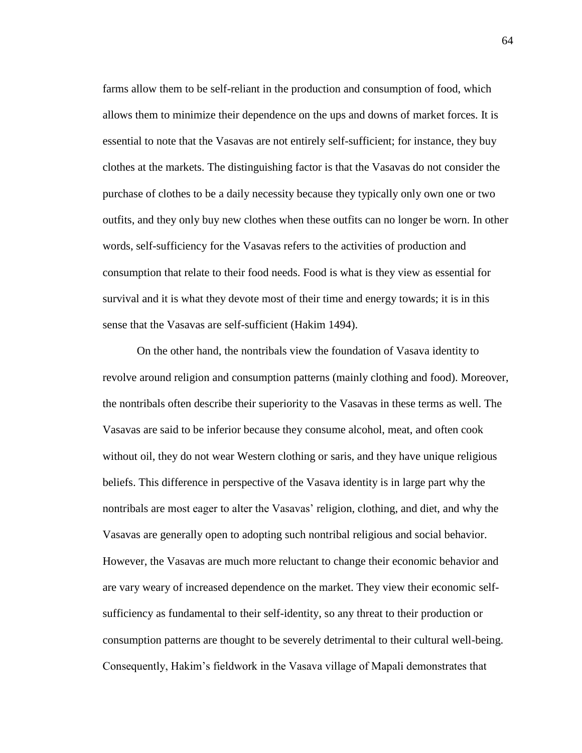farms allow them to be self-reliant in the production and consumption of food, which allows them to minimize their dependence on the ups and downs of market forces. It is essential to note that the Vasavas are not entirely self-sufficient; for instance, they buy clothes at the markets. The distinguishing factor is that the Vasavas do not consider the purchase of clothes to be a daily necessity because they typically only own one or two outfits, and they only buy new clothes when these outfits can no longer be worn. In other words, self-sufficiency for the Vasavas refers to the activities of production and consumption that relate to their food needs. Food is what is they view as essential for survival and it is what they devote most of their time and energy towards; it is in this sense that the Vasavas are self-sufficient (Hakim 1494).

On the other hand, the nontribals view the foundation of Vasava identity to revolve around religion and consumption patterns (mainly clothing and food). Moreover, the nontribals often describe their superiority to the Vasavas in these terms as well. The Vasavas are said to be inferior because they consume alcohol, meat, and often cook without oil, they do not wear Western clothing or saris, and they have unique religious beliefs. This difference in perspective of the Vasava identity is in large part why the nontribals are most eager to alter the Vasavas' religion, clothing, and diet, and why the Vasavas are generally open to adopting such nontribal religious and social behavior. However, the Vasavas are much more reluctant to change their economic behavior and are vary weary of increased dependence on the market. They view their economic self-sufficiency as fundamental to their self-identity, so any threat to their production or consumption patterns are thought to be severely detrimental to their cultural well-being. Consequently, Hakim's fieldwork in the Vasava village of Mapali demonstrates that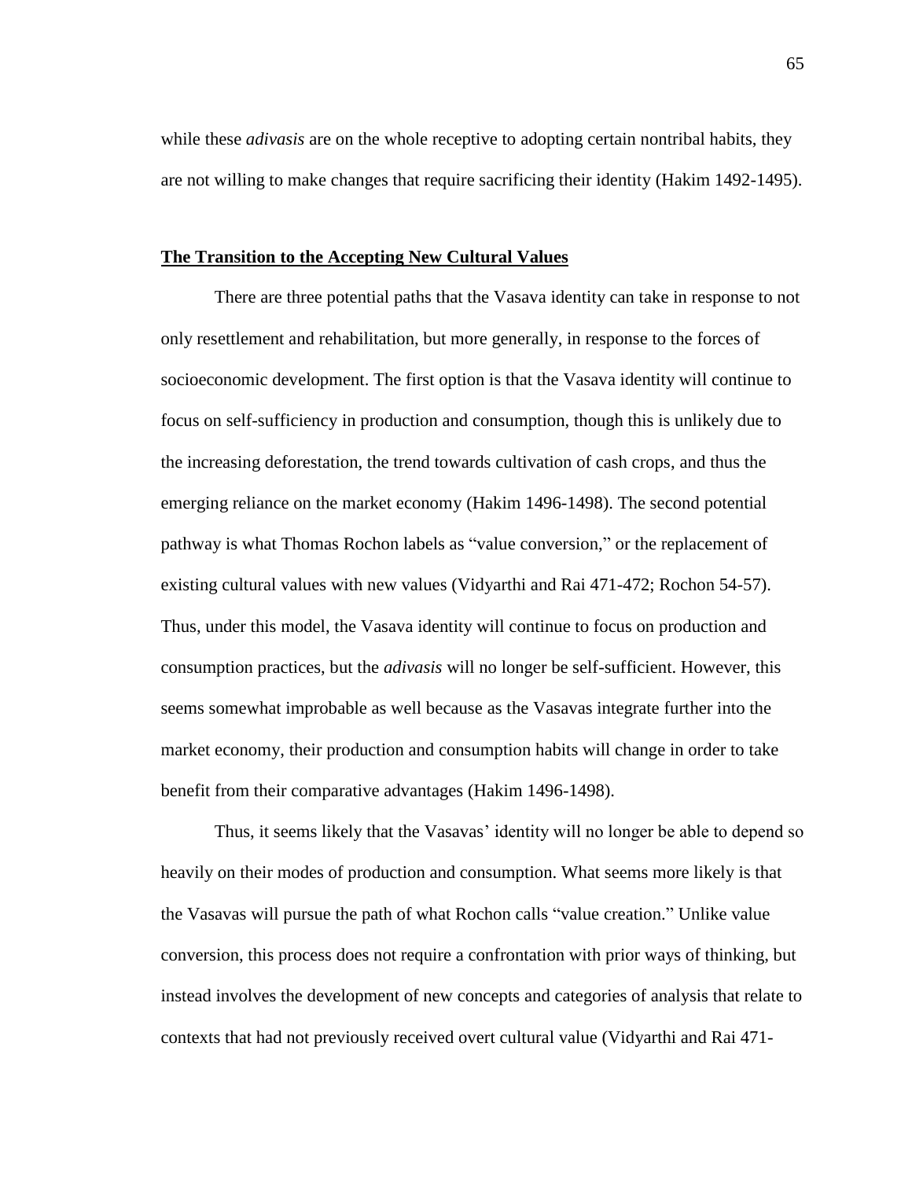while these *adivasis* are on the whole receptive to adopting certain nontribal habits, they are not willing to make changes that require sacrificing their identity (Hakim 1492-1495).

## **The Transition to the Accepting New Cultural Values**

There are three potential paths that the Vasava identity can take in response to not only resettlement and rehabilitation, but more generally, in response to the forces of socioeconomic development. The first option is that the Vasava identity will continue to focus on self-sufficiency in production and consumption, though this is unlikely due to the increasing deforestation, the trend towards cultivation of cash crops, and thus the emerging reliance on the market economy (Hakim 1496-1498). The second potential pathway is what Thomas Rochon labels as "value conversion," or the replacement of existing cultural values with new values (Vidyarthi and Rai 471-472; Rochon 54-57). Thus, under this model, the Vasava identity will continue to focus on production and consumption practices, but the *adivasis* will no longer be self-sufficient. However, this seems somewhat improbable as well because as the Vasavas integrate further into the market economy, their production and consumption habits will change in order to take benefit from their comparative advantages (Hakim 1496-1498).

Thus, it seems likely that the Vasavas' identity will no longer be able to depend so heavily on their modes of production and consumption. What seems more likely is that the Vasavas will pursue the path of what Rochon calls "value creation." Unlike value conversion, this process does not require a confrontation with prior ways of thinking, but instead involves the development of new concepts and categories of analysis that relate to contexts that had not previously received overt cultural value (Vidyarthi and Rai 471-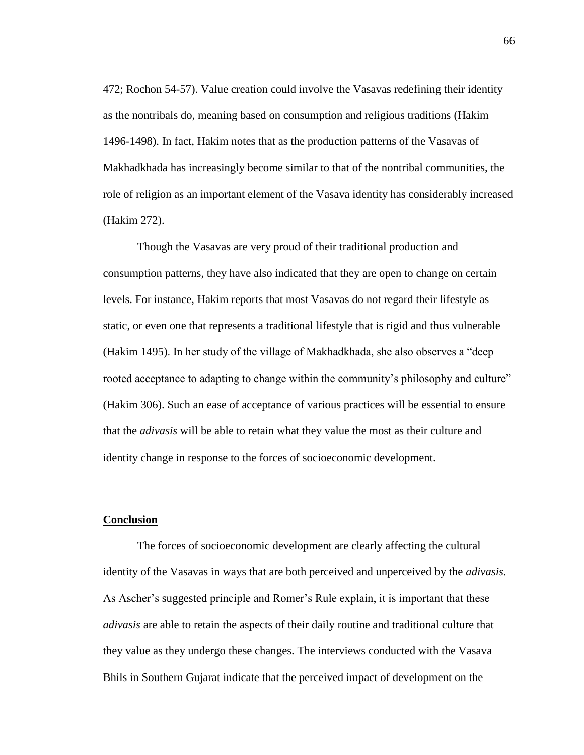472; Rochon 54-57). Value creation could involve the Vasavas redefining their identity as the nontribals do, meaning based on consumption and religious traditions (Hakim 1496-1498). In fact, Hakim notes that as the production patterns of the Vasavas of Makhadkhada has increasingly become similar to that of the nontribal communities, the role of religion as an important element of the Vasava identity has considerably increased (Hakim 272).

Though the Vasavas are very proud of their traditional production and consumption patterns, they have also indicated that they are open to change on certain levels. For instance, Hakim reports that most Vasavas do not regard their lifestyle as static, or even one that represents a traditional lifestyle that is rigid and thus vulnerable (Hakim 1495). In her study of the village of Makhadkhada, she also observes a "deep rooted acceptance to adapting to change within the community's philosophy and culture" (Hakim 306). Such an ease of acceptance of various practices will be essential to ensure that the *adivasis* will be able to retain what they value the most as their culture and identity change in response to the forces of socioeconomic development.

## **Conclusion**

The forces of socioeconomic development are clearly affecting the cultural identity of the Vasavas in ways that are both perceived and unperceived by the *adivasis*. As Ascher's suggested principle and Romer's Rule explain, it is important that these *adivasis* are able to retain the aspects of their daily routine and traditional culture that they value as they undergo these changes. The interviews conducted with the Vasava Bhils in Southern Gujarat indicate that the perceived impact of development on the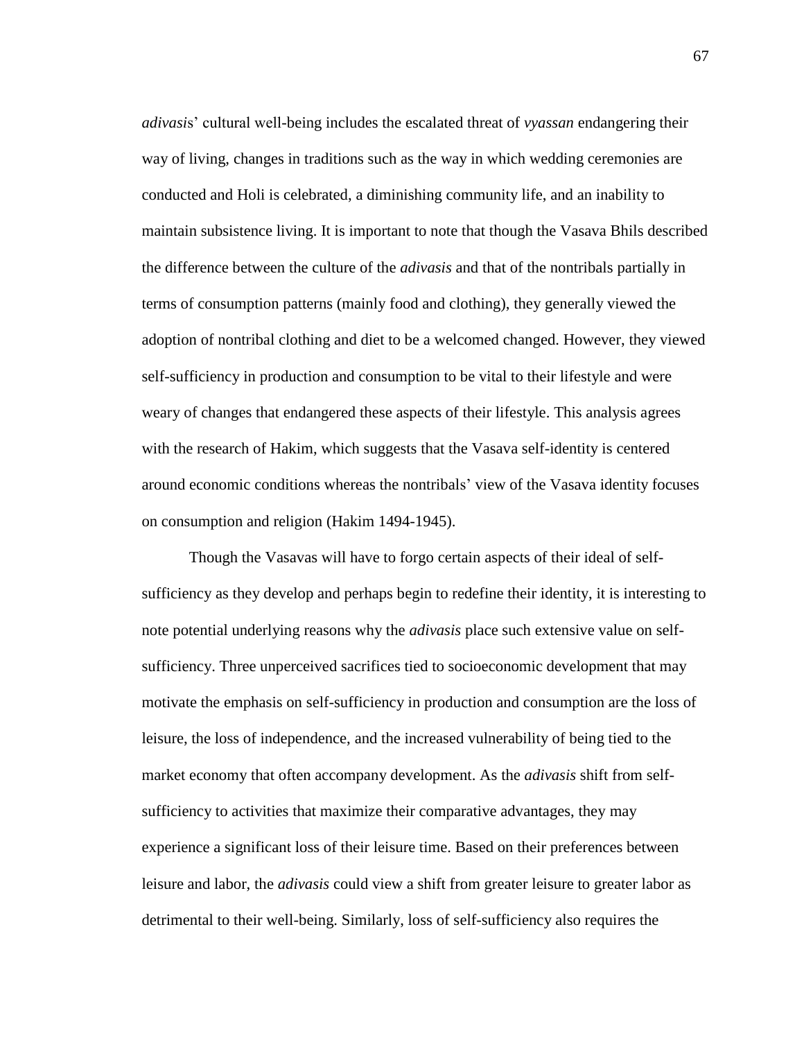*adivasi*s' cultural well-being includes the escalated threat of *vyassan* endangering their way of living, changes in traditions such as the way in which wedding ceremonies are conducted and Holi is celebrated, a diminishing community life, and an inability to maintain subsistence living. It is important to note that though the Vasava Bhils described the difference between the culture of the *adivasis* and that of the nontribals partially in terms of consumption patterns (mainly food and clothing), they generally viewed the adoption of nontribal clothing and diet to be a welcomed changed. However, they viewed self-sufficiency in production and consumption to be vital to their lifestyle and were weary of changes that endangered these aspects of their lifestyle. This analysis agrees with the research of Hakim, which suggests that the Vasava self-identity is centered around economic conditions whereas the nontribals' view of the Vasava identity focuses on consumption and religion (Hakim 1494-1945).

Though the Vasavas will have to forgo certain aspects of their ideal of self-sufficiency as they develop and perhaps begin to redefine their identity, it is interesting to note potential underlying reasons why the *adivasis* place such extensive value on self-sufficiency. Three unperceived sacrifices tied to socioeconomic development that may motivate the emphasis on self-sufficiency in production and consumption are the loss of leisure, the loss of independence, and the increased vulnerability of being tied to the market economy that often accompany development. As the *adivasis* shift from self-sufficiency to activities that maximize their comparative advantages, they may experience a significant loss of their leisure time. Based on their preferences between leisure and labor, the *adivasis* could view a shift from greater leisure to greater labor as detrimental to their well-being. Similarly, loss of self-sufficiency also requires the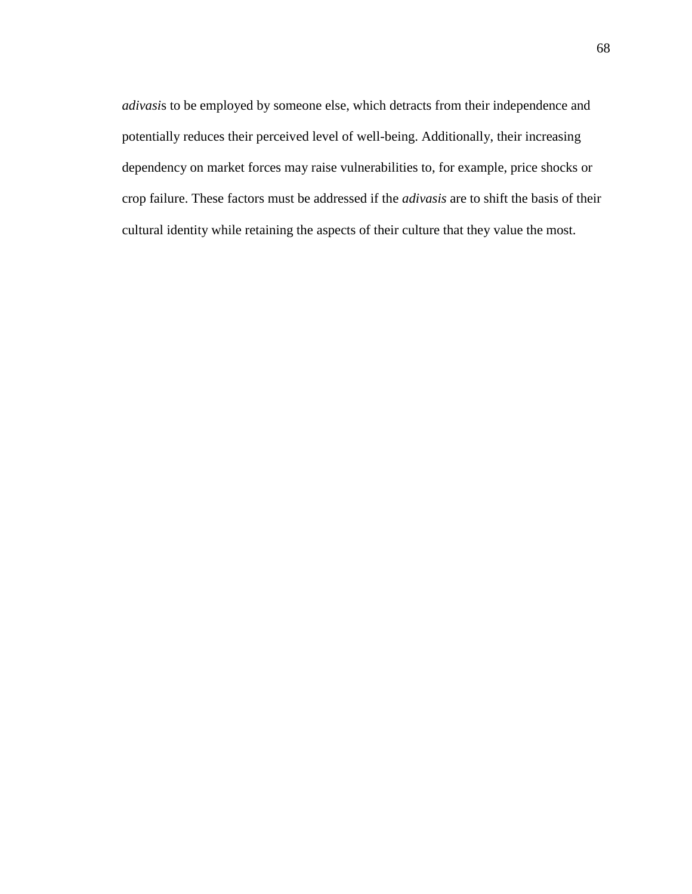*adivasi*s to be employed by someone else, which detracts from their independence and potentially reduces their perceived level of well-being. Additionally, their increasing dependency on market forces may raise vulnerabilities to, for example, price shocks or crop failure. These factors must be addressed if the *adivasis* are to shift the basis of their cultural identity while retaining the aspects of their culture that they value the most.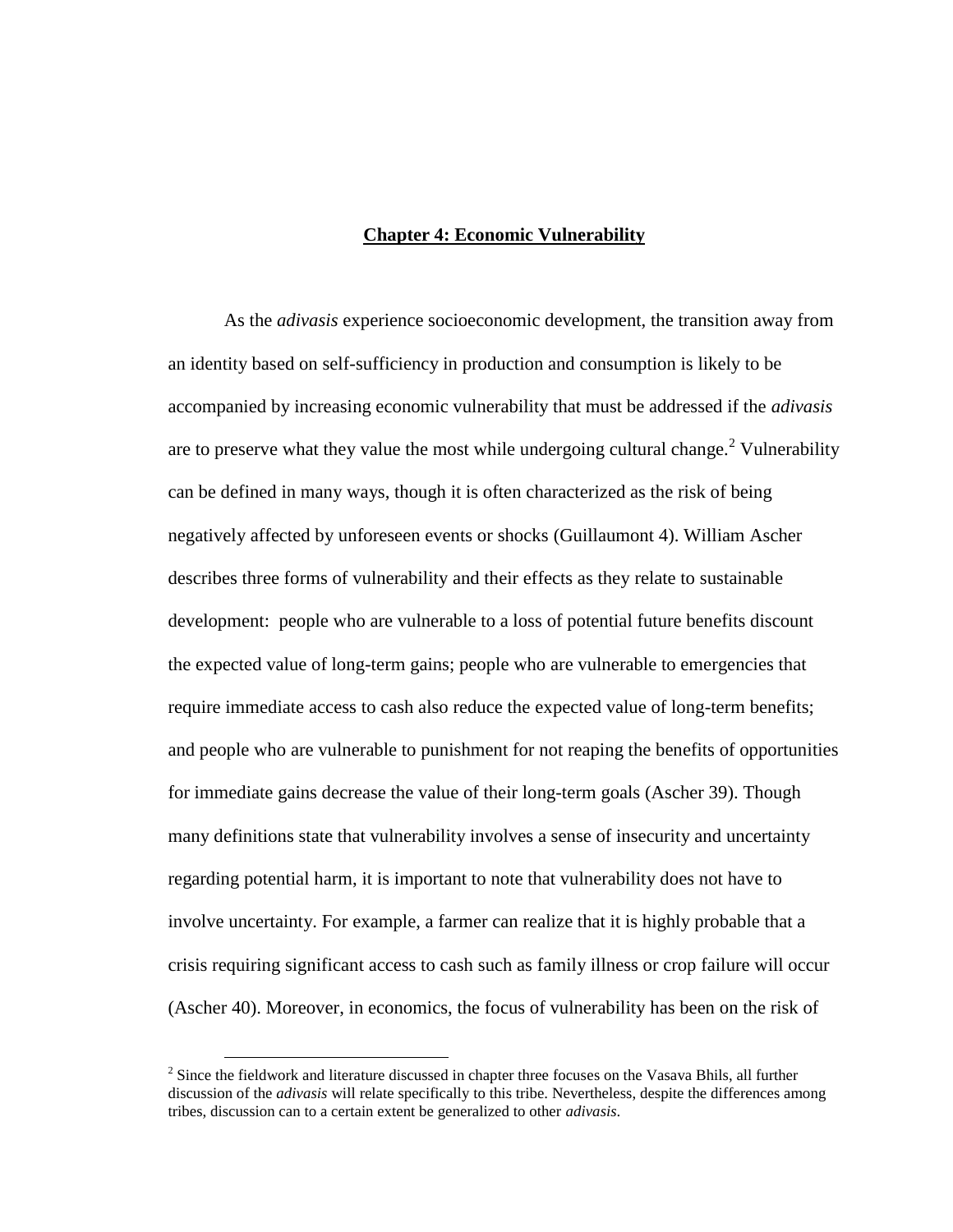# Chapter 4: Economic Vulnerability

As the *adivasis* experience socioeconomic development, the transition away from an identity based on self-sufficiency in production and consumption is likely to be accompanied by increasing economic vulnerability that must be addressed if the *adivasis* are to preserve what they value the most while undergoing cultural change.[2] Vulnerability can be defined in many ways, though it is often characterized as the risk of being negatively affected by unforeseen events or shocks (Guillaumont 4). William Ascher describes three forms of vulnerability and their effects as they relate to sustainable development: people who are vulnerable to a loss of potential future benefits discount the expected value of long-term gains; people who are vulnerable to emergencies that require immediate access to cash also reduce the expected value of long-term benefits; and people who are vulnerable to punishment for not reaping the benefits of opportunities for immediate gains decrease the value of their long-term goals (Ascher 39). Though many definitions state that vulnerability involves a sense of insecurity and uncertainty regarding potential harm, it is important to note that vulnerability does not have to involve uncertainty. For example, a farmer can realize that it is highly probable that a crisis requiring significant access to cash such as family illness or crop failure will occur (Ascher 40). Moreover, in economics, the focus of vulnerability has been on the risk of

[2] Since the fieldwork and literature discussed in chapter three focuses on the Vasava Bhils, all further discussion of the *adivasis* will relate specifically to this tribe. Nevertheless, despite the differences among tribes, discussion can to a certain extent be generalized to other *adivasis*.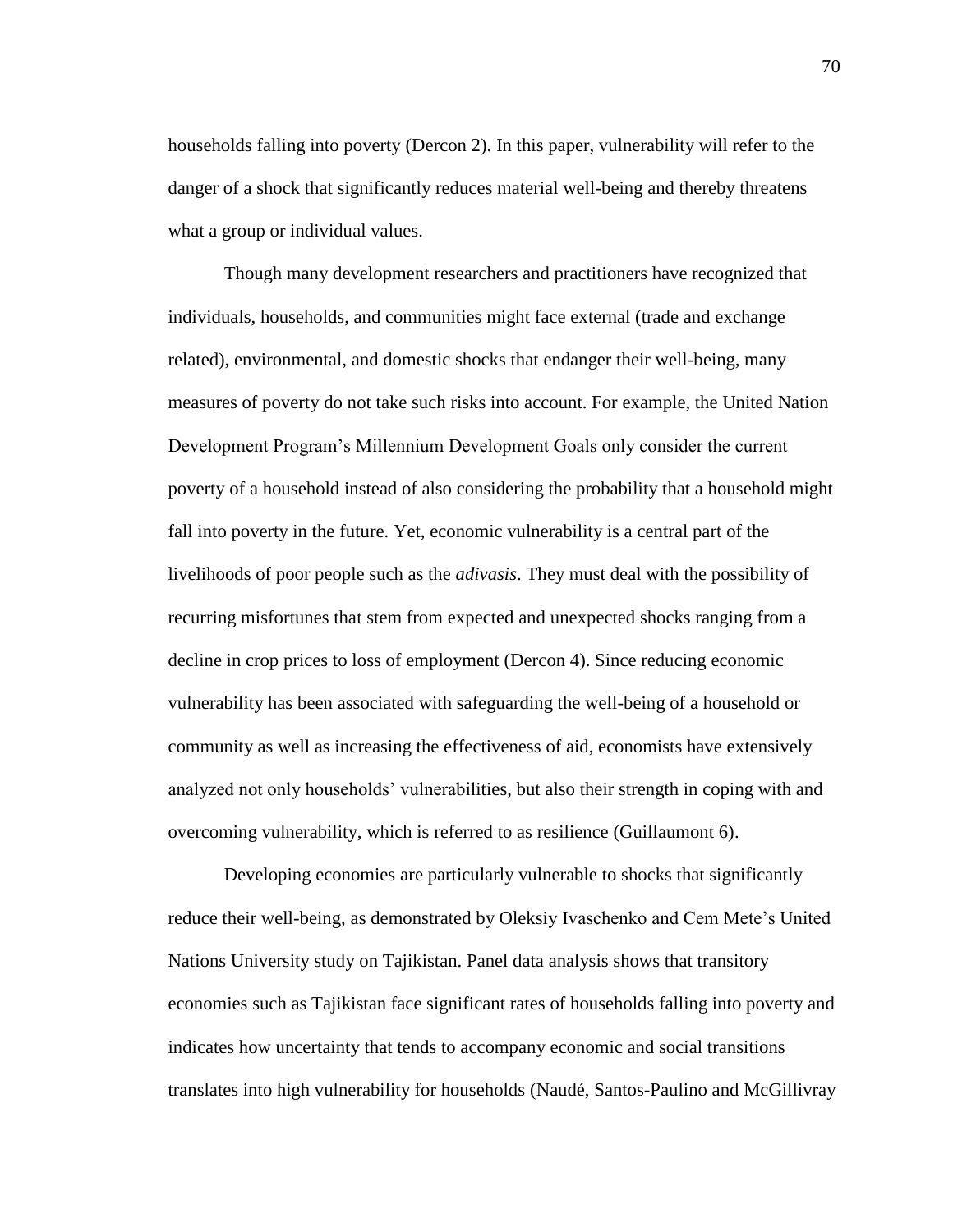households falling into poverty (Dercon 2). In this paper, vulnerability will refer to the danger of a shock that significantly reduces material well-being and thereby threatens what a group or individual values.

Though many development researchers and practitioners have recognized that individuals, households, and communities might face external (trade and exchange related), environmental, and domestic shocks that endanger their well-being, many measures of poverty do not take such risks into account. For example, the United Nation Development Program's Millennium Development Goals only consider the current poverty of a household instead of also considering the probability that a household might fall into poverty in the future. Yet, economic vulnerability is a central part of the livelihoods of poor people such as the *adivasis*. They must deal with the possibility of recurring misfortunes that stem from expected and unexpected shocks ranging from a decline in crop prices to loss of employment (Dercon 4). Since reducing economic vulnerability has been associated with safeguarding the well-being of a household or community as well as increasing the effectiveness of aid, economists have extensively analyzed not only households' vulnerabilities, but also their strength in coping with and overcoming vulnerability, which is referred to as resilience (Guillaumont 6).

Developing economies are particularly vulnerable to shocks that significantly reduce their well-being, as demonstrated by Oleksiy Ivaschenko and Cem Mete's United Nations University study on Tajikistan. Panel data analysis shows that transitory economies such as Tajikistan face significant rates of households falling into poverty and indicates how uncertainty that tends to accompany economic and social transitions translates into high vulnerability for households (Naudé, Santos-Paulino and McGillivray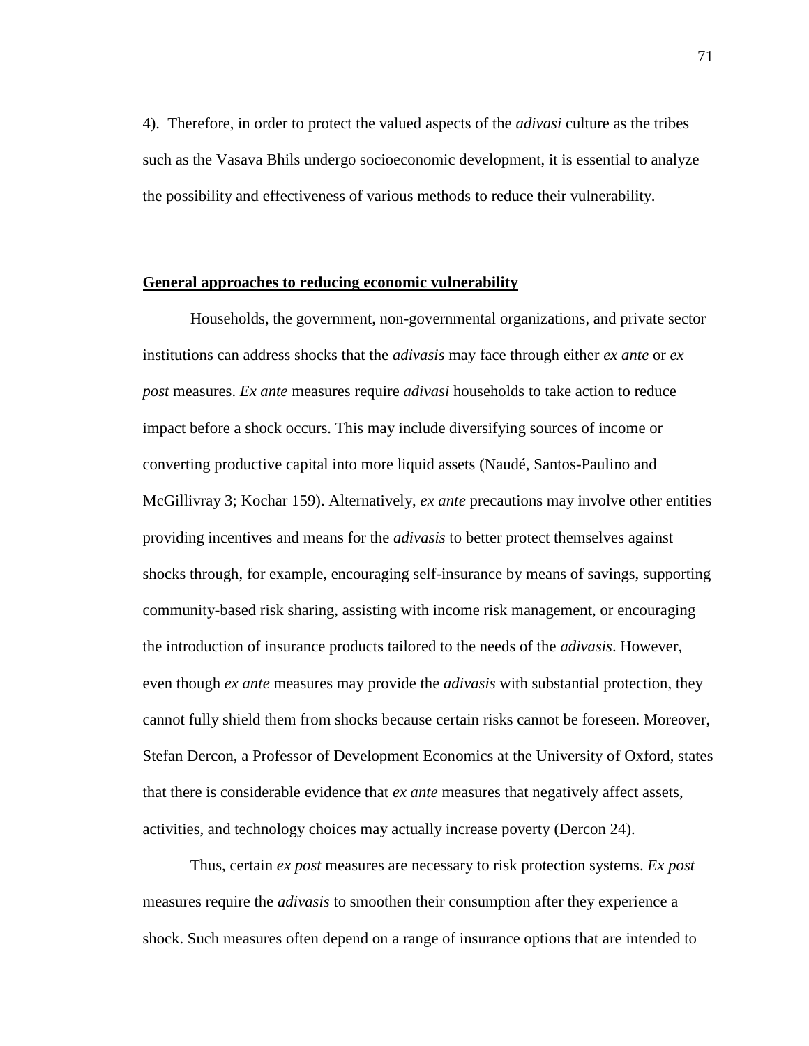4). Therefore, in order to protect the valued aspects of the *adivasi* culture as the tribes such as the Vasava Bhils undergo socioeconomic development, it is essential to analyze the possibility and effectiveness of various methods to reduce their vulnerability.

## General approaches to reducing economic vulnerability

Households, the government, non-governmental organizations, and private sector institutions can address shocks that the *adivasis* may face through either *ex ante* or *ex post* measures. *Ex ante* measures require *adivasi* households to take action to reduce impact before a shock occurs. This may include diversifying sources of income or converting productive capital into more liquid assets (Naudé, Santos-Paulino and McGillivray 3; Kochar 159). Alternatively, *ex ante* precautions may involve other entities providing incentives and means for the *adivasis* to better protect themselves against shocks through, for example, encouraging self-insurance by means of savings, supporting community-based risk sharing, assisting with income risk management, or encouraging the introduction of insurance products tailored to the needs of the *adivasis*. However, even though *ex ante* measures may provide the *adivasis* with substantial protection, they cannot fully shield them from shocks because certain risks cannot be foreseen. Moreover, Stefan Dercon, a Professor of Development Economics at the University of Oxford, states that there is considerable evidence that *ex ante* measures that negatively affect assets, activities, and technology choices may actually increase poverty (Dercon 24).

Thus, certain *ex post* measures are necessary to risk protection systems. *Ex post* measures require the *adivasis* to smoothen their consumption after they experience a shock. Such measures often depend on a range of insurance options that are intended to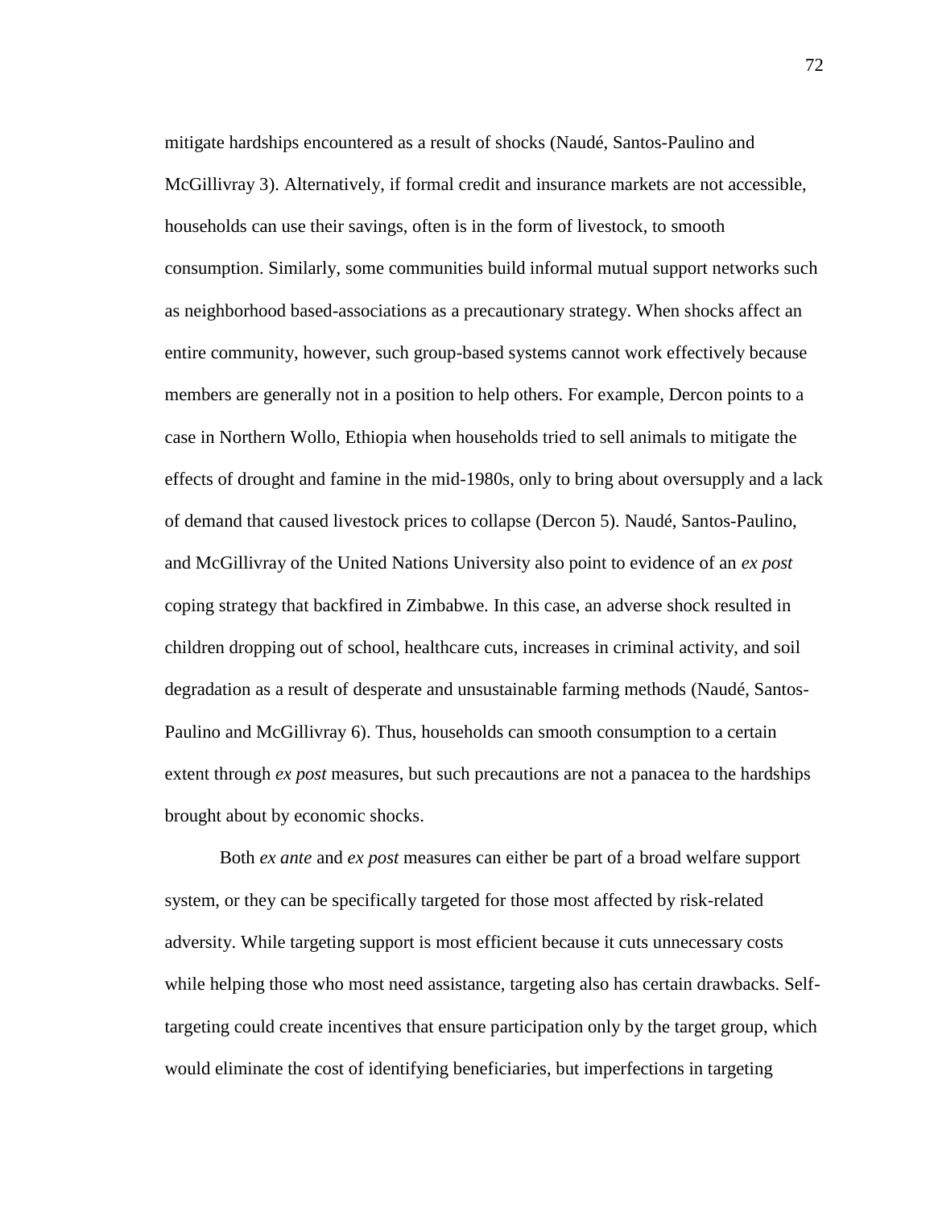mitigate hardships encountered as a result of shocks (Naudé, Santos-Paulino and McGillivray 3). Alternatively, if formal credit and insurance markets are not accessible, households can use their savings, often is in the form of livestock, to smooth consumption. Similarly, some communities build informal mutual support networks such as neighborhood based-associations as a precautionary strategy. When shocks affect an entire community, however, such group-based systems cannot work effectively because members are generally not in a position to help others. For example, Dercon points to a case in Northern Wollo, Ethiopia when households tried to sell animals to mitigate the effects of drought and famine in the mid-1980s, only to bring about oversupply and a lack of demand that caused livestock prices to collapse (Dercon 5). Naudé, Santos-Paulino, and McGillivray of the United Nations University also point to evidence of an *ex post* coping strategy that backfired in Zimbabwe. In this case, an adverse shock resulted in children dropping out of school, healthcare cuts, increases in criminal activity, and soil degradation as a result of desperate and unsustainable farming methods (Naudé, Santos-Paulino and McGillivray 6). Thus, households can smooth consumption to a certain extent through *ex post* measures, but such precautions are not a panacea to the hardships brought about by economic shocks.

Both *ex ante* and *ex post* measures can either be part of a broad welfare support system, or they can be specifically targeted for those most affected by risk-related adversity. While targeting support is most efficient because it cuts unnecessary costs while helping those who most need assistance, targeting also has certain drawbacks. Self-targeting could create incentives that ensure participation only by the target group, which would eliminate the cost of identifying beneficiaries, but imperfections in targeting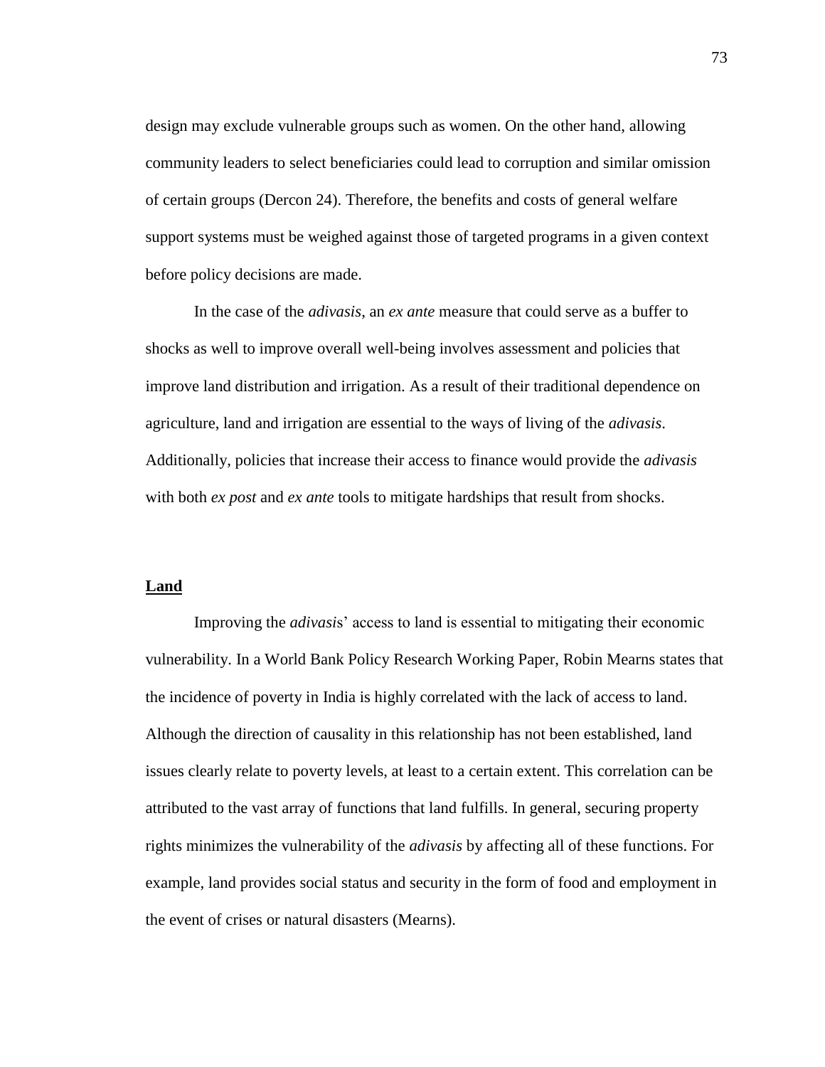design may exclude vulnerable groups such as women. On the other hand, allowing community leaders to select beneficiaries could lead to corruption and similar omission of certain groups (Dercon 24). Therefore, the benefits and costs of general welfare support systems must be weighed against those of targeted programs in a given context before policy decisions are made.

In the case of the *adivasis*, an *ex ante* measure that could serve as a buffer to shocks as well to improve overall well-being involves assessment and policies that improve land distribution and irrigation. As a result of their traditional dependence on agriculture, land and irrigation are essential to the ways of living of the *adivasis*. Additionally, policies that increase their access to finance would provide the *adivasis* with both *ex post* and *ex ante* tools to mitigate hardships that result from shocks.

**Land**

Improving the *adivasis*' access to land is essential to mitigating their economic vulnerability. In a World Bank Policy Research Working Paper, Robin Mearns states that the incidence of poverty in India is highly correlated with the lack of access to land. Although the direction of causality in this relationship has not been established, land issues clearly relate to poverty levels, at least to a certain extent. This correlation can be attributed to the vast array of functions that land fulfills. In general, securing property rights minimizes the vulnerability of the *adivasis* by affecting all of these functions. For example, land provides social status and security in the form of food and employment in the event of crises or natural disasters (Mearns).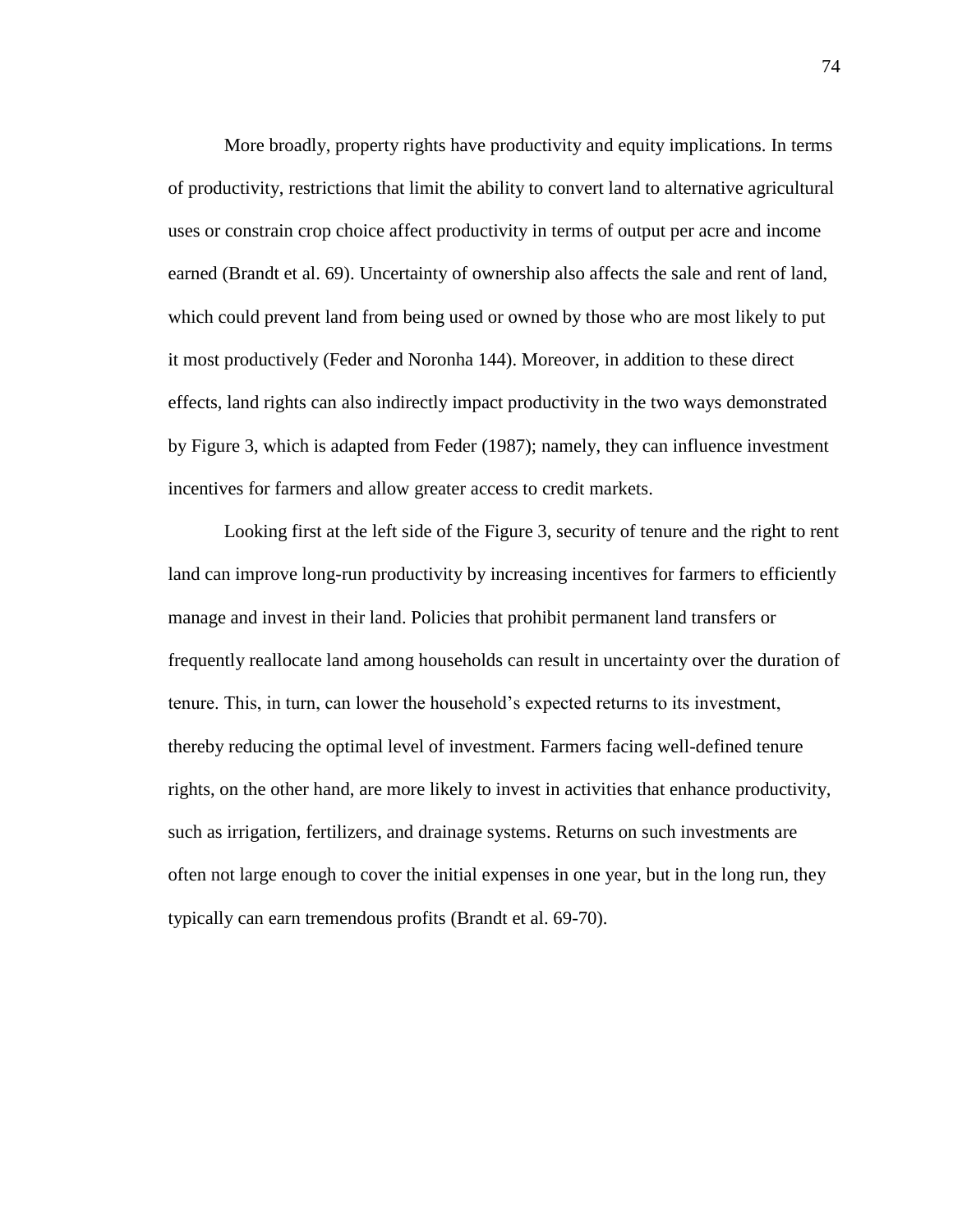More broadly, property rights have productivity and equity implications. In terms of productivity, restrictions that limit the ability to convert land to alternative agricultural uses or constrain crop choice affect productivity in terms of output per acre and income earned (Brandt et al. 69). Uncertainty of ownership also affects the sale and rent of land, which could prevent land from being used or owned by those who are most likely to put it most productively (Feder and Noronha 144). Moreover, in addition to these direct effects, land rights can also indirectly impact productivity in the two ways demonstrated by Figure 3, which is adapted from Feder (1987); namely, they can influence investment incentives for farmers and allow greater access to credit markets.

Looking first at the left side of the Figure 3, security of tenure and the right to rent land can improve long-run productivity by increasing incentives for farmers to efficiently manage and invest in their land. Policies that prohibit permanent land transfers or frequently reallocate land among households can result in uncertainty over the duration of tenure. This, in turn, can lower the household's expected returns to its investment, thereby reducing the optimal level of investment. Farmers facing well-defined tenure rights, on the other hand, are more likely to invest in activities that enhance productivity, such as irrigation, fertilizers, and drainage systems. Returns on such investments are often not large enough to cover the initial expenses in one year, but in the long run, they typically can earn tremendous profits (Brandt et al. 69-70).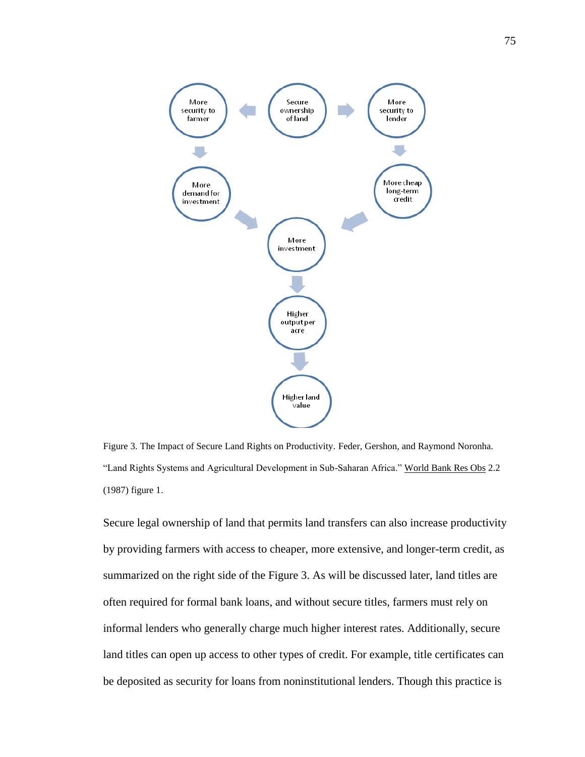Figure 3. The Impact of Secure Land Rights on Productivity. Feder, Gershon, and Raymond Noronha. "Land Rights Systems and Agricultural Development in Sub-Saharan Africa." World Bank Res Obs 2.2 (1987) figure 1.

Secure legal ownership of land that permits land transfers can also increase productivity by providing farmers with access to cheaper, more extensive, and longer-term credit, as summarized on the right side of the Figure 3. As will be discussed later, land titles are often required for formal bank loans, and without secure titles, farmers must rely on informal lenders who generally charge much higher interest rates. Additionally, secure land titles can open up access to other types of credit. For example, title certificates can be deposited as security for loans from noninstitutional lenders. Though this practice is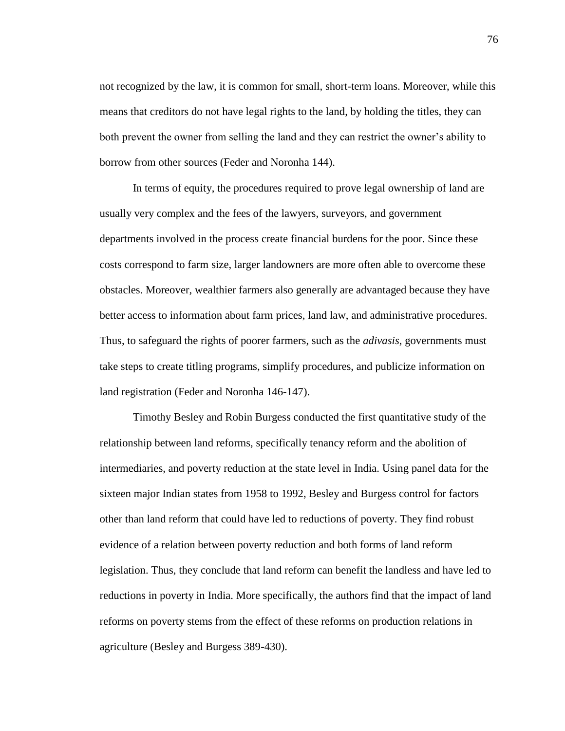not recognized by the law, it is common for small, short-term loans. Moreover, while this means that creditors do not have legal rights to the land, by holding the titles, they can both prevent the owner from selling the land and they can restrict the owner's ability to borrow from other sources (Feder and Noronha 144).

In terms of equity, the procedures required to prove legal ownership of land are usually very complex and the fees of the lawyers, surveyors, and government departments involved in the process create financial burdens for the poor. Since these costs correspond to farm size, larger landowners are more often able to overcome these obstacles. Moreover, wealthier farmers also generally are advantaged because they have better access to information about farm prices, land law, and administrative procedures. Thus, to safeguard the rights of poorer farmers, such as the *adivasis*, governments must take steps to create titling programs, simplify procedures, and publicize information on land registration (Feder and Noronha 146-147).

Timothy Besley and Robin Burgess conducted the first quantitative study of the relationship between land reforms, specifically tenancy reform and the abolition of intermediaries, and poverty reduction at the state level in India. Using panel data for the sixteen major Indian states from 1958 to 1992, Besley and Burgess control for factors other than land reform that could have led to reductions of poverty. They find robust evidence of a relation between poverty reduction and both forms of land reform legislation. Thus, they conclude that land reform can benefit the landless and have led to reductions in poverty in India. More specifically, the authors find that the impact of land reforms on poverty stems from the effect of these reforms on production relations in agriculture (Besley and Burgess 389-430).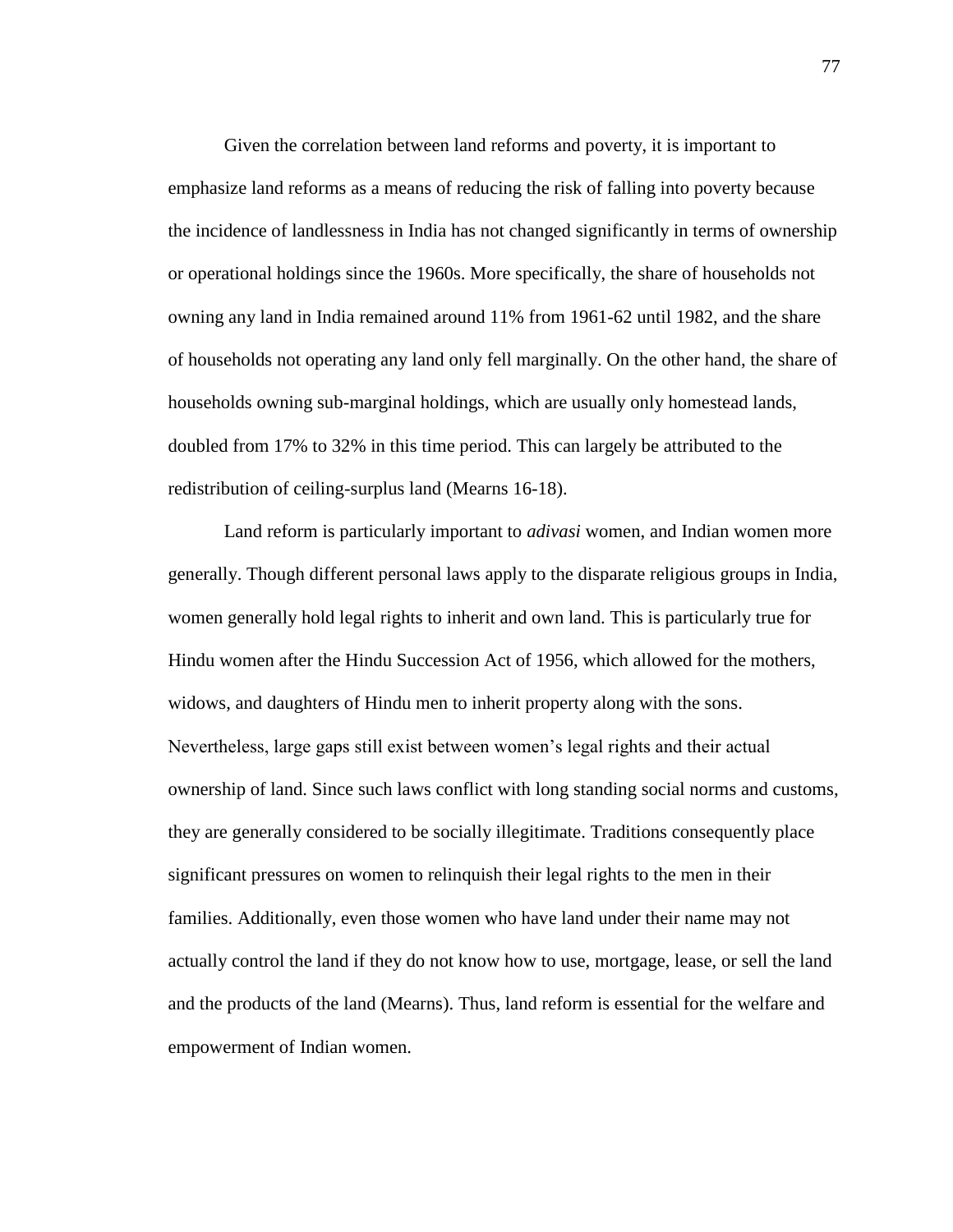Given the correlation between land reforms and poverty, it is important to emphasize land reforms as a means of reducing the risk of falling into poverty because the incidence of landlessness in India has not changed significantly in terms of ownership or operational holdings since the 1960s. More specifically, the share of households not owning any land in India remained around 11% from 1961-62 until 1982, and the share of households not operating any land only fell marginally. On the other hand, the share of households owning sub-marginal holdings, which are usually only homestead lands, doubled from 17% to 32% in this time period. This can largely be attributed to the redistribution of ceiling-surplus land (Mearns 16-18).

Land reform is particularly important to *adivasi* women, and Indian women more generally. Though different personal laws apply to the disparate religious groups in India, women generally hold legal rights to inherit and own land. This is particularly true for Hindu women after the Hindu Succession Act of 1956, which allowed for the mothers, widows, and daughters of Hindu men to inherit property along with the sons. Nevertheless, large gaps still exist between women's legal rights and their actual ownership of land. Since such laws conflict with long standing social norms and customs, they are generally considered to be socially illegitimate. Traditions consequently place significant pressures on women to relinquish their legal rights to the men in their families. Additionally, even those women who have land under their name may not actually control the land if they do not know how to use, mortgage, lease, or sell the land and the products of the land (Mearns). Thus, land reform is essential for the welfare and empowerment of Indian women.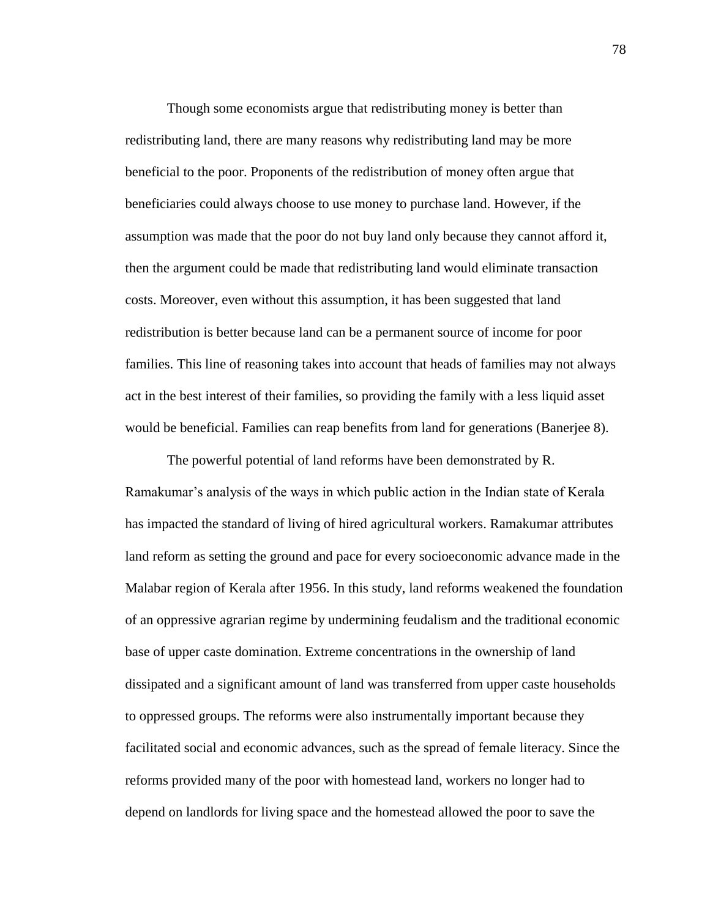Though some economists argue that redistributing money is better than redistributing land, there are many reasons why redistributing land may be more beneficial to the poor. Proponents of the redistribution of money often argue that beneficiaries could always choose to use money to purchase land. However, if the assumption was made that the poor do not buy land only because they cannot afford it, then the argument could be made that redistributing land would eliminate transaction costs. Moreover, even without this assumption, it has been suggested that land redistribution is better because land can be a permanent source of income for poor families. This line of reasoning takes into account that heads of families may not always act in the best interest of their families, so providing the family with a less liquid asset would be beneficial. Families can reap benefits from land for generations (Banerjee 8).

The powerful potential of land reforms have been demonstrated by R. Ramakumar's analysis of the ways in which public action in the Indian state of Kerala has impacted the standard of living of hired agricultural workers. Ramakumar attributes land reform as setting the ground and pace for every socioeconomic advance made in the Malabar region of Kerala after 1956. In this study, land reforms weakened the foundation of an oppressive agrarian regime by undermining feudalism and the traditional economic base of upper caste domination. Extreme concentrations in the ownership of land dissipated and a significant amount of land was transferred from upper caste households to oppressed groups. The reforms were also instrumentally important because they facilitated social and economic advances, such as the spread of female literacy. Since the reforms provided many of the poor with homestead land, workers no longer had to depend on landlords for living space and the homestead allowed the poor to save the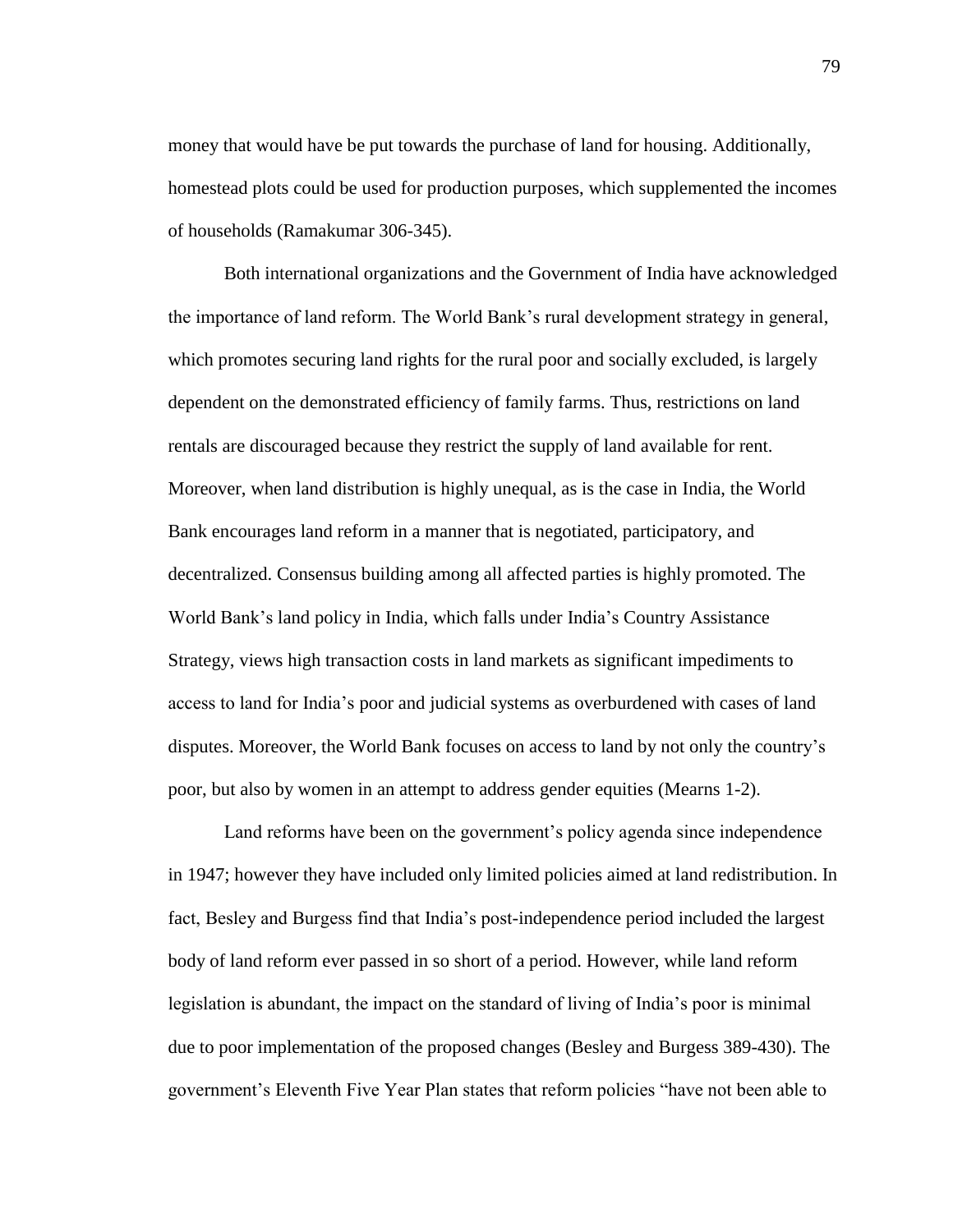money that would have be put towards the purchase of land for housing. Additionally, homestead plots could be used for production purposes, which supplemented the incomes of households (Ramakumar 306-345).

Both international organizations and the Government of India have acknowledged the importance of land reform. The World Bank's rural development strategy in general, which promotes securing land rights for the rural poor and socially excluded, is largely dependent on the demonstrated efficiency of family farms. Thus, restrictions on land rentals are discouraged because they restrict the supply of land available for rent. Moreover, when land distribution is highly unequal, as is the case in India, the World Bank encourages land reform in a manner that is negotiated, participatory, and decentralized. Consensus building among all affected parties is highly promoted. The World Bank's land policy in India, which falls under India's Country Assistance Strategy, views high transaction costs in land markets as significant impediments to access to land for India's poor and judicial systems as overburdened with cases of land disputes. Moreover, the World Bank focuses on access to land by not only the country's poor, but also by women in an attempt to address gender equities (Mearns 1-2).

Land reforms have been on the government's policy agenda since independence in 1947; however they have included only limited policies aimed at land redistribution. In fact, Besley and Burgess find that India's post-independence period included the largest body of land reform ever passed in so short of a period. However, while land reform legislation is abundant, the impact on the standard of living of India's poor is minimal due to poor implementation of the proposed changes (Besley and Burgess 389-430). The government's Eleventh Five Year Plan states that reform policies "have not been able to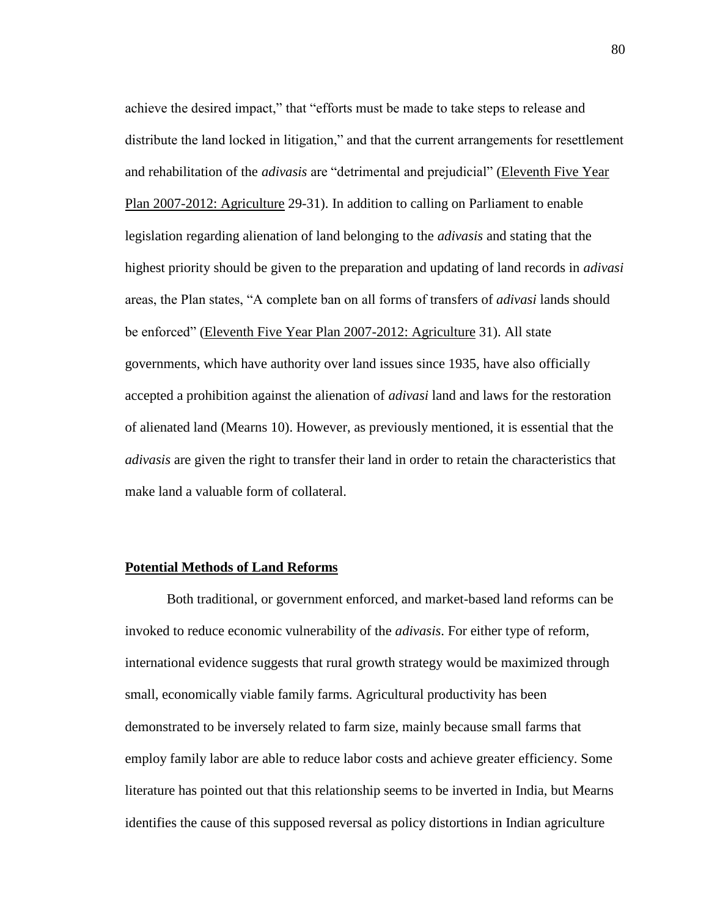achieve the desired impact," that "efforts must be made to take steps to release and distribute the land locked in litigation," and that the current arrangements for resettlement and rehabilitation of the *adivasis* are "detrimental and prejudicial" (Eleventh Five Year Plan 2007-2012: Agriculture 29-31). In addition to calling on Parliament to enable legislation regarding alienation of land belonging to the *adivasis* and stating that the highest priority should be given to the preparation and updating of land records in *adivasi* areas, the Plan states, "A complete ban on all forms of transfers of *adivasi* lands should be enforced" (Eleventh Five Year Plan 2007-2012: Agriculture 31). All state governments, which have authority over land issues since 1935, have also officially accepted a prohibition against the alienation of *adivasi* land and laws for the restoration of alienated land (Mearns 10). However, as previously mentioned, it is essential that the *adivasis* are given the right to transfer their land in order to retain the characteristics that make land a valuable form of collateral.

## **Potential Methods of Land Reforms**

Both traditional, or government enforced, and market-based land reforms can be invoked to reduce economic vulnerability of the *adivasis*. For either type of reform, international evidence suggests that rural growth strategy would be maximized through small, economically viable family farms. Agricultural productivity has been demonstrated to be inversely related to farm size, mainly because small farms that employ family labor are able to reduce labor costs and achieve greater efficiency. Some literature has pointed out that this relationship seems to be inverted in India, but Mearns identifies the cause of this supposed reversal as policy distortions in Indian agriculture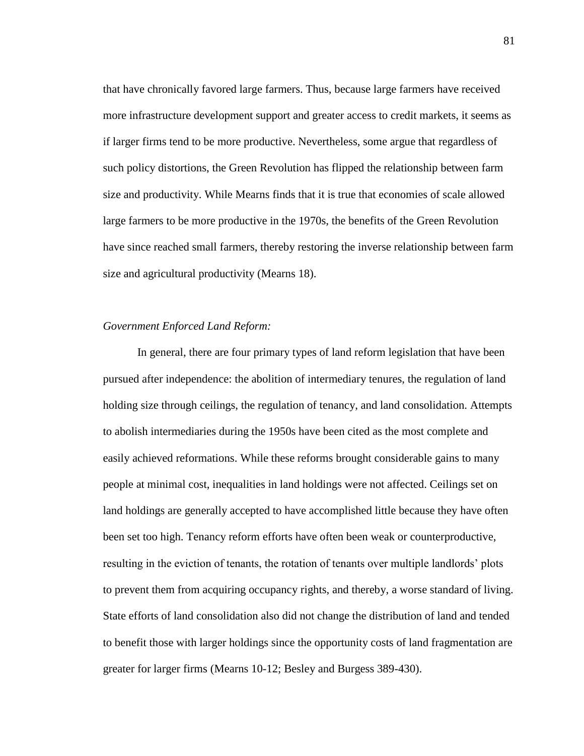that have chronically favored large farmers. Thus, because large farmers have received more infrastructure development support and greater access to credit markets, it seems as if larger firms tend to be more productive. Nevertheless, some argue that regardless of such policy distortions, the Green Revolution has flipped the relationship between farm size and productivity. While Mearns finds that it is true that economies of scale allowed large farmers to be more productive in the 1970s, the benefits of the Green Revolution have since reached small farmers, thereby restoring the inverse relationship between farm size and agricultural productivity (Mearns 18).

*Government Enforced Land Reform:*

In general, there are four primary types of land reform legislation that have been pursued after independence: the abolition of intermediary tenures, the regulation of land holding size through ceilings, the regulation of tenancy, and land consolidation. Attempts to abolish intermediaries during the 1950s have been cited as the most complete and easily achieved reformations. While these reforms brought considerable gains to many people at minimal cost, inequalities in land holdings were not affected. Ceilings set on land holdings are generally accepted to have accomplished little because they have often been set too high. Tenancy reform efforts have often been weak or counterproductive, resulting in the eviction of tenants, the rotation of tenants over multiple landlords' plots to prevent them from acquiring occupancy rights, and thereby, a worse standard of living. State efforts of land consolidation also did not change the distribution of land and tended to benefit those with larger holdings since the opportunity costs of land fragmentation are greater for larger firms (Mearns 10-12; Besley and Burgess 389-430).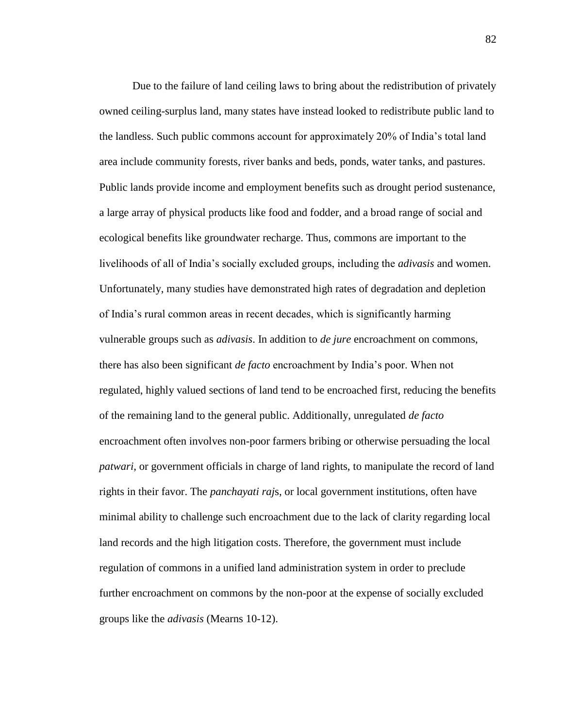Due to the failure of land ceiling laws to bring about the redistribution of privately owned ceiling-surplus land, many states have instead looked to redistribute public land to the landless. Such public commons account for approximately 20% of India's total land area include community forests, river banks and beds, ponds, water tanks, and pastures. Public lands provide income and employment benefits such as drought period sustenance, a large array of physical products like food and fodder, and a broad range of social and ecological benefits like groundwater recharge. Thus, commons are important to the livelihoods of all of India's socially excluded groups, including the *adivasis* and women. Unfortunately, many studies have demonstrated high rates of degradation and depletion of India's rural common areas in recent decades, which is significantly harming vulnerable groups such as *adivasis*. In addition to *de jure* encroachment on commons, there has also been significant *de facto* encroachment by India's poor. When not regulated, highly valued sections of land tend to be encroached first, reducing the benefits of the remaining land to the general public. Additionally, unregulated *de facto* encroachment often involves non-poor farmers bribing or otherwise persuading the local *patwari*, or government officials in charge of land rights, to manipulate the record of land rights in their favor. The *panchayati raj*s, or local government institutions, often have minimal ability to challenge such encroachment due to the lack of clarity regarding local land records and the high litigation costs. Therefore, the government must include regulation of commons in a unified land administration system in order to preclude further encroachment on commons by the non-poor at the expense of socially excluded groups like the *adivasis* (Mearns 10-12).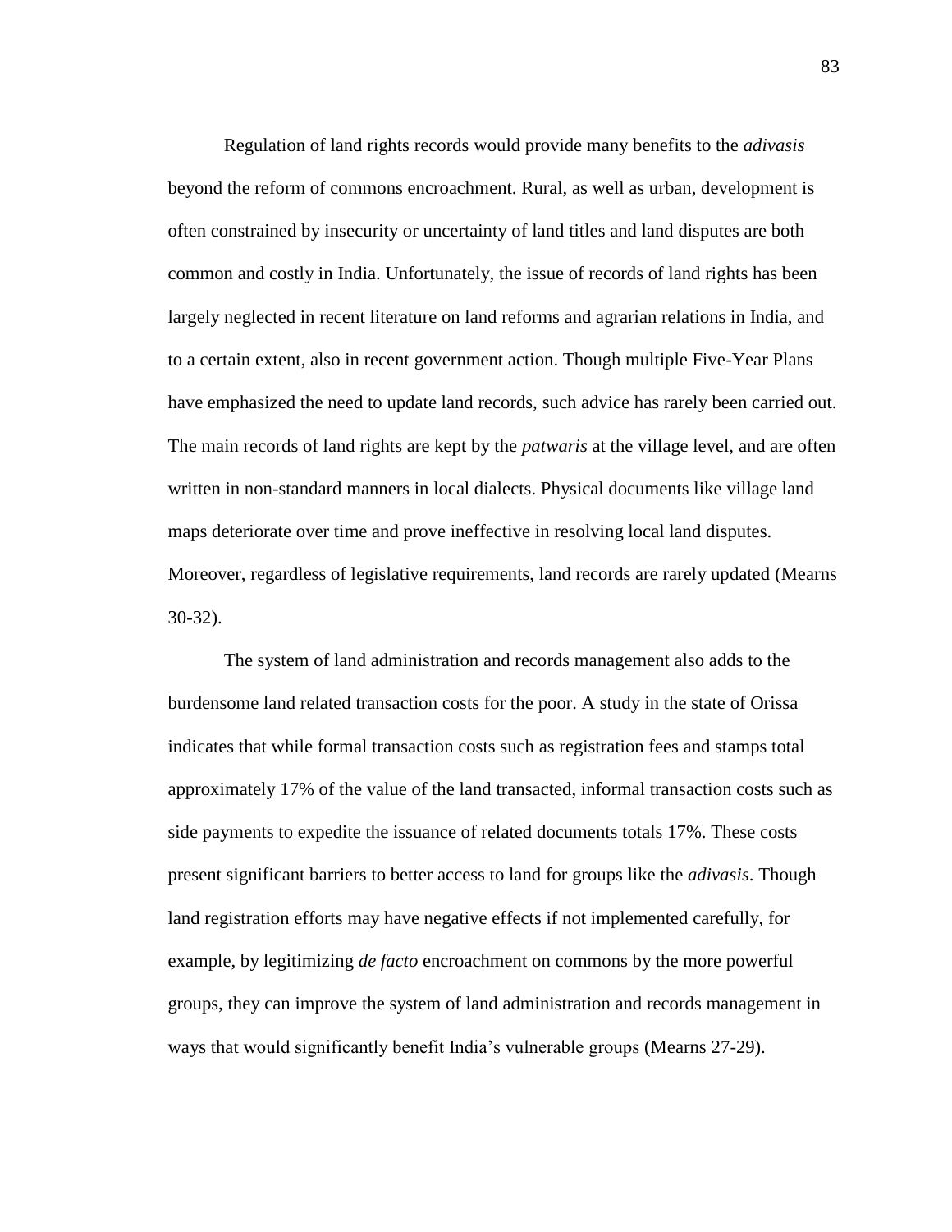Regulation of land rights records would provide many benefits to the *adivasis* beyond the reform of commons encroachment. Rural, as well as urban, development is often constrained by insecurity or uncertainty of land titles and land disputes are both common and costly in India. Unfortunately, the issue of records of land rights has been largely neglected in recent literature on land reforms and agrarian relations in India, and to a certain extent, also in recent government action. Though multiple Five-Year Plans have emphasized the need to update land records, such advice has rarely been carried out. The main records of land rights are kept by the *patwaris* at the village level, and are often written in non-standard manners in local dialects. Physical documents like village land maps deteriorate over time and prove ineffective in resolving local land disputes. Moreover, regardless of legislative requirements, land records are rarely updated (Mearns 30-32).

The system of land administration and records management also adds to the burdensome land related transaction costs for the poor. A study in the state of Orissa indicates that while formal transaction costs such as registration fees and stamps total approximately 17% of the value of the land transacted, informal transaction costs such as side payments to expedite the issuance of related documents totals 17%. These costs present significant barriers to better access to land for groups like the *adivasis*. Though land registration efforts may have negative effects if not implemented carefully, for example, by legitimizing *de facto* encroachment on commons by the more powerful groups, they can improve the system of land administration and records management in ways that would significantly benefit India's vulnerable groups (Mearns 27-29).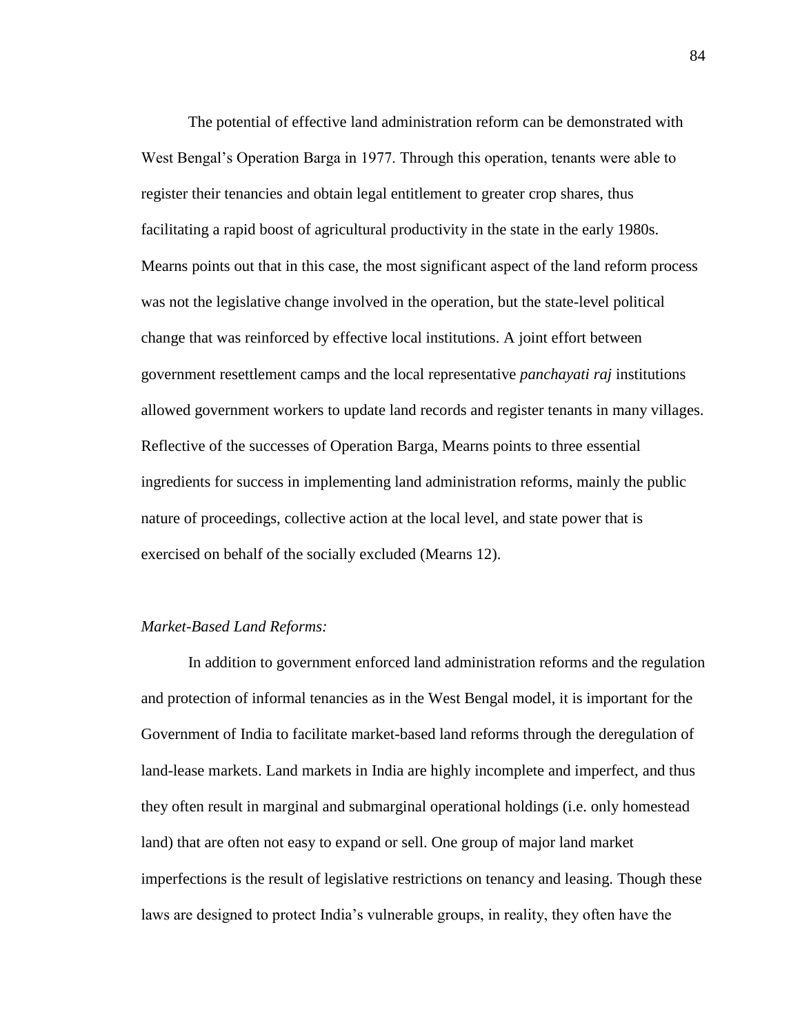The potential of effective land administration reform can be demonstrated with West Bengal's Operation Barga in 1977. Through this operation, tenants were able to register their tenancies and obtain legal entitlement to greater crop shares, thus facilitating a rapid boost of agricultural productivity in the state in the early 1980s. Mearns points out that in this case, the most significant aspect of the land reform process was not the legislative change involved in the operation, but the state-level political change that was reinforced by effective local institutions. A joint effort between government resettlement camps and the local representative *panchayati raj* institutions allowed government workers to update land records and register tenants in many villages. Reflective of the successes of Operation Barga, Mearns points to three essential ingredients for success in implementing land administration reforms, mainly the public nature of proceedings, collective action at the local level, and state power that is exercised on behalf of the socially excluded (Mearns 12).

*Market-Based Land Reforms:*

In addition to government enforced land administration reforms and the regulation and protection of informal tenancies as in the West Bengal model, it is important for the Government of India to facilitate market-based land reforms through the deregulation of land-lease markets. Land markets in India are highly incomplete and imperfect, and thus they often result in marginal and submarginal operational holdings (i.e. only homestead land) that are often not easy to expand or sell. One group of major land market imperfections is the result of legislative restrictions on tenancy and leasing. Though these laws are designed to protect India's vulnerable groups, in reality, they often have the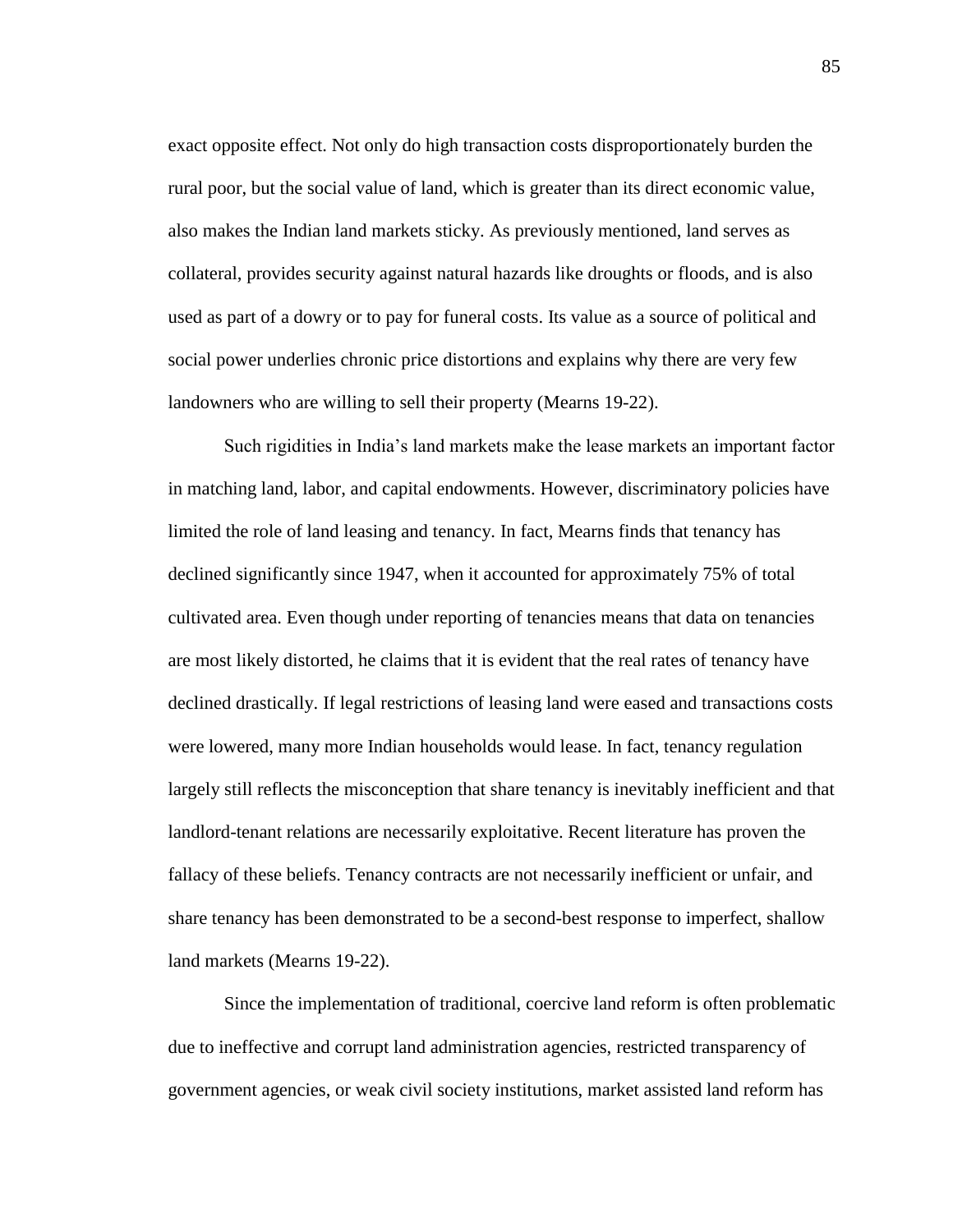exact opposite effect. Not only do high transaction costs disproportionately burden the rural poor, but the social value of land, which is greater than its direct economic value, also makes the Indian land markets sticky. As previously mentioned, land serves as collateral, provides security against natural hazards like droughts or floods, and is also used as part of a dowry or to pay for funeral costs. Its value as a source of political and social power underlies chronic price distortions and explains why there are very few landowners who are willing to sell their property (Mearns 19-22).

Such rigidities in India's land markets make the lease markets an important factor in matching land, labor, and capital endowments. However, discriminatory policies have limited the role of land leasing and tenancy. In fact, Mearns finds that tenancy has declined significantly since 1947, when it accounted for approximately 75% of total cultivated area. Even though under reporting of tenancies means that data on tenancies are most likely distorted, he claims that it is evident that the real rates of tenancy have declined drastically. If legal restrictions of leasing land were eased and transactions costs were lowered, many more Indian households would lease. In fact, tenancy regulation largely still reflects the misconception that share tenancy is inevitably inefficient and that landlord-tenant relations are necessarily exploitative. Recent literature has proven the fallacy of these beliefs. Tenancy contracts are not necessarily inefficient or unfair, and share tenancy has been demonstrated to be a second-best response to imperfect, shallow land markets (Mearns 19-22).

Since the implementation of traditional, coercive land reform is often problematic due to ineffective and corrupt land administration agencies, restricted transparency of government agencies, or weak civil society institutions, market assisted land reform has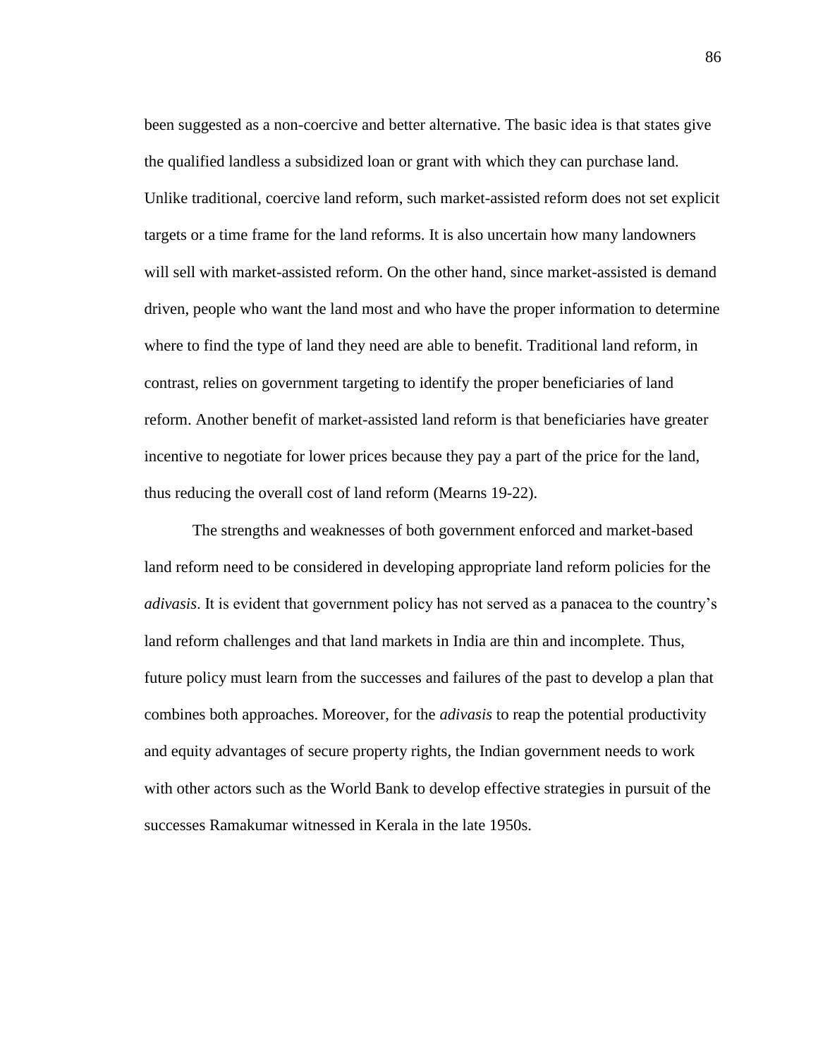been suggested as a non-coercive and better alternative. The basic idea is that states give the qualified landless a subsidized loan or grant with which they can purchase land. Unlike traditional, coercive land reform, such market-assisted reform does not set explicit targets or a time frame for the land reforms. It is also uncertain how many landowners will sell with market-assisted reform. On the other hand, since market-assisted is demand driven, people who want the land most and who have the proper information to determine where to find the type of land they need are able to benefit. Traditional land reform, in contrast, relies on government targeting to identify the proper beneficiaries of land reform. Another benefit of market-assisted land reform is that beneficiaries have greater incentive to negotiate for lower prices because they pay a part of the price for the land, thus reducing the overall cost of land reform (Mearns 19-22).

The strengths and weaknesses of both government enforced and market-based land reform need to be considered in developing appropriate land reform policies for the *adivasis*. It is evident that government policy has not served as a panacea to the country's land reform challenges and that land markets in India are thin and incomplete. Thus, future policy must learn from the successes and failures of the past to develop a plan that combines both approaches. Moreover, for the *adivasis* to reap the potential productivity and equity advantages of secure property rights, the Indian government needs to work with other actors such as the World Bank to develop effective strategies in pursuit of the successes Ramakumar witnessed in Kerala in the late 1950s.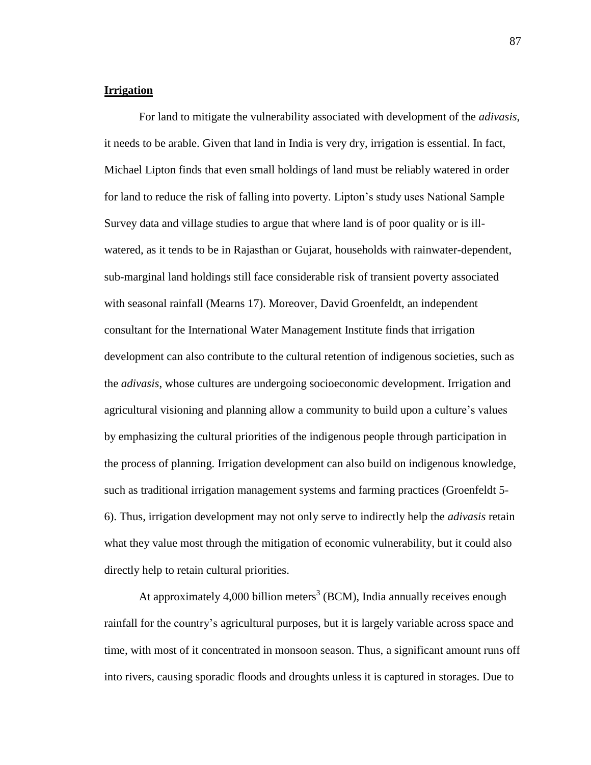**Irrigation**

For land to mitigate the vulnerability associated with development of the *adivasis*, it needs to be arable. Given that land in India is very dry, irrigation is essential. In fact, Michael Lipton finds that even small holdings of land must be reliably watered in order for land to reduce the risk of falling into poverty. Lipton's study uses National Sample Survey data and village studies to argue that where land is of poor quality or is ill-watered, as it tends to be in Rajasthan or Gujarat, households with rainwater-dependent, sub-marginal land holdings still face considerable risk of transient poverty associated with seasonal rainfall (Mearns 17). Moreover, David Groenfeldt, an independent consultant for the International Water Management Institute finds that irrigation development can also contribute to the cultural retention of indigenous societies, such as the *adivasis*, whose cultures are undergoing socioeconomic development. Irrigation and agricultural visioning and planning allow a community to build upon a culture's values by emphasizing the cultural priorities of the indigenous people through participation in the process of planning. Irrigation development can also build on indigenous knowledge, such as traditional irrigation management systems and farming practices (Groenfeldt 5-6). Thus, irrigation development may not only serve to indirectly help the *adivasis* retain what they value most through the mitigation of economic vulnerability, but it could also directly help to retain cultural priorities.

At approximately 4,000 billion meters$^3$ (BCM), India annually receives enough rainfall for the country's agricultural purposes, but it is largely variable across space and time, with most of it concentrated in monsoon season. Thus, a significant amount runs off into rivers, causing sporadic floods and droughts unless it is captured in storages. Due to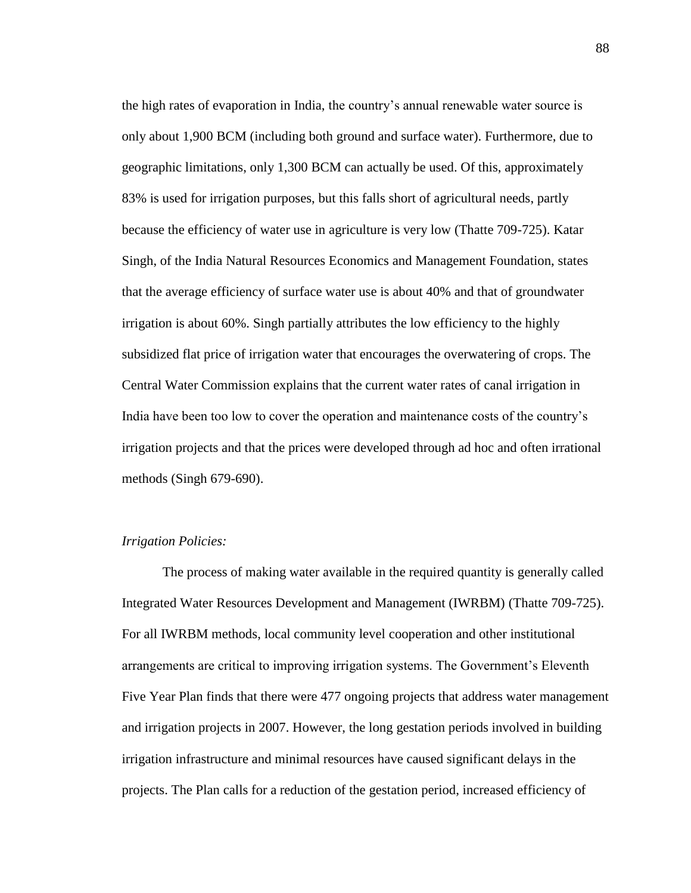the high rates of evaporation in India, the country's annual renewable water source is only about 1,900 BCM (including both ground and surface water). Furthermore, due to geographic limitations, only 1,300 BCM can actually be used. Of this, approximately 83% is used for irrigation purposes, but this falls short of agricultural needs, partly because the efficiency of water use in agriculture is very low (Thatte 709-725). Katar Singh, of the India Natural Resources Economics and Management Foundation, states that the average efficiency of surface water use is about 40% and that of groundwater irrigation is about 60%. Singh partially attributes the low efficiency to the highly subsidized flat price of irrigation water that encourages the overwatering of crops. The Central Water Commission explains that the current water rates of canal irrigation in India have been too low to cover the operation and maintenance costs of the country's irrigation projects and that the prices were developed through ad hoc and often irrational methods (Singh 679-690).

*Irrigation Policies:*

The process of making water available in the required quantity is generally called Integrated Water Resources Development and Management (IWRBM) (Thatte 709-725). For all IWRBM methods, local community level cooperation and other institutional arrangements are critical to improving irrigation systems. The Government's Eleventh Five Year Plan finds that there were 477 ongoing projects that address water management and irrigation projects in 2007. However, the long gestation periods involved in building irrigation infrastructure and minimal resources have caused significant delays in the projects. The Plan calls for a reduction of the gestation period, increased efficiency of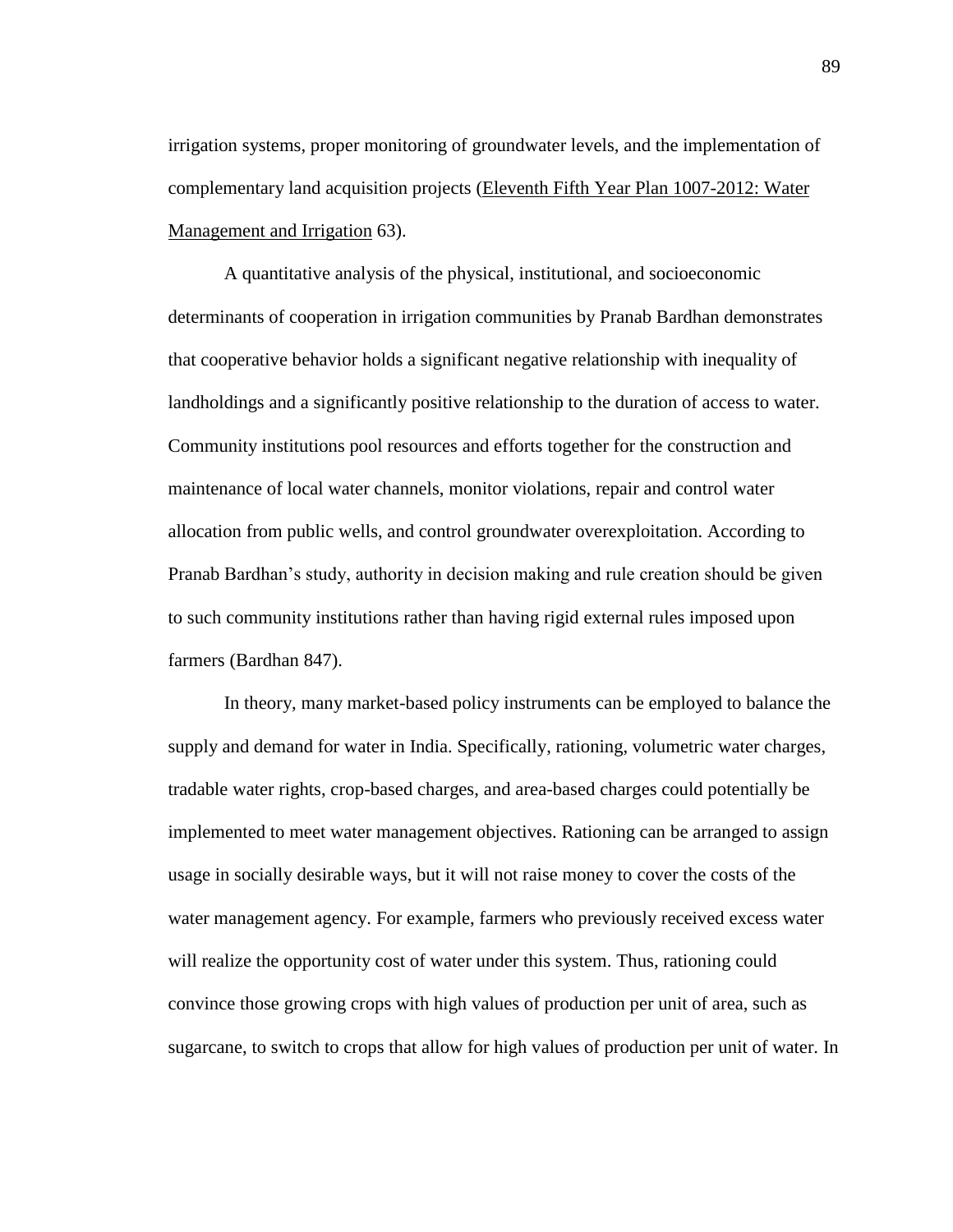irrigation systems, proper monitoring of groundwater levels, and the implementation of complementary land acquisition projects (Eleventh Fifth Year Plan 1007-2012: Water Management and Irrigation 63).

A quantitative analysis of the physical, institutional, and socioeconomic determinants of cooperation in irrigation communities by Pranab Bardhan demonstrates that cooperative behavior holds a significant negative relationship with inequality of landholdings and a significantly positive relationship to the duration of access to water. Community institutions pool resources and efforts together for the construction and maintenance of local water channels, monitor violations, repair and control water allocation from public wells, and control groundwater overexploitation. According to Pranab Bardhan's study, authority in decision making and rule creation should be given to such community institutions rather than having rigid external rules imposed upon farmers (Bardhan 847).

In theory, many market-based policy instruments can be employed to balance the supply and demand for water in India. Specifically, rationing, volumetric water charges, tradable water rights, crop-based charges, and area-based charges could potentially be implemented to meet water management objectives. Rationing can be arranged to assign usage in socially desirable ways, but it will not raise money to cover the costs of the water management agency. For example, farmers who previously received excess water will realize the opportunity cost of water under this system. Thus, rationing could convince those growing crops with high values of production per unit of area, such as sugarcane, to switch to crops that allow for high values of production per unit of water. In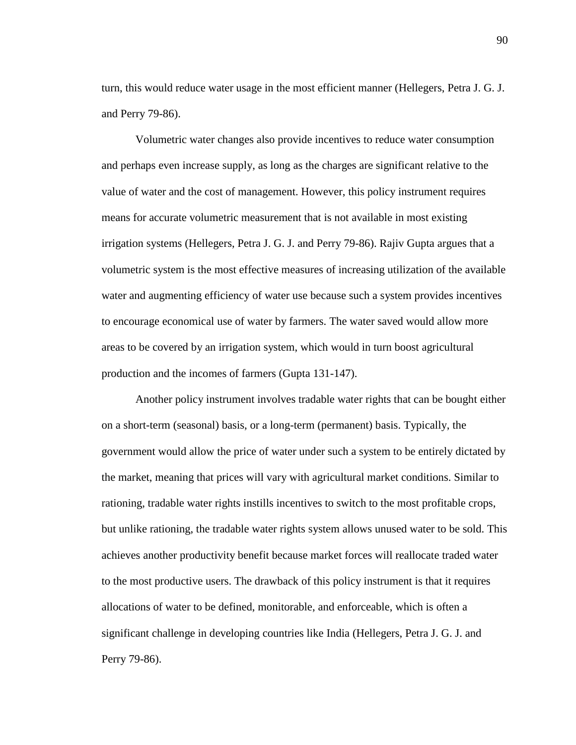turn, this would reduce water usage in the most efficient manner (Hellegers, Petra J. G. J. and Perry 79-86).

Volumetric water changes also provide incentives to reduce water consumption and perhaps even increase supply, as long as the charges are significant relative to the value of water and the cost of management. However, this policy instrument requires means for accurate volumetric measurement that is not available in most existing irrigation systems (Hellegers, Petra J. G. J. and Perry 79-86). Rajiv Gupta argues that a volumetric system is the most effective measures of increasing utilization of the available water and augmenting efficiency of water use because such a system provides incentives to encourage economical use of water by farmers. The water saved would allow more areas to be covered by an irrigation system, which would in turn boost agricultural production and the incomes of farmers (Gupta 131-147).

Another policy instrument involves tradable water rights that can be bought either on a short-term (seasonal) basis, or a long-term (permanent) basis. Typically, the government would allow the price of water under such a system to be entirely dictated by the market, meaning that prices will vary with agricultural market conditions. Similar to rationing, tradable water rights instills incentives to switch to the most profitable crops, but unlike rationing, the tradable water rights system allows unused water to be sold. This achieves another productivity benefit because market forces will reallocate traded water to the most productive users. The drawback of this policy instrument is that it requires allocations of water to be defined, monitorable, and enforceable, which is often a significant challenge in developing countries like India (Hellegers, Petra J. G. J. and Perry 79-86).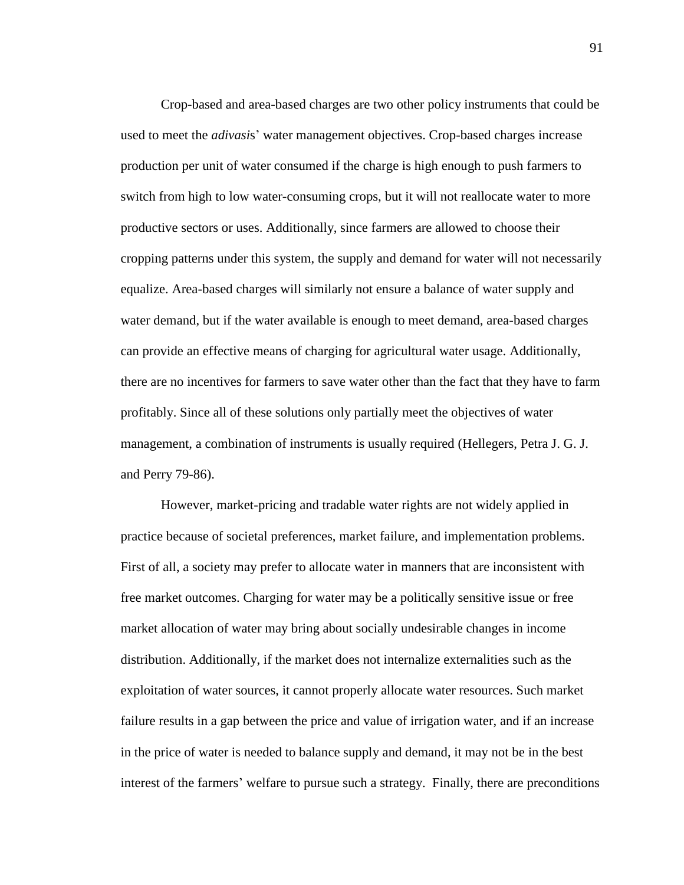Crop-based and area-based charges are two other policy instruments that could be used to meet the *adivasi*s' water management objectives. Crop-based charges increase production per unit of water consumed if the charge is high enough to push farmers to switch from high to low water-consuming crops, but it will not reallocate water to more productive sectors or uses. Additionally, since farmers are allowed to choose their cropping patterns under this system, the supply and demand for water will not necessarily equalize. Area-based charges will similarly not ensure a balance of water supply and water demand, but if the water available is enough to meet demand, area-based charges can provide an effective means of charging for agricultural water usage. Additionally, there are no incentives for farmers to save water other than the fact that they have to farm profitably. Since all of these solutions only partially meet the objectives of water management, a combination of instruments is usually required (Hellegers, Petra J. G. J. and Perry 79-86).

However, market-pricing and tradable water rights are not widely applied in practice because of societal preferences, market failure, and implementation problems. First of all, a society may prefer to allocate water in manners that are inconsistent with free market outcomes. Charging for water may be a politically sensitive issue or free market allocation of water may bring about socially undesirable changes in income distribution. Additionally, if the market does not internalize externalities such as the exploitation of water sources, it cannot properly allocate water resources. Such market failure results in a gap between the price and value of irrigation water, and if an increase in the price of water is needed to balance supply and demand, it may not be in the best interest of the farmers' welfare to pursue such a strategy. Finally, there are preconditions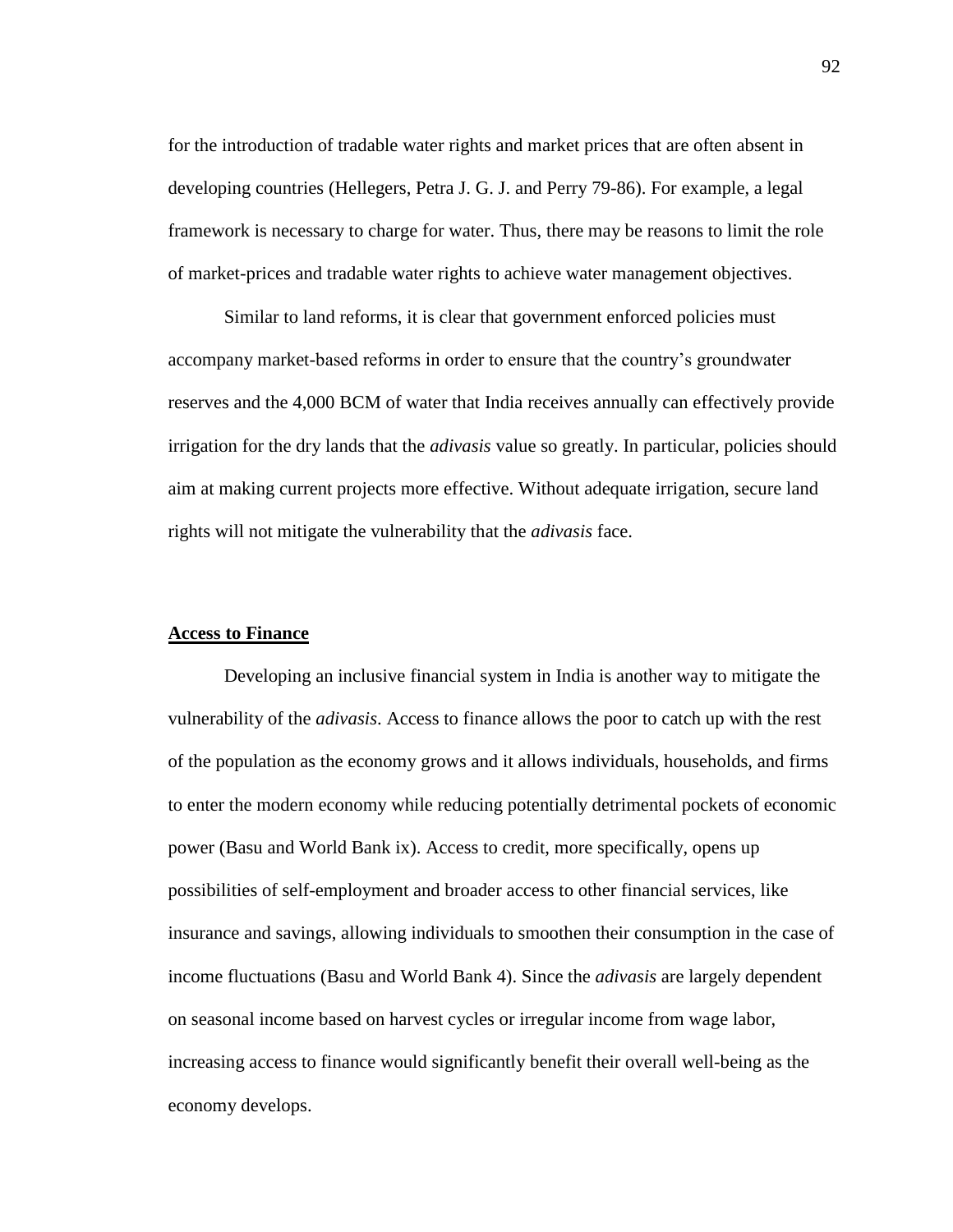for the introduction of tradable water rights and market prices that are often absent in developing countries (Hellegers, Petra J. G. J. and Perry 79-86). For example, a legal framework is necessary to charge for water. Thus, there may be reasons to limit the role of market-prices and tradable water rights to achieve water management objectives.

Similar to land reforms, it is clear that government enforced policies must accompany market-based reforms in order to ensure that the country's groundwater reserves and the 4,000 BCM of water that India receives annually can effectively provide irrigation for the dry lands that the *adivasis* value so greatly. In particular, policies should aim at making current projects more effective. Without adequate irrigation, secure land rights will not mitigate the vulnerability that the *adivasis* face.

## **Access to Finance**

Developing an inclusive financial system in India is another way to mitigate the vulnerability of the *adivasis*. Access to finance allows the poor to catch up with the rest of the population as the economy grows and it allows individuals, households, and firms to enter the modern economy while reducing potentially detrimental pockets of economic power (Basu and World Bank ix). Access to credit, more specifically, opens up possibilities of self-employment and broader access to other financial services, like insurance and savings, allowing individuals to smoothen their consumption in the case of income fluctuations (Basu and World Bank 4). Since the *adivasis* are largely dependent on seasonal income based on harvest cycles or irregular income from wage labor, increasing access to finance would significantly benefit their overall well-being as the economy develops.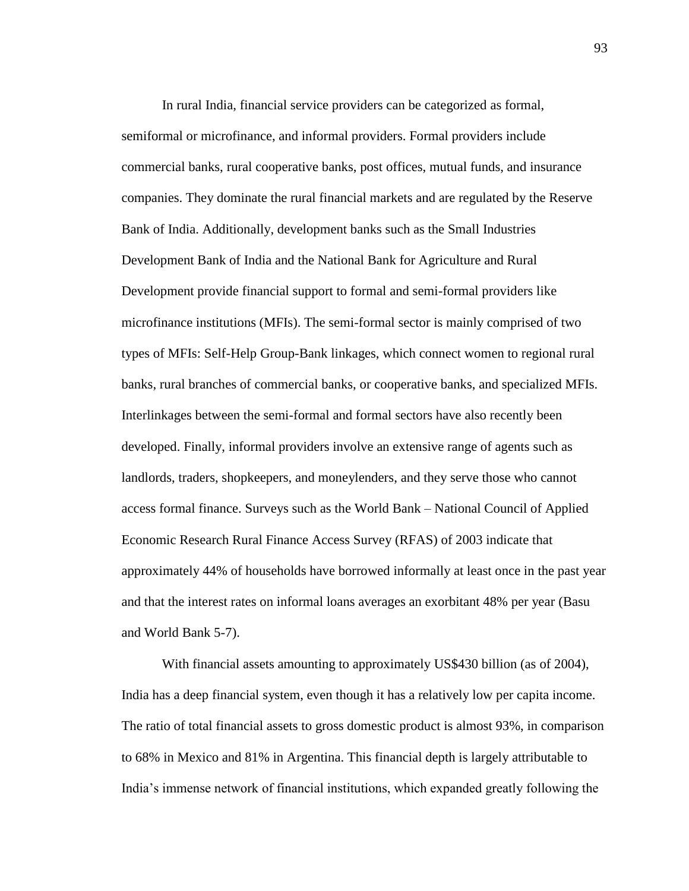In rural India, financial service providers can be categorized as formal, semiformal or microfinance, and informal providers. Formal providers include commercial banks, rural cooperative banks, post offices, mutual funds, and insurance companies. They dominate the rural financial markets and are regulated by the Reserve Bank of India. Additionally, development banks such as the Small Industries Development Bank of India and the National Bank for Agriculture and Rural Development provide financial support to formal and semi-formal providers like microfinance institutions (MFIs). The semi-formal sector is mainly comprised of two types of MFIs: Self-Help Group-Bank linkages, which connect women to regional rural banks, rural branches of commercial banks, or cooperative banks, and specialized MFIs. Interlinkages between the semi-formal and formal sectors have also recently been developed. Finally, informal providers involve an extensive range of agents such as landlords, traders, shopkeepers, and moneylenders, and they serve those who cannot access formal finance. Surveys such as the World Bank – National Council of Applied Economic Research Rural Finance Access Survey (RFAS) of 2003 indicate that approximately 44% of households have borrowed informally at least once in the past year and that the interest rates on informal loans averages an exorbitant 48% per year (Basu and World Bank 5-7).

With financial assets amounting to approximately US$430 billion (as of 2004), India has a deep financial system, even though it has a relatively low per capita income. The ratio of total financial assets to gross domestic product is almost 93%, in comparison to 68% in Mexico and 81% in Argentina. This financial depth is largely attributable to India's immense network of financial institutions, which expanded greatly following the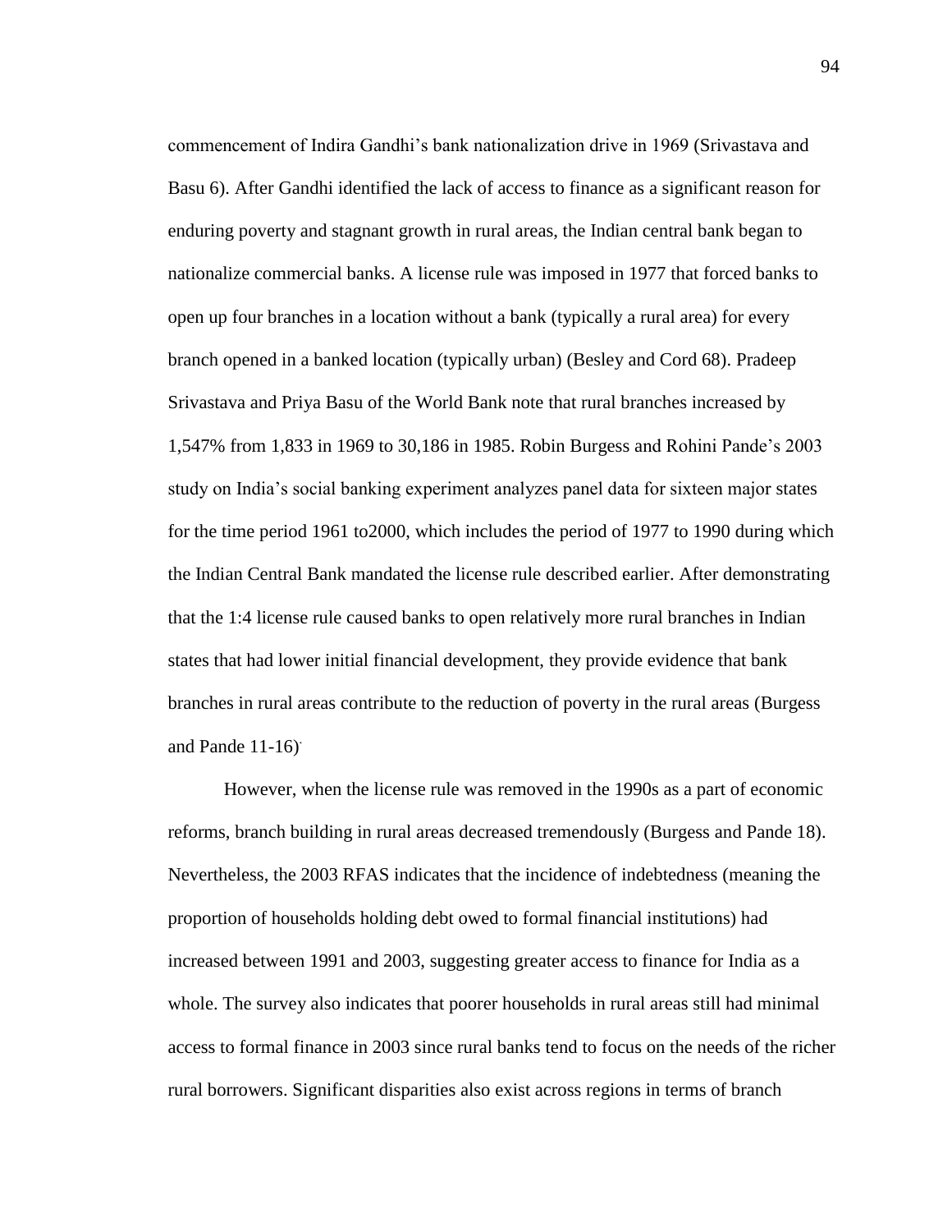commencement of Indira Gandhi's bank nationalization drive in 1969 (Srivastava and Basu 6). After Gandhi identified the lack of access to finance as a significant reason for enduring poverty and stagnant growth in rural areas, the Indian central bank began to nationalize commercial banks. A license rule was imposed in 1977 that forced banks to open up four branches in a location without a bank (typically a rural area) for every branch opened in a banked location (typically urban) (Besley and Cord 68). Pradeep Srivastava and Priya Basu of the World Bank note that rural branches increased by 1,547% from 1,833 in 1969 to 30,186 in 1985. Robin Burgess and Rohini Pande's 2003 study on India's social banking experiment analyzes panel data for sixteen major states for the time period 1961 to2000, which includes the period of 1977 to 1990 during which the Indian Central Bank mandated the license rule described earlier. After demonstrating that the 1:4 license rule caused banks to open relatively more rural branches in Indian states that had lower initial financial development, they provide evidence that bank branches in rural areas contribute to the reduction of poverty in the rural areas (Burgess and Pande 11-16).

However, when the license rule was removed in the 1990s as a part of economic reforms, branch building in rural areas decreased tremendously (Burgess and Pande 18). Nevertheless, the 2003 RFAS indicates that the incidence of indebtedness (meaning the proportion of households holding debt owed to formal financial institutions) had increased between 1991 and 2003, suggesting greater access to finance for India as a whole. The survey also indicates that poorer households in rural areas still had minimal access to formal finance in 2003 since rural banks tend to focus on the needs of the richer rural borrowers. Significant disparities also exist across regions in terms of branch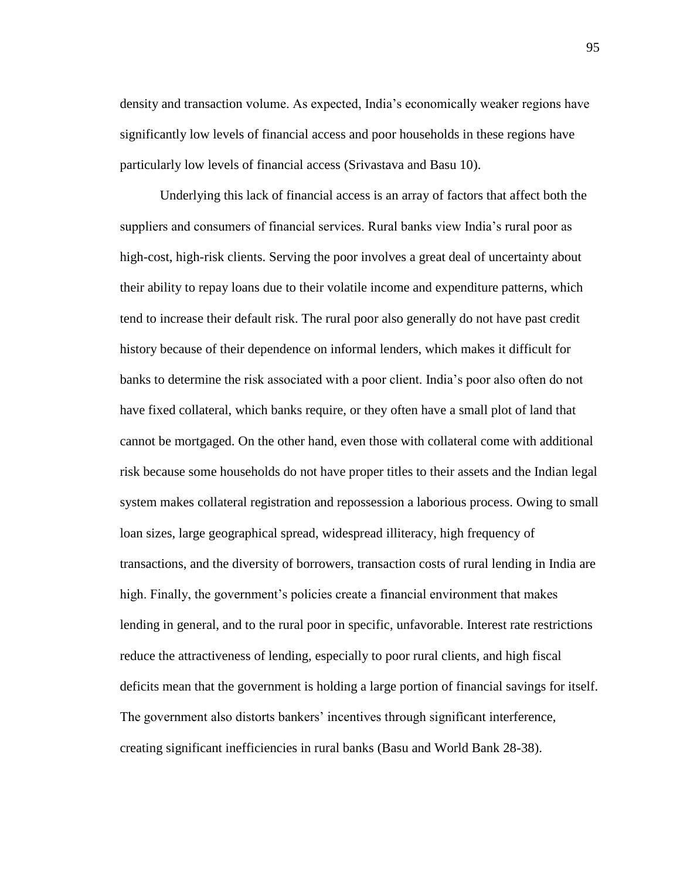density and transaction volume. As expected, India's economically weaker regions have significantly low levels of financial access and poor households in these regions have particularly low levels of financial access (Srivastava and Basu 10).

Underlying this lack of financial access is an array of factors that affect both the suppliers and consumers of financial services. Rural banks view India's rural poor as high-cost, high-risk clients. Serving the poor involves a great deal of uncertainty about their ability to repay loans due to their volatile income and expenditure patterns, which tend to increase their default risk. The rural poor also generally do not have past credit history because of their dependence on informal lenders, which makes it difficult for banks to determine the risk associated with a poor client. India's poor also often do not have fixed collateral, which banks require, or they often have a small plot of land that cannot be mortgaged. On the other hand, even those with collateral come with additional risk because some households do not have proper titles to their assets and the Indian legal system makes collateral registration and repossession a laborious process. Owing to small loan sizes, large geographical spread, widespread illiteracy, high frequency of transactions, and the diversity of borrowers, transaction costs of rural lending in India are high. Finally, the government's policies create a financial environment that makes lending in general, and to the rural poor in specific, unfavorable. Interest rate restrictions reduce the attractiveness of lending, especially to poor rural clients, and high fiscal deficits mean that the government is holding a large portion of financial savings for itself. The government also distorts bankers' incentives through significant interference, creating significant inefficiencies in rural banks (Basu and World Bank 28-38).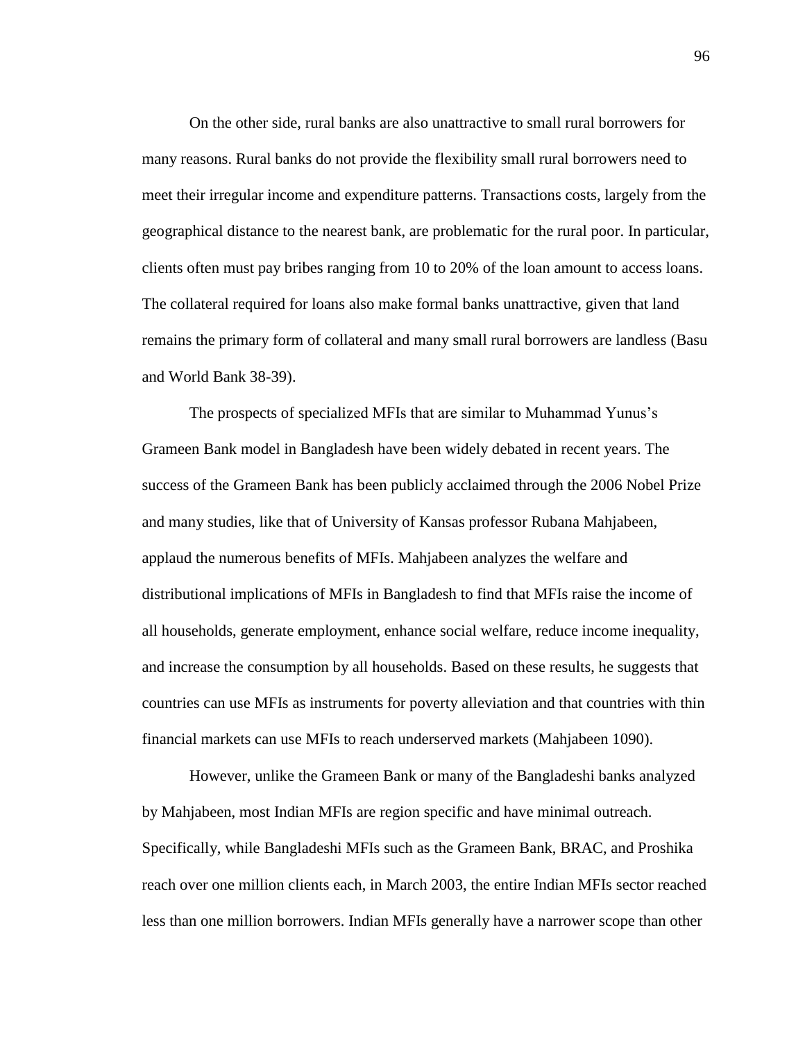On the other side, rural banks are also unattractive to small rural borrowers for many reasons. Rural banks do not provide the flexibility small rural borrowers need to meet their irregular income and expenditure patterns. Transactions costs, largely from the geographical distance to the nearest bank, are problematic for the rural poor. In particular, clients often must pay bribes ranging from 10 to 20% of the loan amount to access loans. The collateral required for loans also make formal banks unattractive, given that land remains the primary form of collateral and many small rural borrowers are landless (Basu and World Bank 38-39).

The prospects of specialized MFIs that are similar to Muhammad Yunus's Grameen Bank model in Bangladesh have been widely debated in recent years. The success of the Grameen Bank has been publicly acclaimed through the 2006 Nobel Prize and many studies, like that of University of Kansas professor Rubana Mahjabeen, applaud the numerous benefits of MFIs. Mahjabeen analyzes the welfare and distributional implications of MFIs in Bangladesh to find that MFIs raise the income of all households, generate employment, enhance social welfare, reduce income inequality, and increase the consumption by all households. Based on these results, he suggests that countries can use MFIs as instruments for poverty alleviation and that countries with thin financial markets can use MFIs to reach underserved markets (Mahjabeen 1090).

However, unlike the Grameen Bank or many of the Bangladeshi banks analyzed by Mahjabeen, most Indian MFIs are region specific and have minimal outreach. Specifically, while Bangladeshi MFIs such as the Grameen Bank, BRAC, and Proshika reach over one million clients each, in March 2003, the entire Indian MFIs sector reached less than one million borrowers. Indian MFIs generally have a narrower scope than other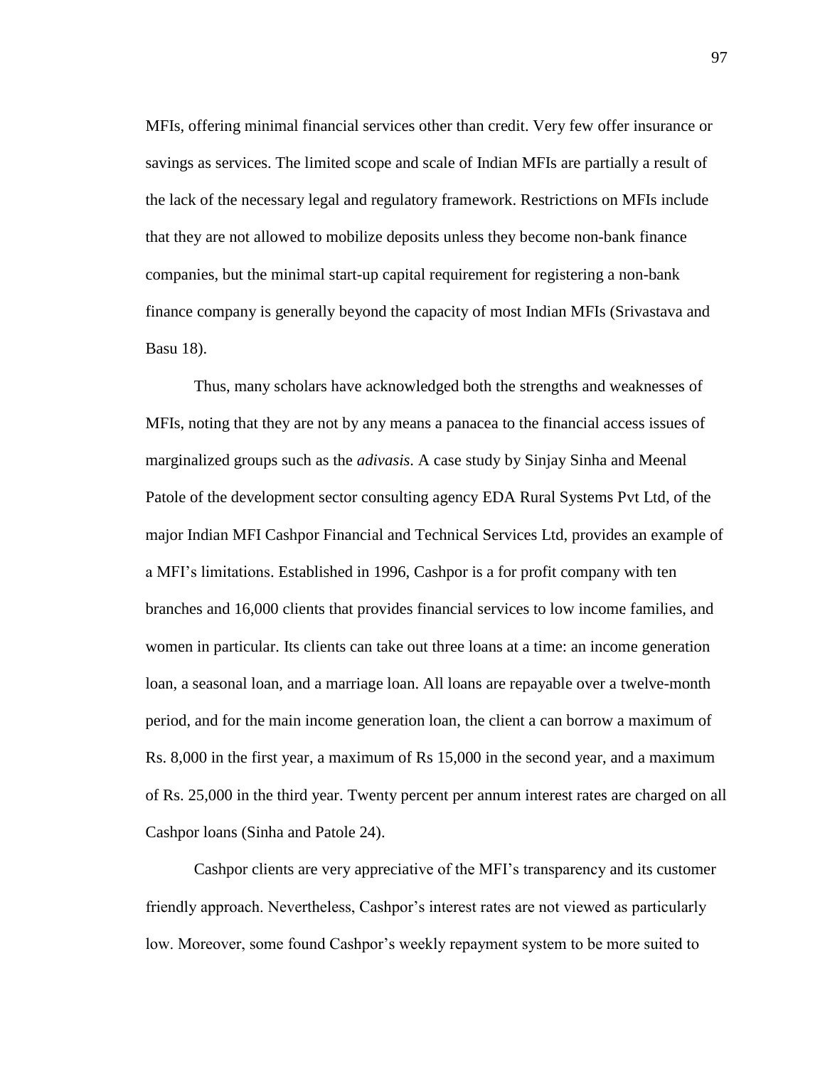MFIs, offering minimal financial services other than credit. Very few offer insurance or savings as services. The limited scope and scale of Indian MFIs are partially a result of the lack of the necessary legal and regulatory framework. Restrictions on MFIs include that they are not allowed to mobilize deposits unless they become non-bank finance companies, but the minimal start-up capital requirement for registering a non-bank finance company is generally beyond the capacity of most Indian MFIs (Srivastava and Basu 18).

Thus, many scholars have acknowledged both the strengths and weaknesses of MFIs, noting that they are not by any means a panacea to the financial access issues of marginalized groups such as the *adivasis*. A case study by Sinjay Sinha and Meenal Patole of the development sector consulting agency EDA Rural Systems Pvt Ltd, of the major Indian MFI Cashpor Financial and Technical Services Ltd, provides an example of a MFI's limitations. Established in 1996, Cashpor is a for profit company with ten branches and 16,000 clients that provides financial services to low income families, and women in particular. Its clients can take out three loans at a time: an income generation loan, a seasonal loan, and a marriage loan. All loans are repayable over a twelve-month period, and for the main income generation loan, the client a can borrow a maximum of Rs. 8,000 in the first year, a maximum of Rs 15,000 in the second year, and a maximum of Rs. 25,000 in the third year. Twenty percent per annum interest rates are charged on all Cashpor loans (Sinha and Patole 24).

Cashpor clients are very appreciative of the MFI's transparency and its customer friendly approach. Nevertheless, Cashpor's interest rates are not viewed as particularly low. Moreover, some found Cashpor's weekly repayment system to be more suited to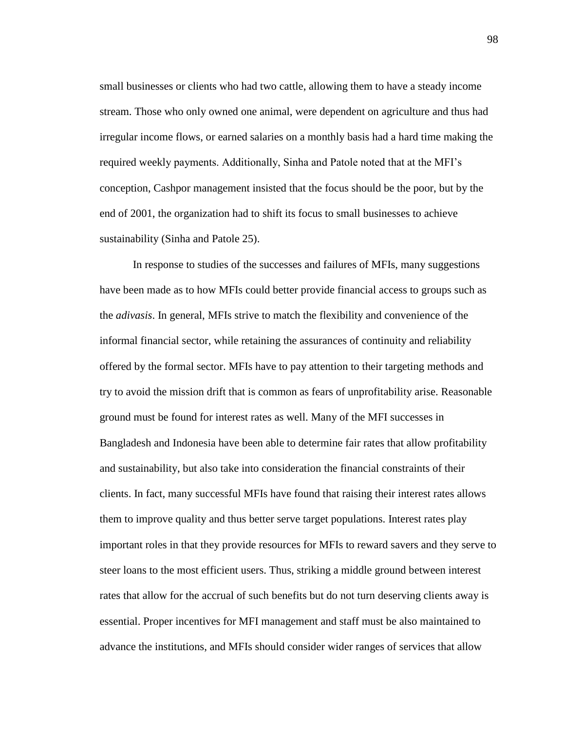small businesses or clients who had two cattle, allowing them to have a steady income stream. Those who only owned one animal, were dependent on agriculture and thus had irregular income flows, or earned salaries on a monthly basis had a hard time making the required weekly payments. Additionally, Sinha and Patole noted that at the MFI's conception, Cashpor management insisted that the focus should be the poor, but by the end of 2001, the organization had to shift its focus to small businesses to achieve sustainability (Sinha and Patole 25).

In response to studies of the successes and failures of MFIs, many suggestions have been made as to how MFIs could better provide financial access to groups such as the *adivasis*. In general, MFIs strive to match the flexibility and convenience of the informal financial sector, while retaining the assurances of continuity and reliability offered by the formal sector. MFIs have to pay attention to their targeting methods and try to avoid the mission drift that is common as fears of unprofitability arise. Reasonable ground must be found for interest rates as well. Many of the MFI successes in Bangladesh and Indonesia have been able to determine fair rates that allow profitability and sustainability, but also take into consideration the financial constraints of their clients. In fact, many successful MFIs have found that raising their interest rates allows them to improve quality and thus better serve target populations. Interest rates play important roles in that they provide resources for MFIs to reward savers and they serve to steer loans to the most efficient users. Thus, striking a middle ground between interest rates that allow for the accrual of such benefits but do not turn deserving clients away is essential. Proper incentives for MFI management and staff must be also maintained to advance the institutions, and MFIs should consider wider ranges of services that allow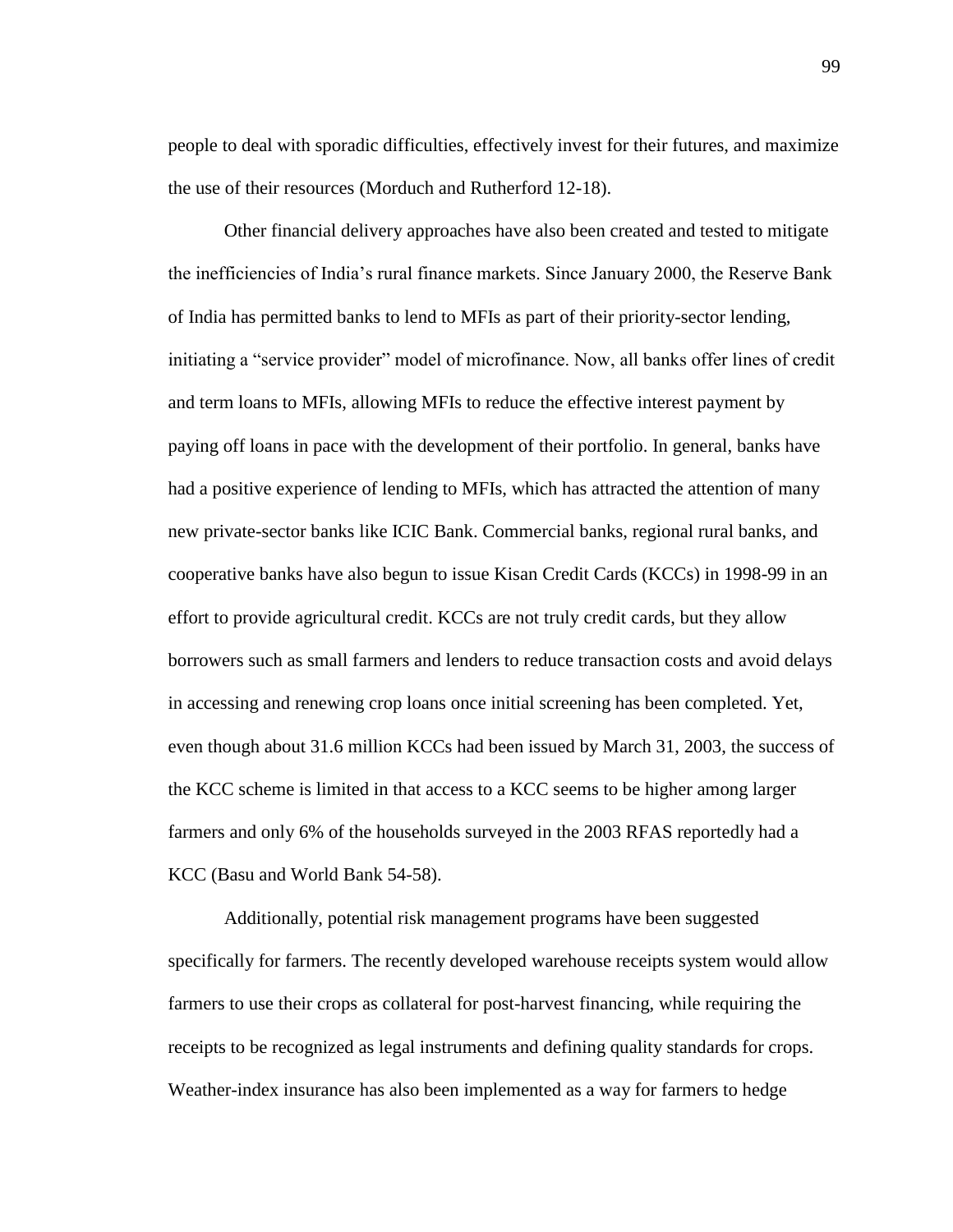people to deal with sporadic difficulties, effectively invest for their futures, and maximize the use of their resources (Morduch and Rutherford 12-18).

Other financial delivery approaches have also been created and tested to mitigate the inefficiencies of India's rural finance markets. Since January 2000, the Reserve Bank of India has permitted banks to lend to MFIs as part of their priority-sector lending, initiating a "service provider" model of microfinance. Now, all banks offer lines of credit and term loans to MFIs, allowing MFIs to reduce the effective interest payment by paying off loans in pace with the development of their portfolio. In general, banks have had a positive experience of lending to MFIs, which has attracted the attention of many new private-sector banks like ICIC Bank. Commercial banks, regional rural banks, and cooperative banks have also begun to issue Kisan Credit Cards (KCCs) in 1998-99 in an effort to provide agricultural credit. KCCs are not truly credit cards, but they allow borrowers such as small farmers and lenders to reduce transaction costs and avoid delays in accessing and renewing crop loans once initial screening has been completed. Yet, even though about 31.6 million KCCs had been issued by March 31, 2003, the success of the KCC scheme is limited in that access to a KCC seems to be higher among larger farmers and only 6% of the households surveyed in the 2003 RFAS reportedly had a KCC (Basu and World Bank 54-58).

Additionally, potential risk management programs have been suggested specifically for farmers. The recently developed warehouse receipts system would allow farmers to use their crops as collateral for post-harvest financing, while requiring the receipts to be recognized as legal instruments and defining quality standards for crops. Weather-index insurance has also been implemented as a way for farmers to hedge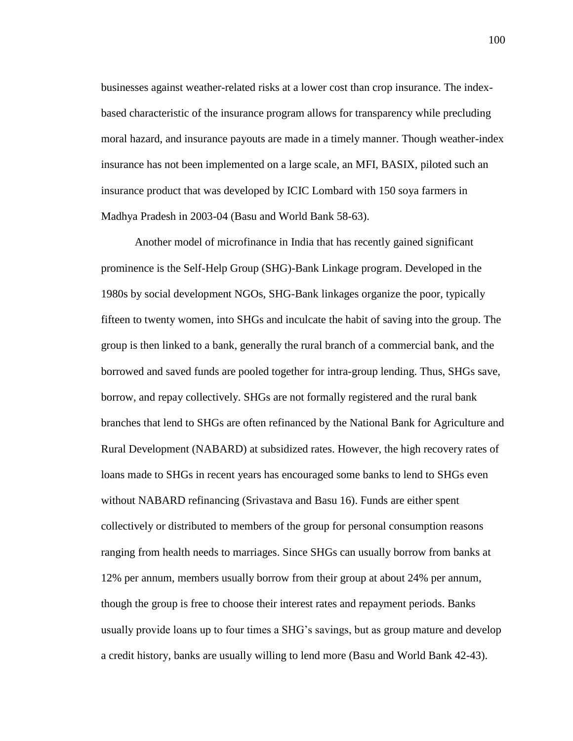businesses against weather-related risks at a lower cost than crop insurance. The index-based characteristic of the insurance program allows for transparency while precluding moral hazard, and insurance payouts are made in a timely manner. Though weather-index insurance has not been implemented on a large scale, an MFI, BASIX, piloted such an insurance product that was developed by ICIC Lombard with 150 soya farmers in Madhya Pradesh in 2003-04 (Basu and World Bank 58-63).

Another model of microfinance in India that has recently gained significant prominence is the Self-Help Group (SHG)-Bank Linkage program. Developed in the 1980s by social development NGOs, SHG-Bank linkages organize the poor, typically fifteen to twenty women, into SHGs and inculcate the habit of saving into the group. The group is then linked to a bank, generally the rural branch of a commercial bank, and the borrowed and saved funds are pooled together for intra-group lending. Thus, SHGs save, borrow, and repay collectively. SHGs are not formally registered and the rural bank branches that lend to SHGs are often refinanced by the National Bank for Agriculture and Rural Development (NABARD) at subsidized rates. However, the high recovery rates of loans made to SHGs in recent years has encouraged some banks to lend to SHGs even without NABARD refinancing (Srivastava and Basu 16). Funds are either spent collectively or distributed to members of the group for personal consumption reasons ranging from health needs to marriages. Since SHGs can usually borrow from banks at 12% per annum, members usually borrow from their group at about 24% per annum, though the group is free to choose their interest rates and repayment periods. Banks usually provide loans up to four times a SHG's savings, but as group mature and develop a credit history, banks are usually willing to lend more (Basu and World Bank 42-43).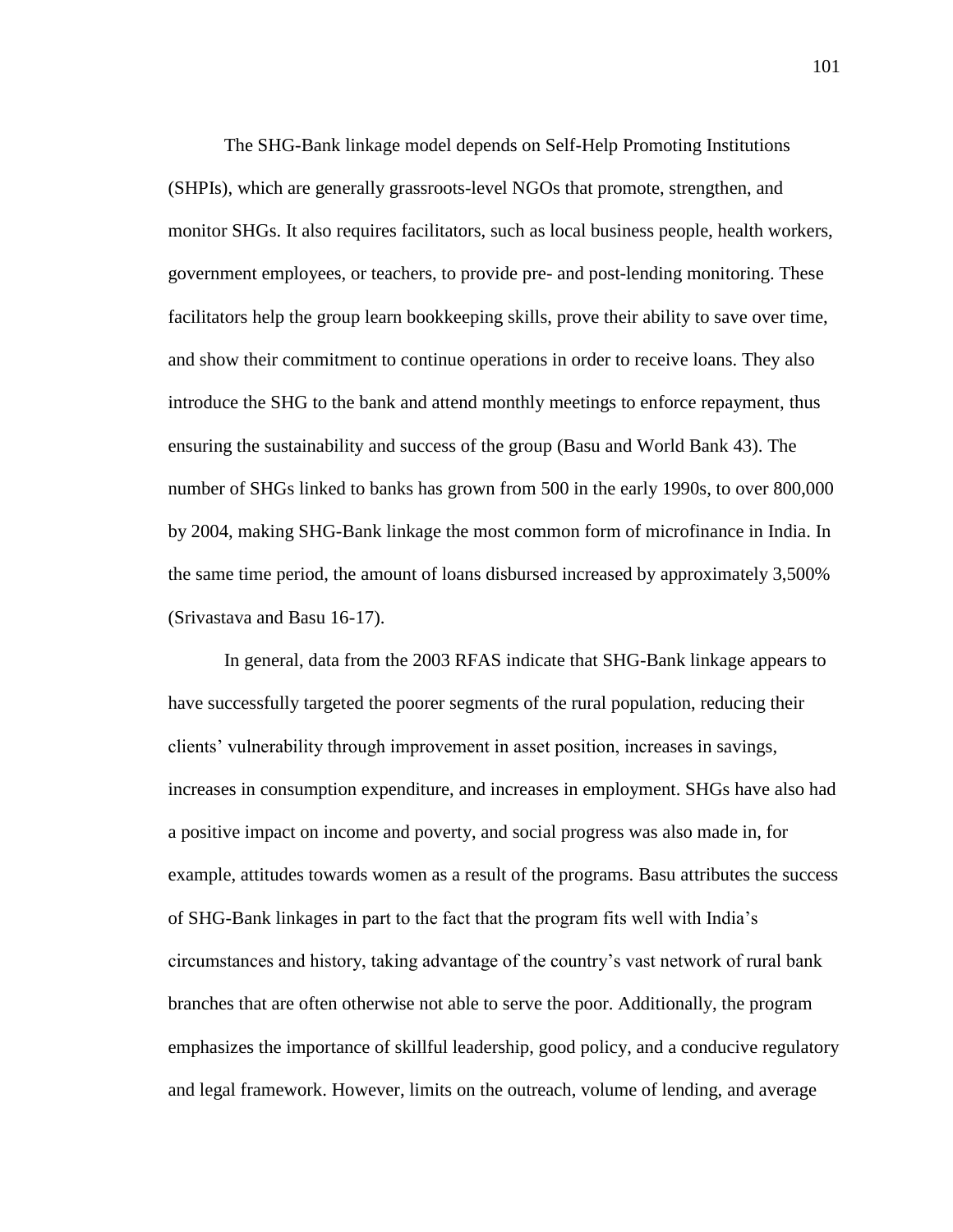The SHG-Bank linkage model depends on Self-Help Promoting Institutions (SHPIs), which are generally grassroots-level NGOs that promote, strengthen, and monitor SHGs. It also requires facilitators, such as local business people, health workers, government employees, or teachers, to provide pre- and post-lending monitoring. These facilitators help the group learn bookkeeping skills, prove their ability to save over time, and show their commitment to continue operations in order to receive loans. They also introduce the SHG to the bank and attend monthly meetings to enforce repayment, thus ensuring the sustainability and success of the group (Basu and World Bank 43). The number of SHGs linked to banks has grown from 500 in the early 1990s, to over 800,000 by 2004, making SHG-Bank linkage the most common form of microfinance in India. In the same time period, the amount of loans disbursed increased by approximately 3,500% (Srivastava and Basu 16-17).

In general, data from the 2003 RFAS indicate that SHG-Bank linkage appears to have successfully targeted the poorer segments of the rural population, reducing their clients' vulnerability through improvement in asset position, increases in savings, increases in consumption expenditure, and increases in employment. SHGs have also had a positive impact on income and poverty, and social progress was also made in, for example, attitudes towards women as a result of the programs. Basu attributes the success of SHG-Bank linkages in part to the fact that the program fits well with India's circumstances and history, taking advantage of the country's vast network of rural bank branches that are often otherwise not able to serve the poor. Additionally, the program emphasizes the importance of skillful leadership, good policy, and a conducive regulatory and legal framework. However, limits on the outreach, volume of lending, and average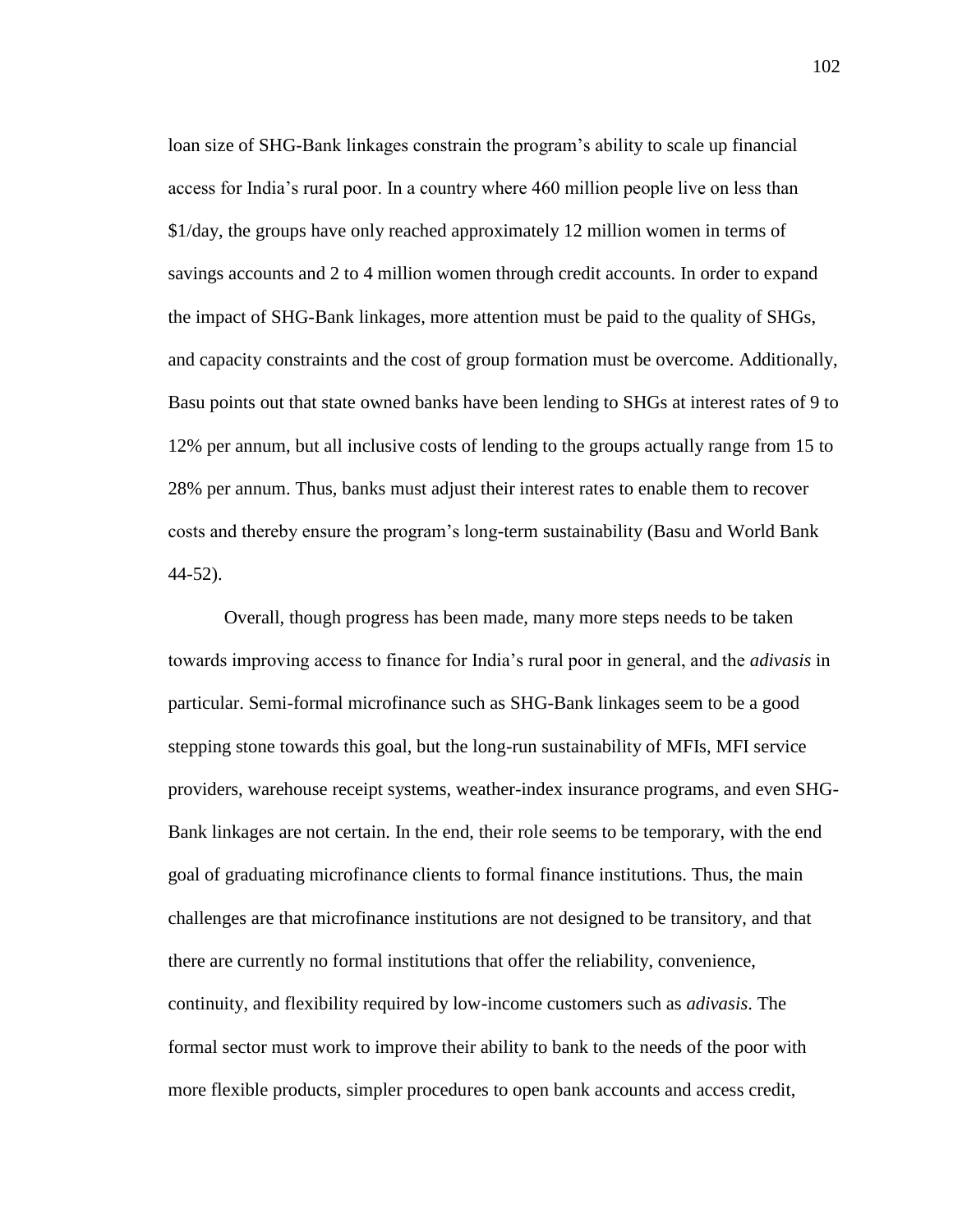loan size of SHG-Bank linkages constrain the program's ability to scale up financial access for India's rural poor. In a country where 460 million people live on less than $1/day, the groups have only reached approximately 12 million women in terms of savings accounts and 2 to 4 million women through credit accounts. In order to expand the impact of SHG-Bank linkages, more attention must be paid to the quality of SHGs, and capacity constraints and the cost of group formation must be overcome. Additionally, Basu points out that state owned banks have been lending to SHGs at interest rates of 9 to 12% per annum, but all inclusive costs of lending to the groups actually range from 15 to 28% per annum. Thus, banks must adjust their interest rates to enable them to recover costs and thereby ensure the program's long-term sustainability (Basu and World Bank 44-52).

Overall, though progress has been made, many more steps needs to be taken towards improving access to finance for India's rural poor in general, and the *adivasis* in particular. Semi-formal microfinance such as SHG-Bank linkages seem to be a good stepping stone towards this goal, but the long-run sustainability of MFIs, MFI service providers, warehouse receipt systems, weather-index insurance programs, and even SHG-Bank linkages are not certain. In the end, their role seems to be temporary, with the end goal of graduating microfinance clients to formal finance institutions. Thus, the main challenges are that microfinance institutions are not designed to be transitory, and that there are currently no formal institutions that offer the reliability, convenience, continuity, and flexibility required by low-income customers such as *adivasis*. The formal sector must work to improve their ability to bank to the needs of the poor with more flexible products, simpler procedures to open bank accounts and access credit,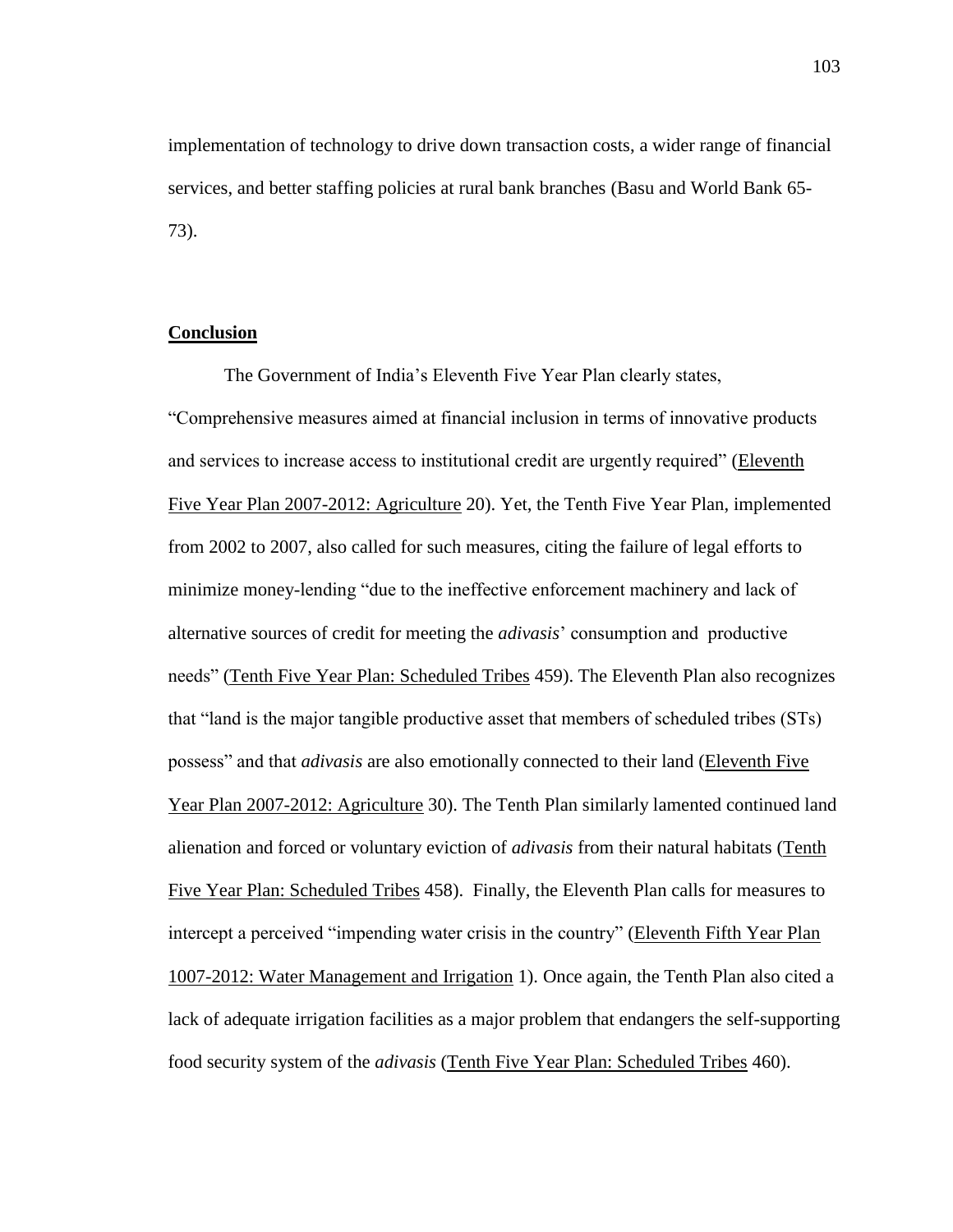implementation of technology to drive down transaction costs, a wider range of financial services, and better staffing policies at rural bank branches (Basu and World Bank 65-73).

## Conclusion

The Government of India's Eleventh Five Year Plan clearly states, "Comprehensive measures aimed at financial inclusion in terms of innovative products and services to increase access to institutional credit are urgently required" (Eleventh Five Year Plan 2007-2012: Agriculture 20). Yet, the Tenth Five Year Plan, implemented from 2002 to 2007, also called for such measures, citing the failure of legal efforts to minimize money-lending "due to the ineffective enforcement machinery and lack of alternative sources of credit for meeting the *adivasis*' consumption and productive needs" (Tenth Five Year Plan: Scheduled Tribes 459). The Eleventh Plan also recognizes that "land is the major tangible productive asset that members of scheduled tribes (STs) possess" and that *adivasis* are also emotionally connected to their land (Eleventh Five Year Plan 2007-2012: Agriculture 30). The Tenth Plan similarly lamented continued land alienation and forced or voluntary eviction of *adivasis* from their natural habitats (Tenth Five Year Plan: Scheduled Tribes 458). Finally, the Eleventh Plan calls for measures to intercept a perceived "impending water crisis in the country" (Eleventh Fifth Year Plan 1007-2012: Water Management and Irrigation 1). Once again, the Tenth Plan also cited a lack of adequate irrigation facilities as a major problem that endangers the self-supporting food security system of the *adivasis* (Tenth Five Year Plan: Scheduled Tribes 460).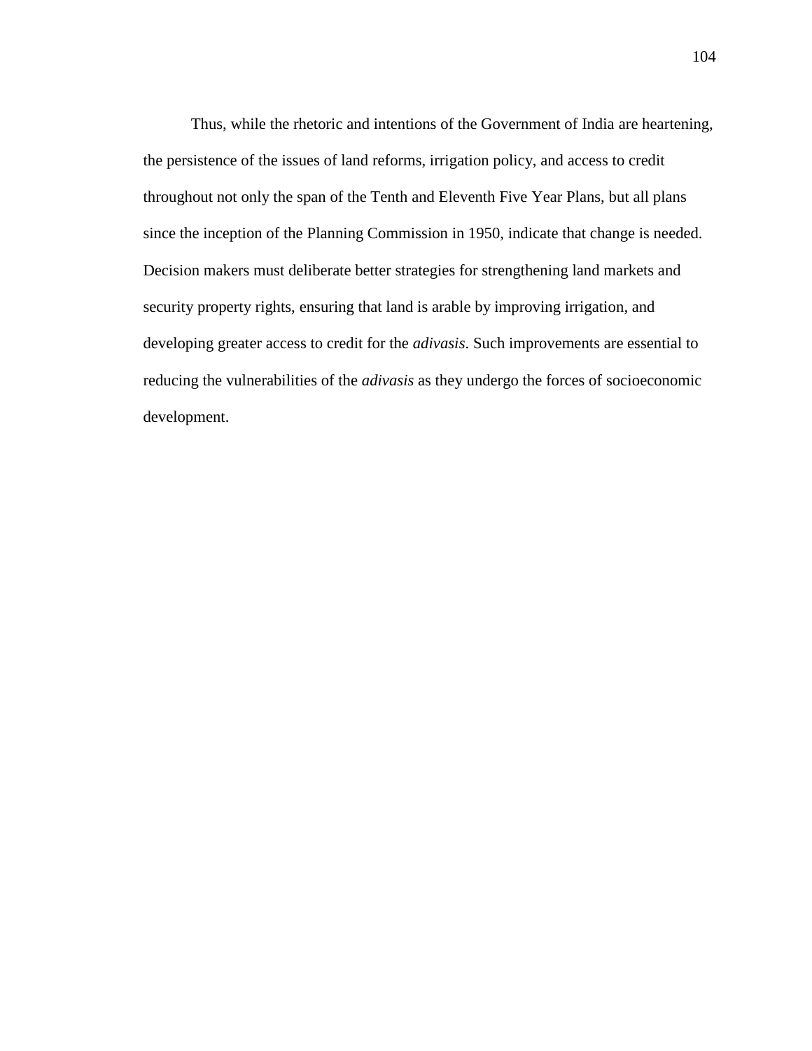Thus, while the rhetoric and intentions of the Government of India are heartening, the persistence of the issues of land reforms, irrigation policy, and access to credit throughout not only the span of the Tenth and Eleventh Five Year Plans, but all plans since the inception of the Planning Commission in 1950, indicate that change is needed. Decision makers must deliberate better strategies for strengthening land markets and security property rights, ensuring that land is arable by improving irrigation, and developing greater access to credit for the *adivasis*. Such improvements are essential to reducing the vulnerabilities of the *adivasis* as they undergo the forces of socioeconomic development.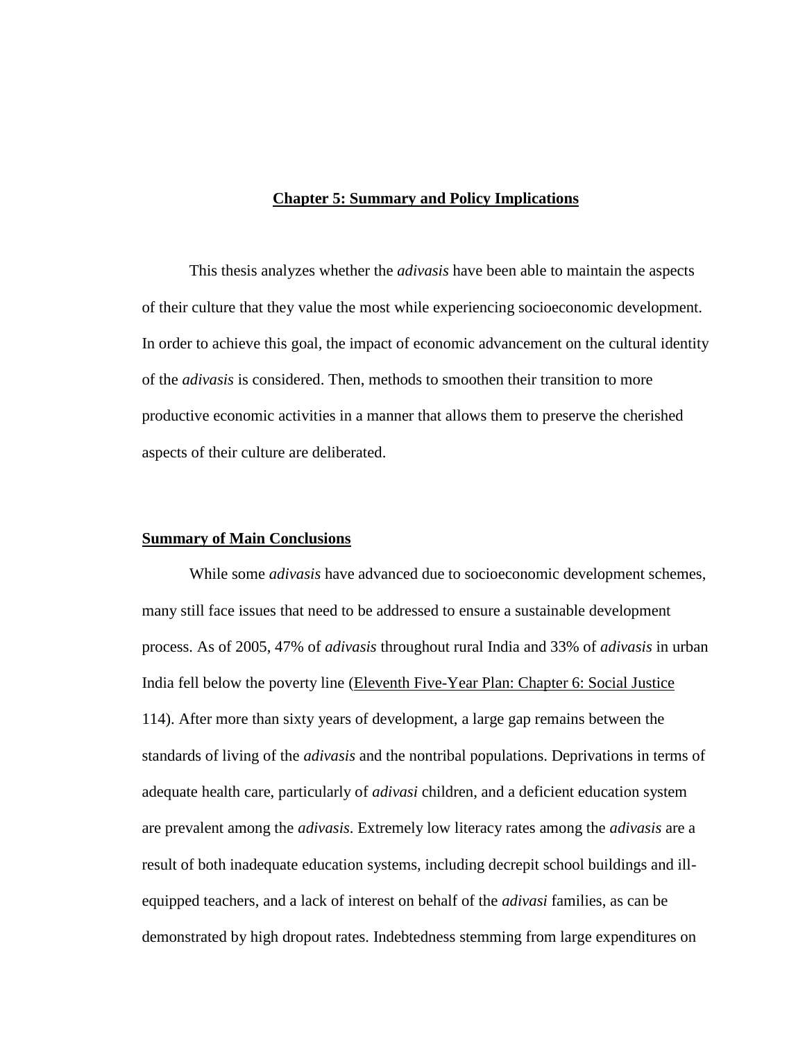# Chapter 5: Summary and Policy Implications

This thesis analyzes whether the *adivasis* have been able to maintain the aspects of their culture that they value the most while experiencing socioeconomic development. In order to achieve this goal, the impact of economic advancement on the cultural identity of the *adivasis* is considered. Then, methods to smoothen their transition to more productive economic activities in a manner that allows them to preserve the cherished aspects of their culture are deliberated.

## Summary of Main Conclusions

While some *adivasis* have advanced due to socioeconomic development schemes, many still face issues that need to be addressed to ensure a sustainable development process. As of 2005, 47% of *adivasis* throughout rural India and 33% of *adivasis* in urban India fell below the poverty line (Eleventh Five-Year Plan: Chapter 6: Social Justice 114). After more than sixty years of development, a large gap remains between the standards of living of the *adivasis* and the nontribal populations. Deprivations in terms of adequate health care, particularly of *adivasi* children, and a deficient education system are prevalent among the *adivasis*. Extremely low literacy rates among the *adivasis* are a result of both inadequate education systems, including decrepit school buildings and ill-equipped teachers, and a lack of interest on behalf of the *adivasi* families, as can be demonstrated by high dropout rates. Indebtedness stemming from large expenditures on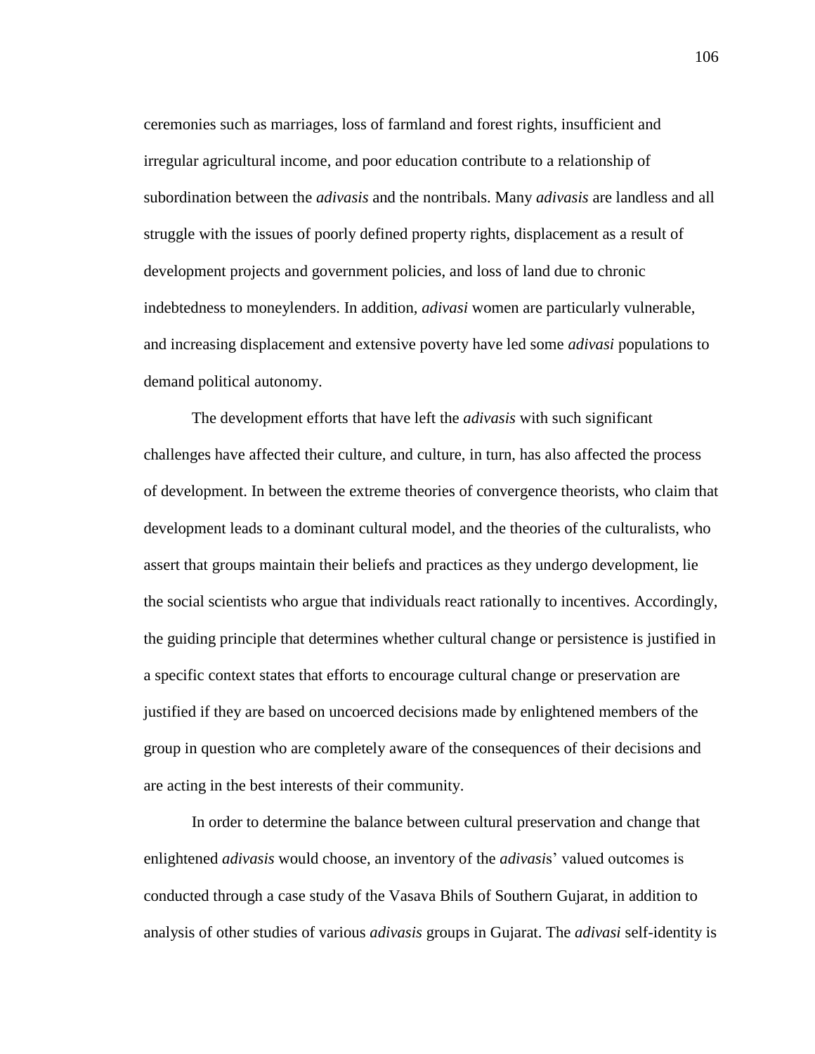ceremonies such as marriages, loss of farmland and forest rights, insufficient and irregular agricultural income, and poor education contribute to a relationship of subordination between the *adivasis* and the nontribals. Many *adivasis* are landless and all struggle with the issues of poorly defined property rights, displacement as a result of development projects and government policies, and loss of land due to chronic indebtedness to moneylenders. In addition, *adivasi* women are particularly vulnerable, and increasing displacement and extensive poverty have led some *adivasi* populations to demand political autonomy.

The development efforts that have left the *adivasis* with such significant challenges have affected their culture, and culture, in turn, has also affected the process of development. In between the extreme theories of convergence theorists, who claim that development leads to a dominant cultural model, and the theories of the culturalists, who assert that groups maintain their beliefs and practices as they undergo development, lie the social scientists who argue that individuals react rationally to incentives. Accordingly, the guiding principle that determines whether cultural change or persistence is justified in a specific context states that efforts to encourage cultural change or preservation are justified if they are based on uncoerced decisions made by enlightened members of the group in question who are completely aware of the consequences of their decisions and are acting in the best interests of their community.

In order to determine the balance between cultural preservation and change that enlightened *adivasis* would choose, an inventory of the *adivasi*s' valued outcomes is conducted through a case study of the Vasava Bhils of Southern Gujarat, in addition to analysis of other studies of various *adivasis* groups in Gujarat. The *adivasi* self-identity is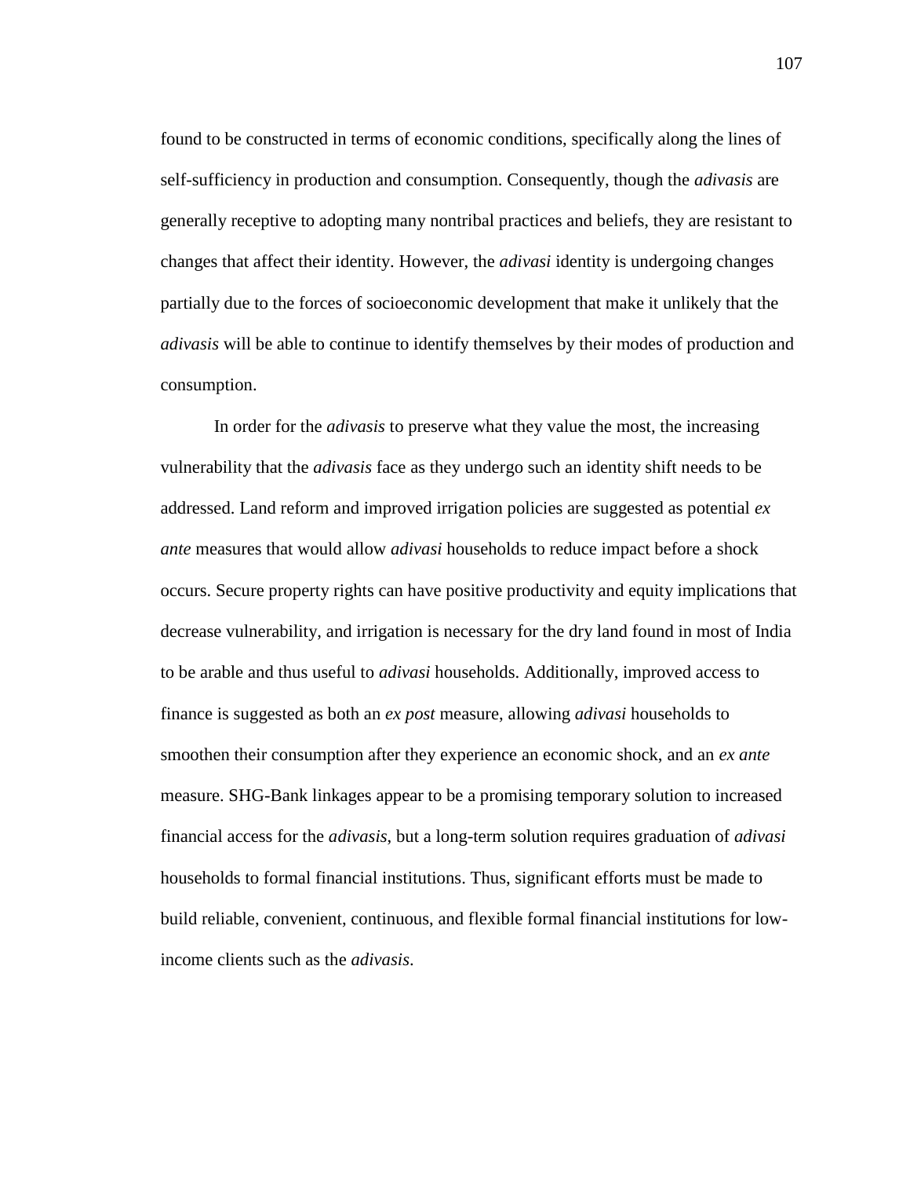found to be constructed in terms of economic conditions, specifically along the lines of self-sufficiency in production and consumption. Consequently, though the *adivasis* are generally receptive to adopting many nontribal practices and beliefs, they are resistant to changes that affect their identity. However, the *adivasi* identity is undergoing changes partially due to the forces of socioeconomic development that make it unlikely that the *adivasis* will be able to continue to identify themselves by their modes of production and consumption.

In order for the *adivasis* to preserve what they value the most, the increasing vulnerability that the *adivasis* face as they undergo such an identity shift needs to be addressed. Land reform and improved irrigation policies are suggested as potential *ex ante* measures that would allow *adivasi* households to reduce impact before a shock occurs. Secure property rights can have positive productivity and equity implications that decrease vulnerability, and irrigation is necessary for the dry land found in most of India to be arable and thus useful to *adivasi* households. Additionally, improved access to finance is suggested as both an *ex post* measure, allowing *adivasi* households to smoothen their consumption after they experience an economic shock, and an *ex ante* measure. SHG-Bank linkages appear to be a promising temporary solution to increased financial access for the *adivasis*, but a long-term solution requires graduation of *adivasi* households to formal financial institutions. Thus, significant efforts must be made to build reliable, convenient, continuous, and flexible formal financial institutions for low-income clients such as the *adivasis*.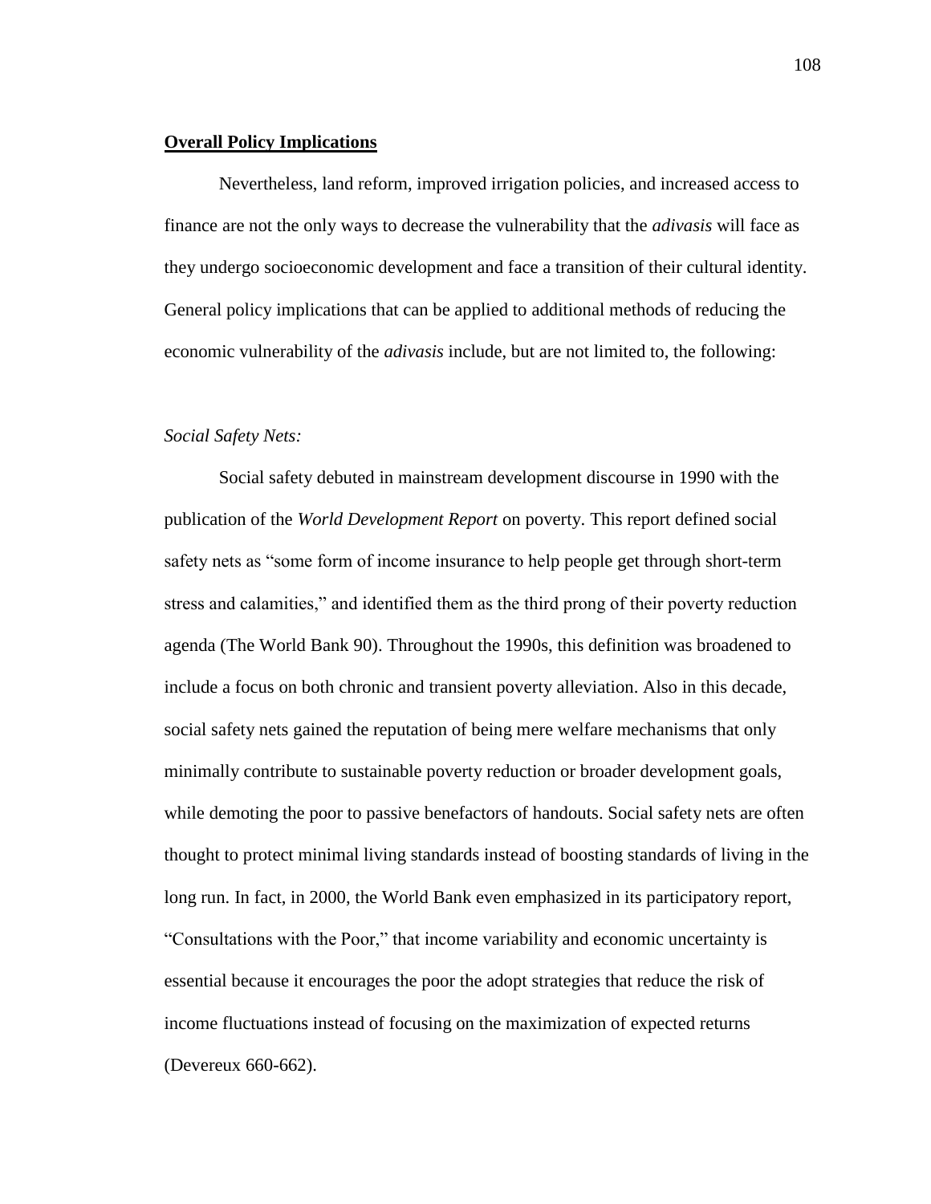## **Overall Policy Implications**

Nevertheless, land reform, improved irrigation policies, and increased access to finance are not the only ways to decrease the vulnerability that the *adivasis* will face as they undergo socioeconomic development and face a transition of their cultural identity. General policy implications that can be applied to additional methods of reducing the economic vulnerability of the *adivasis* include, but are not limited to, the following:

*Social Safety Nets:*

Social safety debuted in mainstream development discourse in 1990 with the publication of the *World Development Report* on poverty. This report defined social safety nets as "some form of income insurance to help people get through short-term stress and calamities," and identified them as the third prong of their poverty reduction agenda (The World Bank 90). Throughout the 1990s, this definition was broadened to include a focus on both chronic and transient poverty alleviation. Also in this decade, social safety nets gained the reputation of being mere welfare mechanisms that only minimally contribute to sustainable poverty reduction or broader development goals, while demoting the poor to passive benefactors of handouts. Social safety nets are often thought to protect minimal living standards instead of boosting standards of living in the long run. In fact, in 2000, the World Bank even emphasized in its participatory report, "Consultations with the Poor," that income variability and economic uncertainty is essential because it encourages the poor the adopt strategies that reduce the risk of income fluctuations instead of focusing on the maximization of expected returns (Devereux 660-662).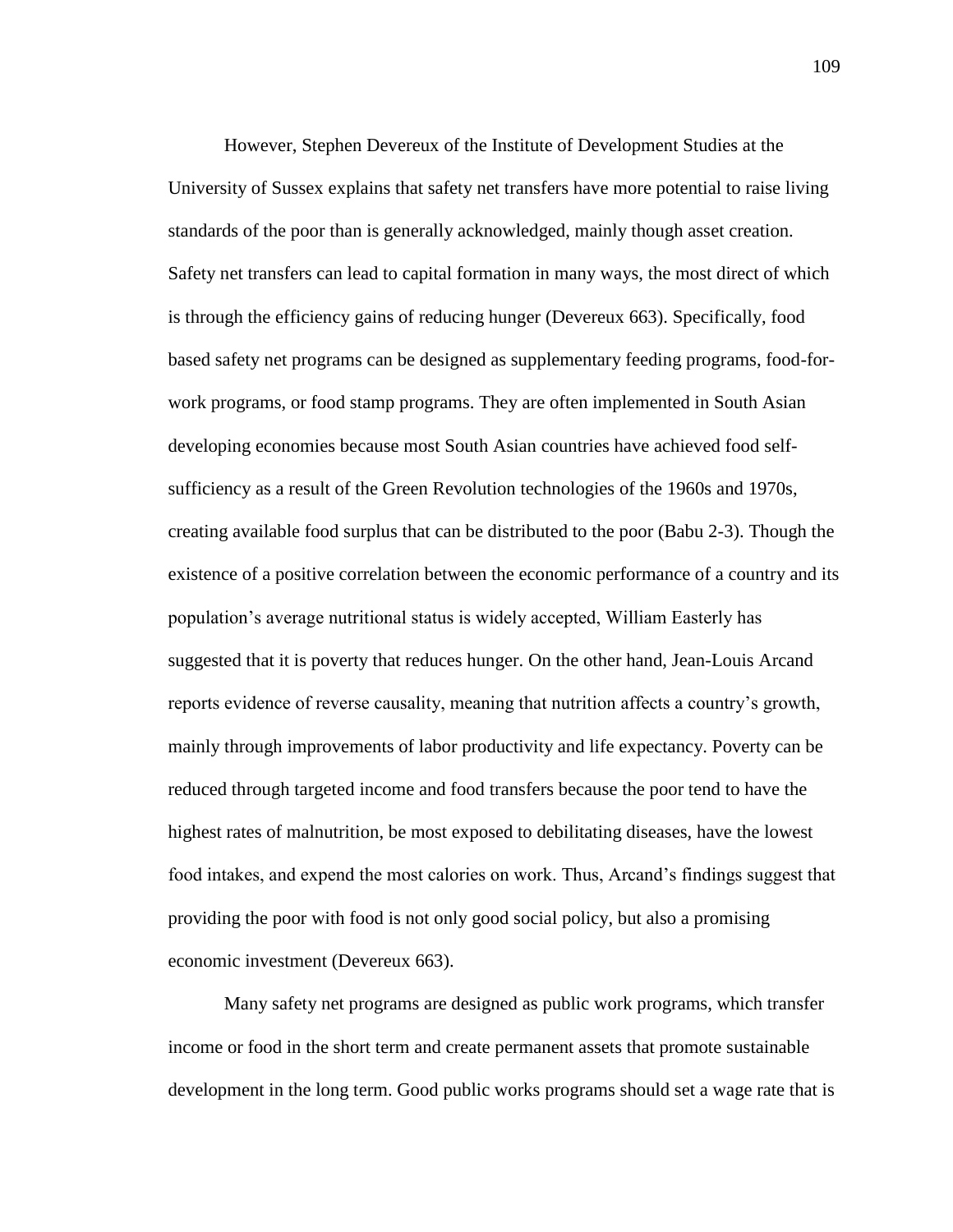However, Stephen Devereux of the Institute of Development Studies at the University of Sussex explains that safety net transfers have more potential to raise living standards of the poor than is generally acknowledged, mainly though asset creation. Safety net transfers can lead to capital formation in many ways, the most direct of which is through the efficiency gains of reducing hunger (Devereux 663). Specifically, food based safety net programs can be designed as supplementary feeding programs, food-for-work programs, or food stamp programs. They are often implemented in South Asian developing economies because most South Asian countries have achieved food self-sufficiency as a result of the Green Revolution technologies of the 1960s and 1970s, creating available food surplus that can be distributed to the poor (Babu 2-3). Though the existence of a positive correlation between the economic performance of a country and its population's average nutritional status is widely accepted, William Easterly has suggested that it is poverty that reduces hunger. On the other hand, Jean-Louis Arcand reports evidence of reverse causality, meaning that nutrition affects a country's growth, mainly through improvements of labor productivity and life expectancy. Poverty can be reduced through targeted income and food transfers because the poor tend to have the highest rates of malnutrition, be most exposed to debilitating diseases, have the lowest food intakes, and expend the most calories on work. Thus, Arcand's findings suggest that providing the poor with food is not only good social policy, but also a promising economic investment (Devereux 663).

Many safety net programs are designed as public work programs, which transfer income or food in the short term and create permanent assets that promote sustainable development in the long term. Good public works programs should set a wage rate that is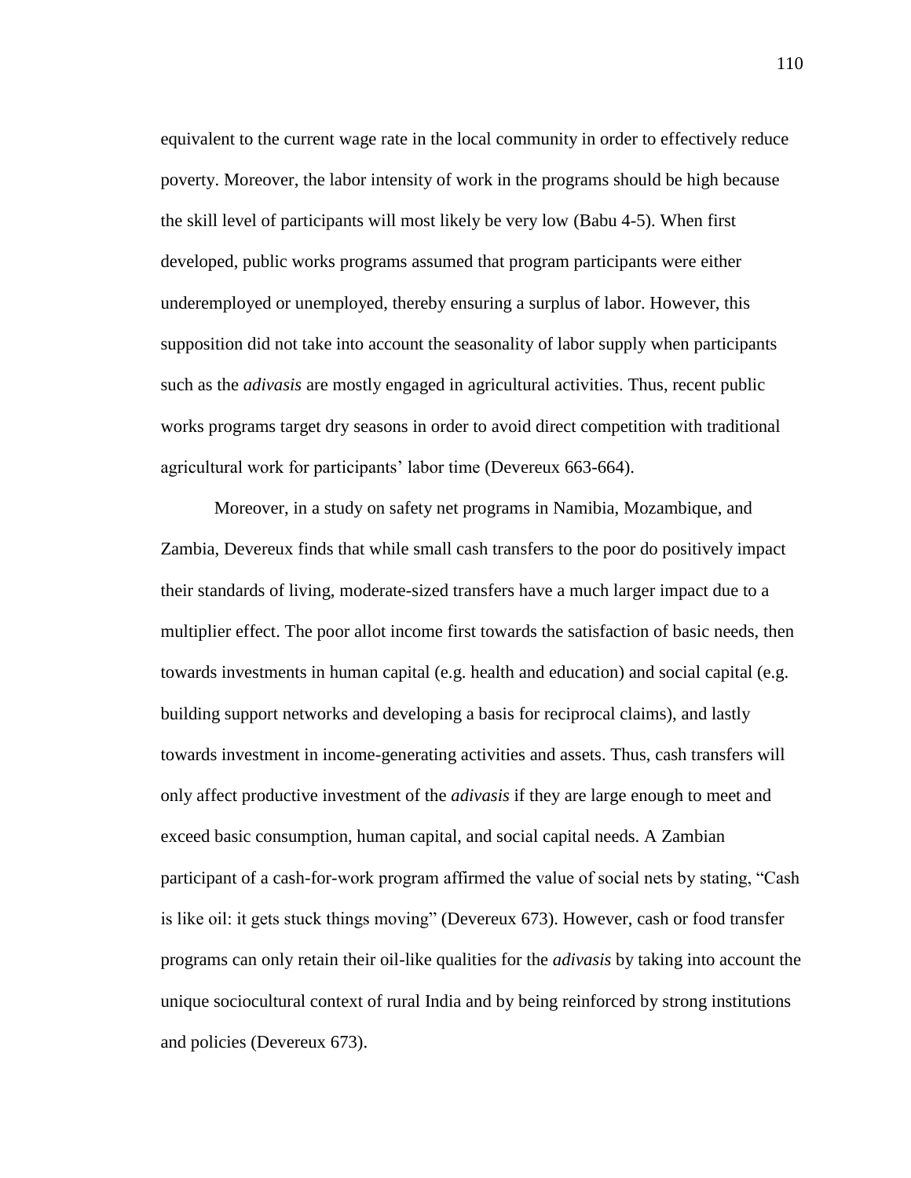equivalent to the current wage rate in the local community in order to effectively reduce poverty. Moreover, the labor intensity of work in the programs should be high because the skill level of participants will most likely be very low (Babu 4-5). When first developed, public works programs assumed that program participants were either underemployed or unemployed, thereby ensuring a surplus of labor. However, this supposition did not take into account the seasonality of labor supply when participants such as the *adivasis* are mostly engaged in agricultural activities. Thus, recent public works programs target dry seasons in order to avoid direct competition with traditional agricultural work for participants' labor time (Devereux 663-664).

Moreover, in a study on safety net programs in Namibia, Mozambique, and Zambia, Devereux finds that while small cash transfers to the poor do positively impact their standards of living, moderate-sized transfers have a much larger impact due to a multiplier effect. The poor allot income first towards the satisfaction of basic needs, then towards investments in human capital (e.g. health and education) and social capital (e.g. building support networks and developing a basis for reciprocal claims), and lastly towards investment in income-generating activities and assets. Thus, cash transfers will only affect productive investment of the *adivasis* if they are large enough to meet and exceed basic consumption, human capital, and social capital needs. A Zambian participant of a cash-for-work program affirmed the value of social nets by stating, "Cash is like oil: it gets stuck things moving" (Devereux 673). However, cash or food transfer programs can only retain their oil-like qualities for the *adivasis* by taking into account the unique sociocultural context of rural India and by being reinforced by strong institutions and policies (Devereux 673).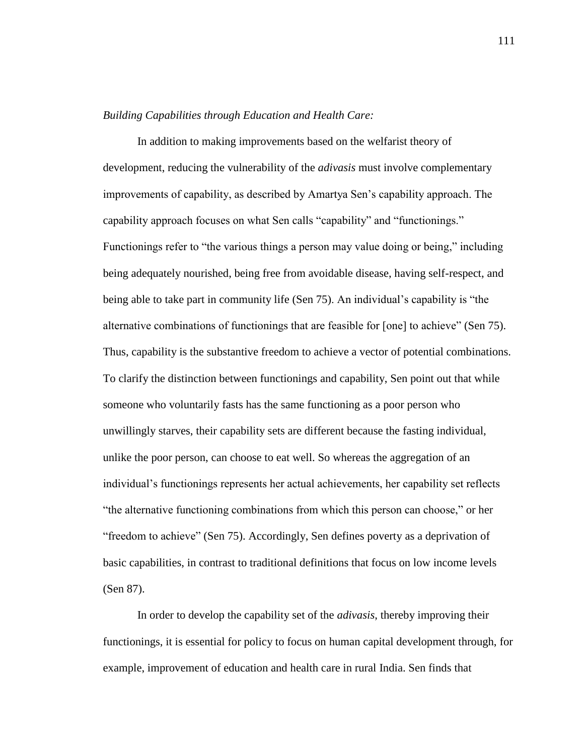*Building Capabilities through Education and Health Care:*

In addition to making improvements based on the welfarist theory of development, reducing the vulnerability of the *adivasis* must involve complementary improvements of capability, as described by Amartya Sen's capability approach. The capability approach focuses on what Sen calls "capability" and "functionings." Functionings refer to "the various things a person may value doing or being," including being adequately nourished, being free from avoidable disease, having self-respect, and being able to take part in community life (Sen 75). An individual's capability is "the alternative combinations of functionings that are feasible for [one] to achieve" (Sen 75). Thus, capability is the substantive freedom to achieve a vector of potential combinations. To clarify the distinction between functionings and capability, Sen point out that while someone who voluntarily fasts has the same functioning as a poor person who unwillingly starves, their capability sets are different because the fasting individual, unlike the poor person, can choose to eat well. So whereas the aggregation of an individual's functionings represents her actual achievements, her capability set reflects "the alternative functioning combinations from which this person can choose," or her "freedom to achieve" (Sen 75). Accordingly, Sen defines poverty as a deprivation of basic capabilities, in contrast to traditional definitions that focus on low income levels (Sen 87).

In order to develop the capability set of the *adivasis*, thereby improving their functionings, it is essential for policy to focus on human capital development through, for example, improvement of education and health care in rural India. Sen finds that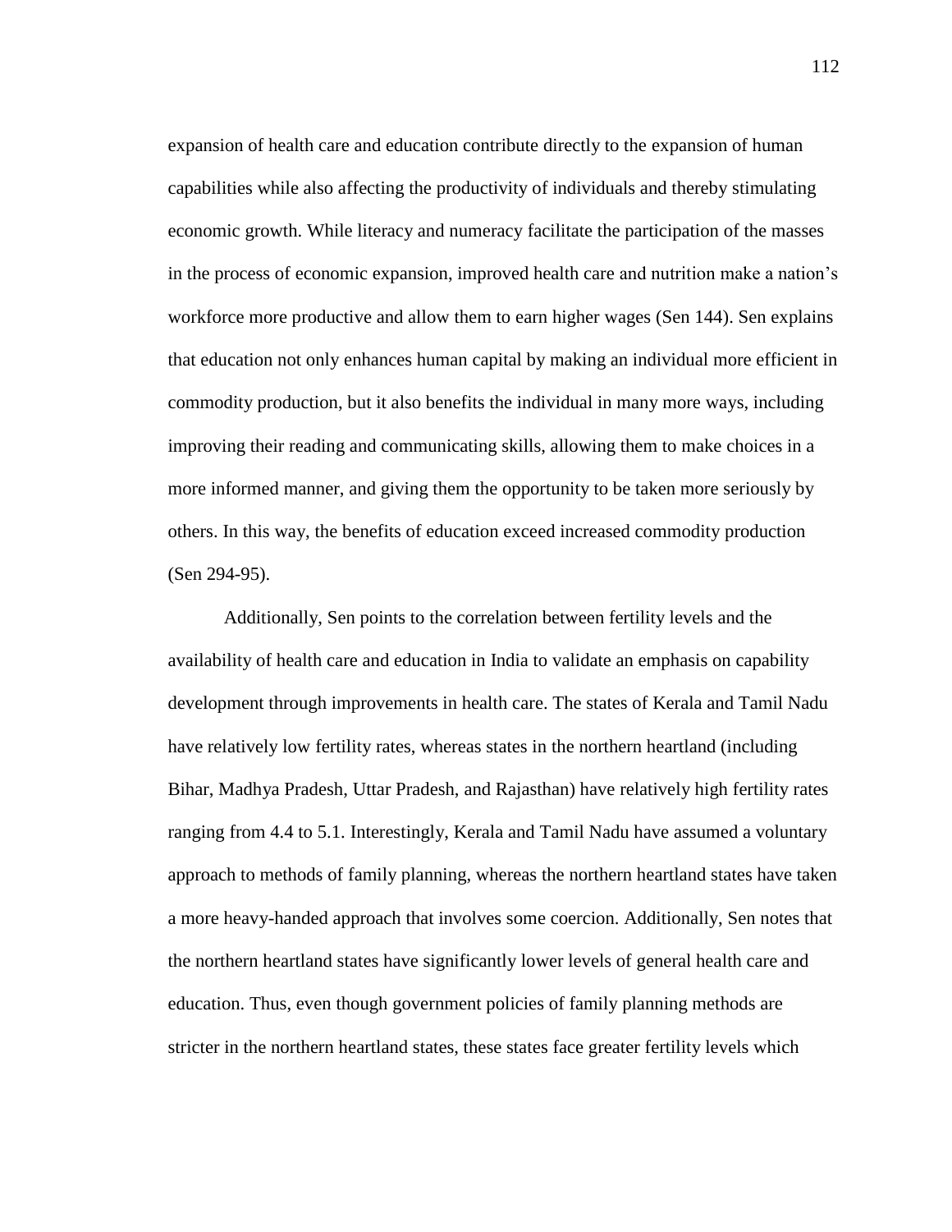expansion of health care and education contribute directly to the expansion of human capabilities while also affecting the productivity of individuals and thereby stimulating economic growth. While literacy and numeracy facilitate the participation of the masses in the process of economic expansion, improved health care and nutrition make a nation's workforce more productive and allow them to earn higher wages (Sen 144). Sen explains that education not only enhances human capital by making an individual more efficient in commodity production, but it also benefits the individual in many more ways, including improving their reading and communicating skills, allowing them to make choices in a more informed manner, and giving them the opportunity to be taken more seriously by others. In this way, the benefits of education exceed increased commodity production (Sen 294-95).

Additionally, Sen points to the correlation between fertility levels and the availability of health care and education in India to validate an emphasis on capability development through improvements in health care. The states of Kerala and Tamil Nadu have relatively low fertility rates, whereas states in the northern heartland (including Bihar, Madhya Pradesh, Uttar Pradesh, and Rajasthan) have relatively high fertility rates ranging from 4.4 to 5.1. Interestingly, Kerala and Tamil Nadu have assumed a voluntary approach to methods of family planning, whereas the northern heartland states have taken a more heavy-handed approach that involves some coercion. Additionally, Sen notes that the northern heartland states have significantly lower levels of general health care and education. Thus, even though government policies of family planning methods are stricter in the northern heartland states, these states face greater fertility levels which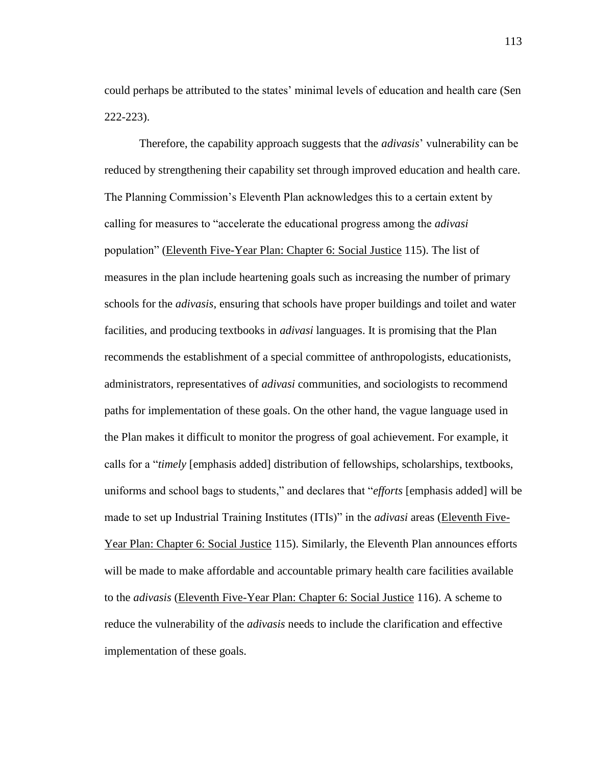could perhaps be attributed to the states' minimal levels of education and health care (Sen 222-223).

Therefore, the capability approach suggests that the *adivasis*' vulnerability can be reduced by strengthening their capability set through improved education and health care. The Planning Commission's Eleventh Plan acknowledges this to a certain extent by calling for measures to "accelerate the educational progress among the *adivasi* population" (Eleventh Five-Year Plan: Chapter 6: Social Justice 115). The list of measures in the plan include heartening goals such as increasing the number of primary schools for the *adivasis*, ensuring that schools have proper buildings and toilet and water facilities, and producing textbooks in *adivasi* languages. It is promising that the Plan recommends the establishment of a special committee of anthropologists, educationists, administrators, representatives of *adivasi* communities, and sociologists to recommend paths for implementation of these goals. On the other hand, the vague language used in the Plan makes it difficult to monitor the progress of goal achievement. For example, it calls for a "*timely* [emphasis added] distribution of fellowships, scholarships, textbooks, uniforms and school bags to students," and declares that "*efforts* [emphasis added] will be made to set up Industrial Training Institutes (ITIs)" in the *adivasi* areas (Eleventh Five-Year Plan: Chapter 6: Social Justice 115). Similarly, the Eleventh Plan announces efforts will be made to make affordable and accountable primary health care facilities available to the *adivasis* (Eleventh Five-Year Plan: Chapter 6: Social Justice 116). A scheme to reduce the vulnerability of the *adivasis* needs to include the clarification and effective implementation of these goals.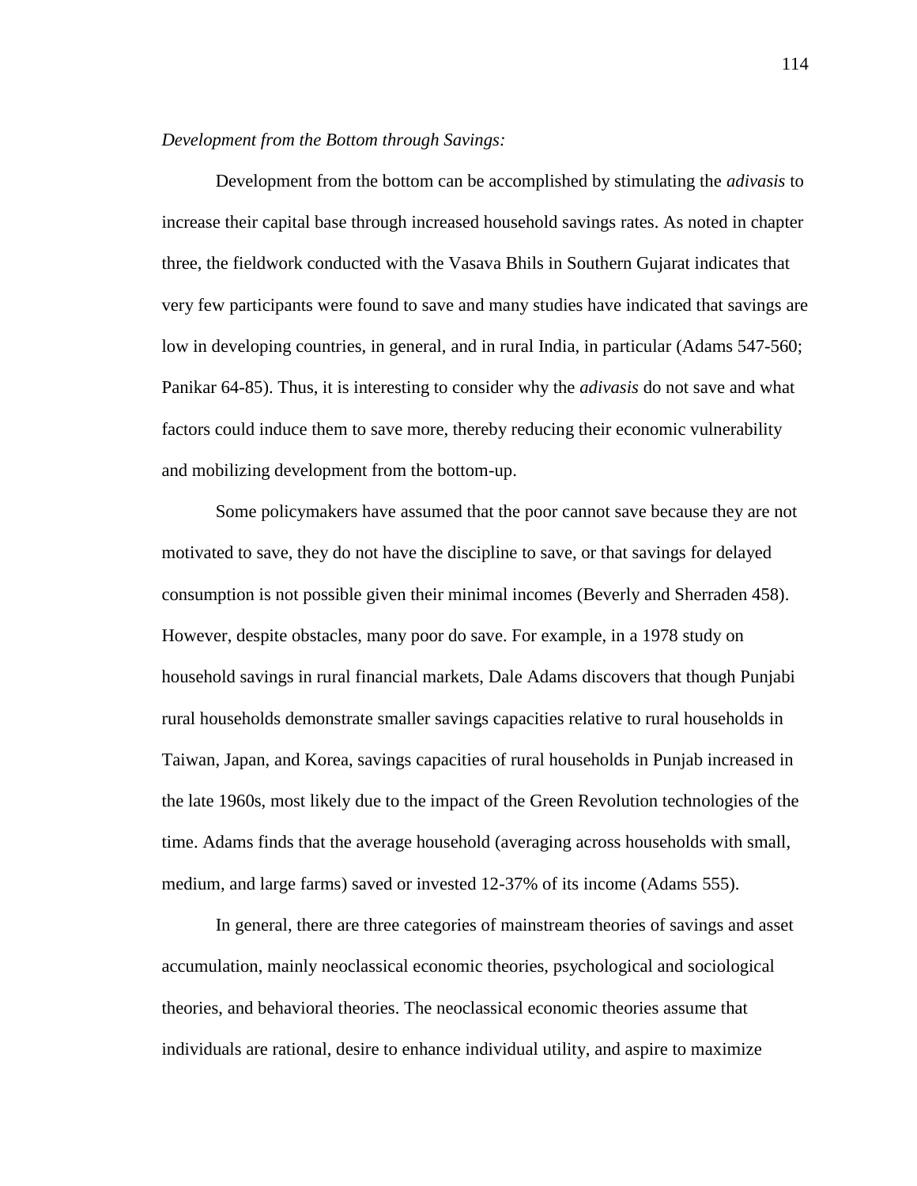*Development from the Bottom through Savings:*

Development from the bottom can be accomplished by stimulating the *adivasis* to increase their capital base through increased household savings rates. As noted in chapter three, the fieldwork conducted with the Vasava Bhils in Southern Gujarat indicates that very few participants were found to save and many studies have indicated that savings are low in developing countries, in general, and in rural India, in particular (Adams 547-560; Panikar 64-85). Thus, it is interesting to consider why the *adivasis* do not save and what factors could induce them to save more, thereby reducing their economic vulnerability and mobilizing development from the bottom-up.

Some policymakers have assumed that the poor cannot save because they are not motivated to save, they do not have the discipline to save, or that savings for delayed consumption is not possible given their minimal incomes (Beverly and Sherraden 458). However, despite obstacles, many poor do save. For example, in a 1978 study on household savings in rural financial markets, Dale Adams discovers that though Punjabi rural households demonstrate smaller savings capacities relative to rural households in Taiwan, Japan, and Korea, savings capacities of rural households in Punjab increased in the late 1960s, most likely due to the impact of the Green Revolution technologies of the time. Adams finds that the average household (averaging across households with small, medium, and large farms) saved or invested 12-37% of its income (Adams 555).

In general, there are three categories of mainstream theories of savings and asset accumulation, mainly neoclassical economic theories, psychological and sociological theories, and behavioral theories. The neoclassical economic theories assume that individuals are rational, desire to enhance individual utility, and aspire to maximize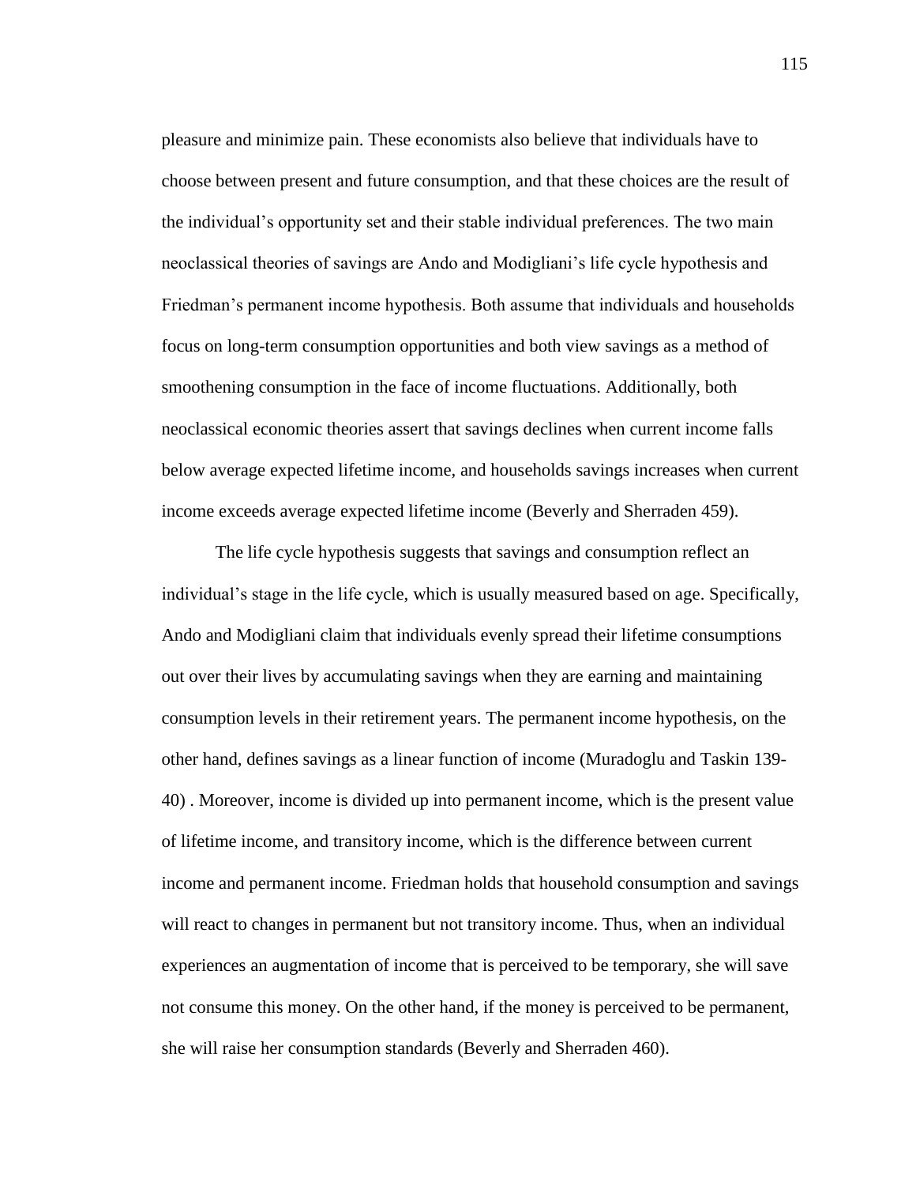pleasure and minimize pain. These economists also believe that individuals have to choose between present and future consumption, and that these choices are the result of the individual's opportunity set and their stable individual preferences. The two main neoclassical theories of savings are Ando and Modigliani's life cycle hypothesis and Friedman's permanent income hypothesis. Both assume that individuals and households focus on long-term consumption opportunities and both view savings as a method of smoothening consumption in the face of income fluctuations. Additionally, both neoclassical economic theories assert that savings declines when current income falls below average expected lifetime income, and households savings increases when current income exceeds average expected lifetime income (Beverly and Sherraden 459).

The life cycle hypothesis suggests that savings and consumption reflect an individual's stage in the life cycle, which is usually measured based on age. Specifically, Ando and Modigliani claim that individuals evenly spread their lifetime consumptions out over their lives by accumulating savings when they are earning and maintaining consumption levels in their retirement years. The permanent income hypothesis, on the other hand, defines savings as a linear function of income (Muradoglu and Taskin 139-40) . Moreover, income is divided up into permanent income, which is the present value of lifetime income, and transitory income, which is the difference between current income and permanent income. Friedman holds that household consumption and savings will react to changes in permanent but not transitory income. Thus, when an individual experiences an augmentation of income that is perceived to be temporary, she will save not consume this money. On the other hand, if the money is perceived to be permanent, she will raise her consumption standards (Beverly and Sherraden 460).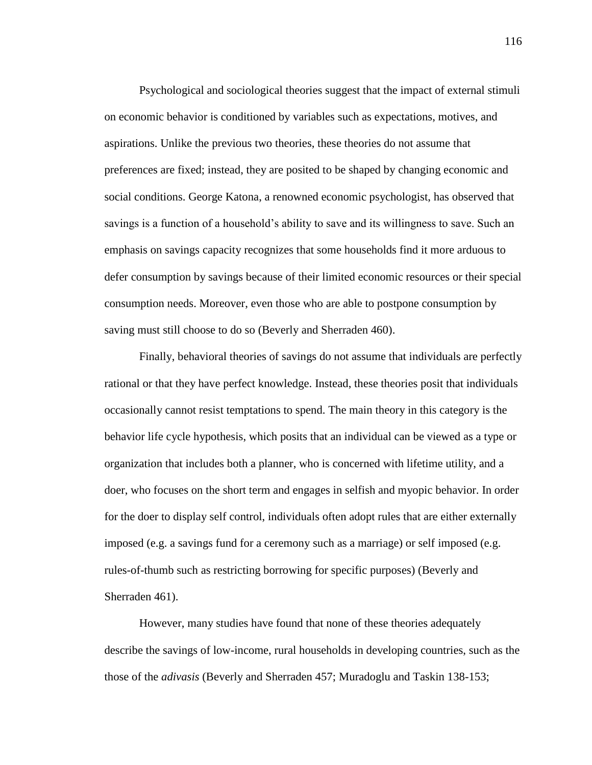Psychological and sociological theories suggest that the impact of external stimuli on economic behavior is conditioned by variables such as expectations, motives, and aspirations. Unlike the previous two theories, these theories do not assume that preferences are fixed; instead, they are posited to be shaped by changing economic and social conditions. George Katona, a renowned economic psychologist, has observed that savings is a function of a household's ability to save and its willingness to save. Such an emphasis on savings capacity recognizes that some households find it more arduous to defer consumption by savings because of their limited economic resources or their special consumption needs. Moreover, even those who are able to postpone consumption by saving must still choose to do so (Beverly and Sherraden 460).

Finally, behavioral theories of savings do not assume that individuals are perfectly rational or that they have perfect knowledge. Instead, these theories posit that individuals occasionally cannot resist temptations to spend. The main theory in this category is the behavior life cycle hypothesis, which posits that an individual can be viewed as a type or organization that includes both a planner, who is concerned with lifetime utility, and a doer, who focuses on the short term and engages in selfish and myopic behavior. In order for the doer to display self control, individuals often adopt rules that are either externally imposed (e.g. a savings fund for a ceremony such as a marriage) or self imposed (e.g. rules-of-thumb such as restricting borrowing for specific purposes) (Beverly and Sherraden 461).

However, many studies have found that none of these theories adequately describe the savings of low-income, rural households in developing countries, such as the those of the *adivasis* (Beverly and Sherraden 457; Muradoglu and Taskin 138-153;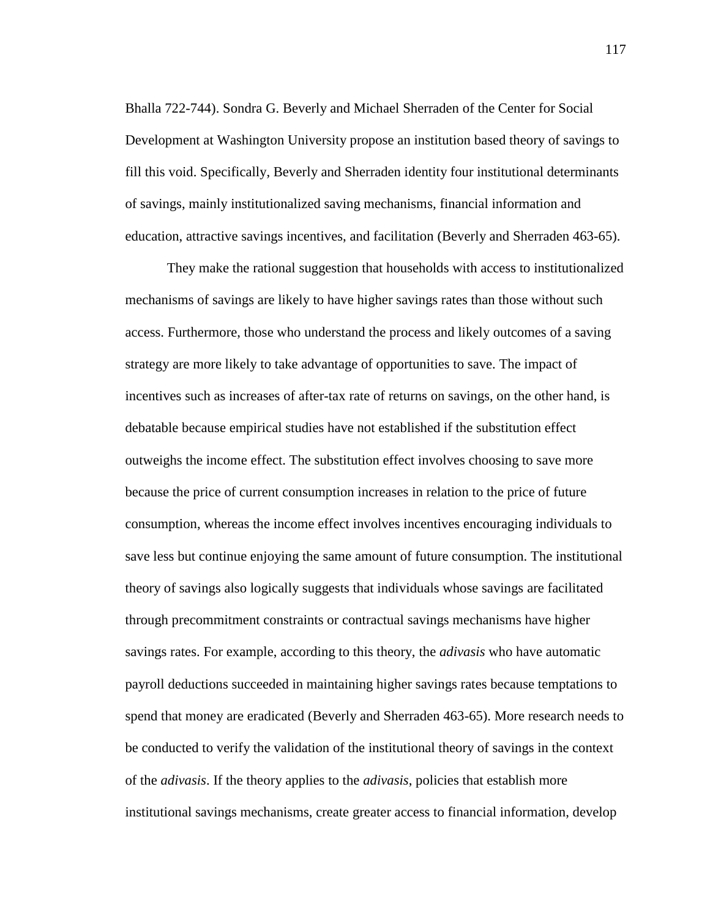Bhalla 722-744). Sondra G. Beverly and Michael Sherraden of the Center for Social Development at Washington University propose an institution based theory of savings to fill this void. Specifically, Beverly and Sherraden identity four institutional determinants of savings, mainly institutionalized saving mechanisms, financial information and education, attractive savings incentives, and facilitation (Beverly and Sherraden 463-65).

They make the rational suggestion that households with access to institutionalized mechanisms of savings are likely to have higher savings rates than those without such access. Furthermore, those who understand the process and likely outcomes of a saving strategy are more likely to take advantage of opportunities to save. The impact of incentives such as increases of after-tax rate of returns on savings, on the other hand, is debatable because empirical studies have not established if the substitution effect outweighs the income effect. The substitution effect involves choosing to save more because the price of current consumption increases in relation to the price of future consumption, whereas the income effect involves incentives encouraging individuals to save less but continue enjoying the same amount of future consumption. The institutional theory of savings also logically suggests that individuals whose savings are facilitated through precommitment constraints or contractual savings mechanisms have higher savings rates. For example, according to this theory, the *adivasis* who have automatic payroll deductions succeeded in maintaining higher savings rates because temptations to spend that money are eradicated (Beverly and Sherraden 463-65). More research needs to be conducted to verify the validation of the institutional theory of savings in the context of the *adivasis*. If the theory applies to the *adivasis*, policies that establish more institutional savings mechanisms, create greater access to financial information, develop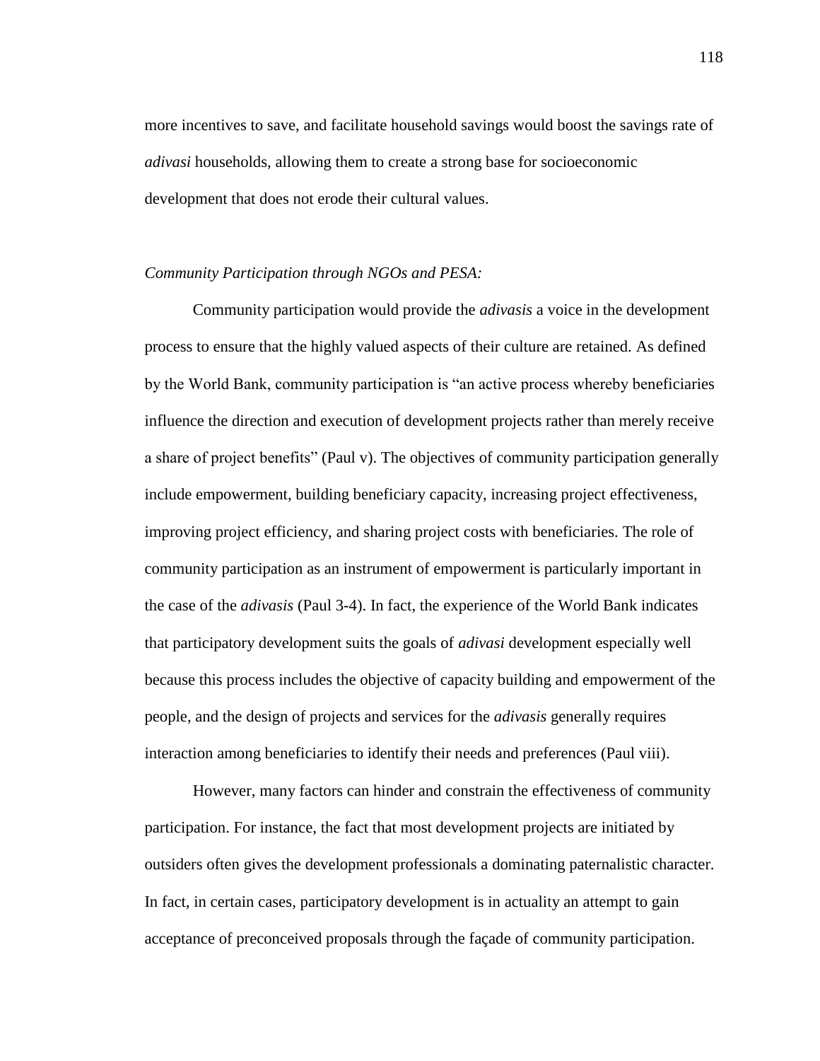more incentives to save, and facilitate household savings would boost the savings rate of *adivasi* households, allowing them to create a strong base for socioeconomic development that does not erode their cultural values.

*Community Participation through NGOs and PESA:*

Community participation would provide the *adivasis* a voice in the development process to ensure that the highly valued aspects of their culture are retained. As defined by the World Bank, community participation is "an active process whereby beneficiaries influence the direction and execution of development projects rather than merely receive a share of project benefits" (Paul v). The objectives of community participation generally include empowerment, building beneficiary capacity, increasing project effectiveness, improving project efficiency, and sharing project costs with beneficiaries. The role of community participation as an instrument of empowerment is particularly important in the case of the *adivasis* (Paul 3-4). In fact, the experience of the World Bank indicates that participatory development suits the goals of *adivasi* development especially well because this process includes the objective of capacity building and empowerment of the people, and the design of projects and services for the *adivasis* generally requires interaction among beneficiaries to identify their needs and preferences (Paul viii).

However, many factors can hinder and constrain the effectiveness of community participation. For instance, the fact that most development projects are initiated by outsiders often gives the development professionals a dominating paternalistic character. In fact, in certain cases, participatory development is in actuality an attempt to gain acceptance of preconceived proposals through the façade of community participation.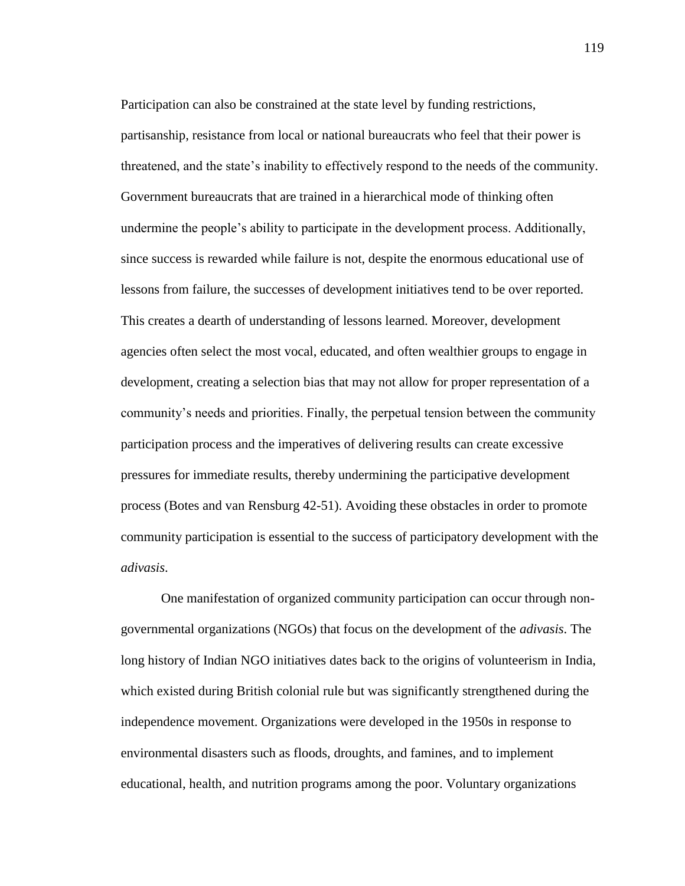Participation can also be constrained at the state level by funding restrictions, partisanship, resistance from local or national bureaucrats who feel that their power is threatened, and the state's inability to effectively respond to the needs of the community. Government bureaucrats that are trained in a hierarchical mode of thinking often undermine the people's ability to participate in the development process. Additionally, since success is rewarded while failure is not, despite the enormous educational use of lessons from failure, the successes of development initiatives tend to be over reported. This creates a dearth of understanding of lessons learned. Moreover, development agencies often select the most vocal, educated, and often wealthier groups to engage in development, creating a selection bias that may not allow for proper representation of a community's needs and priorities. Finally, the perpetual tension between the community participation process and the imperatives of delivering results can create excessive pressures for immediate results, thereby undermining the participative development process (Botes and van Rensburg 42-51). Avoiding these obstacles in order to promote community participation is essential to the success of participatory development with the *adivasis*.

One manifestation of organized community participation can occur through non-governmental organizations (NGOs) that focus on the development of the *adivasis*. The long history of Indian NGO initiatives dates back to the origins of volunteerism in India, which existed during British colonial rule but was significantly strengthened during the independence movement. Organizations were developed in the 1950s in response to environmental disasters such as floods, droughts, and famines, and to implement educational, health, and nutrition programs among the poor. Voluntary organizations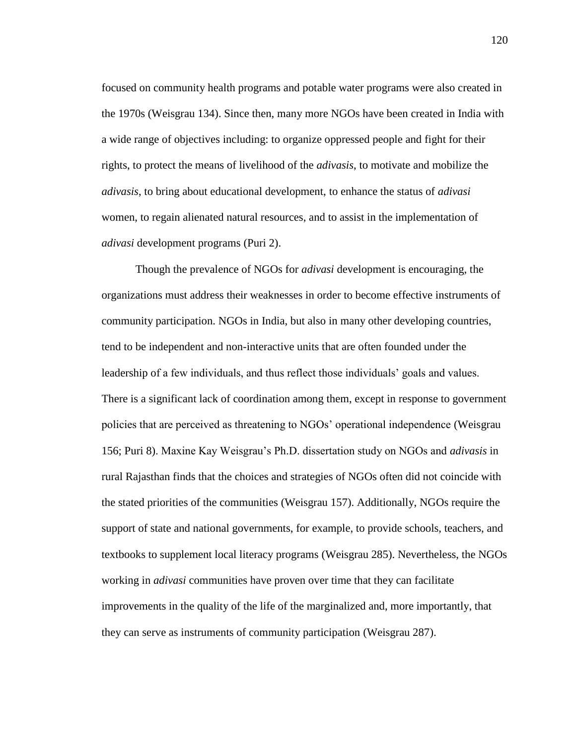focused on community health programs and potable water programs were also created in the 1970s (Weisgrau 134). Since then, many more NGOs have been created in India with a wide range of objectives including: to organize oppressed people and fight for their rights, to protect the means of livelihood of the *adivasis*, to motivate and mobilize the *adivasis*, to bring about educational development, to enhance the status of *adivasi* women, to regain alienated natural resources, and to assist in the implementation of *adivasi* development programs (Puri 2).

Though the prevalence of NGOs for *adivasi* development is encouraging, the organizations must address their weaknesses in order to become effective instruments of community participation. NGOs in India, but also in many other developing countries, tend to be independent and non-interactive units that are often founded under the leadership of a few individuals, and thus reflect those individuals' goals and values. There is a significant lack of coordination among them, except in response to government policies that are perceived as threatening to NGOs' operational independence (Weisgrau 156; Puri 8). Maxine Kay Weisgrau's Ph.D. dissertation study on NGOs and *adivasis* in rural Rajasthan finds that the choices and strategies of NGOs often did not coincide with the stated priorities of the communities (Weisgrau 157). Additionally, NGOs require the support of state and national governments, for example, to provide schools, teachers, and textbooks to supplement local literacy programs (Weisgrau 285). Nevertheless, the NGOs working in *adivasi* communities have proven over time that they can facilitate improvements in the quality of the life of the marginalized and, more importantly, that they can serve as instruments of community participation (Weisgrau 287).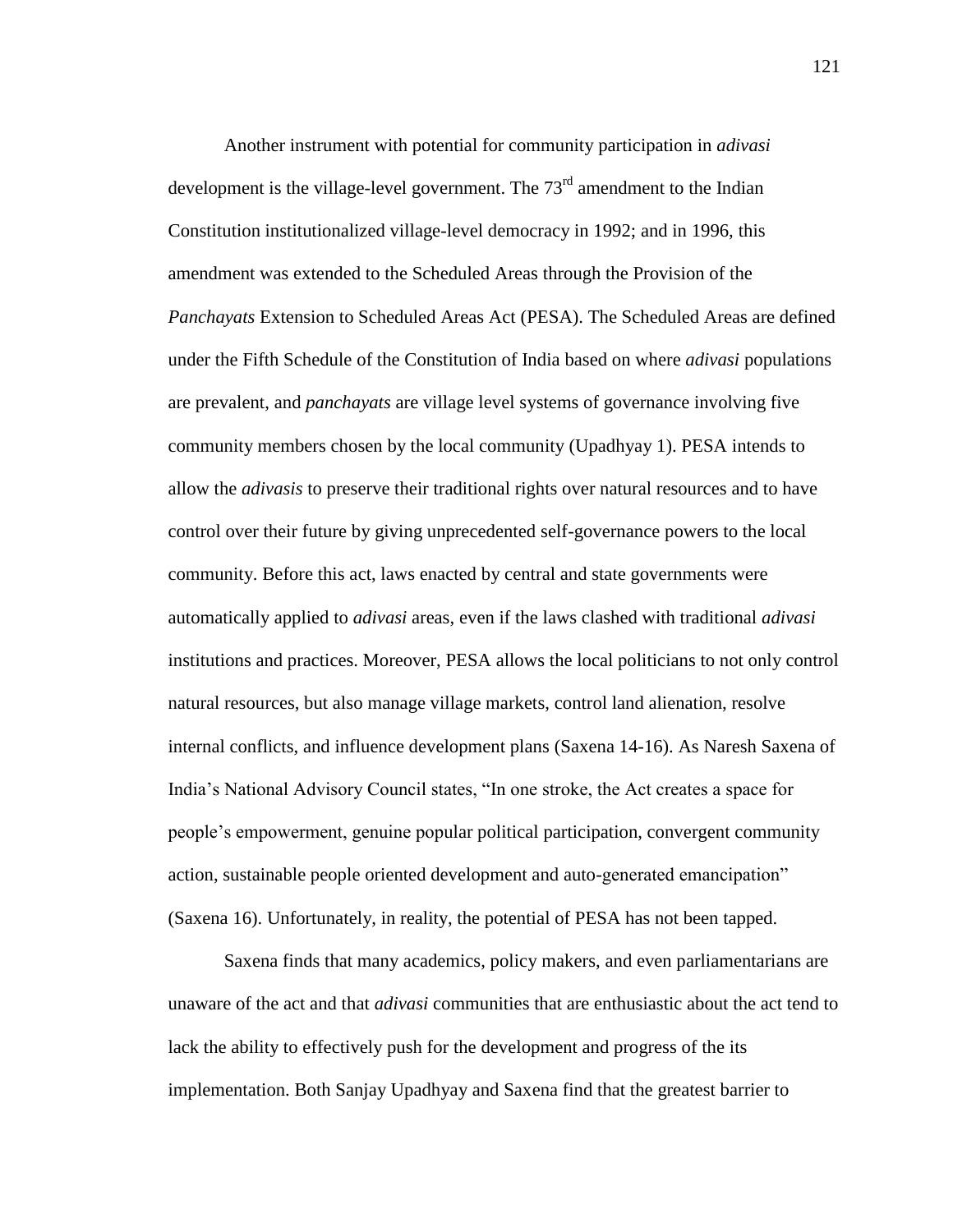Another instrument with potential for community participation in *adivasi* development is the village-level government. The 73rd amendment to the Indian Constitution institutionalized village-level democracy in 1992; and in 1996, this amendment was extended to the Scheduled Areas through the Provision of the *Panchayats* Extension to Scheduled Areas Act (PESA). The Scheduled Areas are defined under the Fifth Schedule of the Constitution of India based on where *adivasi* populations are prevalent, and *panchayats* are village level systems of governance involving five community members chosen by the local community (Upadhyay 1). PESA intends to allow the *adivasis* to preserve their traditional rights over natural resources and to have control over their future by giving unprecedented self-governance powers to the local community. Before this act, laws enacted by central and state governments were automatically applied to *adivasi* areas, even if the laws clashed with traditional *adivasi* institutions and practices. Moreover, PESA allows the local politicians to not only control natural resources, but also manage village markets, control land alienation, resolve internal conflicts, and influence development plans (Saxena 14-16). As Naresh Saxena of India's National Advisory Council states, "In one stroke, the Act creates a space for people's empowerment, genuine popular political participation, convergent community action, sustainable people oriented development and auto-generated emancipation" (Saxena 16). Unfortunately, in reality, the potential of PESA has not been tapped.

Saxena finds that many academics, policy makers, and even parliamentarians are unaware of the act and that *adivasi* communities that are enthusiastic about the act tend to lack the ability to effectively push for the development and progress of the its implementation. Both Sanjay Upadhyay and Saxena find that the greatest barrier to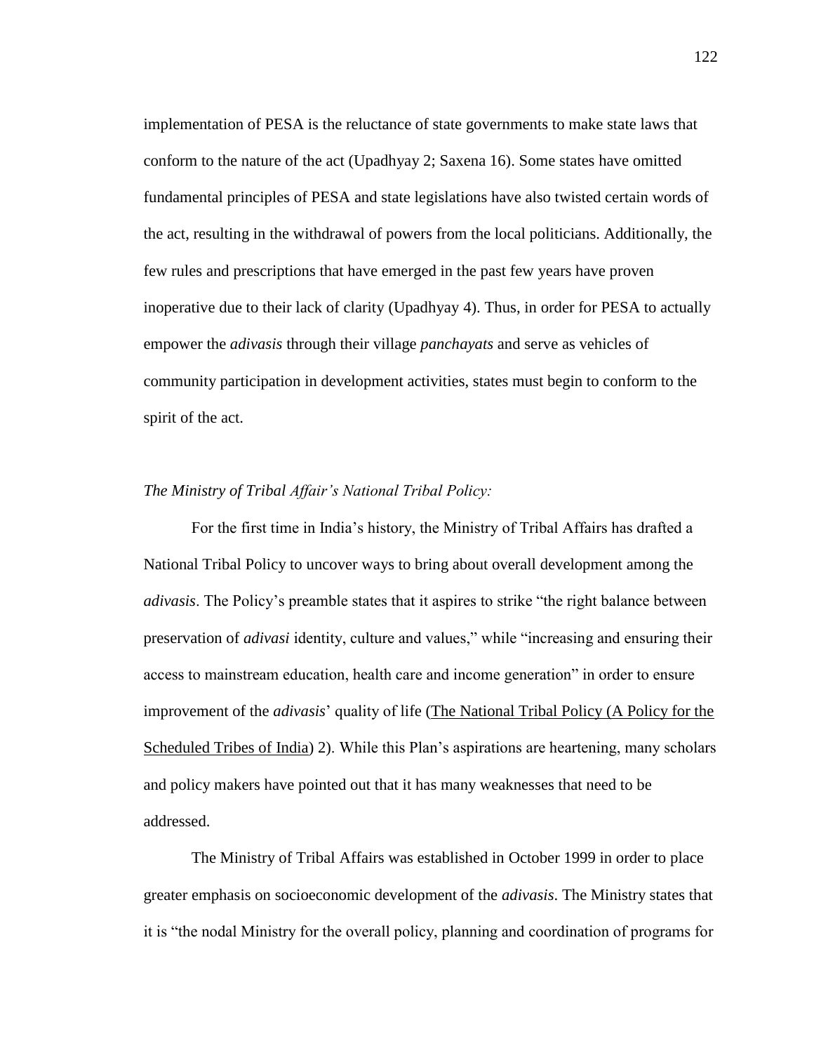implementation of PESA is the reluctance of state governments to make state laws that conform to the nature of the act (Upadhyay 2; Saxena 16). Some states have omitted fundamental principles of PESA and state legislations have also twisted certain words of the act, resulting in the withdrawal of powers from the local politicians. Additionally, the few rules and prescriptions that have emerged in the past few years have proven inoperative due to their lack of clarity (Upadhyay 4). Thus, in order for PESA to actually empower the *adivasis* through their village *panchayats* and serve as vehicles of community participation in development activities, states must begin to conform to the spirit of the act.

### *The Ministry of Tribal Affair's National Tribal Policy:*

For the first time in India's history, the Ministry of Tribal Affairs has drafted a National Tribal Policy to uncover ways to bring about overall development among the *adivasis*. The Policy's preamble states that it aspires to strike "the right balance between preservation of *adivasi* identity, culture and values," while "increasing and ensuring their access to mainstream education, health care and income generation" in order to ensure improvement of the *adivasis*' quality of life (The National Tribal Policy (A Policy for the Scheduled Tribes of India) 2). While this Plan's aspirations are heartening, many scholars and policy makers have pointed out that it has many weaknesses that need to be addressed.

The Ministry of Tribal Affairs was established in October 1999 in order to place greater emphasis on socioeconomic development of the *adivasis*. The Ministry states that it is "the nodal Ministry for the overall policy, planning and coordination of programs for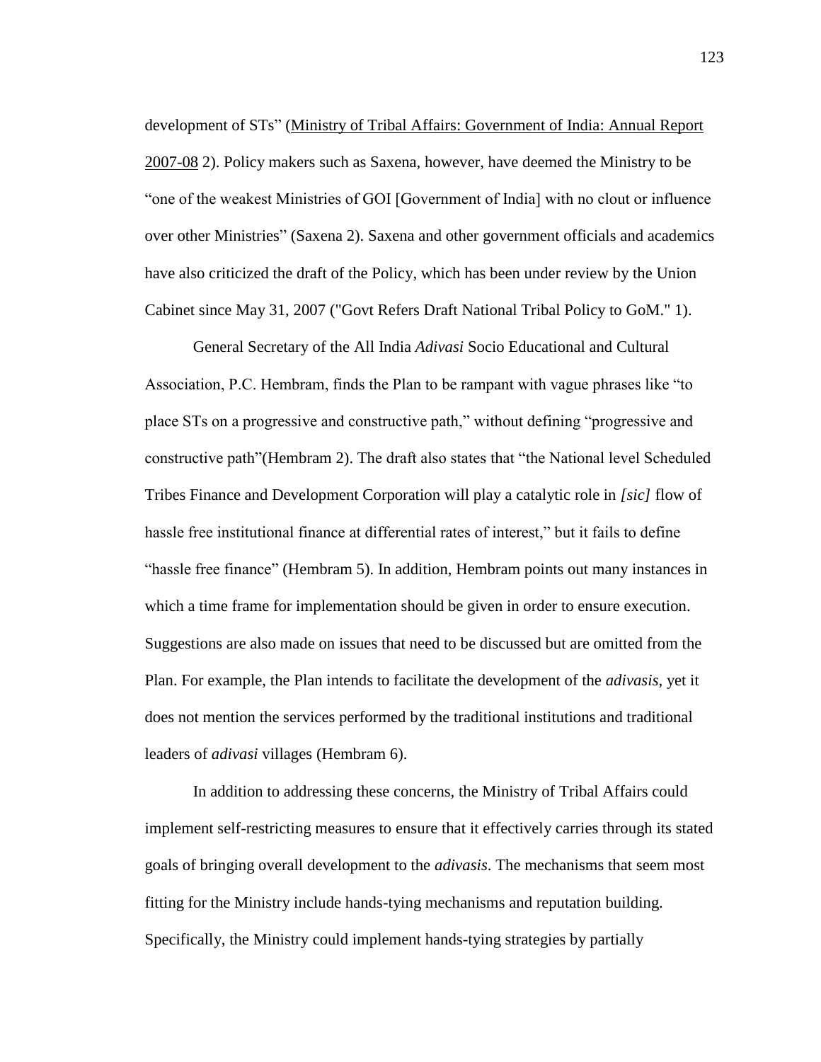development of STs" (Ministry of Tribal Affairs: Government of India: Annual Report 2007-08 2). Policy makers such as Saxena, however, have deemed the Ministry to be "one of the weakest Ministries of GOI [Government of India] with no clout or influence over other Ministries" (Saxena 2). Saxena and other government officials and academics have also criticized the draft of the Policy, which has been under review by the Union Cabinet since May 31, 2007 ("Govt Refers Draft National Tribal Policy to GoM." 1).

General Secretary of the All India *Adivasi* Socio Educational and Cultural Association, P.C. Hembram, finds the Plan to be rampant with vague phrases like "to place STs on a progressive and constructive path," without defining "progressive and constructive path"(Hembram 2). The draft also states that "the National level Scheduled Tribes Finance and Development Corporation will play a catalytic role in *[sic]* flow of hassle free institutional finance at differential rates of interest," but it fails to define "hassle free finance" (Hembram 5). In addition, Hembram points out many instances in which a time frame for implementation should be given in order to ensure execution. Suggestions are also made on issues that need to be discussed but are omitted from the Plan. For example, the Plan intends to facilitate the development of the *adivasis*, yet it does not mention the services performed by the traditional institutions and traditional leaders of *adivasi* villages (Hembram 6).

In addition to addressing these concerns, the Ministry of Tribal Affairs could implement self-restricting measures to ensure that it effectively carries through its stated goals of bringing overall development to the *adivasis*. The mechanisms that seem most fitting for the Ministry include hands-tying mechanisms and reputation building. Specifically, the Ministry could implement hands-tying strategies by partially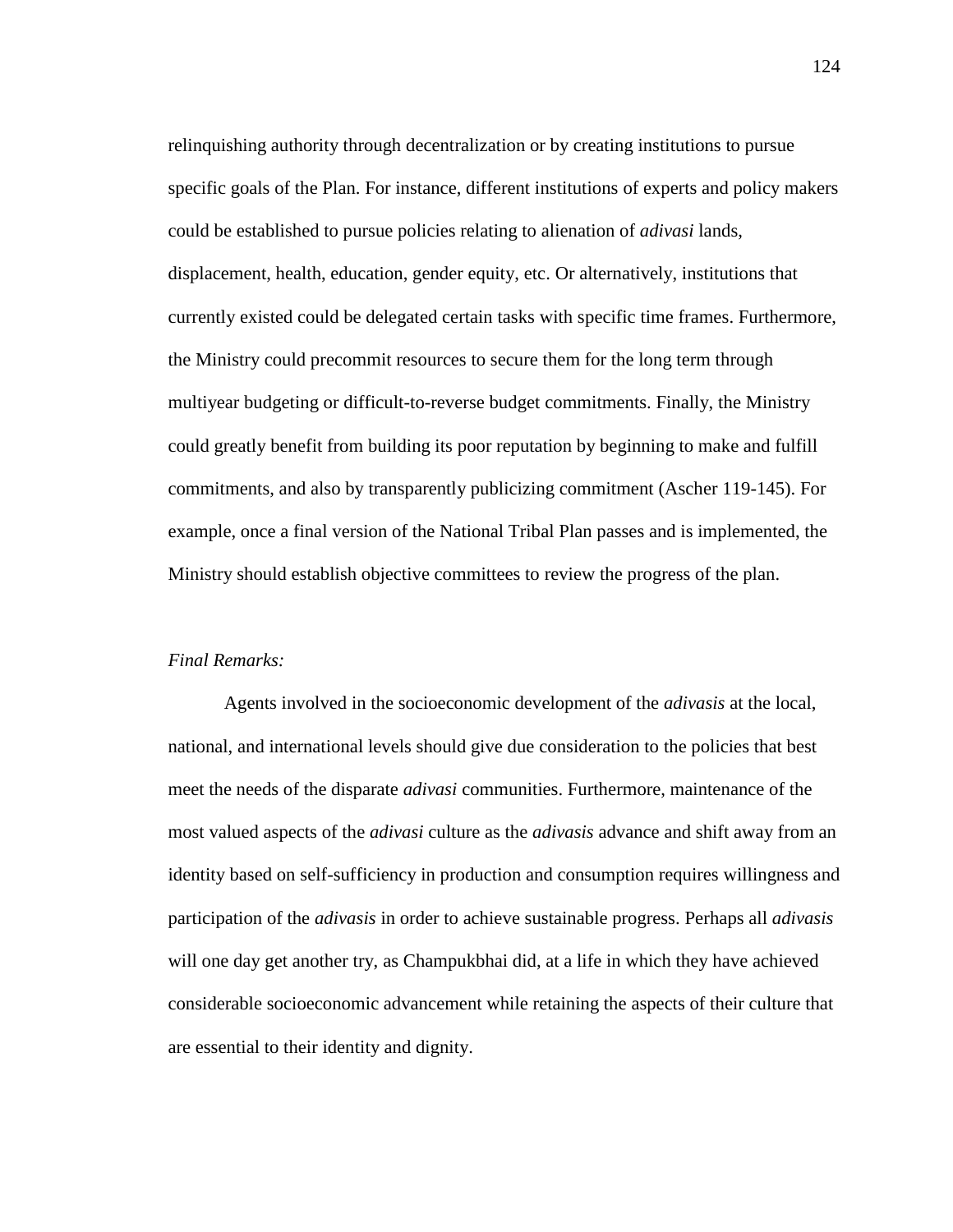relinquishing authority through decentralization or by creating institutions to pursue specific goals of the Plan. For instance, different institutions of experts and policy makers could be established to pursue policies relating to alienation of *adivasi* lands, displacement, health, education, gender equity, etc. Or alternatively, institutions that currently existed could be delegated certain tasks with specific time frames. Furthermore, the Ministry could precommit resources to secure them for the long term through multiyear budgeting or difficult-to-reverse budget commitments. Finally, the Ministry could greatly benefit from building its poor reputation by beginning to make and fulfill commitments, and also by transparently publicizing commitment (Ascher 119-145). For example, once a final version of the National Tribal Plan passes and is implemented, the Ministry should establish objective committees to review the progress of the plan.

*Final Remarks:*

Agents involved in the socioeconomic development of the *adivasis* at the local, national, and international levels should give due consideration to the policies that best meet the needs of the disparate *adivasi* communities. Furthermore, maintenance of the most valued aspects of the *adivasi* culture as the *adivasis* advance and shift away from an identity based on self-sufficiency in production and consumption requires willingness and participation of the *adivasis* in order to achieve sustainable progress. Perhaps all *adivasis* will one day get another try, as Champukbhai did, at a life in which they have achieved considerable socioeconomic advancement while retaining the aspects of their culture that are essential to their identity and dignity.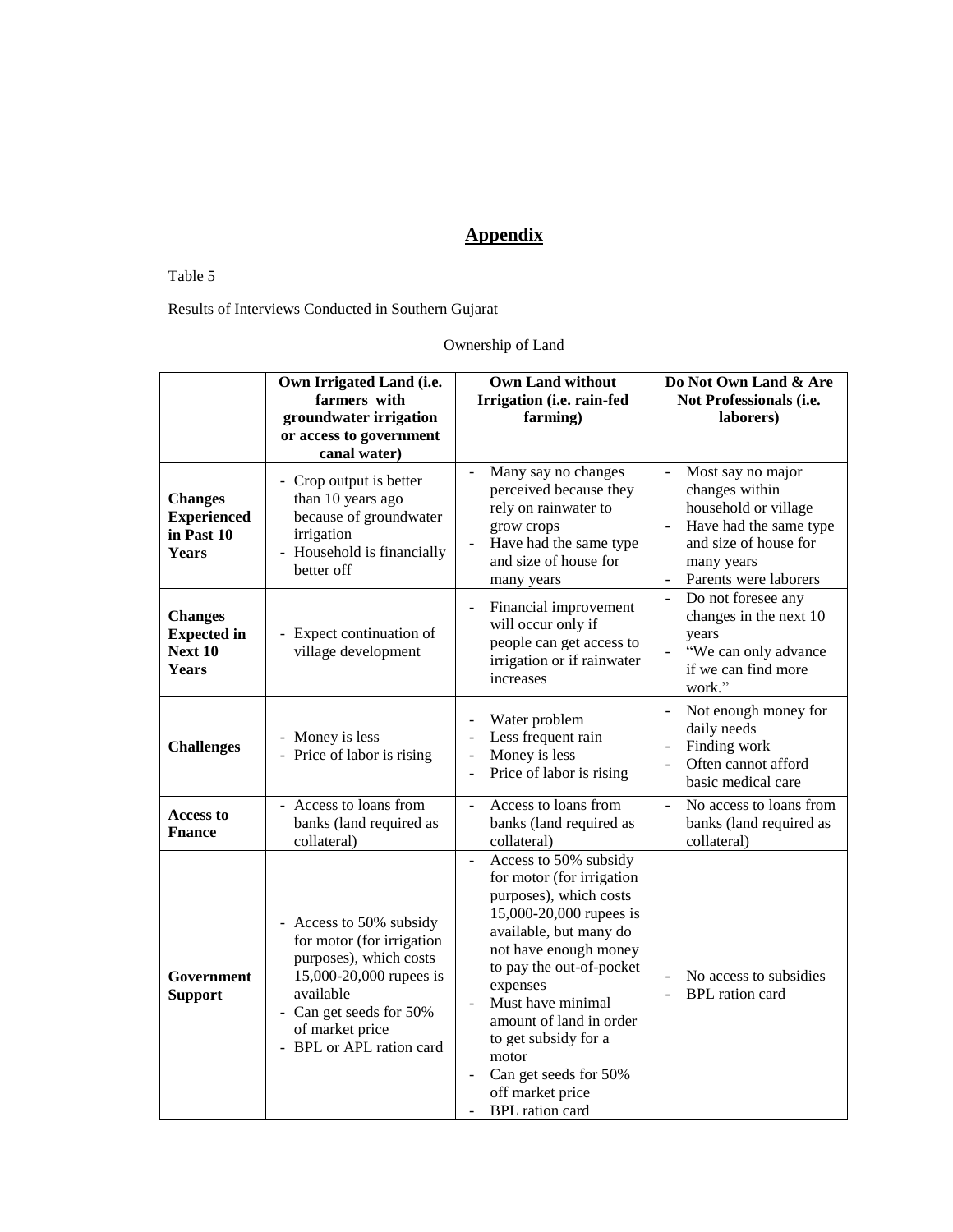# Appendix

Table 5

Results of Interviews Conducted in Southern Gujarat

Ownership of Land

| | Own Irrigated Land (i.e. farmers with groundwater irrigation or access to government canal water) | Own Land without Irrigation (i.e. rain-fed farming) | Do Not Own Land & Are Not Professionals (i.e. laborers) |
|---|---|---|---|
| **Changes Experienced in Past 10 Years** | - Crop output is better than 10 years ago because of groundwater irrigation<br>- Household is financially better off | - Many say no changes perceived because they rely on rainwater to grow crops<br>- Have had the same type and size of house for many years | - Most say no major changes within household or village<br>- Have had the same type and size of house for many years<br>- Parents were laborers |
| **Changes Expected in Next 10 Years** | - Expect continuation of village development | - Financial improvement will occur only if people can get access to irrigation or if rainwater increases | - Do not foresee any changes in the next 10 years<br>- "We can only advance if we can find more work." |
| **Challenges** | - Money is less<br>- Price of labor is rising | - Water problem<br>- Less frequent rain<br>- Money is less<br>- Price of labor is rising | - Not enough money for daily needs<br>- Finding work<br>- Often cannot afford basic medical care |
| **Access to Fnance** | - Access to loans from banks (land required as collateral) | - Access to loans from banks (land required as collateral) | - No access to loans from banks (land required as collateral) |
| **Government Support** | - Access to 50% subsidy for motor (for irrigation purposes), which costs 15,000-20,000 rupees is available<br>- Can get seeds for 50% of market price<br>- BPL or APL ration card | - Access to 50% subsidy for motor (for irrigation purposes), which costs 15,000-20,000 rupees is available, but many do not have enough money to pay the out-of-pocket expenses<br>- Must have minimal amount of land in order to get subsidy for a motor<br>- Can get seeds for 50% off market price<br>- BPL ration card | - No access to subsidies<br>- BPL ration card |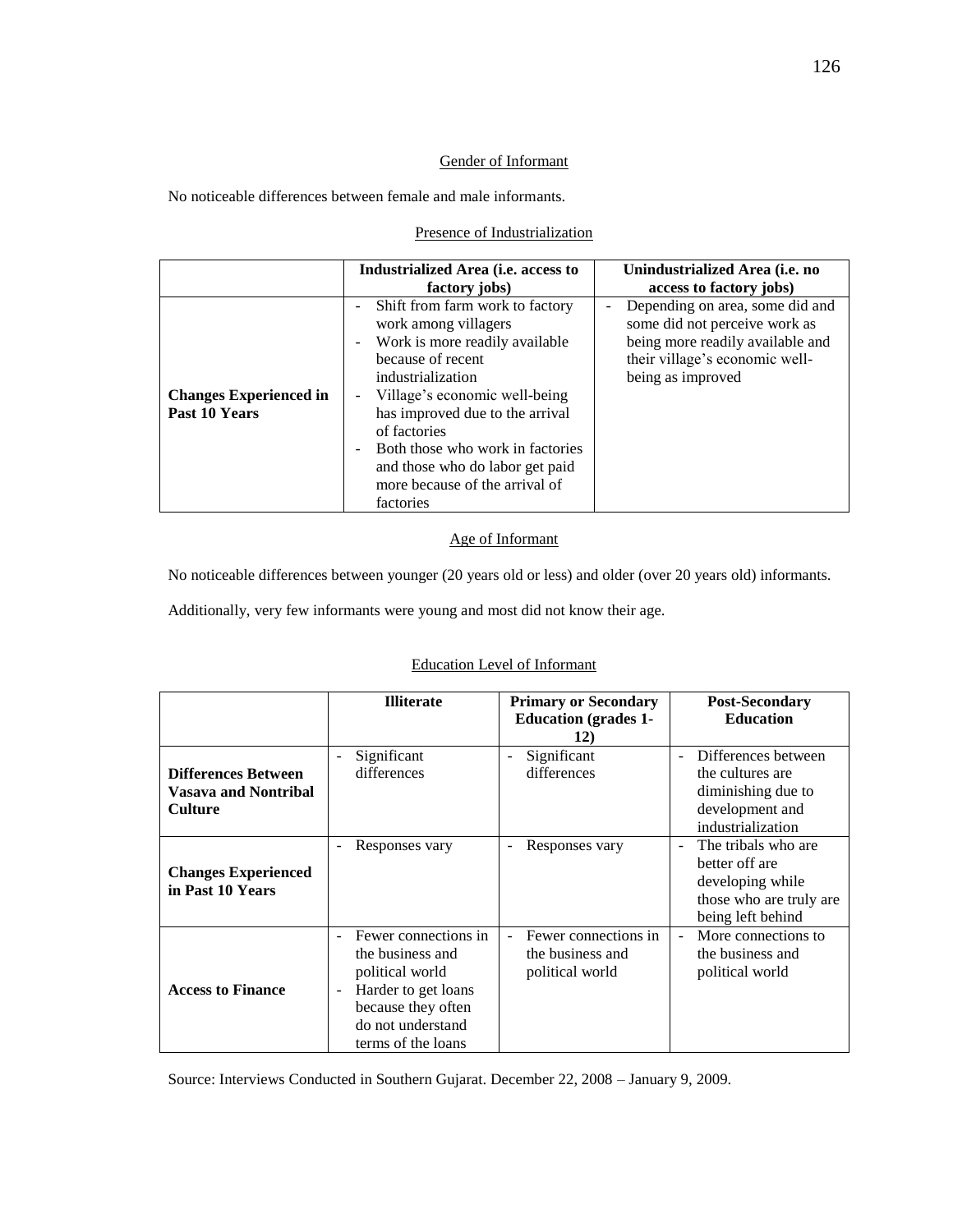Gender of Informant

No noticeable differences between female and male informants.

Presence of Industrialization

| | Industrialized Area (i.e. access to factory jobs) | Unindustrialized Area (i.e. no access to factory jobs) |
|---|---|---|
| **Changes Experienced in Past 10 Years** | - Shift from farm work to factory work among villagers<br>- Work is more readily available because of recent industrialization<br>- Village's economic well-being has improved due to the arrival of factories<br>- Both those who work in factories and those who do labor get paid more because of the arrival of factories | - Depending on area, some did and some did not perceive work as being more readily available and their village's economic well-being as improved |

Age of Informant

No noticeable differences between younger (20 years old or less) and older (over 20 years old) informants.

Additionally, very few informants were young and most did not know their age.

Education Level of Informant

| | Illiterate | Primary or Secondary Education (grades 1-12) | Post-Secondary Education |
|---|---|---|---|
| **Differences Between Vasava and Nontribal Culture** | - Significant differences | - Significant differences | - Differences between the cultures are diminishing due to development and industrialization |
| **Changes Experienced in Past 10 Years** | - Responses vary | - Responses vary | - The tribals who are better off are developing while those who are truly are being left behind |
| **Access to Finance** | - Fewer connections in the business and political world<br>- Harder to get loans because they often do not understand terms of the loans | - Fewer connections in the business and political world | - More connections to the business and political world |

Source: Interviews Conducted in Southern Gujarat. December 22, 2008 – January 9, 2009.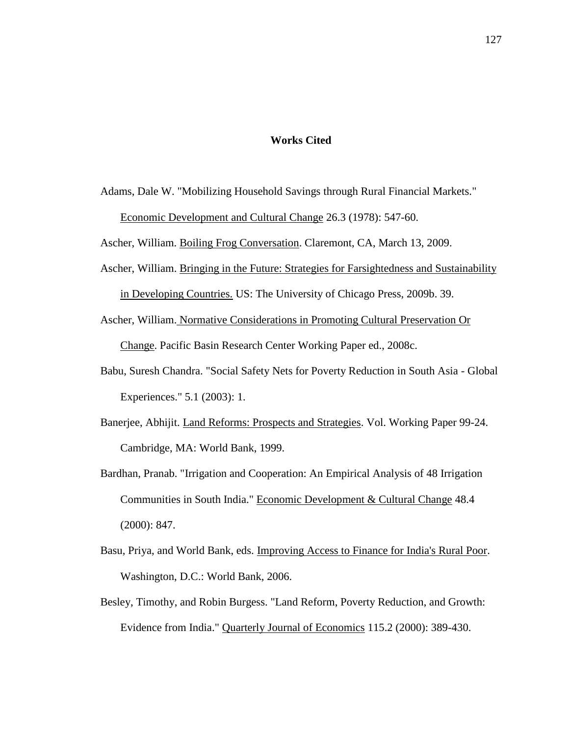## Works Cited

Adams, Dale W. "Mobilizing Household Savings through Rural Financial Markets." Economic Development and Cultural Change 26.3 (1978): 547-60.

Ascher, William. Boiling Frog Conversation. Claremont, CA, March 13, 2009.

Ascher, William. Bringing in the Future: Strategies for Farsightedness and Sustainability in Developing Countries. US: The University of Chicago Press, 2009b. 39.

Ascher, William. Normative Considerations in Promoting Cultural Preservation Or Change. Pacific Basin Research Center Working Paper ed., 2008c.

Babu, Suresh Chandra. "Social Safety Nets for Poverty Reduction in South Asia - Global Experiences." 5.1 (2003): 1.

Banerjee, Abhijit. Land Reforms: Prospects and Strategies. Vol. Working Paper 99-24. Cambridge, MA: World Bank, 1999.

Bardhan, Pranab. "Irrigation and Cooperation: An Empirical Analysis of 48 Irrigation Communities in South India." Economic Development & Cultural Change 48.4 (2000): 847.

Basu, Priya, and World Bank, eds. Improving Access to Finance for India's Rural Poor. Washington, D.C.: World Bank, 2006.

Besley, Timothy, and Robin Burgess. "Land Reform, Poverty Reduction, and Growth: Evidence from India." Quarterly Journal of Economics 115.2 (2000): 389-430.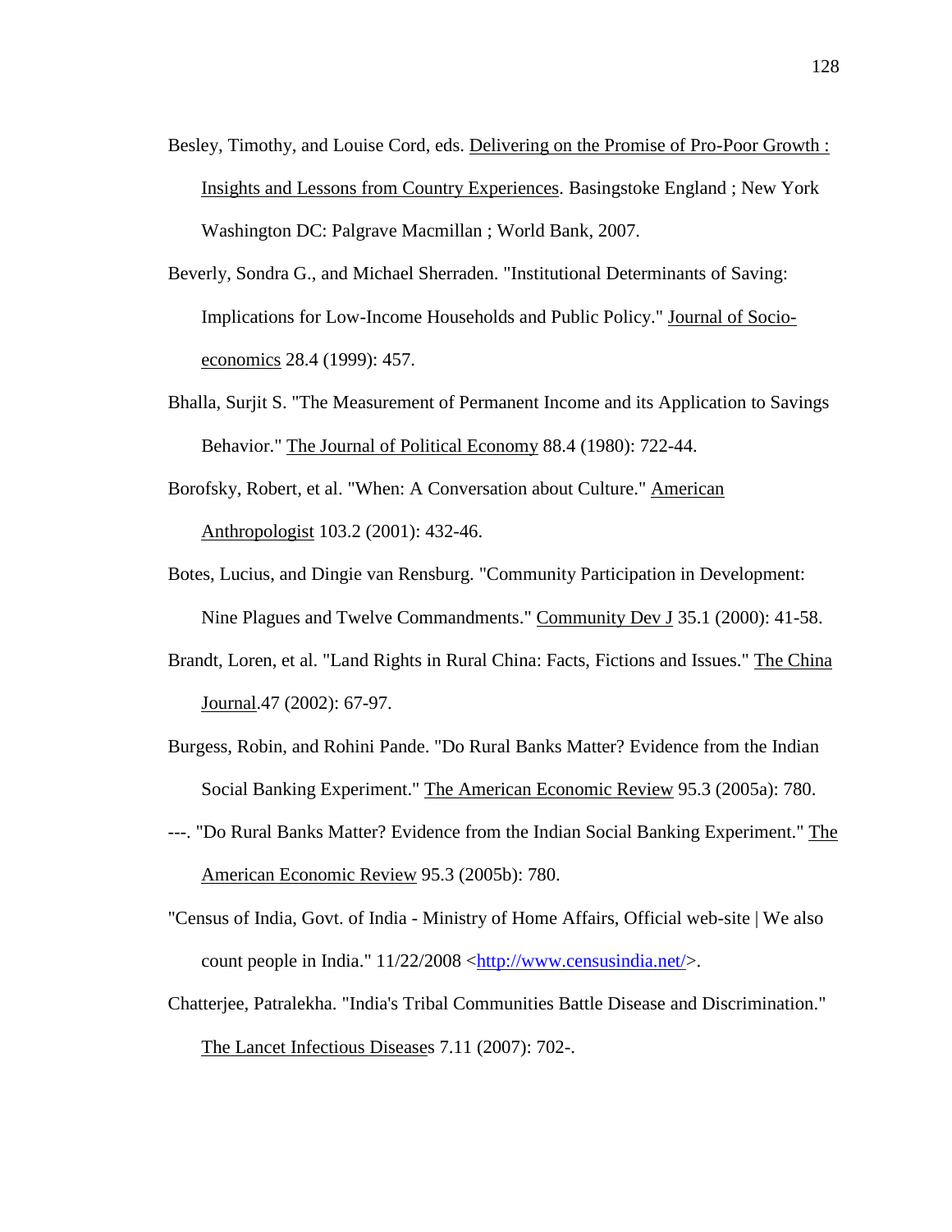Besley, Timothy, and Louise Cord, eds. Delivering on the Promise of Pro-Poor Growth : Insights and Lessons from Country Experiences. Basingstoke England ; New York Washington DC: Palgrave Macmillan ; World Bank, 2007.

Beverly, Sondra G., and Michael Sherraden. "Institutional Determinants of Saving: Implications for Low-Income Households and Public Policy." Journal of Socio-economics 28.4 (1999): 457.

Bhalla, Surjit S. "The Measurement of Permanent Income and its Application to Savings Behavior." The Journal of Political Economy 88.4 (1980): 722-44.

Borofsky, Robert, et al. "When: A Conversation about Culture." American Anthropologist 103.2 (2001): 432-46.

Botes, Lucius, and Dingie van Rensburg. "Community Participation in Development: Nine Plagues and Twelve Commandments." Community Dev J 35.1 (2000): 41-58.

Brandt, Loren, et al. "Land Rights in Rural China: Facts, Fictions and Issues." The China Journal.47 (2002): 67-97.

Burgess, Robin, and Rohini Pande. "Do Rural Banks Matter? Evidence from the Indian Social Banking Experiment." The American Economic Review 95.3 (2005a): 780.

---. "Do Rural Banks Matter? Evidence from the Indian Social Banking Experiment." The American Economic Review 95.3 (2005b): 780.

"Census of India, Govt. of India - Ministry of Home Affairs, Official web-site | We also count people in India." 11/22/2008 <http://www.censusindia.net/>.

Chatterjee, Patralekha. "India's Tribal Communities Battle Disease and Discrimination." The Lancet Infectious Diseases 7.11 (2007): 702-.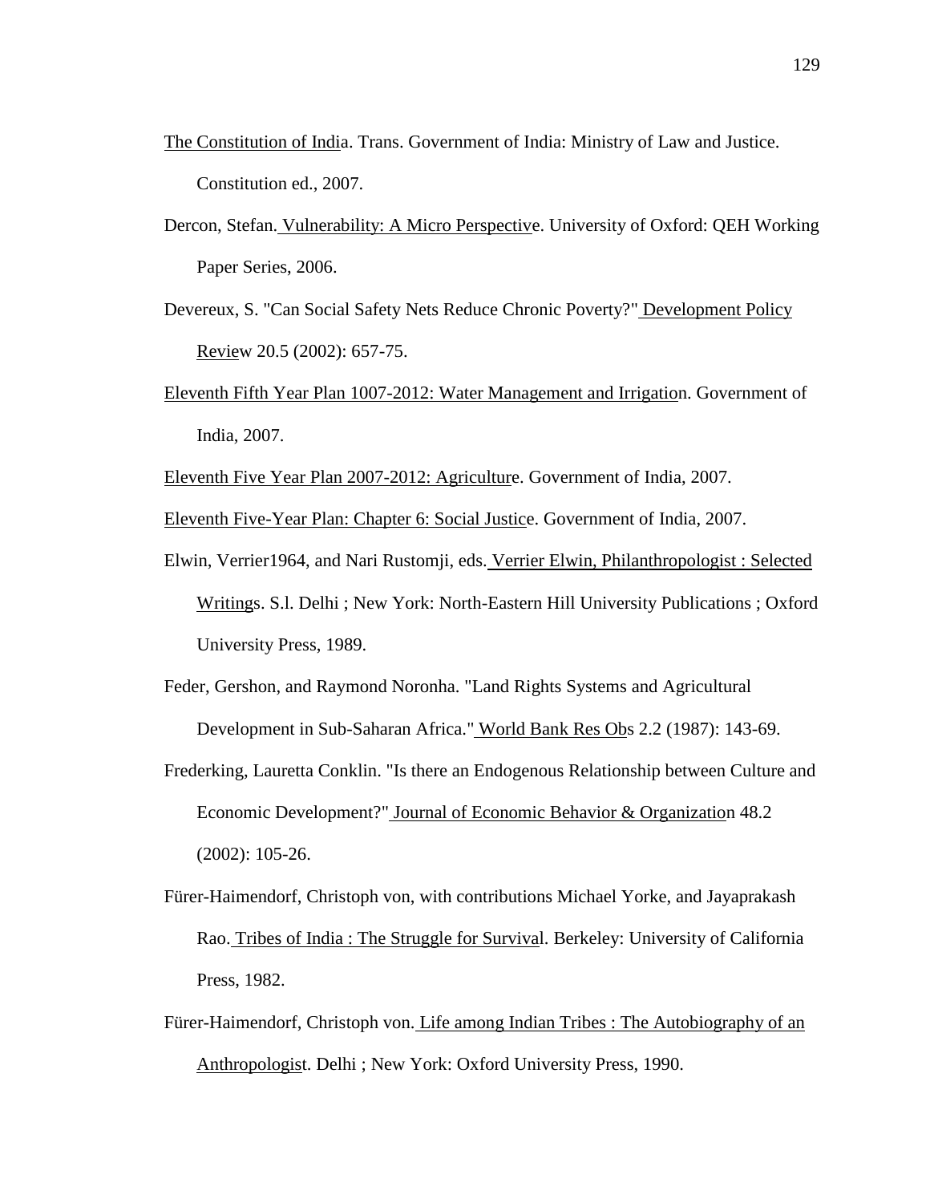The Constitution of India. Trans. Government of India: Ministry of Law and Justice. Constitution ed., 2007.

Dercon, Stefan. Vulnerability: A Micro Perspective. University of Oxford: QEH Working Paper Series, 2006.

Devereux, S. "Can Social Safety Nets Reduce Chronic Poverty?" Development Policy Review 20.5 (2002): 657-75.

Eleventh Fifth Year Plan 1007-2012: Water Management and Irrigation. Government of India, 2007.

Eleventh Five Year Plan 2007-2012: Agriculture. Government of India, 2007.

Eleventh Five-Year Plan: Chapter 6: Social Justice. Government of India, 2007.

Elwin, Verrier1964, and Nari Rustomji, eds. Verrier Elwin, Philanthropologist : Selected Writings. S.l. Delhi ; New York: North-Eastern Hill University Publications ; Oxford University Press, 1989.

Feder, Gershon, and Raymond Noronha. "Land Rights Systems and Agricultural Development in Sub-Saharan Africa." World Bank Res Obs 2.2 (1987): 143-69.

Frederking, Lauretta Conklin. "Is there an Endogenous Relationship between Culture and Economic Development?" Journal of Economic Behavior & Organization 48.2 (2002): 105-26.

Fürer-Haimendorf, Christoph von, with contributions Michael Yorke, and Jayaprakash Rao. Tribes of India : The Struggle for Survival. Berkeley: University of California Press, 1982.

Fürer-Haimendorf, Christoph von. Life among Indian Tribes : The Autobiography of an Anthropologist. Delhi ; New York: Oxford University Press, 1990.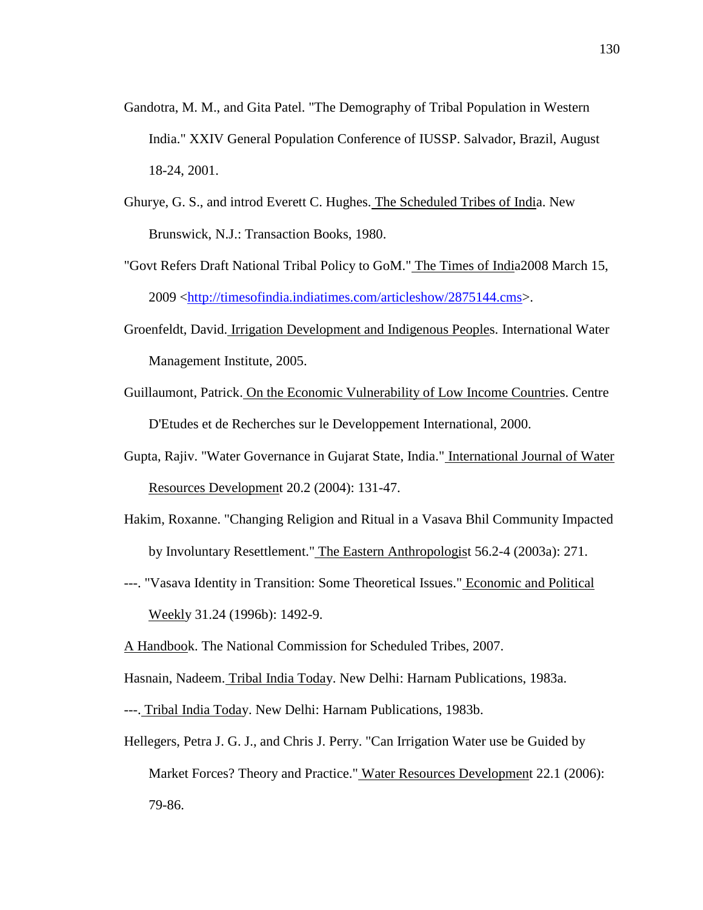Gandotra, M. M., and Gita Patel. "The Demography of Tribal Population in Western India." XXIV General Population Conference of IUSSP. Salvador, Brazil, August 18-24, 2001.

Ghurye, G. S., and introd Everett C. Hughes. The Scheduled Tribes of India. New Brunswick, N.J.: Transaction Books, 1980.

"Govt Refers Draft National Tribal Policy to GoM." The Times of India2008 March 15, 2009 <http://timesofindia.indiatimes.com/articleshow/2875144.cms>.

Groenfeldt, David. Irrigation Development and Indigenous Peoples. International Water Management Institute, 2005.

Guillaumont, Patrick. On the Economic Vulnerability of Low Income Countries. Centre D'Etudes et de Recherches sur le Developpement International, 2000.

Gupta, Rajiv. "Water Governance in Gujarat State, India." International Journal of Water Resources Development 20.2 (2004): 131-47.

Hakim, Roxanne. "Changing Religion and Ritual in a Vasava Bhil Community Impacted by Involuntary Resettlement." The Eastern Anthropologist 56.2-4 (2003a): 271.

---. "Vasava Identity in Transition: Some Theoretical Issues." Economic and Political Weekly 31.24 (1996b): 1492-9.

A Handbook. The National Commission for Scheduled Tribes, 2007.

Hasnain, Nadeem. Tribal India Today. New Delhi: Harnam Publications, 1983a.

---. Tribal India Today. New Delhi: Harnam Publications, 1983b.

Hellegers, Petra J. G. J., and Chris J. Perry. "Can Irrigation Water use be Guided by Market Forces? Theory and Practice." Water Resources Development 22.1 (2006): 79-86.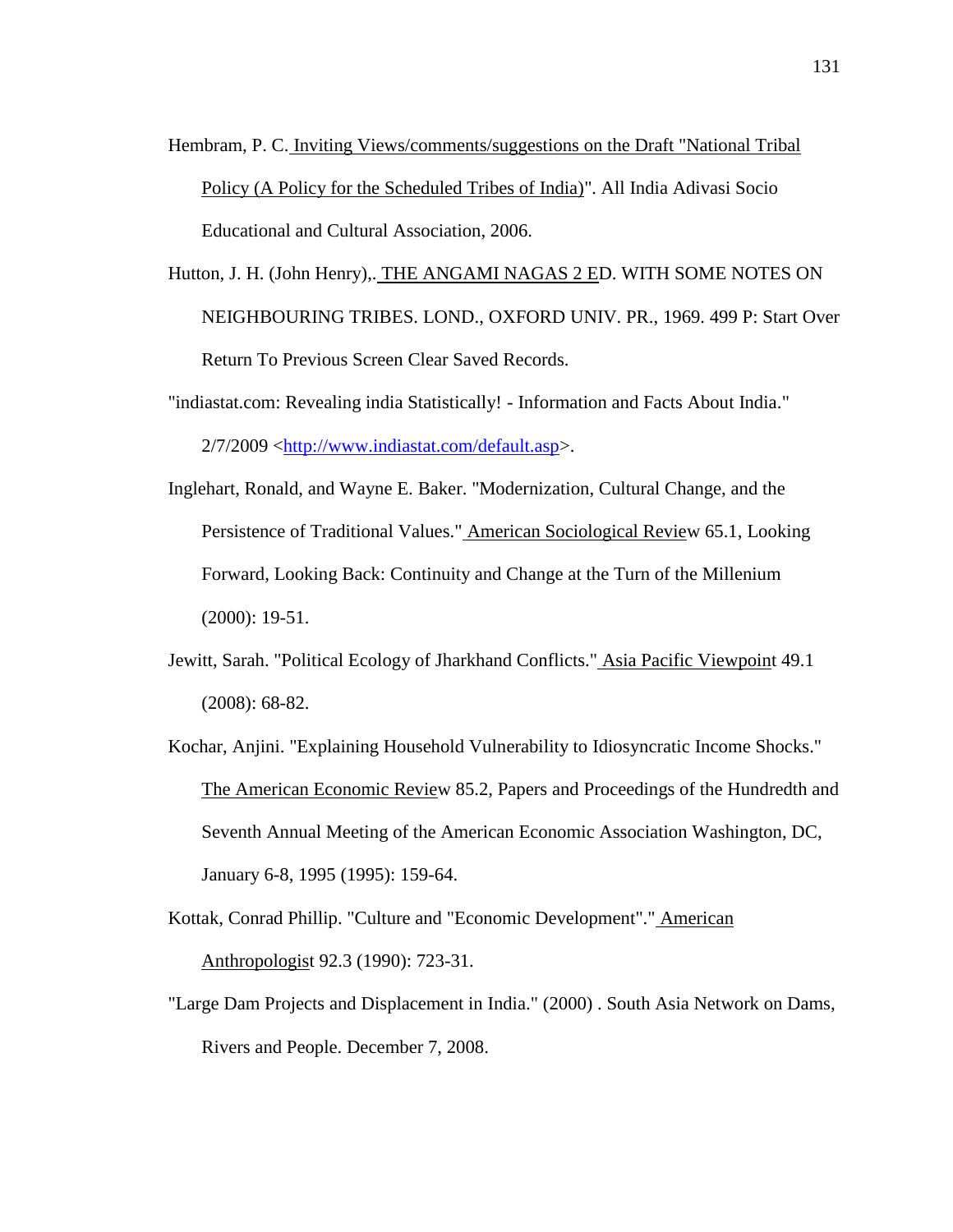Hembram, P. C. Inviting Views/comments/suggestions on the Draft "National Tribal Policy (A Policy for the Scheduled Tribes of India)". All India Adivasi Socio Educational and Cultural Association, 2006.

Hutton, J. H. (John Henry),. THE ANGAMI NAGAS 2 ED. WITH SOME NOTES ON NEIGHBOURING TRIBES. LOND., OXFORD UNIV. PR., 1969. 499 P: Start Over Return To Previous Screen Clear Saved Records.

"indiastat.com: Revealing india Statistically! - Information and Facts About India." 2/7/2009 <http://www.indiastat.com/default.asp>.

Inglehart, Ronald, and Wayne E. Baker. "Modernization, Cultural Change, and the Persistence of Traditional Values." American Sociological Review 65.1, Looking Forward, Looking Back: Continuity and Change at the Turn of the Millenium (2000): 19-51.

Jewitt, Sarah. "Political Ecology of Jharkhand Conflicts." Asia Pacific Viewpoint 49.1 (2008): 68-82.

Kochar, Anjini. "Explaining Household Vulnerability to Idiosyncratic Income Shocks." The American Economic Review 85.2, Papers and Proceedings of the Hundredth and Seventh Annual Meeting of the American Economic Association Washington, DC, January 6-8, 1995 (1995): 159-64.

Kottak, Conrad Phillip. "Culture and "Economic Development"." American Anthropologist 92.3 (1990): 723-31.

"Large Dam Projects and Displacement in India." (2000) . South Asia Network on Dams, Rivers and People. December 7, 2008.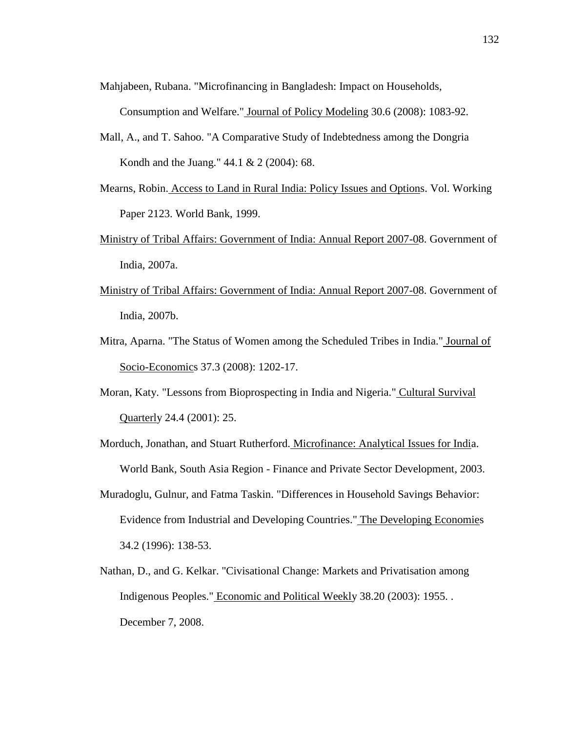Mahjabeen, Rubana. "Microfinancing in Bangladesh: Impact on Households, Consumption and Welfare." Journal of Policy Modeling 30.6 (2008): 1083-92.

Mall, A., and T. Sahoo. "A Comparative Study of Indebtedness among the Dongria Kondh and the Juang." 44.1 & 2 (2004): 68.

Mearns, Robin. Access to Land in Rural India: Policy Issues and Options. Vol. Working Paper 2123. World Bank, 1999.

Ministry of Tribal Affairs: Government of India: Annual Report 2007-08. Government of India, 2007a.

Ministry of Tribal Affairs: Government of India: Annual Report 2007-08. Government of India, 2007b.

Mitra, Aparna. "The Status of Women among the Scheduled Tribes in India." Journal of Socio-Economics 37.3 (2008): 1202-17.

Moran, Katy. "Lessons from Bioprospecting in India and Nigeria." Cultural Survival Quarterly 24.4 (2001): 25.

Morduch, Jonathan, and Stuart Rutherford. Microfinance: Analytical Issues for India. World Bank, South Asia Region - Finance and Private Sector Development, 2003.

Muradoglu, Gulnur, and Fatma Taskin. "Differences in Household Savings Behavior: Evidence from Industrial and Developing Countries." The Developing Economies 34.2 (1996): 138-53.

Nathan, D., and G. Kelkar. "Civisational Change: Markets and Privatisation among Indigenous Peoples." Economic and Political Weekly 38.20 (2003): 1955. . December 7, 2008.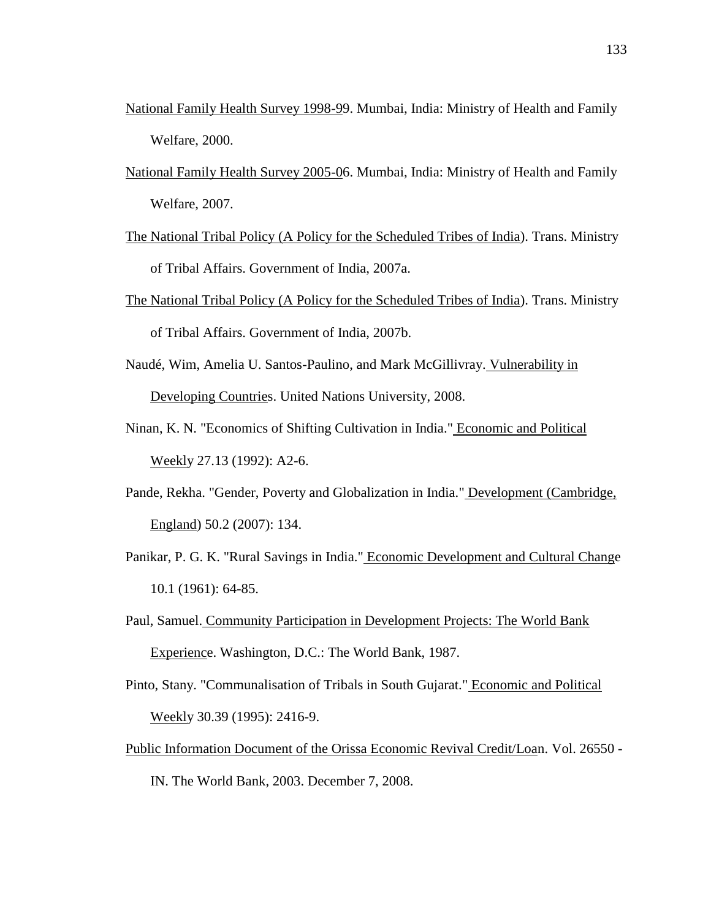National Family Health Survey 1998-99. Mumbai, India: Ministry of Health and Family Welfare, 2000.

National Family Health Survey 2005-06. Mumbai, India: Ministry of Health and Family Welfare, 2007.

The National Tribal Policy (A Policy for the Scheduled Tribes of India). Trans. Ministry of Tribal Affairs. Government of India, 2007a.

The National Tribal Policy (A Policy for the Scheduled Tribes of India). Trans. Ministry of Tribal Affairs. Government of India, 2007b.

Naudé, Wim, Amelia U. Santos-Paulino, and Mark McGillivray. Vulnerability in Developing Countries. United Nations University, 2008.

Ninan, K. N. "Economics of Shifting Cultivation in India." Economic and Political Weekly 27.13 (1992): A2-6.

Pande, Rekha. "Gender, Poverty and Globalization in India." Development (Cambridge, England) 50.2 (2007): 134.

Panikar, P. G. K. "Rural Savings in India." Economic Development and Cultural Change 10.1 (1961): 64-85.

Paul, Samuel. Community Participation in Development Projects: The World Bank Experience. Washington, D.C.: The World Bank, 1987.

Pinto, Stany. "Communalisation of Tribals in South Gujarat." Economic and Political Weekly 30.39 (1995): 2416-9.

Public Information Document of the Orissa Economic Revival Credit/Loan. Vol. 26550 - IN. The World Bank, 2003. December 7, 2008.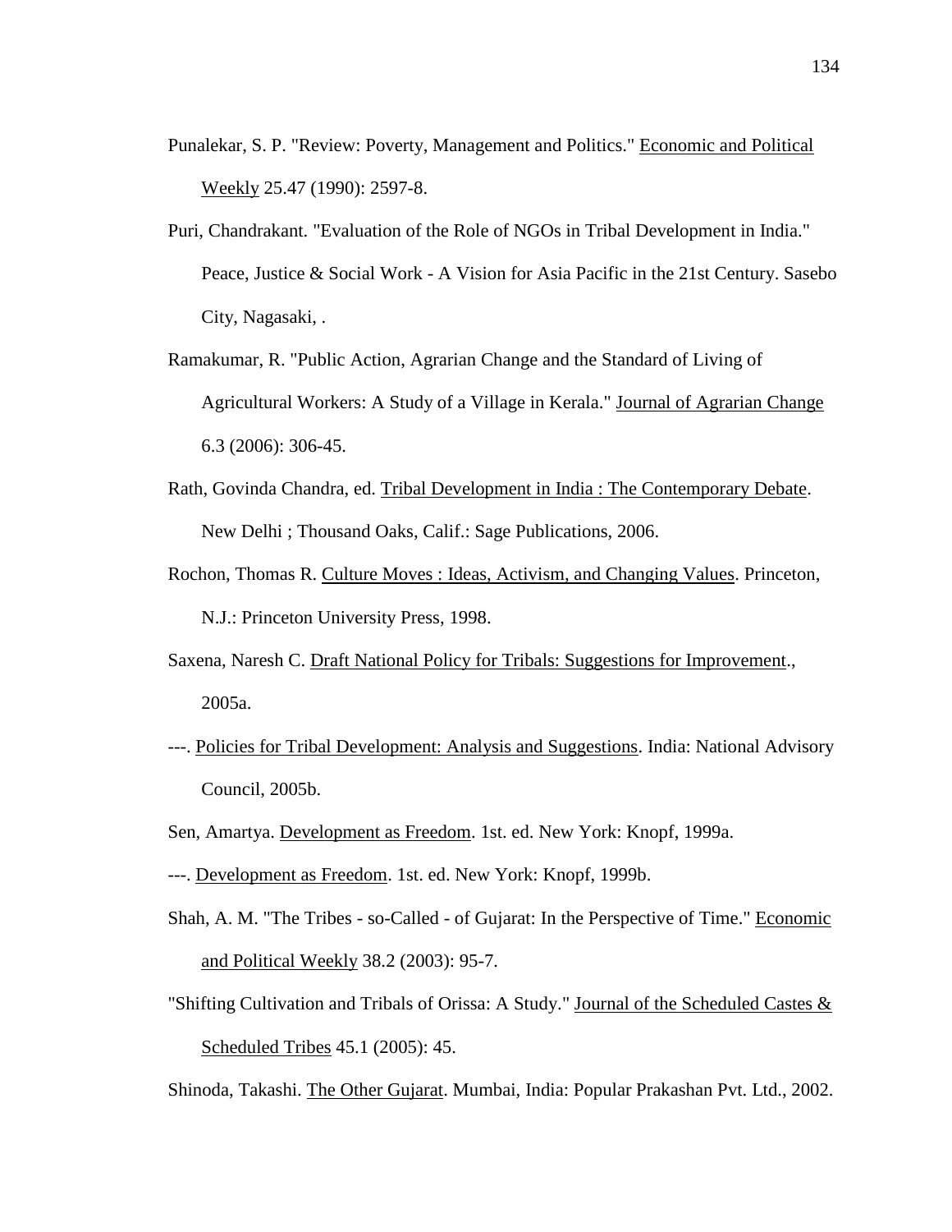Punalekar, S. P. "Review: Poverty, Management and Politics." Economic and Political Weekly 25.47 (1990): 2597-8.

Puri, Chandrakant. "Evaluation of the Role of NGOs in Tribal Development in India." Peace, Justice & Social Work - A Vision for Asia Pacific in the 21st Century. Sasebo City, Nagasaki, .

Ramakumar, R. "Public Action, Agrarian Change and the Standard of Living of Agricultural Workers: A Study of a Village in Kerala." Journal of Agrarian Change 6.3 (2006): 306-45.

Rath, Govinda Chandra, ed. Tribal Development in India : The Contemporary Debate. New Delhi ; Thousand Oaks, Calif.: Sage Publications, 2006.

Rochon, Thomas R. Culture Moves : Ideas, Activism, and Changing Values. Princeton, N.J.: Princeton University Press, 1998.

Saxena, Naresh C. Draft National Policy for Tribals: Suggestions for Improvement., 2005a.

---. Policies for Tribal Development: Analysis and Suggestions. India: National Advisory Council, 2005b.

Sen, Amartya. Development as Freedom. 1st. ed. New York: Knopf, 1999a.

---. Development as Freedom. 1st. ed. New York: Knopf, 1999b.

Shah, A. M. "The Tribes - so-Called - of Gujarat: In the Perspective of Time." Economic and Political Weekly 38.2 (2003): 95-7.

"Shifting Cultivation and Tribals of Orissa: A Study." Journal of the Scheduled Castes & Scheduled Tribes 45.1 (2005): 45.

Shinoda, Takashi. The Other Gujarat. Mumbai, India: Popular Prakashan Pvt. Ltd., 2002.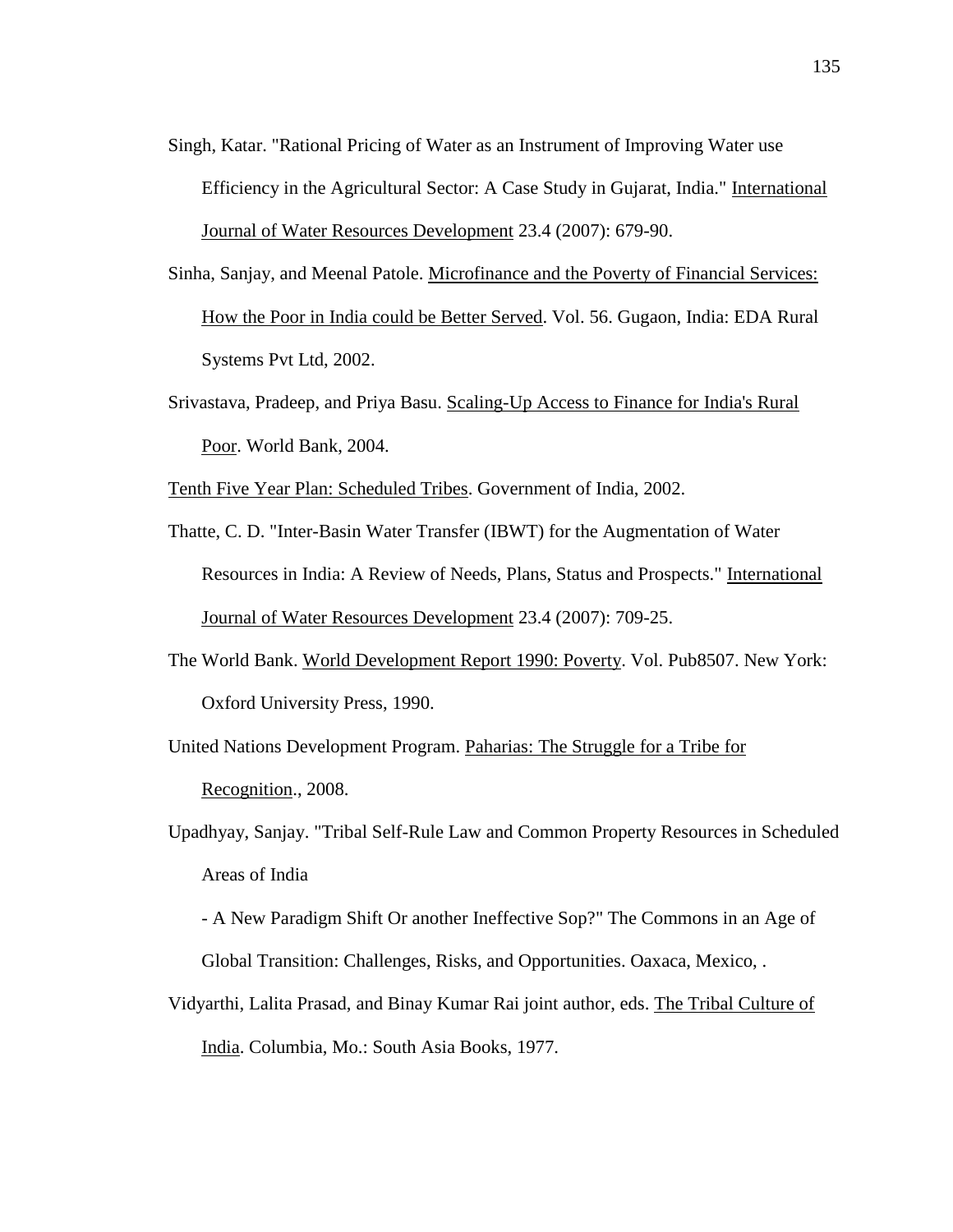Singh, Katar. "Rational Pricing of Water as an Instrument of Improving Water use Efficiency in the Agricultural Sector: A Case Study in Gujarat, India." International Journal of Water Resources Development 23.4 (2007): 679-90.

Sinha, Sanjay, and Meenal Patole. Microfinance and the Poverty of Financial Services: How the Poor in India could be Better Served. Vol. 56. Gugaon, India: EDA Rural Systems Pvt Ltd, 2002.

Srivastava, Pradeep, and Priya Basu. Scaling-Up Access to Finance for India's Rural Poor. World Bank, 2004.

Tenth Five Year Plan: Scheduled Tribes. Government of India, 2002.

Thatte, C. D. "Inter-Basin Water Transfer (IBWT) for the Augmentation of Water Resources in India: A Review of Needs, Plans, Status and Prospects." International Journal of Water Resources Development 23.4 (2007): 709-25.

The World Bank. World Development Report 1990: Poverty. Vol. Pub8507. New York: Oxford University Press, 1990.

United Nations Development Program. Paharias: The Struggle for a Tribe for Recognition., 2008.

Upadhyay, Sanjay. "Tribal Self-Rule Law and Common Property Resources in Scheduled Areas of India

- A New Paradigm Shift Or another Ineffective Sop?" The Commons in an Age of Global Transition: Challenges, Risks, and Opportunities. Oaxaca, Mexico, .

Vidyarthi, Lalita Prasad, and Binay Kumar Rai joint author, eds. The Tribal Culture of India. Columbia, Mo.: South Asia Books, 1977.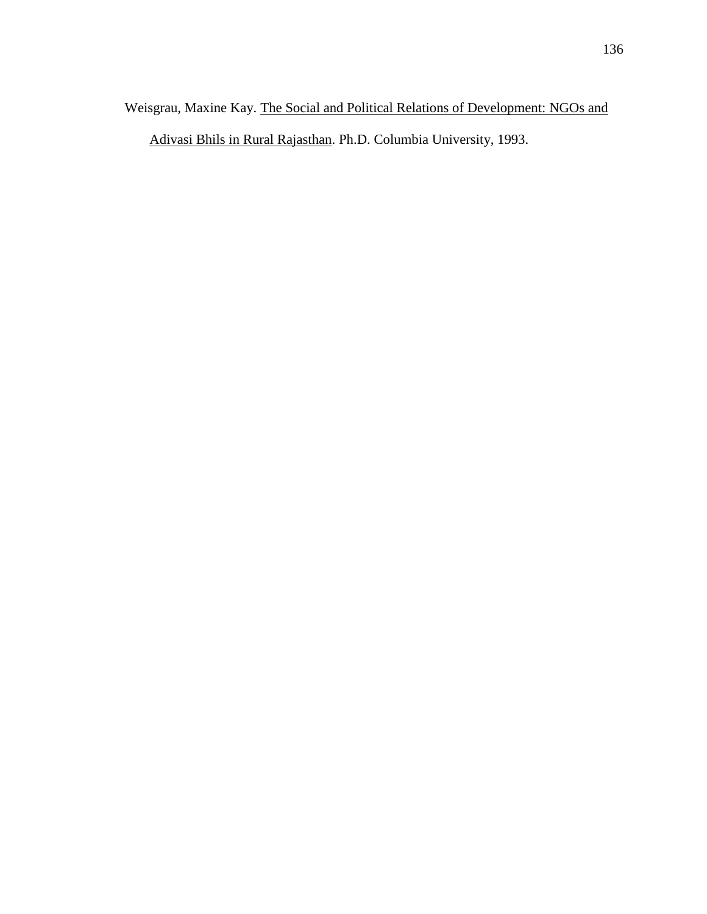Weisgrau, Maxine Kay. The Social and Political Relations of Development: NGOs and Adivasi Bhils in Rural Rajasthan. Ph.D. Columbia University, 1993.